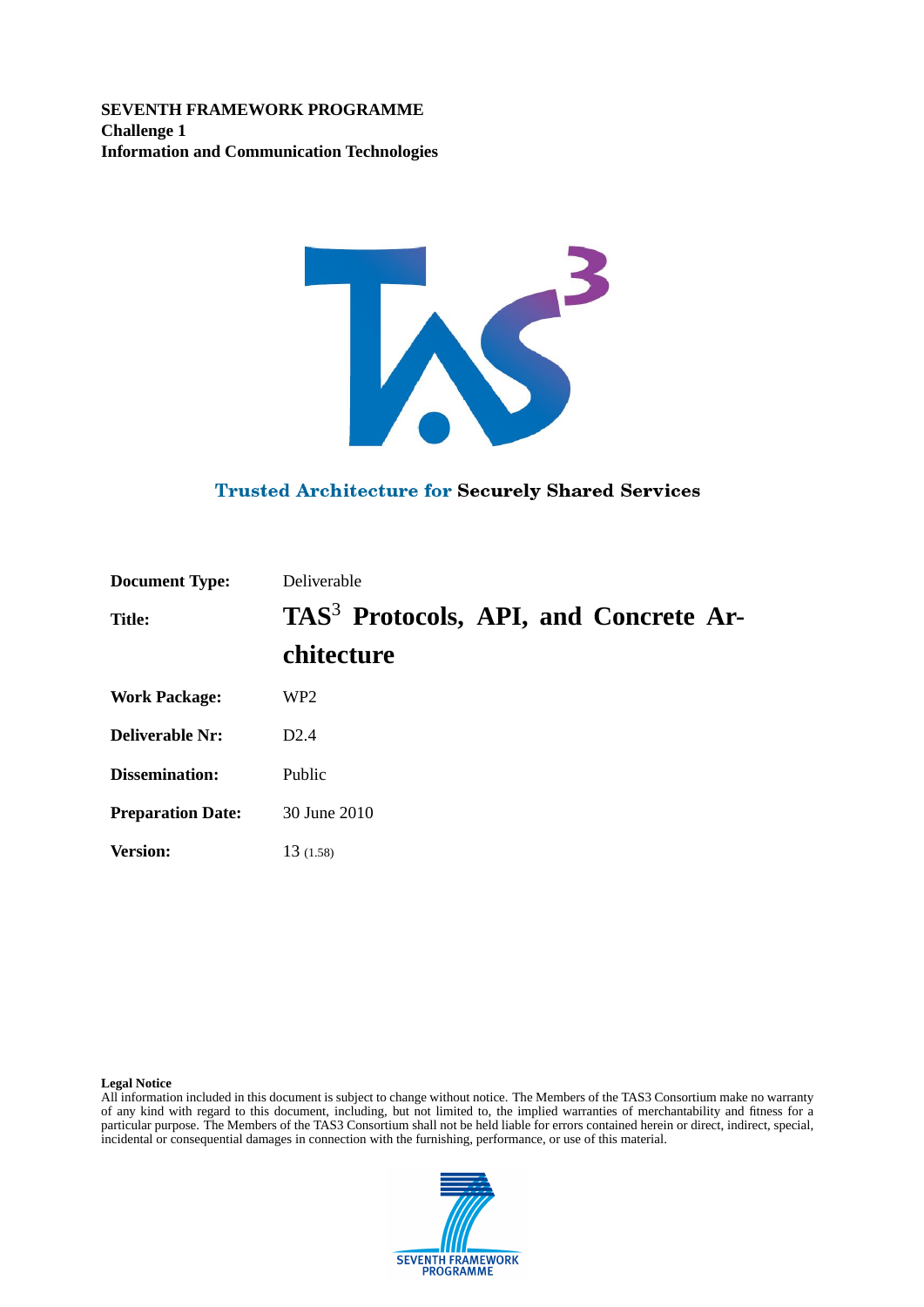**SEVENTH FRAMEWORK PROGRAMME**
**Challenge 1**
**Information and Communication Technologies**

Trusted Architecture for Securely Shared Services

| | |
|---|---|
| **Document Type:** | Deliverable |
| **Title:** | **TAS$^3$ Protocols, API, and Concrete Architecture** |
| **Work Package:** | WP2 |
| **Deliverable Nr:** | D2.4 |
| **Dissemination:** | Public |
| **Preparation Date:** | 30 June 2010 |
| **Version:** | 13 (1.58) |

**Legal Notice**
All information included in this document is subject to change without notice. The Members of the TAS3 Consortium make no warranty of any kind with regard to this document, including, but not limited to, the implied warranties of merchantability and fitness for a particular purpose. The Members of the TAS3 Consortium shall not be held liable for errors contained herein or direct, indirect, special, incidental or consequential damages in connection with the furnishing, performance, or use of this material.

SEVENTH FRAMEWORK PROGRAMME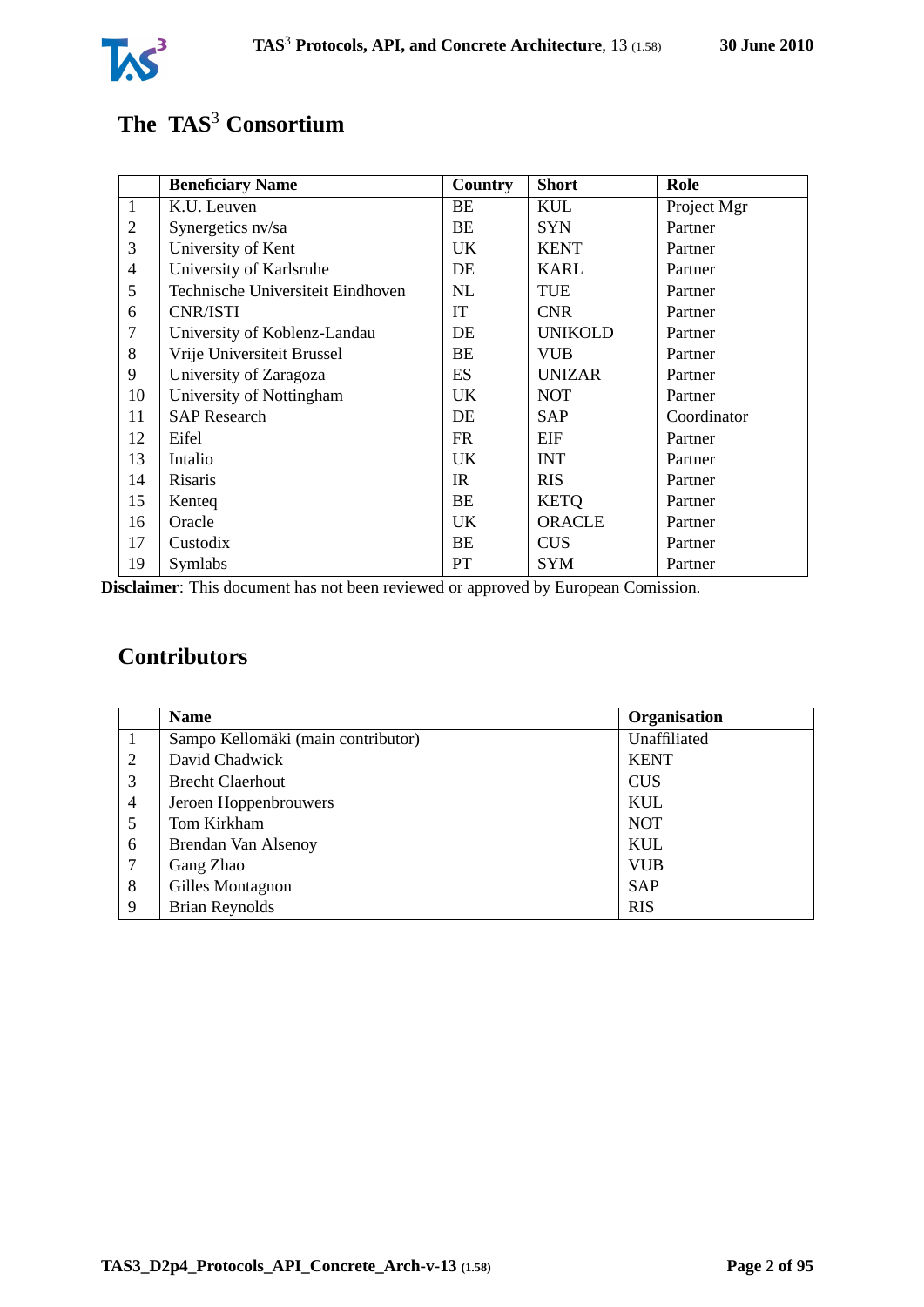# The TAS$^3$ Consortium

| | Beneficiary Name | Country | Short | Role |
|---|---|---|---|---|
| 1 | K.U. Leuven | BE | KUL | Project Mgr |
| 2 | Synergetics nv/sa | BE | SYN | Partner |
| 3 | University of Kent | UK | KENT | Partner |
| 4 | University of Karlsruhe | DE | KARL | Partner |
| 5 | Technische Universiteit Eindhoven | NL | TUE | Partner |
| 6 | CNR/ISTI | IT | CNR | Partner |
| 7 | University of Koblenz-Landau | DE | UNIKOLD | Partner |
| 8 | Vrije Universiteit Brussel | BE | VUB | Partner |
| 9 | University of Zaragoza | ES | UNIZAR | Partner |
| 10 | University of Nottingham | UK | NOT | Partner |
| 11 | SAP Research | DE | SAP | Coordinator |
| 12 | Eifel | FR | EIF | Partner |
| 13 | Intalio | UK | INT | Partner |
| 14 | Risaris | IR | RIS | Partner |
| 15 | Kenteq | BE | KETQ | Partner |
| 16 | Oracle | UK | ORACLE | Partner |
| 17 | Custodix | BE | CUS | Partner |
| 19 | Symlabs | PT | SYM | Partner |

**Disclaimer**: This document has not been reviewed or approved by European Comission.

# Contributors

| | Name | Organisation |
|---|---|---|
| 1 | Sampo Kellomäki (main contributor) | Unaffiliated |
| 2 | David Chadwick | KENT |
| 3 | Brecht Claerhout | CUS |
| 4 | Jeroen Hoppenbrouwers | KUL |
| 5 | Tom Kirkham | NOT |
| 6 | Brendan Van Alsenoy | KUL |
| 7 | Gang Zhao | VUB |
| 8 | Gilles Montagnon | SAP |
| 9 | Brian Reynolds | RIS |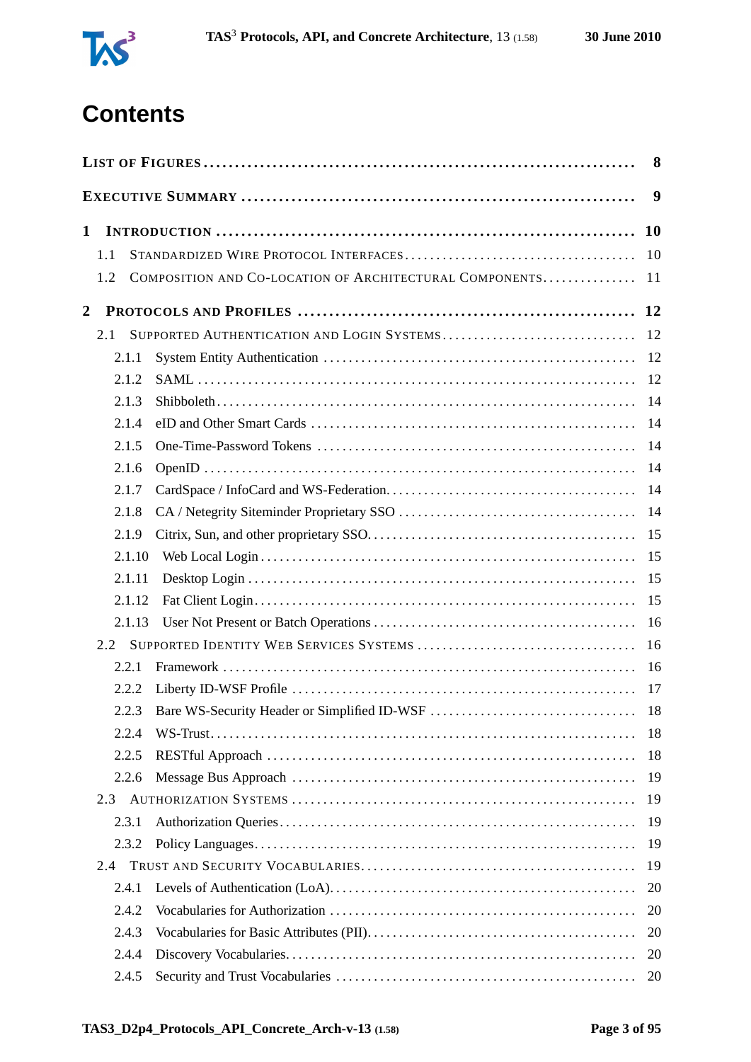# Contents

**List of Figures** ..... **8**

**Executive Summary** ..... **9**

**1 Introduction** ..... **10**

- 1.1 Standardized Wire Protocol Interfaces ..... 10
- 1.2 Composition and Co-location of Architectural Components ..... 11

**2 Protocols and Profiles** ..... **12**

- 2.1 Supported Authentication and Login Systems ..... 12
  - 2.1.1 System Entity Authentication ..... 12
  - 2.1.2 SAML ..... 12
  - 2.1.3 Shibboleth ..... 14
  - 2.1.4 eID and Other Smart Cards ..... 14
  - 2.1.5 One-Time-Password Tokens ..... 14
  - 2.1.6 OpenID ..... 14
  - 2.1.7 CardSpace / InfoCard and WS-Federation ..... 14
  - 2.1.8 CA / Netegrity Siteminder Proprietary SSO ..... 14
  - 2.1.9 Citrix, Sun, and other proprietary SSO ..... 15
  - 2.1.10 Web Local Login ..... 15
  - 2.1.11 Desktop Login ..... 15
  - 2.1.12 Fat Client Login ..... 15
  - 2.1.13 User Not Present or Batch Operations ..... 16
- 2.2 Supported Identity Web Services Systems ..... 16
  - 2.2.1 Framework ..... 16
  - 2.2.2 Liberty ID-WSF Profile ..... 17
  - 2.2.3 Bare WS-Security Header or Simplified ID-WSF ..... 18
  - 2.2.4 WS-Trust ..... 18
  - 2.2.5 RESTful Approach ..... 18
  - 2.2.6 Message Bus Approach ..... 19
- 2.3 Authorization Systems ..... 19
  - 2.3.1 Authorization Queries ..... 19
  - 2.3.2 Policy Languages ..... 19
- 2.4 Trust and Security Vocabularies ..... 19
  - 2.4.1 Levels of Authentication (LoA) ..... 20
  - 2.4.2 Vocabularies for Authorization ..... 20
  - 2.4.3 Vocabularies for Basic Attributes (PII) ..... 20
  - 2.4.4 Discovery Vocabularies ..... 20
  - 2.4.5 Security and Trust Vocabularies ..... 20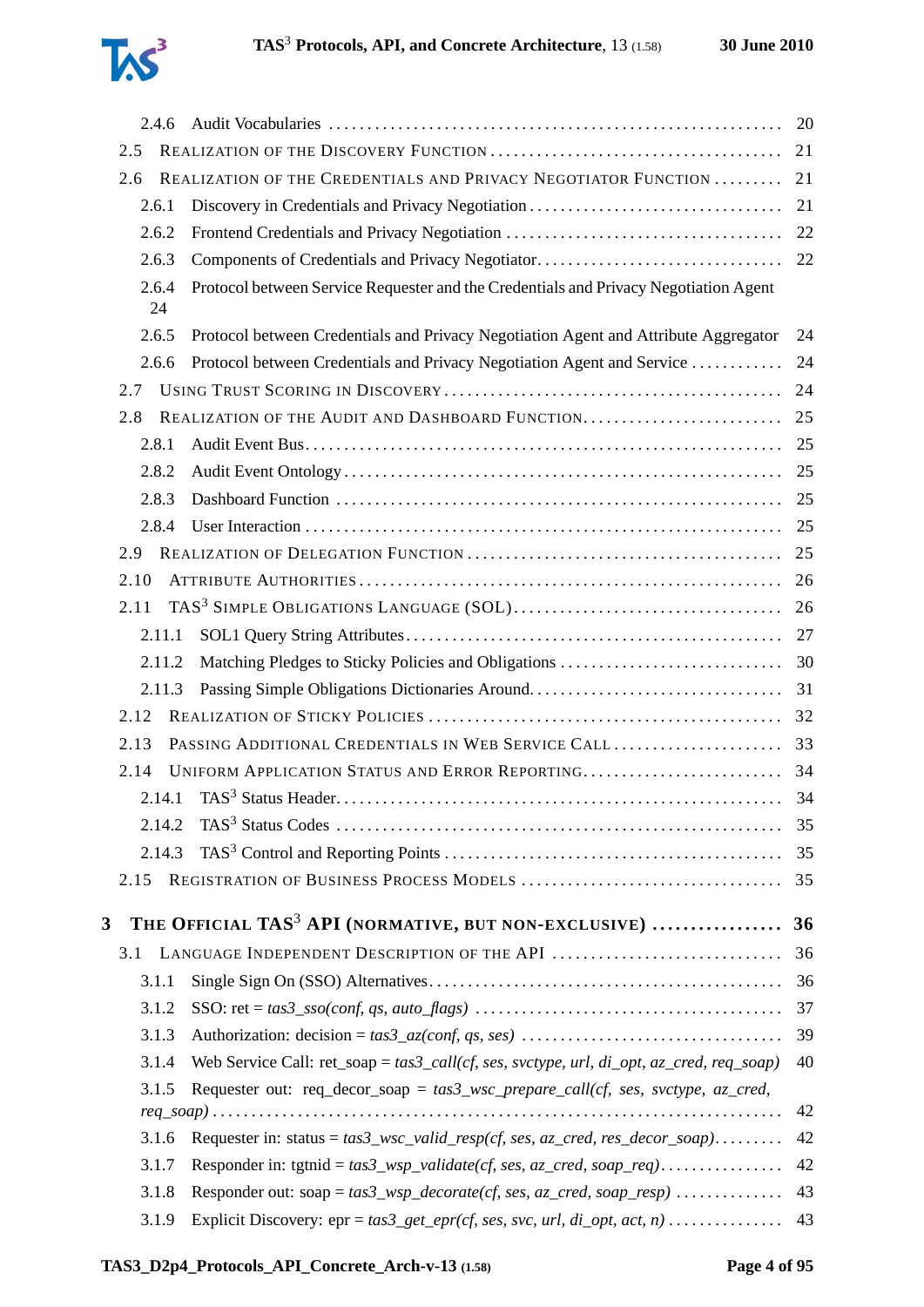2.4.6 Audit Vocabularies ... 20

2.5 Realization of the Discovery Function ... 21

2.6 Realization of the Credentials and Privacy Negotiator Function ... 21

2.6.1 Discovery in Credentials and Privacy Negotiation ... 21

2.6.2 Frontend Credentials and Privacy Negotiation ... 22

2.6.3 Components of Credentials and Privacy Negotiator ... 22

2.6.4 Protocol between Service Requester and the Credentials and Privacy Negotiation Agent 24

2.6.5 Protocol between Credentials and Privacy Negotiation Agent and Attribute Aggregator 24

2.6.6 Protocol between Credentials and Privacy Negotiation Agent and Service ... 24

2.7 Using Trust Scoring in Discovery ... 24

2.8 Realization of the Audit and Dashboard Function ... 25

2.8.1 Audit Event Bus ... 25

2.8.2 Audit Event Ontology ... 25

2.8.3 Dashboard Function ... 25

2.8.4 User Interaction ... 25

2.9 Realization of Delegation Function ... 25

2.10 Attribute Authorities ... 26

2.11 TAS$^3$ Simple Obligations Language (SOL) ... 26

2.11.1 SOL1 Query String Attributes ... 27

2.11.2 Matching Pledges to Sticky Policies and Obligations ... 30

2.11.3 Passing Simple Obligations Dictionaries Around ... 31

2.12 Realization of Sticky Policies ... 32

2.13 Passing Additional Credentials in Web Service Call ... 33

2.14 Uniform Application Status and Error Reporting ... 34

2.14.1 TAS$^3$ Status Header ... 34

2.14.2 TAS$^3$ Status Codes ... 35

2.14.3 TAS$^3$ Control and Reporting Points ... 35

2.15 Registration of Business Process Models ... 35

**3 The Official TAS$^3$ API (normative, but non-exclusive) ... 36**

3.1 Language Independent Description of the API ... 36

3.1.1 Single Sign On (SSO) Alternatives ... 36

3.1.2 SSO: ret = *tas3_sso(conf, qs, auto_flags)* ... 37

3.1.3 Authorization: decision = *tas3_az(conf, qs, ses)* ... 39

3.1.4 Web Service Call: ret_soap = *tas3_call(cf, ses, svctype, url, di_opt, az_cred, req_soap)* 40

3.1.5 Requester out: req_decor_soap = *tas3_wsc_prepare_call(cf, ses, svctype, az_cred, req_soap)* ... 42

3.1.6 Requester in: status = *tas3_wsc_valid_resp(cf, ses, az_cred, res_decor_soap)* ... 42

3.1.7 Responder in: tgtnid = *tas3_wsp_validate(cf, ses, az_cred, soap_req)* ... 42

3.1.8 Responder out: soap = *tas3_wsp_decorate(cf, ses, az_cred, soap_resp)* ... 43

3.1.9 Explicit Discovery: epr = *tas3_get_epr(cf, ses, svc, url, di_opt, act, n)* ... 43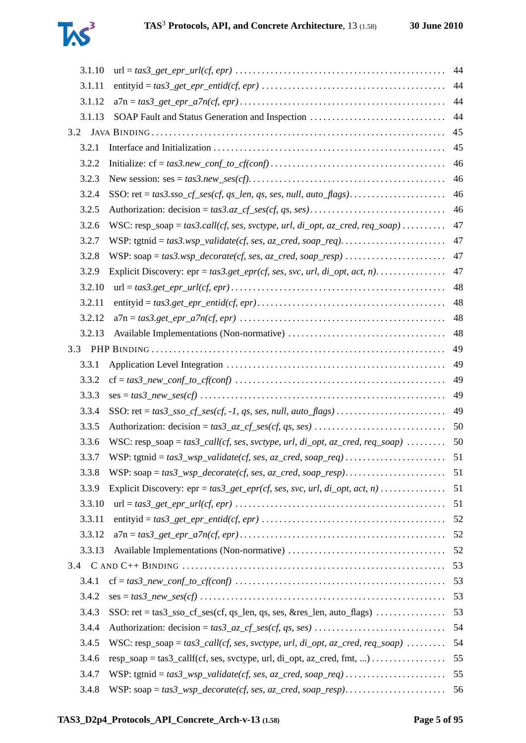3.1.10 url = *tas3_get_epr_url(cf, epr)* ... 44
3.1.11 entityid = *tas3_get_epr_entid(cf, epr)* ... 44
3.1.12 a7n = *tas3_get_epr_a7n(cf, epr)* ... 44
3.1.13 SOAP Fault and Status Generation and Inspection ... 44

3.2 JAVA BINDING ... 45
3.2.1 Interface and Initialization ... 45
3.2.2 Initialize: cf = *tas3.new_conf_to_cf(conf)* ... 46
3.2.3 New session: ses = *tas3.new_ses(cf)* ... 46
3.2.4 SSO: ret = *tas3.sso_cf_ses(cf, qs_len, qs, ses, null, auto_flags)* ... 46
3.2.5 Authorization: decision = *tas3.az_cf_ses(cf, qs, ses)* ... 46
3.2.6 WSC: resp_soap = *tas3.call(cf, ses, svctype, url, di_opt, az_cred, req_soap)* ... 47
3.2.7 WSP: tgtnid = *tas3.wsp_validate(cf, ses, az_cred, soap_req)* ... 47
3.2.8 WSP: soap = *tas3.wsp_decorate(cf, ses, az_cred, soap_resp)* ... 47
3.2.9 Explicit Discovery: epr = *tas3.get_epr(cf, ses, svc, url, di_opt, act, n)* ... 47
3.2.10 url = *tas3.get_epr_url(cf, epr)* ... 48
3.2.11 entityid = *tas3.get_epr_entid(cf, epr)* ... 48
3.2.12 a7n = *tas3.get_epr_a7n(cf, epr)* ... 48
3.2.13 Available Implementations (Non-normative) ... 48

3.3 PHP BINDING ... 49
3.3.1 Application Level Integration ... 49
3.3.2 cf = *tas3_new_conf_to_cf(conf)* ... 49
3.3.3 ses = *tas3_new_ses(cf)* ... 49
3.3.4 SSO: ret = *tas3_sso_cf_ses(cf, -1, qs, ses, null, auto_flags)* ... 49
3.3.5 Authorization: decision = *tas3_az_cf_ses(cf, qs, ses)* ... 50
3.3.6 WSC: resp_soap = *tas3_call(cf, ses, svctype, url, di_opt, az_cred, req_soap)* ... 50
3.3.7 WSP: tgtnid = *tas3_wsp_validate(cf, ses, az_cred, soap_req)* ... 51
3.3.8 WSP: soap = *tas3_wsp_decorate(cf, ses, az_cred, soap_resp)* ... 51
3.3.9 Explicit Discovery: epr = *tas3_get_epr(cf, ses, svc, url, di_opt, act, n)* ... 51
3.3.10 url = *tas3_get_epr_url(cf, epr)* ... 51
3.3.11 entityid = *tas3_get_epr_entid(cf, epr)* ... 52
3.3.12 a7n = *tas3_get_epr_a7n(cf, epr)* ... 52
3.3.13 Available Implementations (Non-normative) ... 52

3.4 C AND C++ BINDING ... 53
3.4.1 cf = *tas3_new_conf_to_cf(conf)* ... 53
3.4.2 ses = *tas3_new_ses(cf)* ... 53
3.4.3 SSO: ret = tas3_sso_cf_ses(cf, qs_len, qs, ses, &res_len, auto_flags) ... 53
3.4.4 Authorization: decision = *tas3_az_cf_ses(cf, qs, ses)* ... 54
3.4.5 WSC: resp_soap = *tas3_call(cf, ses, svctype, url, di_opt, az_cred, req_soap)* ... 54
3.4.6 resp_soap = tas3_callf(cf, ses, svctype, url, di_opt, az_cred, fmt, ...) ... 55
3.4.7 WSP: tgtnid = *tas3_wsp_validate(cf, ses, az_cred, soap_req)* ... 55
3.4.8 WSP: soap = *tas3_wsp_decorate(cf, ses, az_cred, soap_resp)* ... 56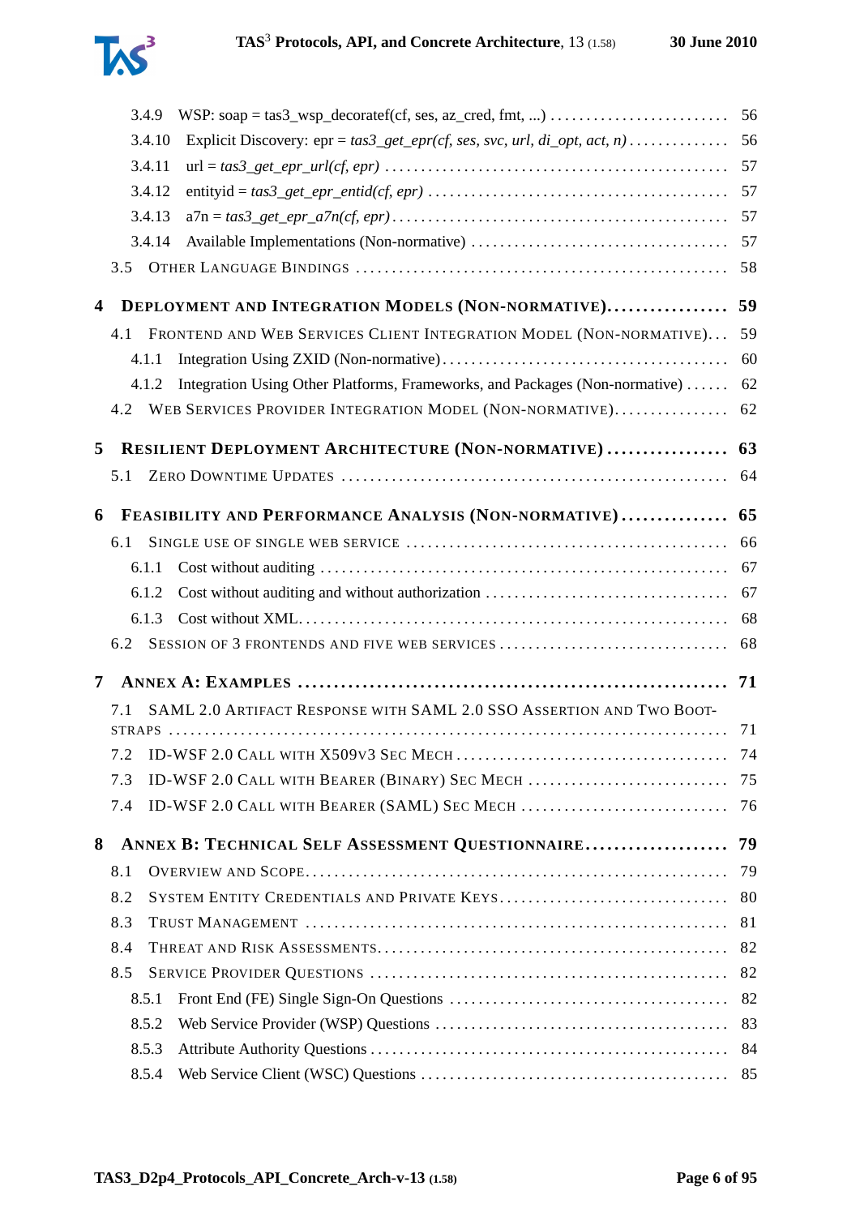- 3.4.9 WSP: soap = tas3_wsp_decoratef(cf, ses, az_cred, fmt, ...) ........................ 56
- 3.4.10 Explicit Discovery: epr = *tas3_get_epr(cf, ses, svc, url, di_opt, act, n)* ............. 56
- 3.4.11 url = *tas3_get_epr_url(cf, epr)* ............................................... 57
- 3.4.12 entityid = *tas3_get_epr_entid(cf, epr)* ......................................... 57
- 3.4.13 a7n = *tas3_get_epr_a7n(cf, epr)* ............................................... 57
- 3.4.14 Available Implementations (Non-normative) ...................................... 57
- 3.5 Other Language Bindings ....................................................... 58

**4 Deployment and Integration Models (Non-normative)................. 59**

- 4.1 Frontend and Web Services Client Integration Model (Non-normative)... 59
  - 4.1.1 Integration Using ZXID (Non-normative)........................................ 60
  - 4.1.2 Integration Using Other Platforms, Frameworks, and Packages (Non-normative) ...... 62
- 4.2 Web Services Provider Integration Model (Non-normative)................ 62

**5 Resilient Deployment Architecture (Non-normative) ................. 63**

- 5.1 Zero Downtime Updates ........................................................ 64

**6 Feasibility and Performance Analysis (Non-normative) ............... 65**

- 6.1 Single use of single web service ................................................ 66
  - 6.1.1 Cost without auditing ........................................................ 67
  - 6.1.2 Cost without auditing and without authorization ................................ 67
  - 6.1.3 Cost without XML.............................................................. 68
- 6.2 Session of 3 frontends and five web services ................................. 68

**7 Annex A: Examples ........................................................... 71**

- 7.1 SAML 2.0 Artifact Response with SAML 2.0 SSO Assertion and Two Bootstraps ...................................................................... 71
- 7.2 ID-WSF 2.0 Call with X509v3 Sec Mech ...................................... 74
- 7.3 ID-WSF 2.0 Call with Bearer (Binary) Sec Mech ............................ 75
- 7.4 ID-WSF 2.0 Call with Bearer (SAML) Sec Mech .............................. 76

**8 Annex B: Technical Self Assessment Questionnaire.................... 79**

- 8.1 Overview and Scope............................................................ 79
- 8.2 System Entity Credentials and Private Keys................................. 80
- 8.3 Trust Management ............................................................. 81
- 8.4 Threat and Risk Assessments.................................................. 82
- 8.5 Service Provider Questions .................................................... 82
  - 8.5.1 Front End (FE) Single Sign-On Questions ....................................... 82
  - 8.5.2 Web Service Provider (WSP) Questions ......................................... 83
  - 8.5.3 Attribute Authority Questions ................................................. 84
  - 8.5.4 Web Service Client (WSC) Questions ........................................... 85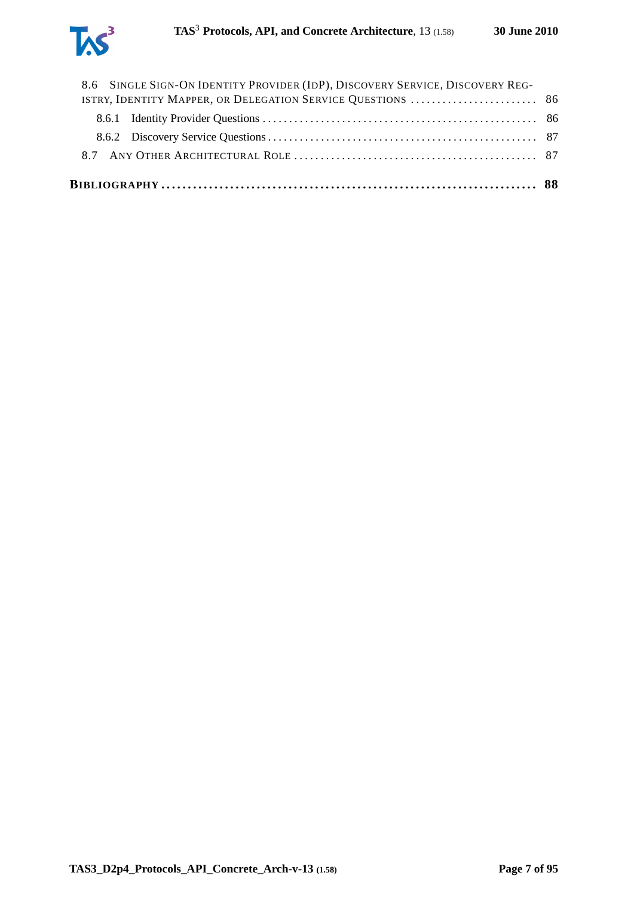8.6 SINGLE SIGN-ON IDENTITY PROVIDER (IDP), DISCOVERY SERVICE, DISCOVERY REGISTRY, IDENTITY MAPPER, OR DELEGATION SERVICE QUESTIONS ........................ 86

8.6.1 Identity Provider Questions ........................................................ 86

8.6.2 Discovery Service Questions ........................................................ 87

8.7 ANY OTHER ARCHITECTURAL ROLE ................................................ 87

**BIBLIOGRAPHY ........................................................................ 88**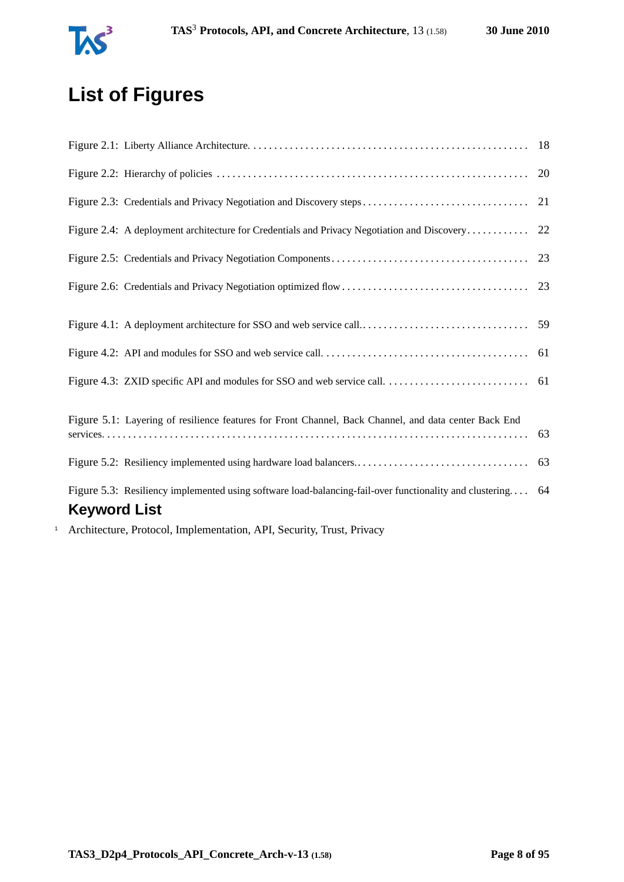# List of Figures

Figure 2.1: Liberty Alliance Architecture. . . . . . . . . . . . . . . . . . . . . . . . . . . . . . . . . . . . . . . . . . . . . . . . . . . . . 18

Figure 2.2: Hierarchy of policies . . . . . . . . . . . . . . . . . . . . . . . . . . . . . . . . . . . . . . . . . . . . . . . . . . . . . . . . . . . 20

Figure 2.3: Credentials and Privacy Negotiation and Discovery steps . . . . . . . . . . . . . . . . . . . . . . . . . . . . . . . 21

Figure 2.4: A deployment architecture for Credentials and Privacy Negotiation and Discovery . . . . . . . . . . . 22

Figure 2.5: Credentials and Privacy Negotiation Components . . . . . . . . . . . . . . . . . . . . . . . . . . . . . . . . . . . . . 23

Figure 2.6: Credentials and Privacy Negotiation optimized flow . . . . . . . . . . . . . . . . . . . . . . . . . . . . . . . . . . . 23

Figure 4.1: A deployment architecture for SSO and web service call. . . . . . . . . . . . . . . . . . . . . . . . . . . . . . . . 59

Figure 4.2: API and modules for SSO and web service call. . . . . . . . . . . . . . . . . . . . . . . . . . . . . . . . . . . . . . . 61

Figure 4.3: ZXID specific API and modules for SSO and web service call. . . . . . . . . . . . . . . . . . . . . . . . . . . 61

Figure 5.1: Layering of resilience features for Front Channel, Back Channel, and data center Back End services. . . . . . . . . . . . . . . . . . . . . . . . . . . . . . . . . . . . . . . . . . . . . . . . . . . . . . . . . . . . . . . . . . . . . . . . . . . 63

Figure 5.2: Resiliency implemented using hardware load balancers.. . . . . . . . . . . . . . . . . . . . . . . . . . . . . . . . . 63

Figure 5.3: Resiliency implemented using software load-balancing-fail-over functionality and clustering. . . . 64

# Keyword List

Architecture, Protocol, Implementation, API, Security, Trust, Privacy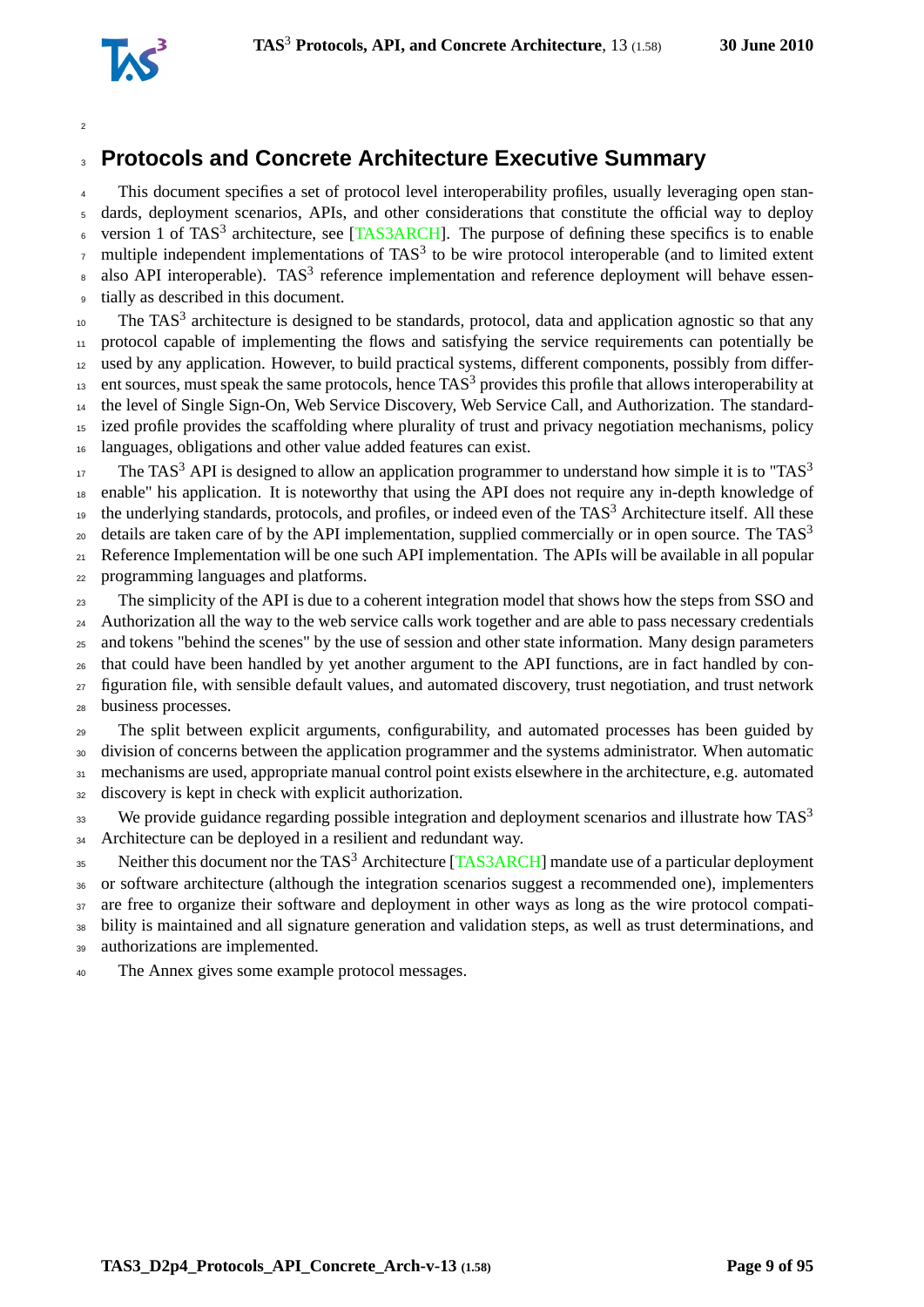# Protocols and Concrete Architecture Executive Summary

This document specifies a set of protocol level interoperability profiles, usually leveraging open standards, deployment scenarios, APIs, and other considerations that constitute the official way to deploy version 1 of TAS$^3$ architecture, see [TAS3ARCH]. The purpose of defining these specifics is to enable multiple independent implementations of TAS$^3$ to be wire protocol interoperable (and to limited extent also API interoperable). TAS$^3$ reference implementation and reference deployment will behave essentially as described in this document.

The TAS$^3$ architecture is designed to be standards, protocol, data and application agnostic so that any protocol capable of implementing the flows and satisfying the service requirements can potentially be used by any application. However, to build practical systems, different components, possibly from different sources, must speak the same protocols, hence TAS$^3$ provides this profile that allows interoperability at the level of Single Sign-On, Web Service Discovery, Web Service Call, and Authorization. The standardized profile provides the scaffolding where plurality of trust and privacy negotiation mechanisms, policy languages, obligations and other value added features can exist.

The TAS$^3$ API is designed to allow an application programmer to understand how simple it is to "TAS$^3$ enable" his application. It is noteworthy that using the API does not require any in-depth knowledge of the underlying standards, protocols, and profiles, or indeed even of the TAS$^3$ Architecture itself. All these details are taken care of by the API implementation, supplied commercially or in open source. The TAS$^3$ Reference Implementation will be one such API implementation. The APIs will be available in all popular programming languages and platforms.

The simplicity of the API is due to a coherent integration model that shows how the steps from SSO and Authorization all the way to the web service calls work together and are able to pass necessary credentials and tokens "behind the scenes" by the use of session and other state information. Many design parameters that could have been handled by yet another argument to the API functions, are in fact handled by configuration file, with sensible default values, and automated discovery, trust negotiation, and trust network business processes.

The split between explicit arguments, configurability, and automated processes has been guided by division of concerns between the application programmer and the systems administrator. When automatic mechanisms are used, appropriate manual control point exists elsewhere in the architecture, e.g. automated discovery is kept in check with explicit authorization.

We provide guidance regarding possible integration and deployment scenarios and illustrate how TAS$^3$ Architecture can be deployed in a resilient and redundant way.

Neither this document nor the TAS$^3$ Architecture [TAS3ARCH] mandate use of a particular deployment or software architecture (although the integration scenarios suggest a recommended one), implementers are free to organize their software and deployment in other ways as long as the wire protocol compatibility is maintained and all signature generation and validation steps, as well as trust determinations, and authorizations are implemented.

The Annex gives some example protocol messages.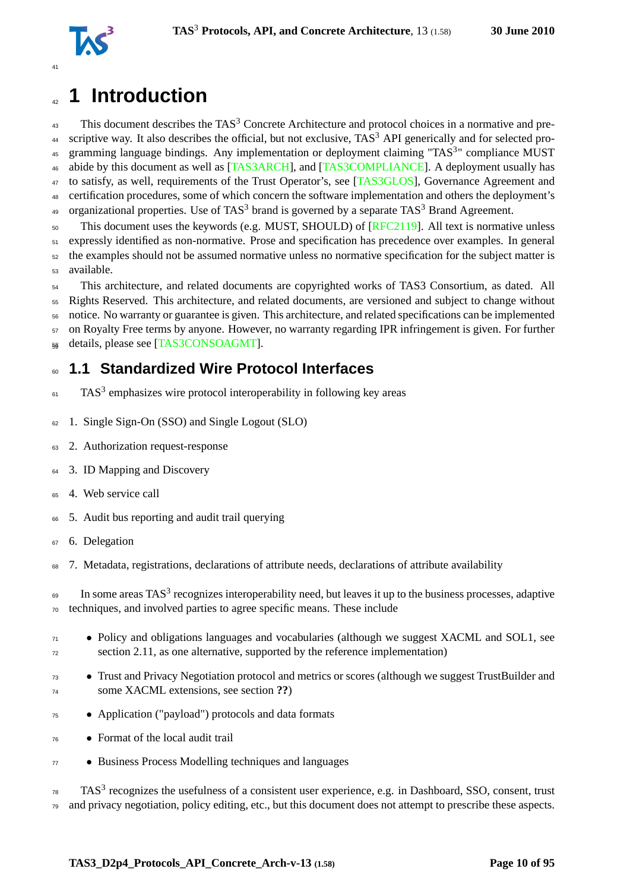# 1 Introduction

This document describes the TAS$^3$ Concrete Architecture and protocol choices in a normative and prescriptive way. It also describes the official, but not exclusive, TAS$^3$ API generically and for selected programming language bindings. Any implementation or deployment claiming "TAS$^3$" compliance MUST abide by this document as well as [TAS3ARCH], and [TAS3COMPLIANCE]. A deployment usually has to satisfy, as well, requirements of the Trust Operator's, see [TAS3GLOS], Governance Agreement and certification procedures, some of which concern the software implementation and others the deployment's organizational properties. Use of TAS$^3$ brand is governed by a separate TAS$^3$ Brand Agreement.

This document uses the keywords (e.g. MUST, SHOULD) of [RFC2119]. All text is normative unless expressly identified as non-normative. Prose and specification has precedence over examples. In general the examples should not be assumed normative unless no normative specification for the subject matter is available.

This architecture, and related documents are copyrighted works of TAS3 Consortium, as dated. All Rights Reserved. This architecture, and related documents, are versioned and subject to change without notice. No warranty or guarantee is given. This architecture, and related specifications can be implemented on Royalty Free terms by anyone. However, no warranty regarding IPR infringement is given. For further details, please see [TAS3CONSOAGMT].

## 1.1 Standardized Wire Protocol Interfaces

TAS$^3$ emphasizes wire protocol interoperability in following key areas

1. Single Sign-On (SSO) and Single Logout (SLO)
2. Authorization request-response
3. ID Mapping and Discovery
4. Web service call
5. Audit bus reporting and audit trail querying
6. Delegation
7. Metadata, registrations, declarations of attribute needs, declarations of attribute availability

In some areas TAS$^3$ recognizes interoperability need, but leaves it up to the business processes, adaptive techniques, and involved parties to agree specific means. These include

- Policy and obligations languages and vocabularies (although we suggest XACML and SOL1, see section 2.11, as one alternative, supported by the reference implementation)
- Trust and Privacy Negotiation protocol and metrics or scores (although we suggest TrustBuilder and some XACML extensions, see section **??**)
- Application ("payload") protocols and data formats
- Format of the local audit trail
- Business Process Modelling techniques and languages

TAS$^3$ recognizes the usefulness of a consistent user experience, e.g. in Dashboard, SSO, consent, trust and privacy negotiation, policy editing, etc., but this document does not attempt to prescribe these aspects.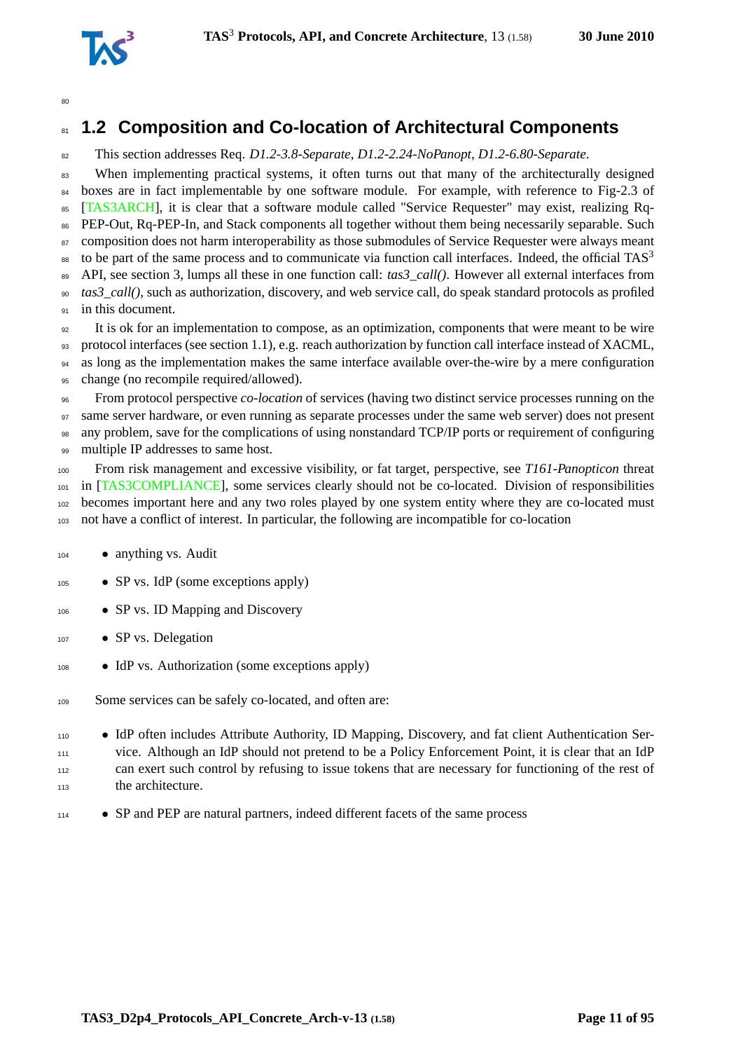## 1.2 Composition and Co-location of Architectural Components

This section addresses Req. *D1.2-3.8-Separate*, *D1.2-2.24-NoPanopt*, *D1.2-6.80-Separate*.

When implementing practical systems, it often turns out that many of the architecturally designed boxes are in fact implementable by one software module. For example, with reference to Fig-2.3 of [TAS3ARCH], it is clear that a software module called "Service Requester" may exist, realizing Rq-PEP-Out, Rq-PEP-In, and Stack components all together without them being necessarily separable. Such composition does not harm interoperability as those submodules of Service Requester were always meant to be part of the same process and to communicate via function call interfaces. Indeed, the official TAS$^3$ API, see section 3, lumps all these in one function call: *tas3_call()*. However all external interfaces from *tas3_call()*, such as authorization, discovery, and web service call, do speak standard protocols as profiled in this document.

It is ok for an implementation to compose, as an optimization, components that were meant to be wire protocol interfaces (see section 1.1), e.g. reach authorization by function call interface instead of XACML, as long as the implementation makes the same interface available over-the-wire by a mere configuration change (no recompile required/allowed).

From protocol perspective *co-location* of services (having two distinct service processes running on the same server hardware, or even running as separate processes under the same web server) does not present any problem, save for the complications of using nonstandard TCP/IP ports or requirement of configuring multiple IP addresses to same host.

From risk management and excessive visibility, or fat target, perspective, see *T161-Panopticon* threat in [TAS3COMPLIANCE], some services clearly should not be co-located. Division of responsibilities becomes important here and any two roles played by one system entity where they are co-located must not have a conflict of interest. In particular, the following are incompatible for co-location

- anything vs. Audit
- SP vs. IdP (some exceptions apply)
- SP vs. ID Mapping and Discovery
- SP vs. Delegation
- IdP vs. Authorization (some exceptions apply)

Some services can be safely co-located, and often are:

- IdP often includes Attribute Authority, ID Mapping, Discovery, and fat client Authentication Service. Although an IdP should not pretend to be a Policy Enforcement Point, it is clear that an IdP can exert such control by refusing to issue tokens that are necessary for functioning of the rest of the architecture.
- SP and PEP are natural partners, indeed different facets of the same process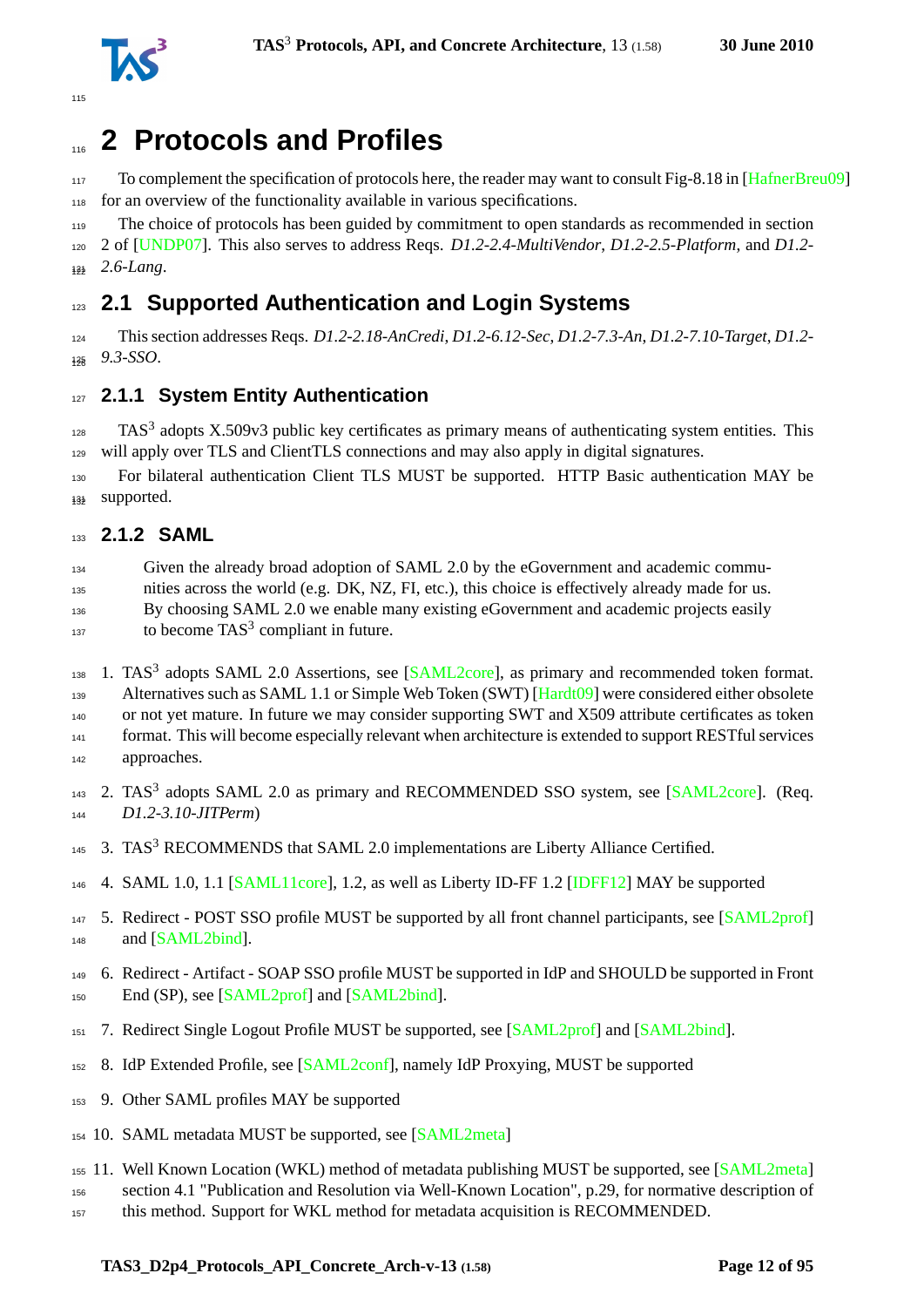# 2 Protocols and Profiles

To complement the specification of protocols here, the reader may want to consult Fig-8.18 in [HafnerBreu09] for an overview of the functionality available in various specifications.

The choice of protocols has been guided by commitment to open standards as recommended in section 2 of [UNDP07]. This also serves to address Reqs. *D1.2-2.4-MultiVendor*, *D1.2-2.5-Platform*, and *D1.2-2.6-Lang*.

## 2.1 Supported Authentication and Login Systems

This section addresses Reqs. *D1.2-2.18-AnCredi*, *D1.2-6.12-Sec*, *D1.2-7.3-An*, *D1.2-7.10-Target*, *D1.2-9.3-SSO*.

### 2.1.1 System Entity Authentication

TAS$^3$ adopts X.509v3 public key certificates as primary means of authenticating system entities. This will apply over TLS and ClientTLS connections and may also apply in digital signatures.

For bilateral authentication Client TLS MUST be supported. HTTP Basic authentication MAY be supported.

### 2.1.2 SAML

> Given the already broad adoption of SAML 2.0 by the eGovernment and academic communities across the world (e.g. DK, NZ, FI, etc.), this choice is effectively already made for us. By choosing SAML 2.0 we enable many existing eGovernment and academic projects easily to become TAS$^3$ compliant in future.

1. TAS$^3$ adopts SAML 2.0 Assertions, see [SAML2core], as primary and recommended token format. Alternatives such as SAML 1.1 or Simple Web Token (SWT) [Hardt09] were considered either obsolete or not yet mature. In future we may consider supporting SWT and X509 attribute certificates as token format. This will become especially relevant when architecture is extended to support RESTful services approaches.
2. TAS$^3$ adopts SAML 2.0 as primary and RECOMMENDED SSO system, see [SAML2core]. (Req. *D1.2-3.10-JITPerm*)
3. TAS$^3$ RECOMMENDS that SAML 2.0 implementations are Liberty Alliance Certified.
4. SAML 1.0, 1.1 [SAML11core], 1.2, as well as Liberty ID-FF 1.2 [IDFF12] MAY be supported
5. Redirect - POST SSO profile MUST be supported by all front channel participants, see [SAML2prof] and [SAML2bind].
6. Redirect - Artifact - SOAP SSO profile MUST be supported in IdP and SHOULD be supported in Front End (SP), see [SAML2prof] and [SAML2bind].
7. Redirect Single Logout Profile MUST be supported, see [SAML2prof] and [SAML2bind].
8. IdP Extended Profile, see [SAML2conf], namely IdP Proxying, MUST be supported
9. Other SAML profiles MAY be supported
10. SAML metadata MUST be supported, see [SAML2meta]
11. Well Known Location (WKL) method of metadata publishing MUST be supported, see [SAML2meta] section 4.1 "Publication and Resolution via Well-Known Location", p.29, for normative description of this method. Support for WKL method for metadata acquisition is RECOMMENDED.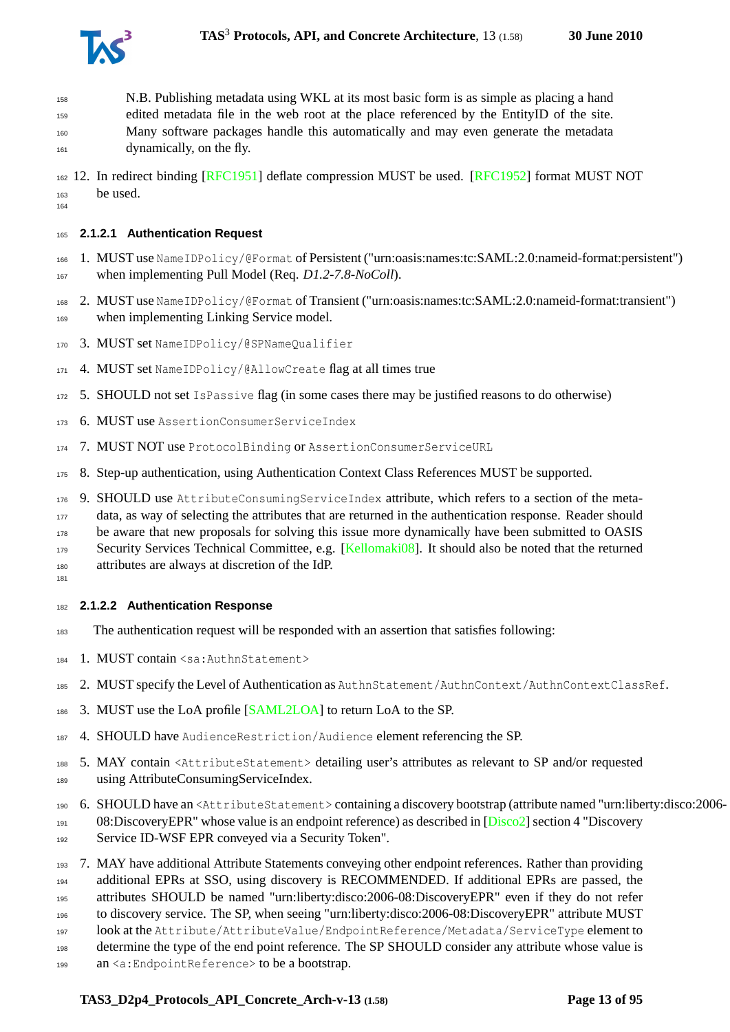N.B. Publishing metadata using WKL at its most basic form is as simple as placing a hand edited metadata file in the web root at the place referenced by the EntityID of the site. Many software packages handle this automatically and may even generate the metadata dynamically, on the fly.

12. In redirect binding [RFC1951] deflate compression MUST be used. [RFC1952] format MUST NOT be used.

#### 2.1.2.1 Authentication Request

1. MUST use `NameIDPolicy/@Format` of Persistent ("urn:oasis:names:tc:SAML:2.0:nameid-format:persistent") when implementing Pull Model (Req. *D1.2-7.8-NoColl*).
2. MUST use `NameIDPolicy/@Format` of Transient ("urn:oasis:names:tc:SAML:2.0:nameid-format:transient") when implementing Linking Service model.
3. MUST set `NameIDPolicy/@SPNameQualifier`
4. MUST set `NameIDPolicy/@AllowCreate` flag at all times true
5. SHOULD not set `IsPassive` flag (in some cases there may be justified reasons to do otherwise)
6. MUST use `AssertionConsumerServiceIndex`
7. MUST NOT use `ProtocolBinding` or `AssertionConsumerServiceURL`
8. Step-up authentication, using Authentication Context Class References MUST be supported.
9. SHOULD use `AttributeConsumingServiceIndex` attribute, which refers to a section of the metadata, as way of selecting the attributes that are returned in the authentication response. Reader should be aware that new proposals for solving this issue more dynamically have been submitted to OASIS Security Services Technical Committee, e.g. [Kellomaki08]. It should also be noted that the returned attributes are always at discretion of the IdP.

#### 2.1.2.2 Authentication Response

The authentication request will be responded with an assertion that satisfies following:

1. MUST contain `<sa:AuthnStatement>`
2. MUST specify the Level of Authentication as `AuthnStatement/AuthnContext/AuthnContextClassRef`.
3. MUST use the LoA profile [SAML2LOA] to return LoA to the SP.
4. SHOULD have `AudienceRestriction/Audience` element referencing the SP.
5. MAY contain `<AttributeStatement>` detailing user's attributes as relevant to SP and/or requested using AttributeConsumingServiceIndex.
6. SHOULD have an `<AttributeStatement>` containing a discovery bootstrap (attribute named "urn:liberty:disco:2006-08:DiscoveryEPR" whose value is an endpoint reference) as described in [Disco2] section 4 "Discovery Service ID-WSF EPR conveyed via a Security Token".
7. MAY have additional Attribute Statements conveying other endpoint references. Rather than providing additional EPRs at SSO, using discovery is RECOMMENDED. If additional EPRs are passed, the attributes SHOULD be named "urn:liberty:disco:2006-08:DiscoveryEPR" even if they do not refer to discovery service. The SP, when seeing "urn:liberty:disco:2006-08:DiscoveryEPR" attribute MUST look at the `Attribute/AttributeValue/EndpointReference/Metadata/ServiceType` element to determine the type of the end point reference. The SP SHOULD consider any attribute whose value is an `<a:EndpointReference>` to be a bootstrap.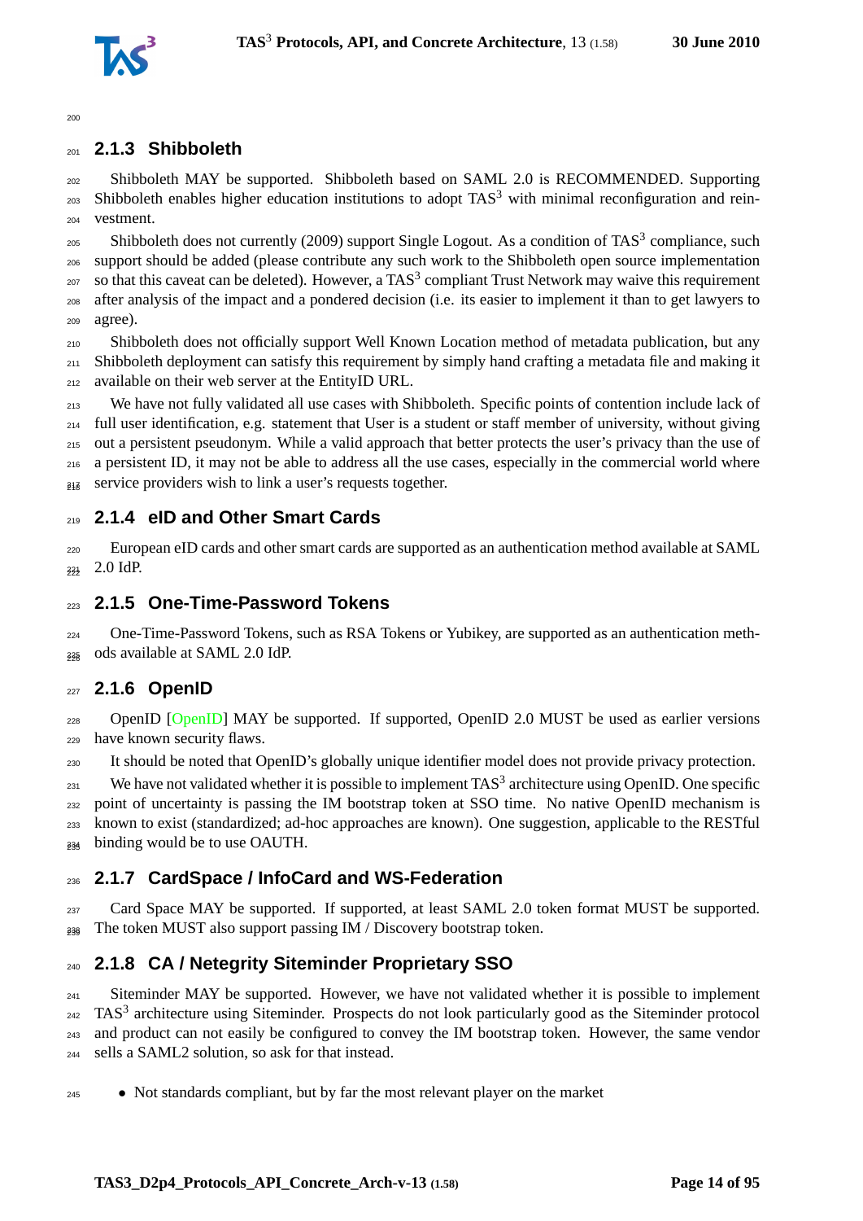### 2.1.3 Shibboleth

Shibboleth MAY be supported. Shibboleth based on SAML 2.0 is RECOMMENDED. Supporting Shibboleth enables higher education institutions to adopt TAS$^3$ with minimal reconfiguration and reinvestment.

Shibboleth does not currently (2009) support Single Logout. As a condition of TAS$^3$ compliance, such support should be added (please contribute any such work to the Shibboleth open source implementation so that this caveat can be deleted). However, a TAS$^3$ compliant Trust Network may waive this requirement after analysis of the impact and a pondered decision (i.e. its easier to implement it than to get lawyers to agree).

Shibboleth does not officially support Well Known Location method of metadata publication, but any Shibboleth deployment can satisfy this requirement by simply hand crafting a metadata file and making it available on their web server at the EntityID URL.

We have not fully validated all use cases with Shibboleth. Specific points of contention include lack of full user identification, e.g. statement that User is a student or staff member of university, without giving out a persistent pseudonym. While a valid approach that better protects the user's privacy than the use of a persistent ID, it may not be able to address all the use cases, especially in the commercial world where service providers wish to link a user's requests together.

### 2.1.4 eID and Other Smart Cards

European eID cards and other smart cards are supported as an authentication method available at SAML 2.0 IdP.

### 2.1.5 One-Time-Password Tokens

One-Time-Password Tokens, such as RSA Tokens or Yubikey, are supported as an authentication methods available at SAML 2.0 IdP.

### 2.1.6 OpenID

OpenID [OpenID] MAY be supported. If supported, OpenID 2.0 MUST be used as earlier versions have known security flaws.

It should be noted that OpenID's globally unique identifier model does not provide privacy protection.

We have not validated whether it is possible to implement TAS$^3$ architecture using OpenID. One specific point of uncertainty is passing the IM bootstrap token at SSO time. No native OpenID mechanism is known to exist (standardized; ad-hoc approaches are known). One suggestion, applicable to the RESTful binding would be to use OAUTH.

### 2.1.7 CardSpace / InfoCard and WS-Federation

Card Space MAY be supported. If supported, at least SAML 2.0 token format MUST be supported. The token MUST also support passing IM / Discovery bootstrap token.

### 2.1.8 CA / Netegrity Siteminder Proprietary SSO

Siteminder MAY be supported. However, we have not validated whether it is possible to implement TAS$^3$ architecture using Siteminder. Prospects do not look particularly good as the Siteminder protocol and product can not easily be configured to convey the IM bootstrap token. However, the same vendor sells a SAML2 solution, so ask for that instead.

- Not standards compliant, but by far the most relevant player on the market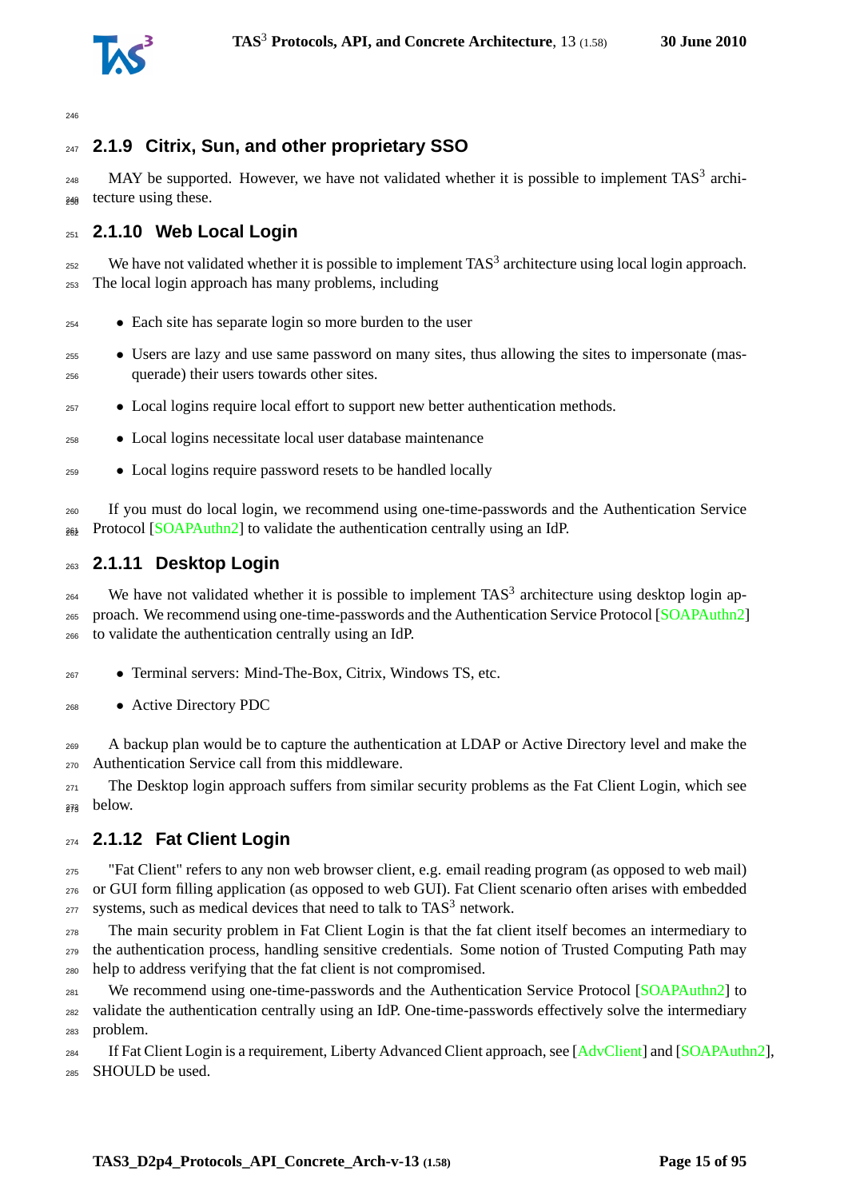### 2.1.9 Citrix, Sun, and other proprietary SSO

MAY be supported. However, we have not validated whether it is possible to implement TAS$^3$ architecture using these.

### 2.1.10 Web Local Login

We have not validated whether it is possible to implement TAS$^3$ architecture using local login approach. The local login approach has many problems, including

- Each site has separate login so more burden to the user
- Users are lazy and use same password on many sites, thus allowing the sites to impersonate (masquerade) their users towards other sites.
- Local logins require local effort to support new better authentication methods.
- Local logins necessitate local user database maintenance
- Local logins require password resets to be handled locally

If you must do local login, we recommend using one-time-passwords and the Authentication Service Protocol [SOAPAuthn2] to validate the authentication centrally using an IdP.

### 2.1.11 Desktop Login

We have not validated whether it is possible to implement TAS$^3$ architecture using desktop login approach. We recommend using one-time-passwords and the Authentication Service Protocol [SOAPAuthn2] to validate the authentication centrally using an IdP.

- Terminal servers: Mind-The-Box, Citrix, Windows TS, etc.
- Active Directory PDC

A backup plan would be to capture the authentication at LDAP or Active Directory level and make the Authentication Service call from this middleware.

The Desktop login approach suffers from similar security problems as the Fat Client Login, which see below.

### 2.1.12 Fat Client Login

"Fat Client" refers to any non web browser client, e.g. email reading program (as opposed to web mail) or GUI form filling application (as opposed to web GUI). Fat Client scenario often arises with embedded systems, such as medical devices that need to talk to TAS$^3$ network.

The main security problem in Fat Client Login is that the fat client itself becomes an intermediary to the authentication process, handling sensitive credentials. Some notion of Trusted Computing Path may help to address verifying that the fat client is not compromised.

We recommend using one-time-passwords and the Authentication Service Protocol [SOAPAuthn2] to validate the authentication centrally using an IdP. One-time-passwords effectively solve the intermediary problem.

If Fat Client Login is a requirement, Liberty Advanced Client approach, see [AdvClient] and [SOAPAuthn2], SHOULD be used.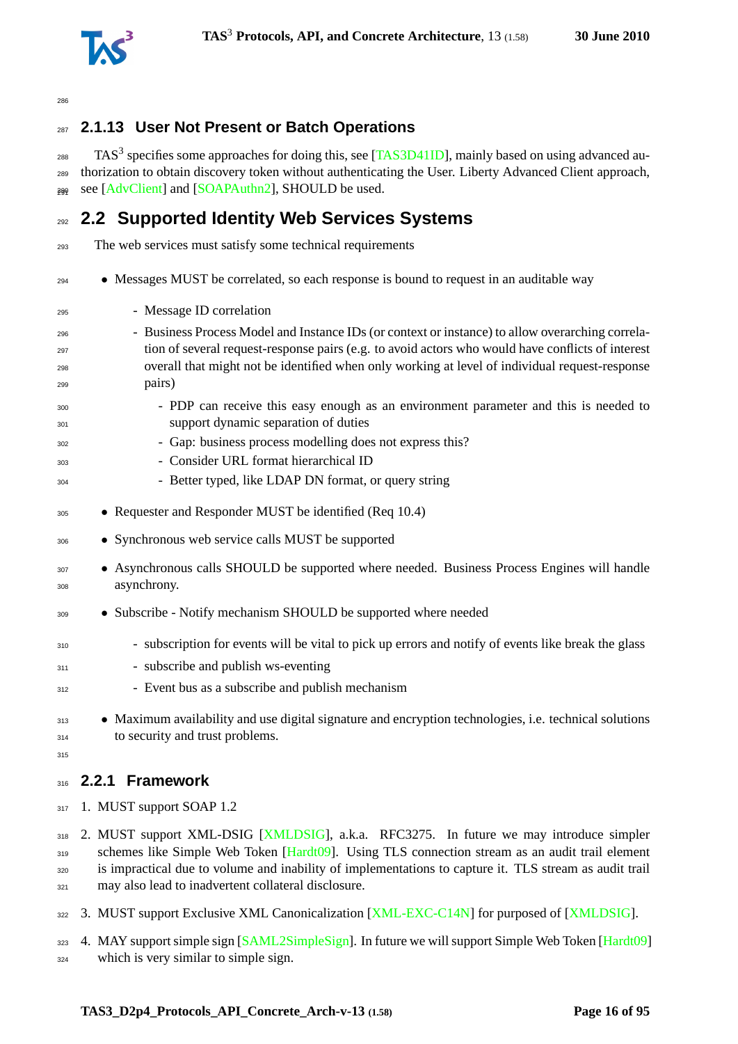### 2.1.13 User Not Present or Batch Operations

TAS[3] specifies some approaches for doing this, see [TAS3D41ID], mainly based on using advanced authorization to obtain discovery token without authenticating the User. Liberty Advanced Client approach, see [AdvClient] and [SOAPAuthn2], SHOULD be used.

## 2.2 Supported Identity Web Services Systems

The web services must satisfy some technical requirements

- Messages MUST be correlated, so each response is bound to request in an auditable way
  - Message ID correlation
  - Business Process Model and Instance IDs (or context or instance) to allow overarching correlation of several request-response pairs (e.g. to avoid actors who would have conflicts of interest overall that might not be identified when only working at level of individual request-response pairs)
    - PDP can receive this easy enough as an environment parameter and this is needed to support dynamic separation of duties
    - Gap: business process modelling does not express this?
    - Consider URL format hierarchical ID
    - Better typed, like LDAP DN format, or query string
- Requester and Responder MUST be identified (Req 10.4)
- Synchronous web service calls MUST be supported
- Asynchronous calls SHOULD be supported where needed. Business Process Engines will handle asynchrony.
- Subscribe - Notify mechanism SHOULD be supported where needed
  - subscription for events will be vital to pick up errors and notify of events like break the glass
  - subscribe and publish ws-eventing
  - Event bus as a subscribe and publish mechanism
- Maximum availability and use digital signature and encryption technologies, i.e. technical solutions to security and trust problems.

### 2.2.1 Framework

1. MUST support SOAP 1.2
2. MUST support XML-DSIG [XMLDSIG], a.k.a. RFC3275. In future we may introduce simpler schemes like Simple Web Token [Hardt09]. Using TLS connection stream as an audit trail element is impractical due to volume and inability of implementations to capture it. TLS stream as audit trail may also lead to inadvertent collateral disclosure.
3. MUST support Exclusive XML Canonicalization [XML-EXC-C14N] for purposed of [XMLDSIG].
4. MAY support simple sign [SAML2SimpleSign]. In future we will support Simple Web Token [Hardt09] which is very similar to simple sign.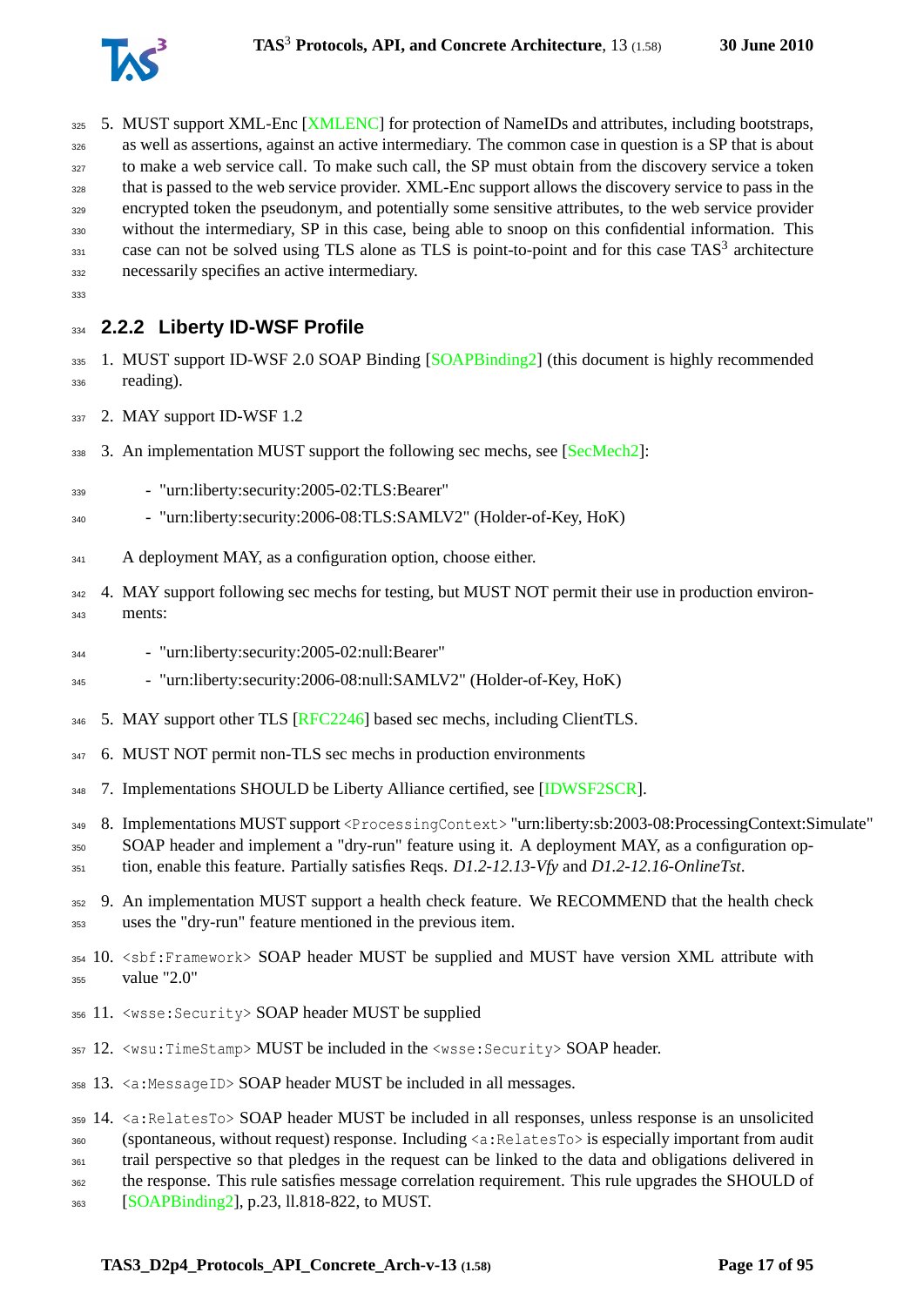5. MUST support XML-Enc [XMLENC] for protection of NameIDs and attributes, including bootstraps, as well as assertions, against an active intermediary. The common case in question is a SP that is about to make a web service call. To make such call, the SP must obtain from the discovery service a token that is passed to the web service provider. XML-Enc support allows the discovery service to pass in the encrypted token the pseudonym, and potentially some sensitive attributes, to the web service provider without the intermediary, SP in this case, being able to snoop on this confidential information. This case can not be solved using TLS alone as TLS is point-to-point and for this case TAS[3] architecture necessarily specifies an active intermediary.

### 2.2.2 Liberty ID-WSF Profile

1. MUST support ID-WSF 2.0 SOAP Binding [SOAPBinding2] (this document is highly recommended reading).
2. MAY support ID-WSF 1.2
3. An implementation MUST support the following sec mechs, see [SecMech2]:
   - "urn:liberty:security:2005-02:TLS:Bearer"
   - "urn:liberty:security:2006-08:TLS:SAMLV2" (Holder-of-Key, HoK)

   A deployment MAY, as a configuration option, choose either.
4. MAY support following sec mechs for testing, but MUST NOT permit their use in production environments:
   - "urn:liberty:security:2005-02:null:Bearer"
   - "urn:liberty:security:2006-08:null:SAMLV2" (Holder-of-Key, HoK)
5. MAY support other TLS [RFC2246] based sec mechs, including ClientTLS.
6. MUST NOT permit non-TLS sec mechs in production environments
7. Implementations SHOULD be Liberty Alliance certified, see [IDWSF2SCR].
8. Implementations MUST support `<ProcessingContext>` "urn:liberty:sb:2003-08:ProcessingContext:Simulate" SOAP header and implement a "dry-run" feature using it. A deployment MAY, as a configuration option, enable this feature. Partially satisfies Reqs. *D1.2-12.13-Vfy* and *D1.2-12.16-OnlineTst*.
9. An implementation MUST support a health check feature. We RECOMMEND that the health check uses the "dry-run" feature mentioned in the previous item.
10. `<sbf:Framework>` SOAP header MUST be supplied and MUST have version XML attribute with value "2.0"
11. `<wsse:Security>` SOAP header MUST be supplied
12. `<wsu:TimeStamp>` MUST be included in the `<wsse:Security>` SOAP header.
13. `<a:MessageID>` SOAP header MUST be included in all messages.
14. `<a:RelatesTo>` SOAP header MUST be included in all responses, unless response is an unsolicited (spontaneous, without request) response. Including `<a:RelatesTo>` is especially important from audit trail perspective so that pledges in the request can be linked to the data and obligations delivered in the response. This rule satisfies message correlation requirement. This rule upgrades the SHOULD of [SOAPBinding2], p.23, ll.818-822, to MUST.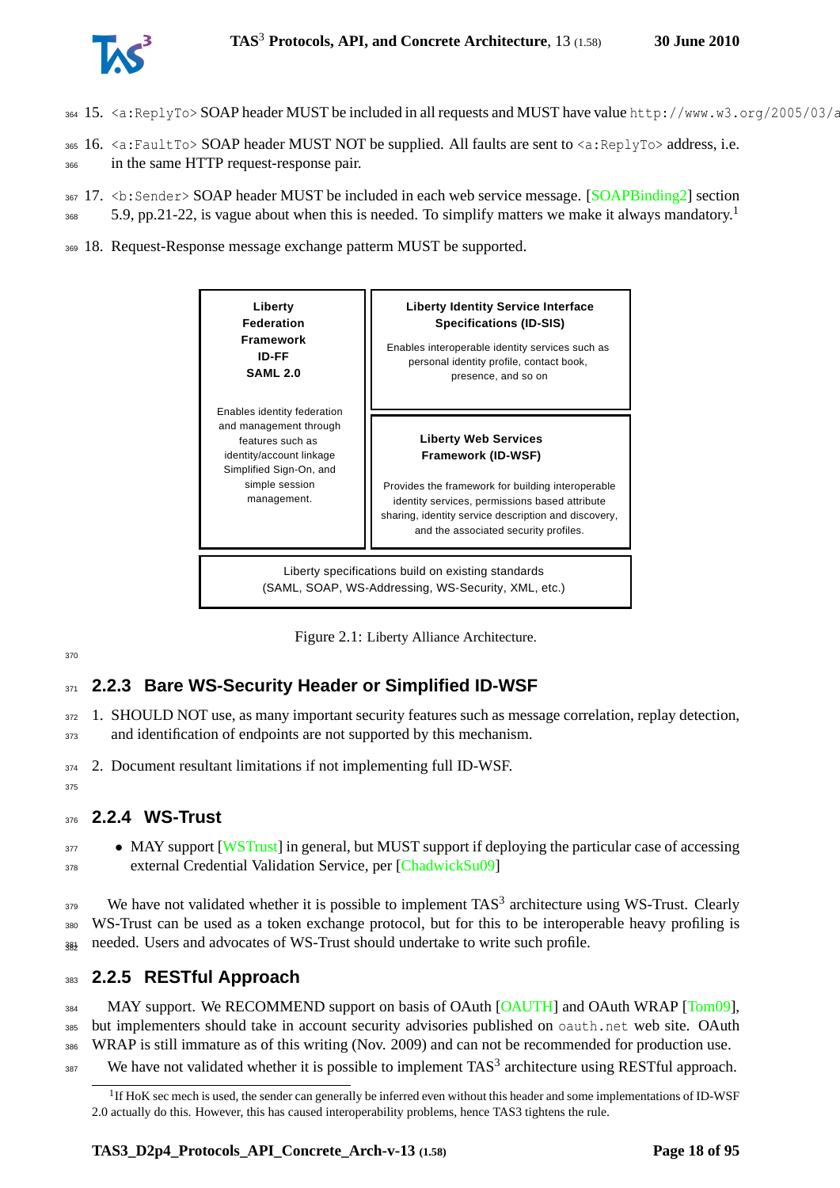15. `<a:ReplyTo>` SOAP header MUST be included in all requests and MUST have value `http://www.w3.org/2005/03/a`

16. `<a:FaultTo>` SOAP header MUST NOT be supplied. All faults are sent to `<a:ReplyTo>` address, i.e. in the same HTTP request-response pair.

17. `<b:Sender>` SOAP header MUST be included in each web service message. [SOAPBinding2] section 5.9, pp.21-22, is vague about when this is needed. To simplify matters we make it always mandatory.[1]

18. Request-Response message exchange patterm MUST be supported.

| **Liberty Federation Framework ID-FF SAML 2.0**<br><br>Enables identity federation and management through features such as identity/account linkage Simplified Sign-On, and simple session management. | **Liberty Identity Service Interface Specifications (ID-SIS)**<br><br>Enables interoperable identity services such as personal identity profile, contact book, presence, and so on<br><br>**Liberty Web Services Framework (ID-WSF)**<br><br>Provides the framework for building interoperable identity services, permissions based attribute sharing, identity service description and discovery, and the associated security profiles. |
|---|---|
| Liberty specifications build on existing standards (SAML, SOAP, WS-Addressing, WS-Security, XML, etc.) | |

Figure 2.1: Liberty Alliance Architecture.

### 2.2.3 Bare WS-Security Header or Simplified ID-WSF

1. SHOULD NOT use, as many important security features such as message correlation, replay detection, and identification of endpoints are not supported by this mechanism.

2. Document resultant limitations if not implementing full ID-WSF.

### 2.2.4 WS-Trust

- MAY support [WSTrust] in general, but MUST support if deploying the particular case of accessing external Credential Validation Service, per [ChadwickSu09]

We have not validated whether it is possible to implement TAS3 architecture using WS-Trust. Clearly WS-Trust can be used as a token exchange protocol, but for this to be interoperable heavy profiling is needed. Users and advocates of WS-Trust should undertake to write such profile.

### 2.2.5 RESTful Approach

MAY support. We RECOMMEND support on basis of OAuth [OAUTH] and OAuth WRAP [Tom09], but implementers should take in account security advisories published on `oauth.net` web site. OAuth WRAP is still immature as of this writing (Nov. 2009) and can not be recommended for production use.

We have not validated whether it is possible to implement TAS3 architecture using RESTful approach.

[1] If HoK sec mech is used, the sender can generally be inferred even without this header and some implementations of ID-WSF 2.0 actually do this. However, this has caused interoperability problems, hence TAS3 tightens the rule.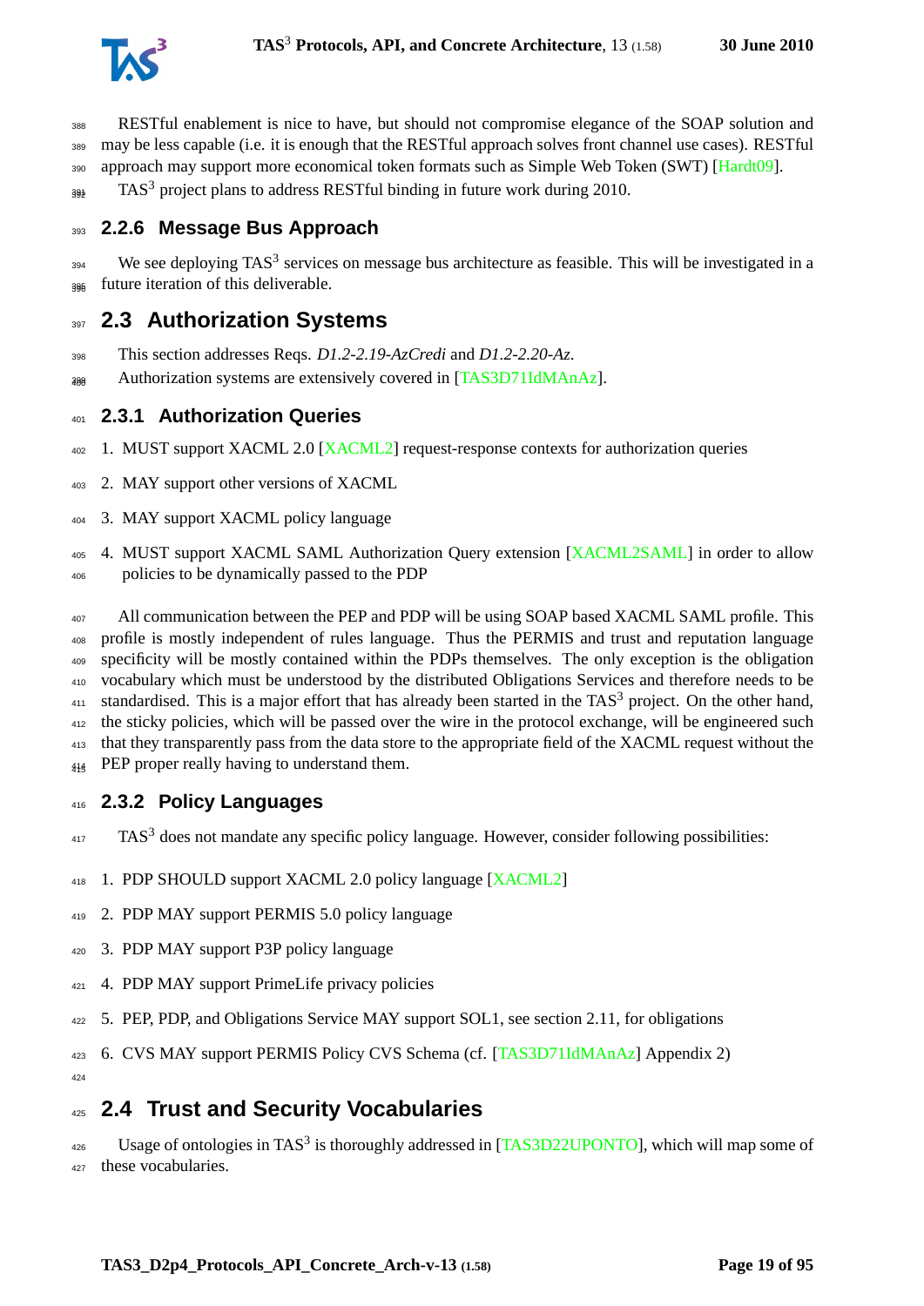RESTful enablement is nice to have, but should not compromise elegance of the SOAP solution and may be less capable (i.e. it is enough that the RESTful approach solves front channel use cases). RESTful approach may support more economical token formats such as Simple Web Token (SWT) [Hardt09].

TAS$^3$ project plans to address RESTful binding in future work during 2010.

### 2.2.6 Message Bus Approach

We see deploying TAS$^3$ services on message bus architecture as feasible. This will be investigated in a future iteration of this deliverable.

## 2.3 Authorization Systems

This section addresses Reqs. *D1.2-2.19-AzCredi* and *D1.2-2.20-Az*.

Authorization systems are extensively covered in [TAS3D71IdMAnAz].

### 2.3.1 Authorization Queries

1. MUST support XACML 2.0 [XACML2] request-response contexts for authorization queries
2. MAY support other versions of XACML
3. MAY support XACML policy language
4. MUST support XACML SAML Authorization Query extension [XACML2SAML] in order to allow policies to be dynamically passed to the PDP

All communication between the PEP and PDP will be using SOAP based XACML SAML profile. This profile is mostly independent of rules language. Thus the PERMIS and trust and reputation language specificity will be mostly contained within the PDPs themselves. The only exception is the obligation vocabulary which must be understood by the distributed Obligations Services and therefore needs to be standardised. This is a major effort that has already been started in the TAS$^3$ project. On the other hand, the sticky policies, which will be passed over the wire in the protocol exchange, will be engineered such that they transparently pass from the data store to the appropriate field of the XACML request without the PEP proper really having to understand them.

### 2.3.2 Policy Languages

TAS$^3$ does not mandate any specific policy language. However, consider following possibilities:

1. PDP SHOULD support XACML 2.0 policy language [XACML2]
2. PDP MAY support PERMIS 5.0 policy language
3. PDP MAY support P3P policy language
4. PDP MAY support PrimeLife privacy policies
5. PEP, PDP, and Obligations Service MAY support SOL1, see section 2.11, for obligations
6. CVS MAY support PERMIS Policy CVS Schema (cf. [TAS3D71IdMAnAz] Appendix 2)

## 2.4 Trust and Security Vocabularies

Usage of ontologies in TAS$^3$ is thoroughly addressed in [TAS3D22UPONTO], which will map some of these vocabularies.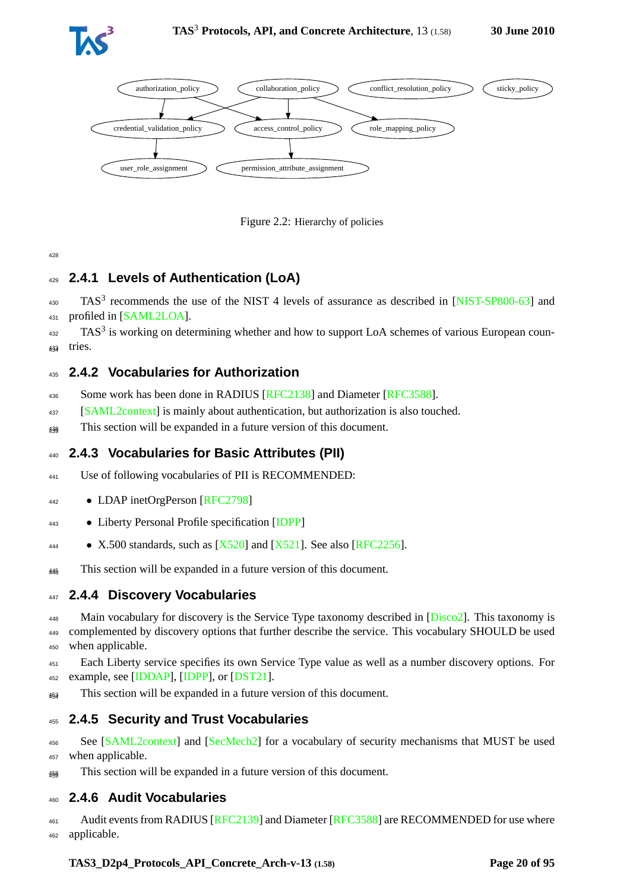Figure 2.2: Hierarchy of policies

### 2.4.1 Levels of Authentication (LoA)

TAS[3] recommends the use of the NIST 4 levels of assurance as described in [NIST-SP800-63] and profiled in [SAML2LOA].

TAS[3] is working on determining whether and how to support LoA schemes of various European countries.

### 2.4.2 Vocabularies for Authorization

Some work has been done in RADIUS [RFC2138] and Diameter [RFC3588].

[SAML2context] is mainly about authentication, but authorization is also touched.

This section will be expanded in a future version of this document.

### 2.4.3 Vocabularies for Basic Attributes (PII)

Use of following vocabularies of PII is RECOMMENDED:

- LDAP inetOrgPerson [RFC2798]
- Liberty Personal Profile specification [IDPP]
- X.500 standards, such as [X520] and [X521]. See also [RFC2256].

This section will be expanded in a future version of this document.

### 2.4.4 Discovery Vocabularies

Main vocabulary for discovery is the Service Type taxonomy described in [Disco2]. This taxonomy is complemented by discovery options that further describe the service. This vocabulary SHOULD be used when applicable.

Each Liberty service specifies its own Service Type value as well as a number discovery options. For example, see [IDDAP], [IDPP], or [DST21].

This section will be expanded in a future version of this document.

### 2.4.5 Security and Trust Vocabularies

See [SAML2context] and [SecMech2] for a vocabulary of security mechanisms that MUST be used when applicable.

This section will be expanded in a future version of this document.

### 2.4.6 Audit Vocabularies

Audit events from RADIUS [RFC2139] and Diameter [RFC3588] are RECOMMENDED for use where applicable.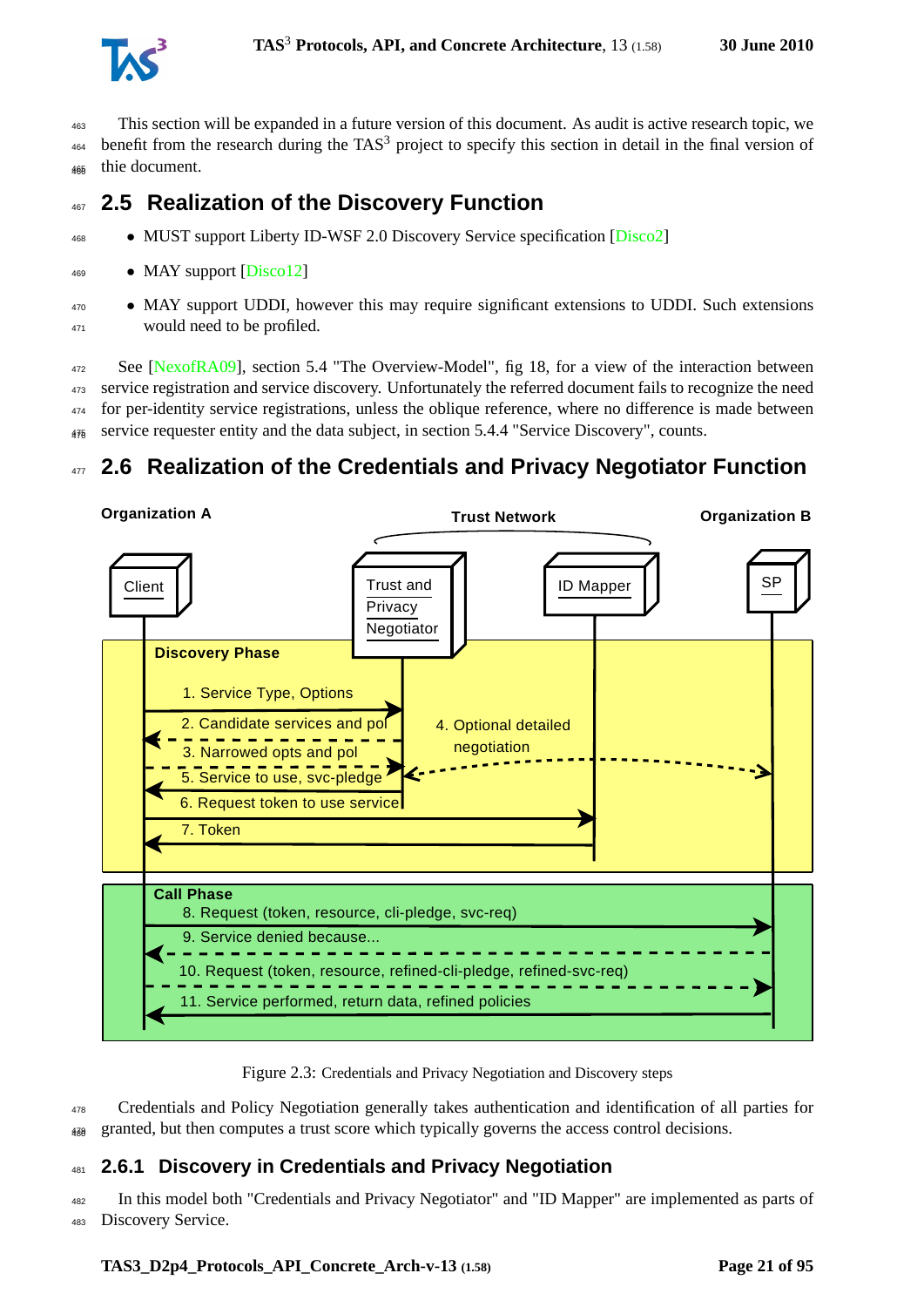This section will be expanded in a future version of this document. As audit is active research topic, we benefit from the research during the TAS[3] project to specify this section in detail in the final version of thie document.

## 2.5 Realization of the Discovery Function

- MUST support Liberty ID-WSF 2.0 Discovery Service specification [Disco2]
- MAY support [Disco12]
- MAY support UDDI, however this may require significant extensions to UDDI. Such extensions would need to be profiled.

See [NexofRA09], section 5.4 "The Overview-Model", fig 18, for a view of the interaction between service registration and service discovery. Unfortunately the referred document fails to recognize the need for per-identity service registrations, unless the oblique reference, where no difference is made between service requester entity and the data subject, in section 5.4.4 "Service Discovery", counts.

## 2.6 Realization of the Credentials and Privacy Negotiator Function

Figure 2.3: Credentials and Privacy Negotiation and Discovery steps

Credentials and Policy Negotiation generally takes authentication and identification of all parties for granted, but then computes a trust score which typically governs the access control decisions.

### 2.6.1 Discovery in Credentials and Privacy Negotiation

In this model both "Credentials and Privacy Negotiator" and "ID Mapper" are implemented as parts of Discovery Service.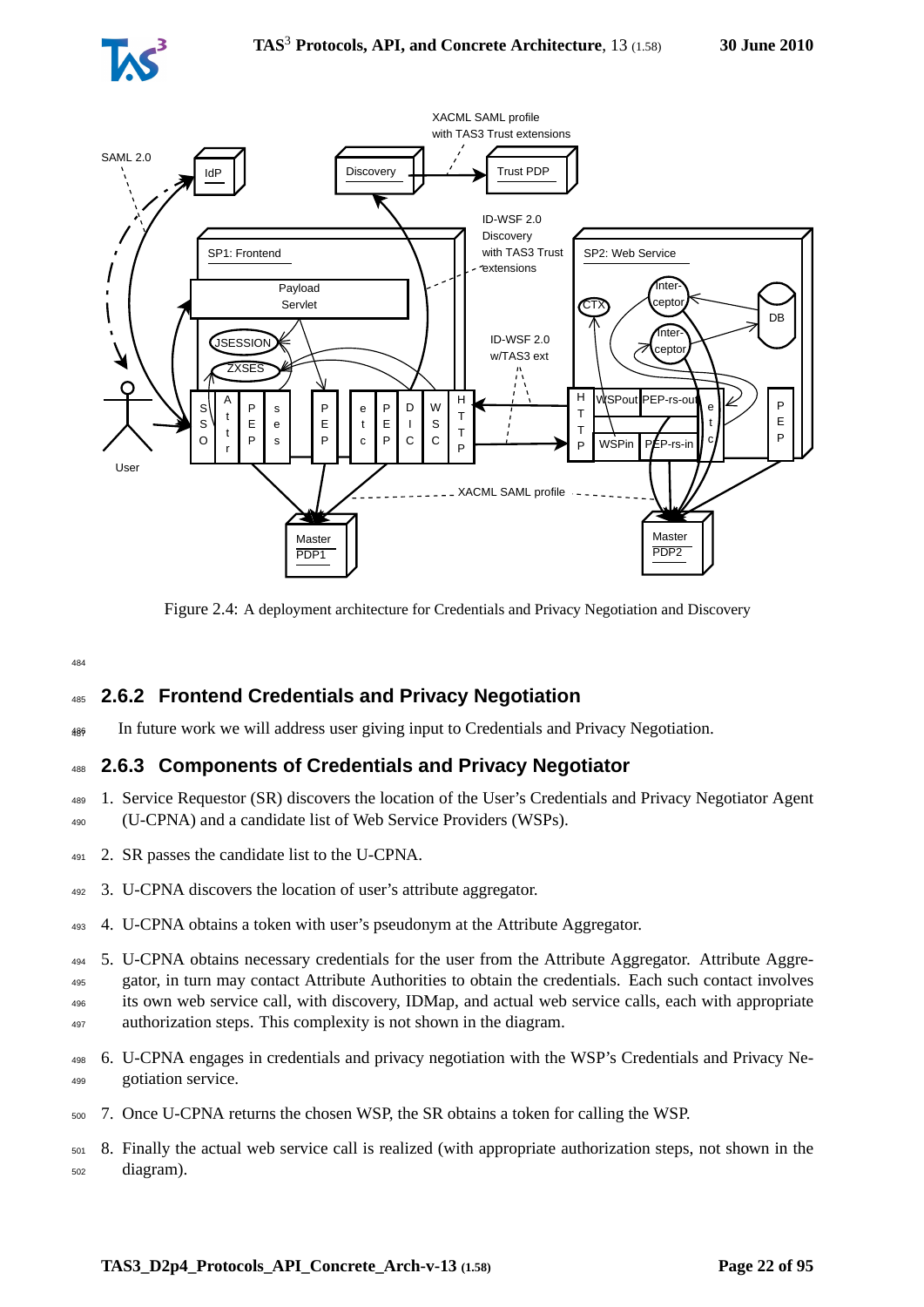Figure 2.4: A deployment architecture for Credentials and Privacy Negotiation and Discovery

### 2.6.2 Frontend Credentials and Privacy Negotiation

In future work we will address user giving input to Credentials and Privacy Negotiation.

### 2.6.3 Components of Credentials and Privacy Negotiator

1. Service Requestor (SR) discovers the location of the User's Credentials and Privacy Negotiator Agent (U-CPNA) and a candidate list of Web Service Providers (WSPs).
2. SR passes the candidate list to the U-CPNA.
3. U-CPNA discovers the location of user's attribute aggregator.
4. U-CPNA obtains a token with user's pseudonym at the Attribute Aggregator.
5. U-CPNA obtains necessary credentials for the user from the Attribute Aggregator. Attribute Aggregator, in turn may contact Attribute Authorities to obtain the credentials. Each such contact involves its own web service call, with discovery, IDMap, and actual web service calls, each with appropriate authorization steps. This complexity is not shown in the diagram.
6. U-CPNA engages in credentials and privacy negotiation with the WSP's Credentials and Privacy Negotiation service.
7. Once U-CPNA returns the chosen WSP, the SR obtains a token for calling the WSP.
8. Finally the actual web service call is realized (with appropriate authorization steps, not shown in the diagram).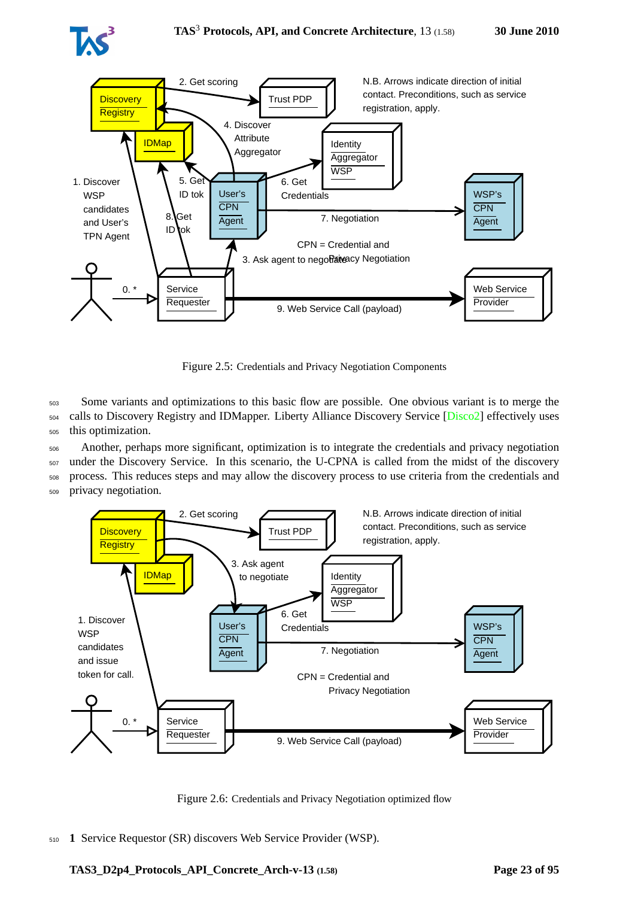Figure 2.5: Credentials and Privacy Negotiation Components

Some variants and optimizations to this basic flow are possible. One obvious variant is to merge the calls to Discovery Registry and IDMapper. Liberty Alliance Discovery Service [Disco2] effectively uses this optimization.

Another, perhaps more significant, optimization is to integrate the credentials and privacy negotiation under the Discovery Service. In this scenario, the U-CPNA is called from the midst of the discovery process. This reduces steps and may allow the discovery process to use criteria from the credentials and privacy negotiation.

Figure 2.6: Credentials and Privacy Negotiation optimized flow

**1** Service Requestor (SR) discovers Web Service Provider (WSP).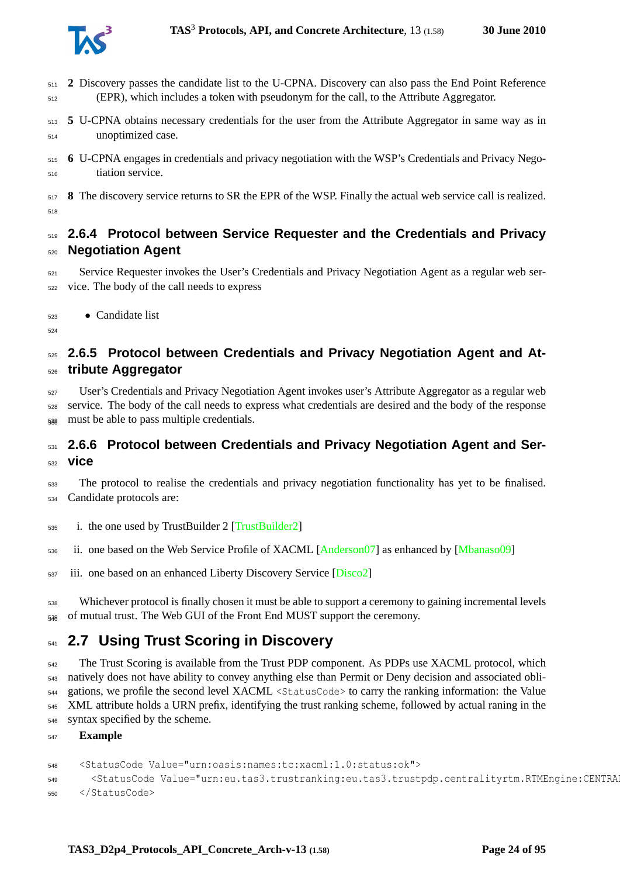**2** Discovery passes the candidate list to the U-CPNA. Discovery can also pass the End Point Reference (EPR), which includes a token with pseudonym for the call, to the Attribute Aggregator.

**5** U-CPNA obtains necessary credentials for the user from the Attribute Aggregator in same way as in unoptimized case.

**6** U-CPNA engages in credentials and privacy negotiation with the WSP's Credentials and Privacy Negotiation service.

**8** The discovery service returns to SR the EPR of the WSP. Finally the actual web service call is realized.

### 2.6.4 Protocol between Service Requester and the Credentials and Privacy Negotiation Agent

Service Requester invokes the User's Credentials and Privacy Negotiation Agent as a regular web service. The body of the call needs to express

- Candidate list

### 2.6.5 Protocol between Credentials and Privacy Negotiation Agent and Attribute Aggregator

User's Credentials and Privacy Negotiation Agent invokes user's Attribute Aggregator as a regular web service. The body of the call needs to express what credentials are desired and the body of the response must be able to pass multiple credentials.

### 2.6.6 Protocol between Credentials and Privacy Negotiation Agent and Service

The protocol to realise the credentials and privacy negotiation functionality has yet to be finalised. Candidate protocols are:

i. the one used by TrustBuilder 2 [TrustBuilder2]

ii. one based on the Web Service Profile of XACML [Anderson07] as enhanced by [Mbanaso09]

iii. one based on an enhanced Liberty Discovery Service [Disco2]

Whichever protocol is finally chosen it must be able to support a ceremony to gaining incremental levels of mutual trust. The Web GUI of the Front End MUST support the ceremony.

## 2.7 Using Trust Scoring in Discovery

The Trust Scoring is available from the Trust PDP component. As PDPs use XACML protocol, which natively does not have ability to convey anything else than Permit or Deny decision and associated obligations, we profile the second level XACML `<StatusCode>` to carry the ranking information: the Value XML attribute holds a URN prefix, identifying the trust ranking scheme, followed by actual raning in the syntax specified by the scheme.

**Example**

```
<StatusCode Value="urn:oasis:names:tc:xacml:1.0:status:ok">
  <StatusCode Value="urn:eu.tas3.trustranking:eu.tas3.trustpdp.centralityrtm.RTMEngine:CENTRAL
</StatusCode>
```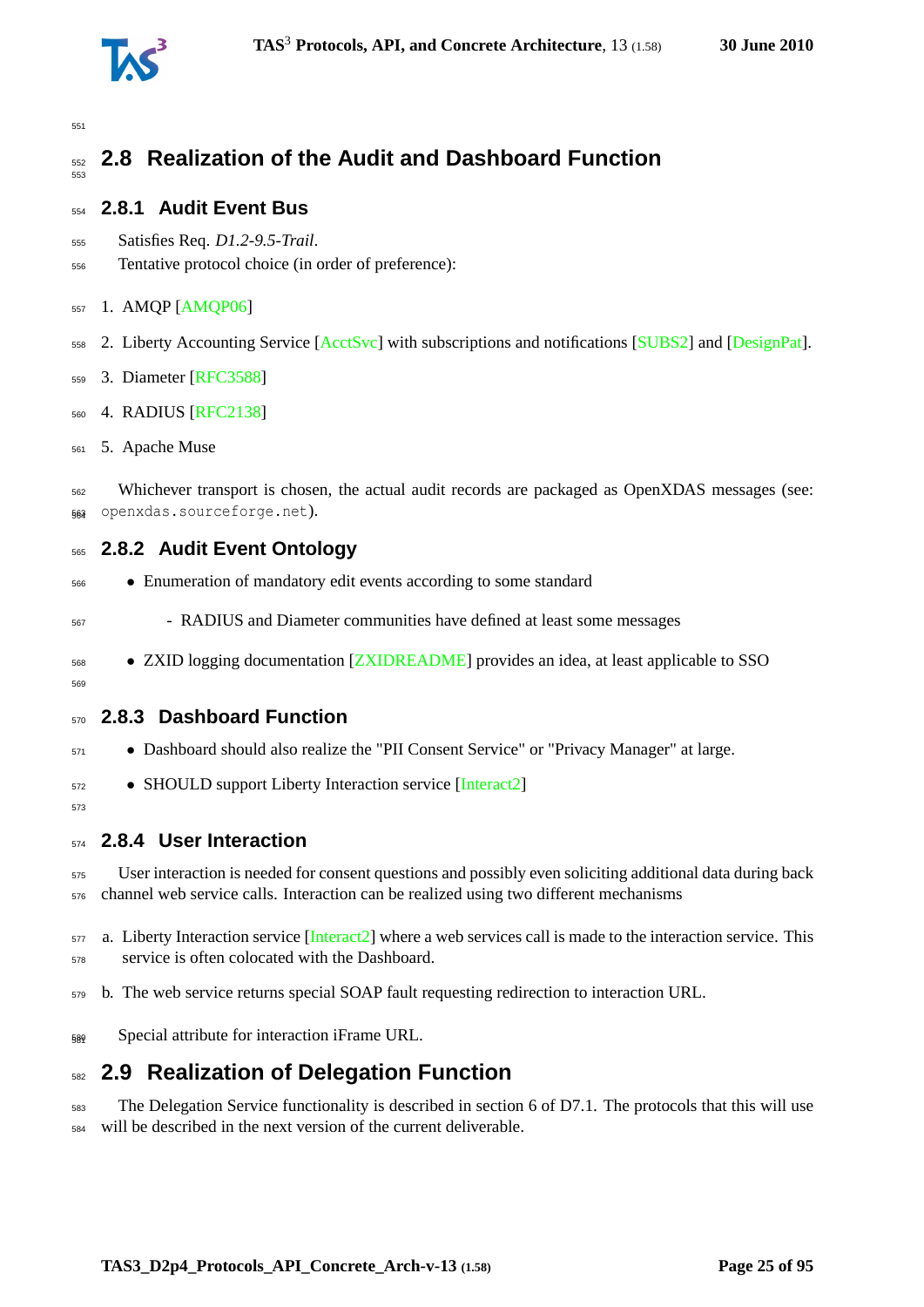## 2.8 Realization of the Audit and Dashboard Function

### 2.8.1 Audit Event Bus

Satisfies Req. *D1.2-9.5-Trail*.

Tentative protocol choice (in order of preference):

1. AMQP [AMQP06]
2. Liberty Accounting Service [AcctSvc] with subscriptions and notifications [SUBS2] and [DesignPat].
3. Diameter [RFC3588]
4. RADIUS [RFC2138]
5. Apache Muse

Whichever transport is chosen, the actual audit records are packaged as OpenXDAS messages (see: `openxdas.sourceforge.net`).

### 2.8.2 Audit Event Ontology

- Enumeration of mandatory edit events according to some standard
  - RADIUS and Diameter communities have defined at least some messages
- ZXID logging documentation [ZXIDREADME] provides an idea, at least applicable to SSO

### 2.8.3 Dashboard Function

- Dashboard should also realize the "PII Consent Service" or "Privacy Manager" at large.
- SHOULD support Liberty Interaction service [Interact2]

### 2.8.4 User Interaction

User interaction is needed for consent questions and possibly even soliciting additional data during back channel web service calls. Interaction can be realized using two different mechanisms

a. Liberty Interaction service [Interact2] where a web services call is made to the interaction service. This service is often colocated with the Dashboard.

b. The web service returns special SOAP fault requesting redirection to interaction URL.

Special attribute for interaction iFrame URL.

## 2.9 Realization of Delegation Function

The Delegation Service functionality is described in section 6 of D7.1. The protocols that this will use will be described in the next version of the current deliverable.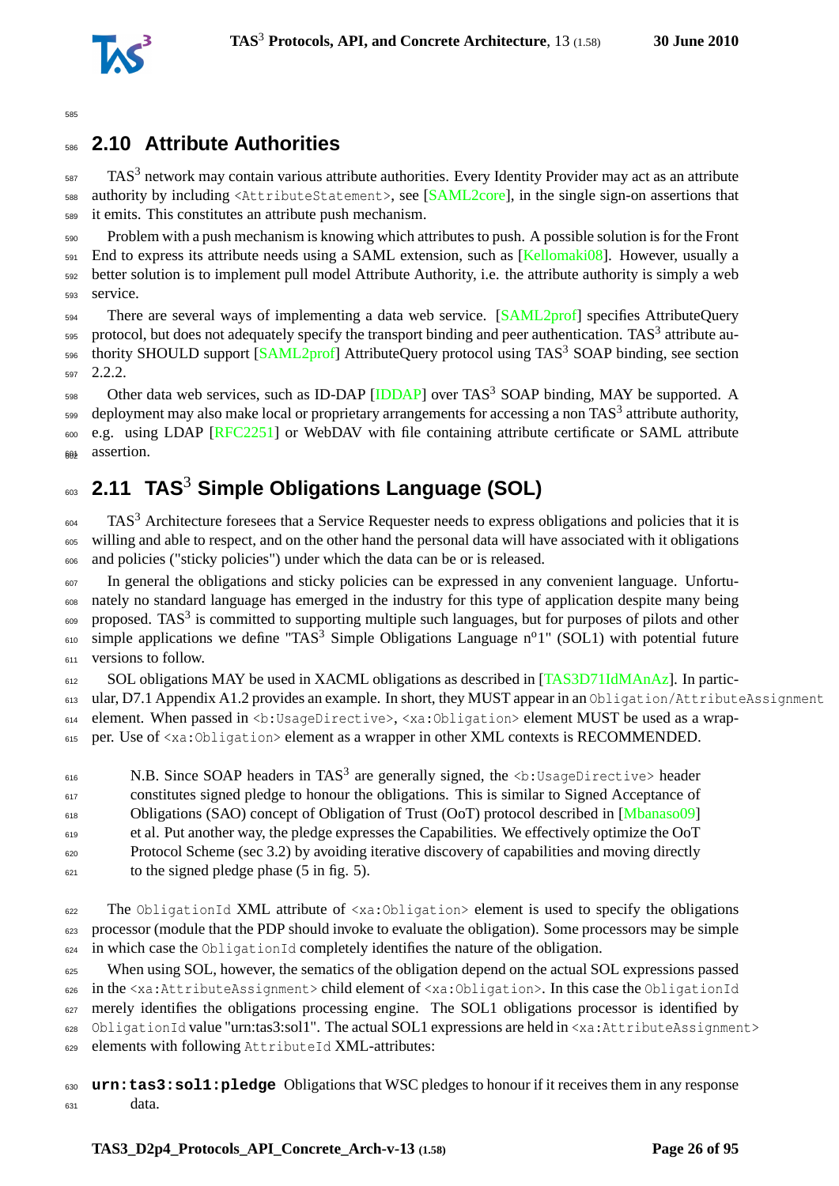## 2.10 Attribute Authorities

TAS[3] network may contain various attribute authorities. Every Identity Provider may act as an attribute authority by including `<AttributeStatement>`, see [SAML2core], in the single sign-on assertions that it emits. This constitutes an attribute push mechanism.

Problem with a push mechanism is knowing which attributes to push. A possible solution is for the Front End to express its attribute needs using a SAML extension, such as [Kellomaki08]. However, usually a better solution is to implement pull model Attribute Authority, i.e. the attribute authority is simply a web service.

There are several ways of implementing a data web service. [SAML2prof] specifies AttributeQuery protocol, but does not adequately specify the transport binding and peer authentication. TAS[3] attribute authority SHOULD support [SAML2prof] AttributeQuery protocol using TAS[3] SOAP binding, see section 2.2.2.

Other data web services, such as ID-DAP [IDDAP] over TAS[3] SOAP binding, MAY be supported. A deployment may also make local or proprietary arrangements for accessing a non TAS[3] attribute authority, e.g. using LDAP [RFC2251] or WebDAV with file containing attribute certificate or SAML attribute assertion.

## 2.11 TAS[3] Simple Obligations Language (SOL)

TAS[3] Architecture foresees that a Service Requester needs to express obligations and policies that it is willing and able to respect, and on the other hand the personal data will have associated with it obligations and policies ("sticky policies") under which the data can be or is released.

In general the obligations and sticky policies can be expressed in any convenient language. Unfortunately no standard language has emerged in the industry for this type of application despite many being proposed. TAS[3] is committed to supporting multiple such languages, but for purposes of pilots and other simple applications we define "TAS[3] Simple Obligations Language n°1" (SOL1) with potential future versions to follow.

SOL obligations MAY be used in XACML obligations as described in [TAS3D71IdMAnAz]. In particular, D7.1 Appendix A1.2 provides an example. In short, they MUST appear in an `Obligation/AttributeAssignment` element. When passed in `<b:UsageDirective>`, `<xa:Obligation>` element MUST be used as a wrapper. Use of `<xa:Obligation>` element as a wrapper in other XML contexts is RECOMMENDED.

> N.B. Since SOAP headers in TAS[3] are generally signed, the `<b:UsageDirective>` header constitutes signed pledge to honour the obligations. This is similar to Signed Acceptance of Obligations (SAO) concept of Obligation of Trust (OoT) protocol described in [Mbanaso09] et al. Put another way, the pledge expresses the Capabilities. We effectively optimize the OoT Protocol Scheme (sec 3.2) by avoiding iterative discovery of capabilities and moving directly to the signed pledge phase (5 in fig. 5).

The `ObligationId` XML attribute of `<xa:Obligation>` element is used to specify the obligations processor (module that the PDP should invoke to evaluate the obligation). Some processors may be simple in which case the `ObligationId` completely identifies the nature of the obligation.

When using SOL, however, the sematics of the obligation depend on the actual SOL expressions passed in the `<xa:AttributeAssignment>` child element of `<xa:Obligation>`. In this case the `ObligationId` merely identifies the obligations processing engine. The SOL1 obligations processor is identified by `ObligationId` value "urn:tas3:sol1". The actual SOL1 expressions are held in `<xa:AttributeAssignment>` elements with following `AttributeId` XML-attributes:

**`urn:tas3:sol1:pledge`** Obligations that WSC pledges to honour if it receives them in any response data.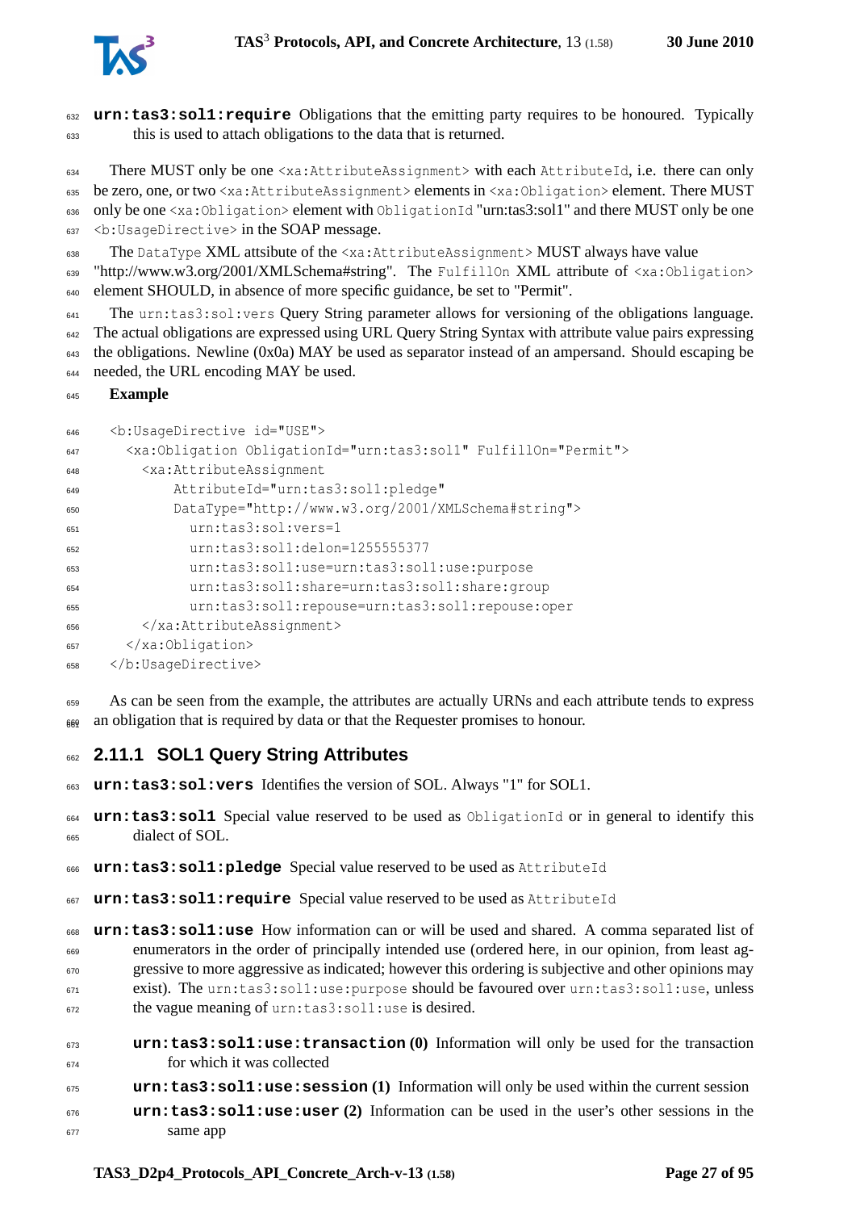**urn:tas3:sol1:require** Obligations that the emitting party requires to be honoured. Typically this is used to attach obligations to the data that is returned.

There MUST only be one `<xa:AttributeAssignment>` with each `AttributeId`, i.e. there can only be zero, one, or two `<xa:AttributeAssignment>` elements in `<xa:Obligation>` element. There MUST only be one `<xa:Obligation>` element with `ObligationId` "urn:tas3:sol1" and there MUST only be one `<b:UsageDirective>` in the SOAP message.

The `DataType` XML attsibute of the `<xa:AttributeAssignment>` MUST always have value "http://www.w3.org/2001/XMLSchema#string". The `FulfillOn` XML attribute of `<xa:Obligation>` element SHOULD, in absence of more specific guidance, be set to "Permit".

The `urn:tas3:sol:vers` Query String parameter allows for versioning of the obligations language. The actual obligations are expressed using URL Query String Syntax with attribute value pairs expressing the obligations. Newline (0x0a) MAY be used as separator instead of an ampersand. Should escaping be needed, the URL encoding MAY be used.

**Example**

```
<b:UsageDirective id="USE">
  <xa:Obligation ObligationId="urn:tas3:sol1" FulfillOn="Permit">
    <xa:AttributeAssignment
        AttributeId="urn:tas3:sol1:pledge"
        DataType="http://www.w3.org/2001/XMLSchema#string">
          urn:tas3:sol:vers=1
          urn:tas3:sol1:delon=1255555377
          urn:tas3:sol1:use=urn:tas3:sol1:use:purpose
          urn:tas3:sol1:share=urn:tas3:sol1:share:group
          urn:tas3:sol1:repouse=urn:tas3:sol1:repouse:oper
    </xa:AttributeAssignment>
  </xa:Obligation>
</b:UsageDirective>
```

As can be seen from the example, the attributes are actually URNs and each attribute tends to express an obligation that is required by data or that the Requester promises to honour.

### 2.11.1 SOL1 Query String Attributes

**urn:tas3:sol:vers** Identifies the version of SOL. Always "1" for SOL1.

**urn:tas3:sol1** Special value reserved to be used as `ObligationId` or in general to identify this dialect of SOL.

**urn:tas3:sol1:pledge** Special value reserved to be used as `AttributeId`

**urn:tas3:sol1:require** Special value reserved to be used as `AttributeId`

**urn:tas3:sol1:use** How information can or will be used and shared. A comma separated list of enumerators in the order of principally intended use (ordered here, in our opinion, from least aggressive to more aggressive as indicated; however this ordering is subjective and other opinions may exist). The `urn:tas3:sol1:use:purpose` should be favoured over `urn:tas3:sol1:use`, unless the vague meaning of `urn:tas3:sol1:use` is desired.

- **urn:tas3:sol1:use:transaction (0)** Information will only be used for the transaction for which it was collected
- **urn:tas3:sol1:use:session (1)** Information will only be used within the current session
- **urn:tas3:sol1:use:user (2)** Information can be used in the user's other sessions in the same app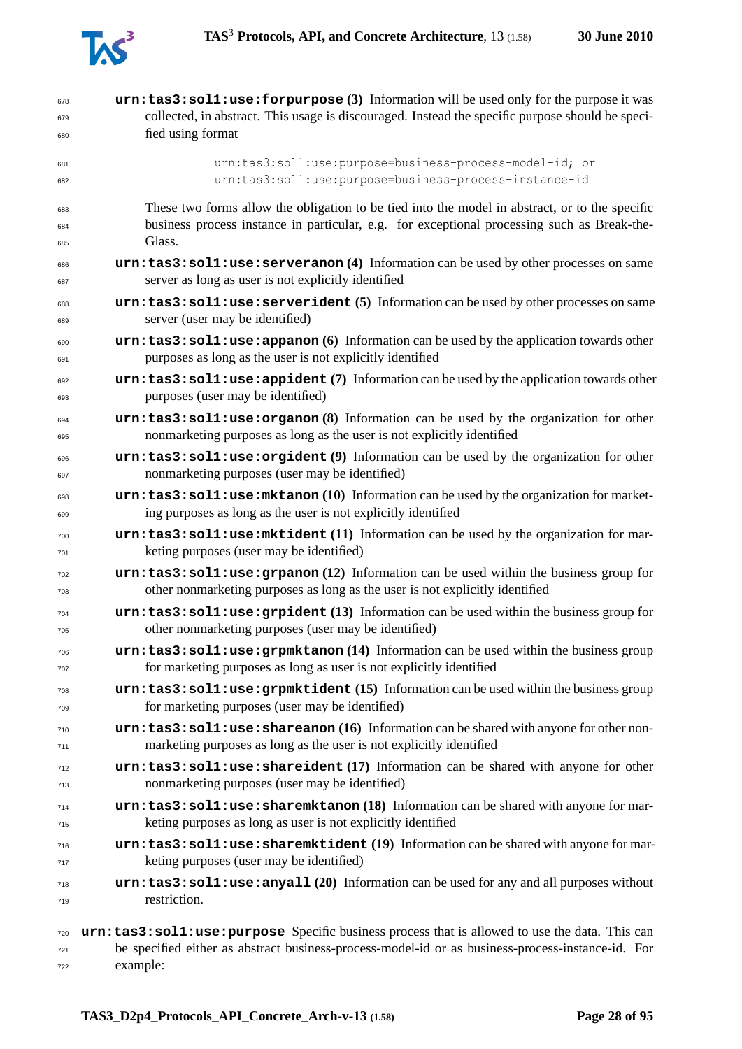**urn:tas3:sol1:use:forpurpose (3)** Information will be used only for the purpose it was collected, in abstract. This usage is discouraged. Instead the specific purpose should be specified using format

```
urn:tas3:sol1:use:purpose=business-process-model-id; or
urn:tas3:sol1:use:purpose=business-process-instance-id
```

These two forms allow the obligation to be tied into the model in abstract, or to the specific business process instance in particular, e.g. for exceptional processing such as Break-the-Glass.

**urn:tas3:sol1:use:serveranon (4)** Information can be used by other processes on same server as long as user is not explicitly identified

**urn:tas3:sol1:use:serverident (5)** Information can be used by other processes on same server (user may be identified)

**urn:tas3:sol1:use:appanon (6)** Information can be used by the application towards other purposes as long as the user is not explicitly identified

**urn:tas3:sol1:use:appident (7)** Information can be used by the application towards other purposes (user may be identified)

**urn:tas3:sol1:use:organon (8)** Information can be used by the organization for other nonmarketing purposes as long as the user is not explicitly identified

**urn:tas3:sol1:use:orgident (9)** Information can be used by the organization for other nonmarketing purposes (user may be identified)

**urn:tas3:sol1:use:mktanon (10)** Information can be used by the organization for marketing purposes as long as the user is not explicitly identified

**urn:tas3:sol1:use:mktident (11)** Information can be used by the organization for marketing purposes (user may be identified)

**urn:tas3:sol1:use:grpanon (12)** Information can be used within the business group for other nonmarketing purposes as long as the user is not explicitly identified

**urn:tas3:sol1:use:grpident (13)** Information can be used within the business group for other nonmarketing purposes (user may be identified)

**urn:tas3:sol1:use:grpmktanon (14)** Information can be used within the business group for marketing purposes as long as user is not explicitly identified

**urn:tas3:sol1:use:grpmktident (15)** Information can be used within the business group for marketing purposes (user may be identified)

**urn:tas3:sol1:use:shareanon (16)** Information can be shared with anyone for other nonmarketing purposes as long as the user is not explicitly identified

**urn:tas3:sol1:use:shareident (17)** Information can be shared with anyone for other nonmarketing purposes (user may be identified)

**urn:tas3:sol1:use:sharemktanon (18)** Information can be shared with anyone for marketing purposes as long as user is not explicitly identified

**urn:tas3:sol1:use:sharemktident (19)** Information can be shared with anyone for marketing purposes (user may be identified)

**urn:tas3:sol1:use:anyall (20)** Information can be used for any and all purposes without restriction.

**urn:tas3:sol1:use:purpose** Specific business process that is allowed to use the data. This can be specified either as abstract business-process-model-id or as business-process-instance-id. For example: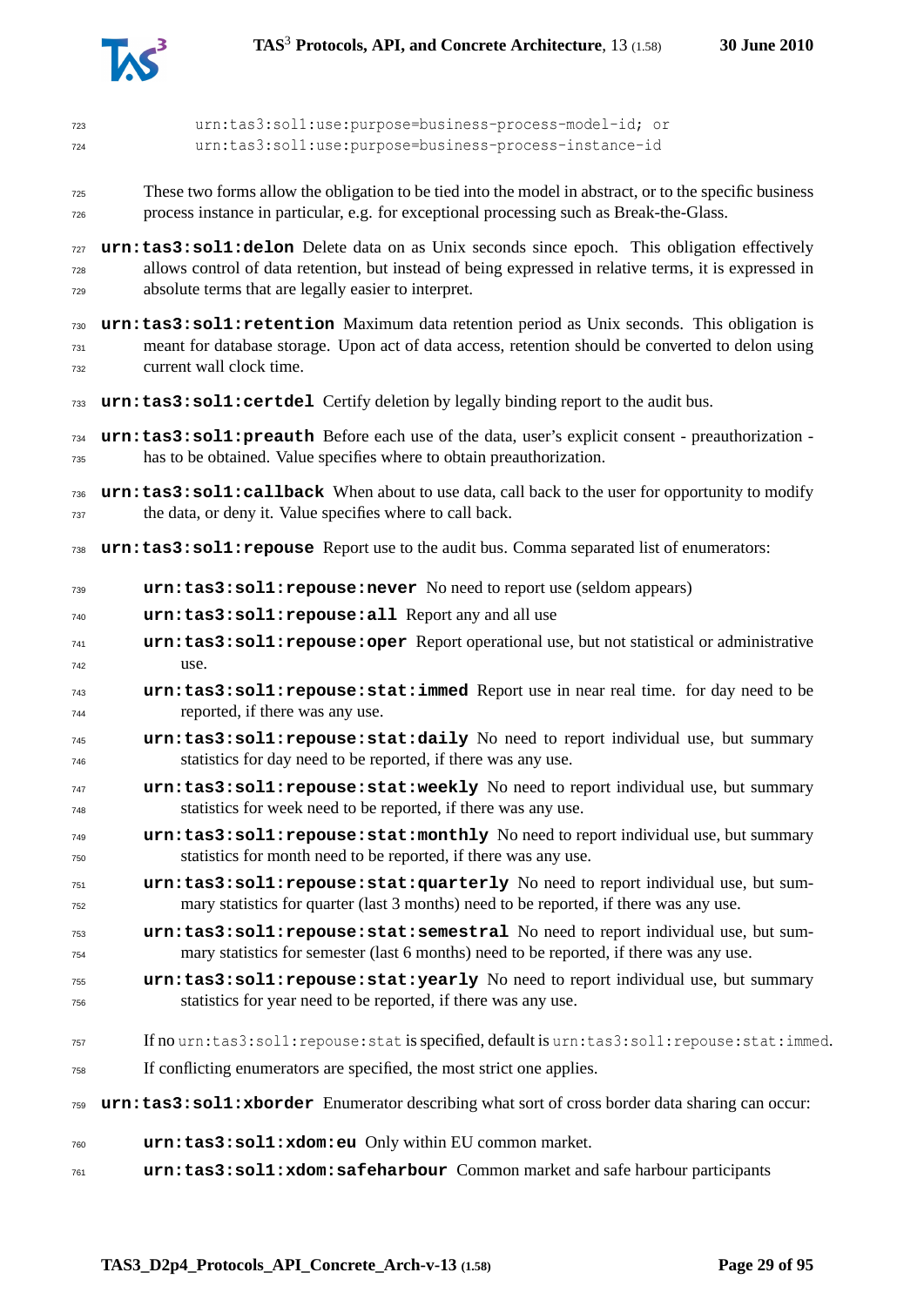```
urn:tas3:sol1:use:purpose=business-process-model-id; or
urn:tas3:sol1:use:purpose=business-process-instance-id
```

These two forms allow the obligation to be tied into the model in abstract, or to the specific business process instance in particular, e.g. for exceptional processing such as Break-the-Glass.

**urn:tas3:sol1:delon** Delete data on as Unix seconds since epoch. This obligation effectively allows control of data retention, but instead of being expressed in relative terms, it is expressed in absolute terms that are legally easier to interpret.

**urn:tas3:sol1:retention** Maximum data retention period as Unix seconds. This obligation is meant for database storage. Upon act of data access, retention should be converted to delon using current wall clock time.

**urn:tas3:sol1:certdel** Certify deletion by legally binding report to the audit bus.

**urn:tas3:sol1:preauth** Before each use of the data, user's explicit consent - preauthorization - has to be obtained. Value specifies where to obtain preauthorization.

**urn:tas3:sol1:callback** When about to use data, call back to the user for opportunity to modify the data, or deny it. Value specifies where to call back.

**urn:tas3:sol1:repouse** Report use to the audit bus. Comma separated list of enumerators:

- **urn:tas3:sol1:repouse:never** No need to report use (seldom appears)
- **urn:tas3:sol1:repouse:all** Report any and all use
- **urn:tas3:sol1:repouse:oper** Report operational use, but not statistical or administrative use.
- **urn:tas3:sol1:repouse:stat:immed** Report use in near real time. for day need to be reported, if there was any use.
- **urn:tas3:sol1:repouse:stat:daily** No need to report individual use, but summary statistics for day need to be reported, if there was any use.
- **urn:tas3:sol1:repouse:stat:weekly** No need to report individual use, but summary statistics for week need to be reported, if there was any use.
- **urn:tas3:sol1:repouse:stat:monthly** No need to report individual use, but summary statistics for month need to be reported, if there was any use.
- **urn:tas3:sol1:repouse:stat:quarterly** No need to report individual use, but summary statistics for quarter (last 3 months) need to be reported, if there was any use.
- **urn:tas3:sol1:repouse:stat:semestral** No need to report individual use, but summary statistics for semester (last 6 months) need to be reported, if there was any use.
- **urn:tas3:sol1:repouse:stat:yearly** No need to report individual use, but summary statistics for year need to be reported, if there was any use.

If no `urn:tas3:sol1:repouse:stat` is specified, default is `urn:tas3:sol1:repouse:stat:immed`. If conflicting enumerators are specified, the most strict one applies.

**urn:tas3:sol1:xborder** Enumerator describing what sort of cross border data sharing can occur:

- **urn:tas3:sol1:xdom:eu** Only within EU common market.
- **urn:tas3:sol1:xdom:safeharbour** Common market and safe harbour participants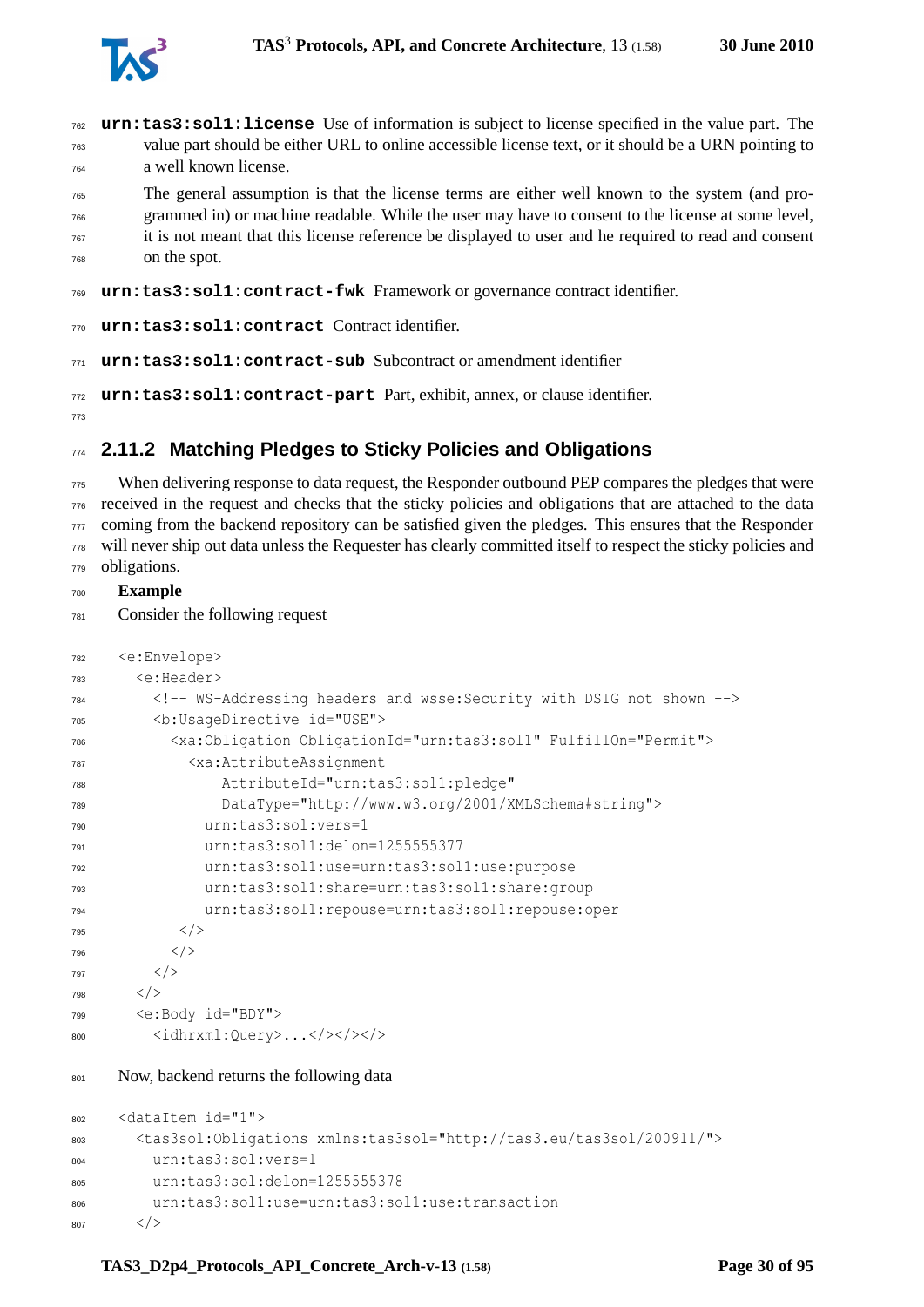**`urn:tas3:sol1:license`** Use of information is subject to license specified in the value part. The value part should be either URL to online accessible license text, or it should be a URN pointing to a well known license.

The general assumption is that the license terms are either well known to the system (and programmed in) or machine readable. While the user may have to consent to the license at some level, it is not meant that this license reference be displayed to user and he required to read and consent on the spot.

**`urn:tas3:sol1:contract-fwk`** Framework or governance contract identifier.

**`urn:tas3:sol1:contract`** Contract identifier.

**`urn:tas3:sol1:contract-sub`** Subcontract or amendment identifier

**`urn:tas3:sol1:contract-part`** Part, exhibit, annex, or clause identifier.

### 2.11.2 Matching Pledges to Sticky Policies and Obligations

When delivering response to data request, the Responder outbound PEP compares the pledges that were received in the request and checks that the sticky policies and obligations that are attached to the data coming from the backend repository can be satisfied given the pledges. This ensures that the Responder will never ship out data unless the Requester has clearly committed itself to respect the sticky policies and obligations.

**Example**

Consider the following request

```
<e:Envelope>
  <e:Header>
    <!-- WS-Addressing headers and wsse:Security with DSIG not shown -->
    <b:UsageDirective id="USE">
      <xa:Obligation ObligationId="urn:tas3:sol1" FulfillOn="Permit">
        <xa:AttributeAssignment
            AttributeId="urn:tas3:sol1:pledge"
            DataType="http://www.w3.org/2001/XMLSchema#string">
          urn:tas3:sol:vers=1
          urn:tas3:sol1:delon=1255555377
          urn:tas3:sol1:use=urn:tas3:sol1:use:purpose
          urn:tas3:sol1:share=urn:tas3:sol1:share:group
          urn:tas3:sol1:repouse=urn:tas3:sol1:repouse:oper
        </>
      </>
    </>
  </>
  <e:Body id="BDY">
    <idhrxml:Query>...</></></>
```

Now, backend returns the following data

```
<dataItem id="1">
  <tas3sol:Obligations xmlns:tas3sol="http://tas3.eu/tas3sol/200911/">
    urn:tas3:sol:vers=1
    urn:tas3:sol:delon=1255555378
    urn:tas3:sol1:use=urn:tas3:sol1:use:transaction
  </>
```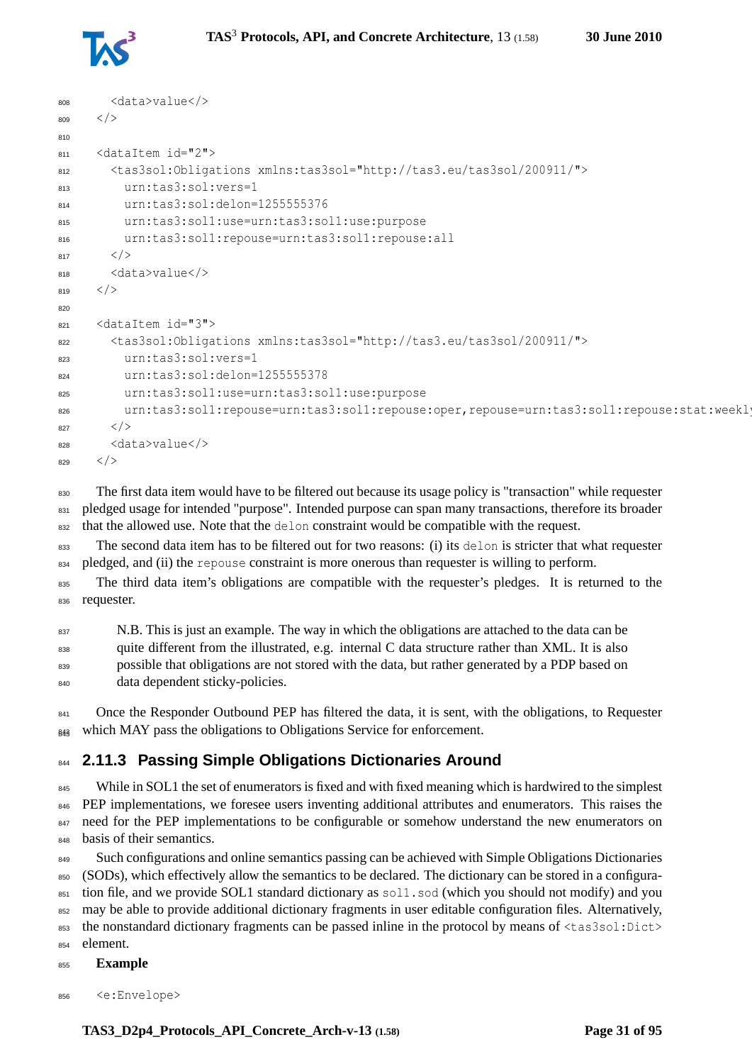```
    <data>value</>
  </>

  <dataItem id="2">
    <tas3sol:Obligations xmlns:tas3sol="http://tas3.eu/tas3sol/200911/">
      urn:tas3:sol:vers=1
      urn:tas3:sol:delon=1255555376
      urn:tas3:sol1:use=urn:tas3:sol1:use:purpose
      urn:tas3:sol1:repoue=urn:tas3:sol1:repoue:all
    </>
    <data>value</>
  </>

  <dataItem id="3">
    <tas3sol:Obligations xmlns:tas3sol="http://tas3.eu/tas3sol/200911/">
      urn:tas3:sol:vers=1
      urn:tas3:sol:delon=1255555378
      urn:tas3:sol1:use=urn:tas3:sol1:use:purpose
      urn:tas3:sol1:repoue=urn:tas3:sol1:repoue:oper,repoue=urn:tas3:sol1:repoue:stat:weekly
    </>
    <data>value</>
  </>
```

The first data item would have to be filtered out because its usage policy is "transaction" while requester pledged usage for intended "purpose". Intended purpose can span many transactions, therefore its broader that the allowed use. Note that the `delon` constraint would be compatible with the request.

The second data item has to be filtered out for two reasons: (i) its `delon` is stricter that what requester pledged, and (ii) the `repouse` constraint is more onerous than requester is willing to perform.

The third data item's obligations are compatible with the requester's pledges. It is returned to the requester.

> N.B. This is just an example. The way in which the obligations are attached to the data can be quite different from the illustrated, e.g. internal C data structure rather than XML. It is also possible that obligations are not stored with the data, but rather generated by a PDP based on data dependent sticky-policies.

Once the Responder Outbound PEP has filtered the data, it is sent, with the obligations, to Requester which MAY pass the obligations to Obligations Service for enforcement.

### 2.11.3 Passing Simple Obligations Dictionaries Around

While in SOL1 the set of enumerators is fixed and with fixed meaning which is hardwired to the simplest PEP implementations, we foresee users inventing additional attributes and enumerators. This raises the need for the PEP implementations to be configurable or somehow understand the new enumerators on basis of their semantics.

Such configurations and online semantics passing can be achieved with Simple Obligations Dictionaries (SODs), which effectively allow the semantics to be declared. The dictionary can be stored in a configuration file, and we provide SOL1 standard dictionary as `sol1.sod` (which you should not modify) and you may be able to provide additional dictionary fragments in user editable configuration files. Alternatively, the nonstandard dictionary fragments can be passed inline in the protocol by means of `<tas3sol:Dict>` element.

**Example**

```
  <e:Envelope>
```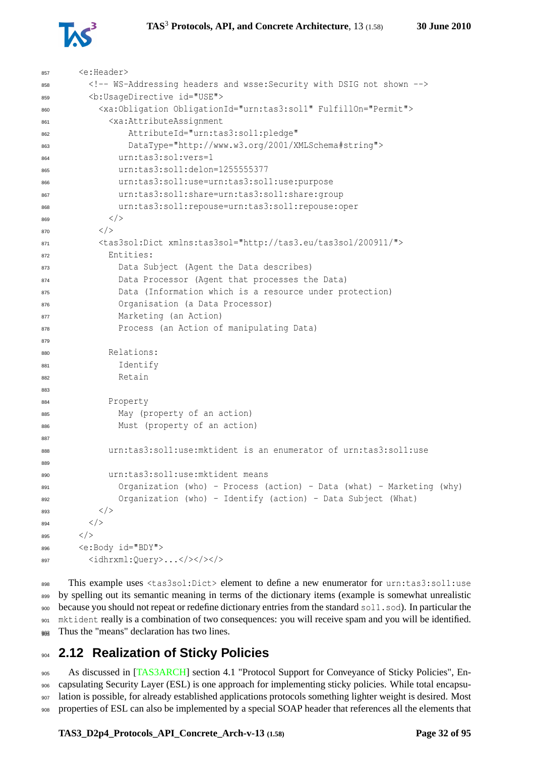```
<e:Header>
  <!-- WS-Addressing headers and wsse:Security with DSIG not shown -->
  <b:UsageDirective id="USE">
    <xa:Obligation ObligationId="urn:tas3:sol1" FulfillOn="Permit">
      <xa:AttributeAssignment
          AttributeId="urn:tas3:sol1:pledge"
          DataType="http://www.w3.org/2001/XMLSchema#string">
        urn:tas3:sol:vers=1
        urn:tas3:sol1:delon=1255555377
        urn:tas3:sol1:use=urn:tas3:sol1:use:purpose
        urn:tas3:sol1:share=urn:tas3:sol1:share:group
        urn:tas3:sol1:repouse=urn:tas3:sol1:repouse:oper
      </>
    </>
    <tas3sol:Dict xmlns:tas3sol="http://tas3.eu/tas3sol/200911/">
      Entities:
        Data Subject (Agent the Data describes)
        Data Processor (Agent that processes the Data)
        Data (Information which is a resource under protection)
        Organisation (a Data Processor)
        Marketing (an Action)
        Process (an Action of manipulating Data)

      Relations:
        Identify
        Retain

      Property
        May (property of an action)
        Must (property of an action)

      urn:tas3:sol1:use:mktident is an enumerator of urn:tas3:sol1:use

      urn:tas3:sol1:use:mktident means
        Organization (who) - Process (action) - Data (what) - Marketing (why)
        Organization (who) - Identify (action) - Data Subject (What)
    </>
  </>
</>
<e:Body id="BDY">
  <idhrxml:Query>...</></></>
```

This example uses `<tas3sol:Dict>` element to define a new enumerator for `urn:tas3:sol1:use` by spelling out its semantic meaning in terms of the dictionary items (example is somewhat unrealistic because you should not repeat or redefine dictionary entries from the standard `sol1.sod`). In particular the `mktident` really is a combination of two consequences: you will receive spam and you will be identified. Thus the "means" declaration has two lines.

## 2.12 Realization of Sticky Policies

As discussed in [TAS3ARCH] section 4.1 "Protocol Support for Conveyance of Sticky Policies", Encapsulating Security Layer (ESL) is one approach for implementing sticky policies. While total encapsulation is possible, for already established applications protocols something lighter weight is desired. Most properties of ESL can also be implemented by a special SOAP header that references all the elements that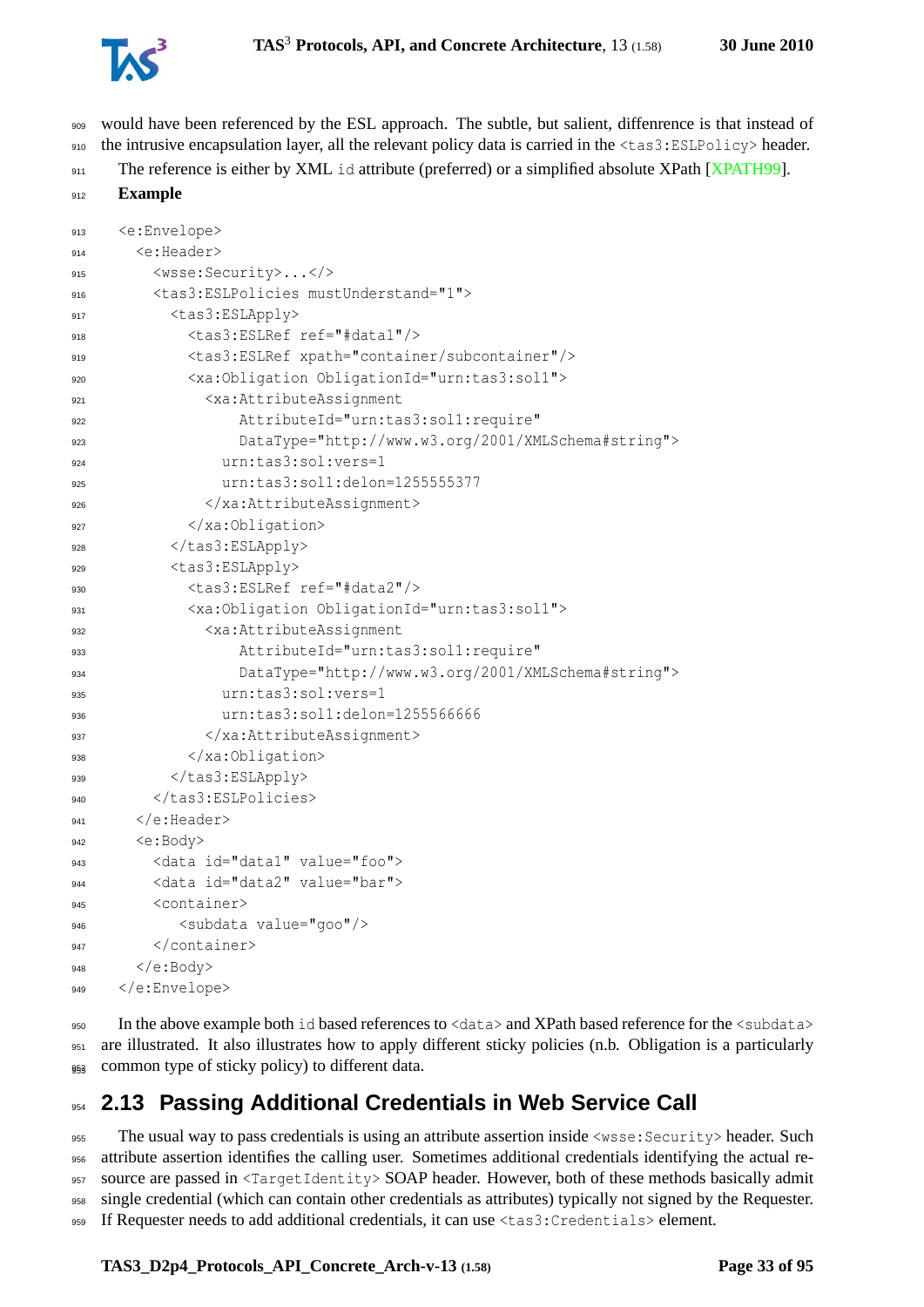would have been referenced by the ESL approach. The subtle, but salient, diffenrence is that instead of the intrusive encapsulation layer, all the relevant policy data is carried in the `<tas3:ESLPolicy>` header.

The reference is either by XML `id` attribute (preferred) or a simplified absolute XPath [XPATH99].

**Example**

```
<e:Envelope>
  <e:Header>
    <wsse:Security>...</>
    <tas3:ESLPolicies mustUnderstand="1">
      <tas3:ESLApply>
        <tas3:ESLRef ref="#data1"/>
        <tas3:ESLRef xpath="container/subcontainer"/>
        <xa:Obligation ObligationId="urn:tas3:sol1">
          <xa:AttributeAssignment
              AttributeId="urn:tas3:sol1:require"
              DataType="http://www.w3.org/2001/XMLSchema#string">
            urn:tas3:sol:vers=1
            urn:tas3:sol1:delon=1255555377
          </xa:AttributeAssignment>
        </xa:Obligation>
      </tas3:ESLApply>
      <tas3:ESLApply>
        <tas3:ESLRef ref="#data2"/>
        <xa:Obligation ObligationId="urn:tas3:sol1">
          <xa:AttributeAssignment
              AttributeId="urn:tas3:sol1:require"
              DataType="http://www.w3.org/2001/XMLSchema#string">
            urn:tas3:sol:vers=1
            urn:tas3:sol1:delon=1255566666
          </xa:AttributeAssignment>
        </xa:Obligation>
      </tas3:ESLApply>
    </tas3:ESLPolicies>
  </e:Header>
  <e:Body>
    <data id="data1" value="foo">
    <data id="data2" value="bar">
    <container>
       <subdata value="goo"/>
    </container>
  </e:Body>
</e:Envelope>
```

In the above example both `id` based references to `<data>` and XPath based reference for the `<subdata>` are illustrated. It also illustrates how to apply different sticky policies (n.b. Obligation is a particularly common type of sticky policy) to different data.

## 2.13 Passing Additional Credentials in Web Service Call

The usual way to pass credentials is using an attribute assertion inside `<wsse:Security>` header. Such attribute assertion identifies the calling user. Sometimes additional credentials identifying the actual resource are passed in `<TargetIdentity>` SOAP header. However, both of these methods basically admit single credential (which can contain other credentials as attributes) typically not signed by the Requester. If Requester needs to add additional credentials, it can use `<tas3:Credentials>` element.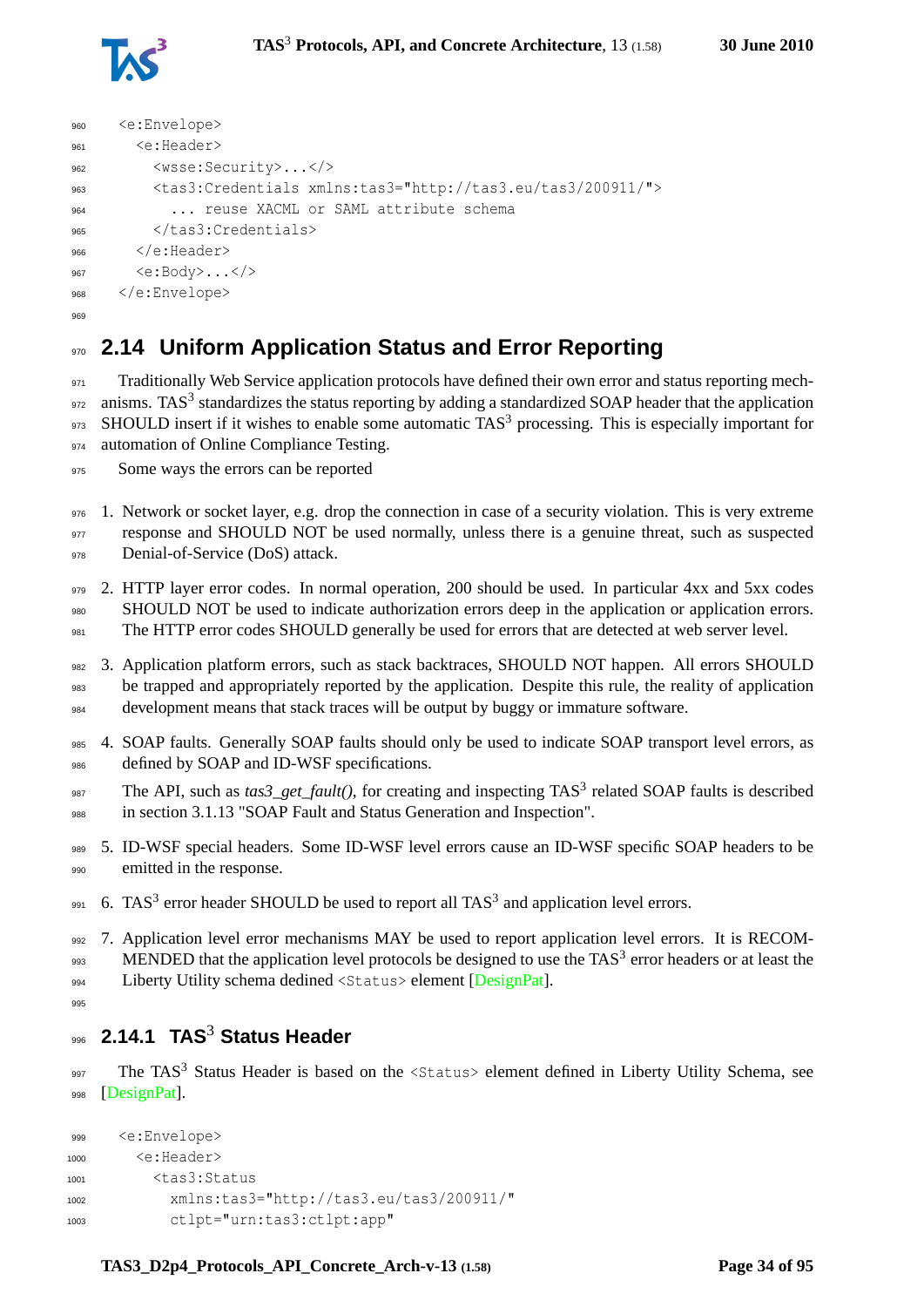```
<e:Envelope>
  <e:Header>
    <wsse:Security>...</>
    <tas3:Credentials xmlns:tas3="http://tas3.eu/tas3/200911/">
      ... reuse XACML or SAML attribute schema
    </tas3:Credentials>
  </e:Header>
  <e:Body>...</>
</e:Envelope>
```

## 2.14 Uniform Application Status and Error Reporting

Traditionally Web Service application protocols have defined their own error and status reporting mechanisms. TAS[3] standardizes the status reporting by adding a standardized SOAP header that the application SHOULD insert if it wishes to enable some automatic TAS[3] processing. This is especially important for automation of Online Compliance Testing.

Some ways the errors can be reported

1. Network or socket layer, e.g. drop the connection in case of a security violation. This is very extreme response and SHOULD NOT be used normally, unless there is a genuine threat, such as suspected Denial-of-Service (DoS) attack.

2. HTTP layer error codes. In normal operation, 200 should be used. In particular 4xx and 5xx codes SHOULD NOT be used to indicate authorization errors deep in the application or application errors. The HTTP error codes SHOULD generally be used for errors that are detected at web server level.

3. Application platform errors, such as stack backtraces, SHOULD NOT happen. All errors SHOULD be trapped and appropriately reported by the application. Despite this rule, the reality of application development means that stack traces will be output by buggy or immature software.

4. SOAP faults. Generally SOAP faults should only be used to indicate SOAP transport level errors, as defined by SOAP and ID-WSF specifications.

   The API, such as *tas3_get_fault()*, for creating and inspecting TAS[3] related SOAP faults is described in section 3.1.13 "SOAP Fault and Status Generation and Inspection".

5. ID-WSF special headers. Some ID-WSF level errors cause an ID-WSF specific SOAP headers to be emitted in the response.

6. TAS[3] error header SHOULD be used to report all TAS[3] and application level errors.

7. Application level error mechanisms MAY be used to report application level errors. It is RECOMMENDED that the application level protocols be designed to use the TAS[3] error headers or at least the Liberty Utility schema dedined `<Status>` element [DesignPat].

### 2.14.1 TAS[3] Status Header

The TAS[3] Status Header is based on the `<Status>` element defined in Liberty Utility Schema, see [DesignPat].

```
<e:Envelope>
  <e:Header>
    <tas3:Status
      xmlns:tas3="http://tas3.eu/tas3/200911/"
      ctlpt="urn:tas3:ctlpt:app"
```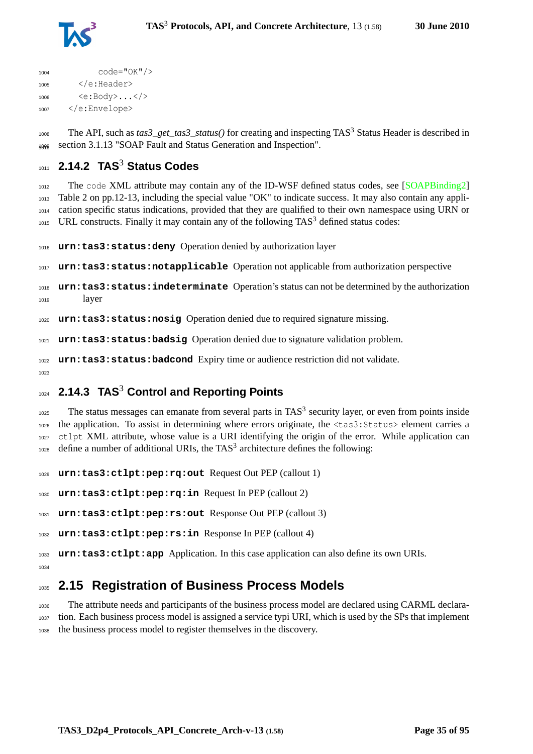```
        code="OK"/>
    </e:Header>
    <e:Body>...</>
  </e:Envelope>
```

The API, such as *tas3_get_tas3_status()* for creating and inspecting TAS$^3$ Status Header is described in section 3.1.13 "SOAP Fault and Status Generation and Inspection".

### 2.14.2 TAS$^3$ Status Codes

The `code` XML attribute may contain any of the ID-WSF defined status codes, see [SOAPBinding2] Table 2 on pp.12-13, including the special value "OK" to indicate success. It may also contain any application specific status indications, provided that they are qualified to their own namespace using URN or URL constructs. Finally it may contain any of the following TAS$^3$ defined status codes:

**`urn:tas3:status:deny`** Operation denied by authorization layer

**`urn:tas3:status:notapplicable`** Operation not applicable from authorization perspective

**`urn:tas3:status:indeterminate`** Operation's status can not be determined by the authorization layer

**`urn:tas3:status:nosig`** Operation denied due to required signature missing.

**`urn:tas3:status:badsig`** Operation denied due to signature validation problem.

**`urn:tas3:status:badcond`** Expiry time or audience restriction did not validate.

### 2.14.3 TAS$^3$ Control and Reporting Points

The status messages can emanate from several parts in TAS$^3$ security layer, or even from points inside the application. To assist in determining where errors originate, the `<tas3:Status>` element carries a `ctlpt` XML attribute, whose value is a URI identifying the origin of the error. While application can define a number of additional URIs, the TAS$^3$ architecture defines the following:

**`urn:tas3:ctlpt:pep:rq:out`** Request Out PEP (callout 1)

**`urn:tas3:ctlpt:pep:rq:in`** Request In PEP (callout 2)

**`urn:tas3:ctlpt:pep:rs:out`** Response Out PEP (callout 3)

**`urn:tas3:ctlpt:pep:rs:in`** Response In PEP (callout 4)

**`urn:tas3:ctlpt:app`** Application. In this case application can also define its own URIs.

## 2.15 Registration of Business Process Models

The attribute needs and participants of the business process model are declared using CARML declaration. Each business process model is assigned a service typi URI, which is used by the SPs that implement the business process model to register themselves in the discovery.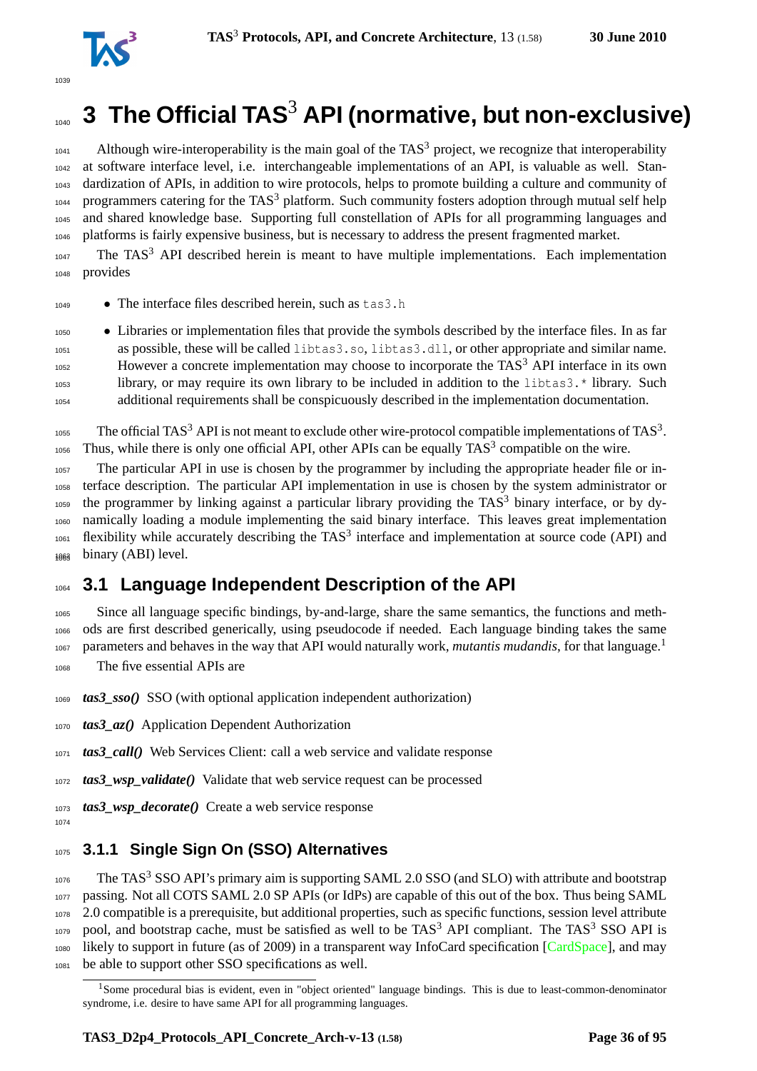# 3 The Official TAS$^3$ API (normative, but non-exclusive)

Although wire-interoperability is the main goal of the TAS$^3$ project, we recognize that interoperability at software interface level, i.e. interchangeable implementations of an API, is valuable as well. Standardization of APIs, in addition to wire protocols, helps to promote building a culture and community of programmers catering for the TAS$^3$ platform. Such community fosters adoption through mutual self help and shared knowledge base. Supporting full constellation of APIs for all programming languages and platforms is fairly expensive business, but is necessary to address the present fragmented market.

The TAS$^3$ API described herein is meant to have multiple implementations. Each implementation provides

- The interface files described herein, such as `tas3.h`
- Libraries or implementation files that provide the symbols described by the interface files. In as far as possible, these will be called `libtas3.so`, `libtas3.dll`, or other appropriate and similar name. However a concrete implementation may choose to incorporate the TAS$^3$ API interface in its own library, or may require its own library to be included in addition to the `libtas3.*` library. Such additional requirements shall be conspicuously described in the implementation documentation.

The official TAS$^3$ API is not meant to exclude other wire-protocol compatible implementations of TAS$^3$. Thus, while there is only one official API, other APIs can be equally TAS$^3$ compatible on the wire.

The particular API in use is chosen by the programmer by including the appropriate header file or interface description. The particular API implementation in use is chosen by the system administrator or the programmer by linking against a particular library providing the TAS$^3$ binary interface, or by dynamically loading a module implementing the said binary interface. This leaves great implementation flexibility while accurately describing the TAS$^3$ interface and implementation at source code (API) and binary (ABI) level.

## 3.1 Language Independent Description of the API

Since all language specific bindings, by-and-large, share the same semantics, the functions and methods are first described generically, using pseudocode if needed. Each language binding takes the same parameters and behaves in the way that API would naturally work, *mutantis mudandis*, for that language.[1]

The five essential APIs are

***tas3_sso()*** SSO (with optional application independent authorization)

***tas3_az()*** Application Dependent Authorization

***tas3_call()*** Web Services Client: call a web service and validate response

***tas3_wsp_validate()*** Validate that web service request can be processed

***tas3_wsp_decorate()*** Create a web service response

### 3.1.1 Single Sign On (SSO) Alternatives

The TAS$^3$ SSO API's primary aim is supporting SAML 2.0 SSO (and SLO) with attribute and bootstrap passing. Not all COTS SAML 2.0 SP APIs (or IdPs) are capable of this out of the box. Thus being SAML 2.0 compatible is a prerequisite, but additional properties, such as specific functions, session level attribute pool, and bootstrap cache, must be satisfied as well to be TAS$^3$ API compliant. The TAS$^3$ SSO API is likely to support in future (as of 2009) in a transparent way InfoCard specification [CardSpace], and may be able to support other SSO specifications as well.

---

[1] Some procedural bias is evident, even in "object oriented" language bindings. This is due to least-common-denominator syndrome, i.e. desire to have same API for all programming languages.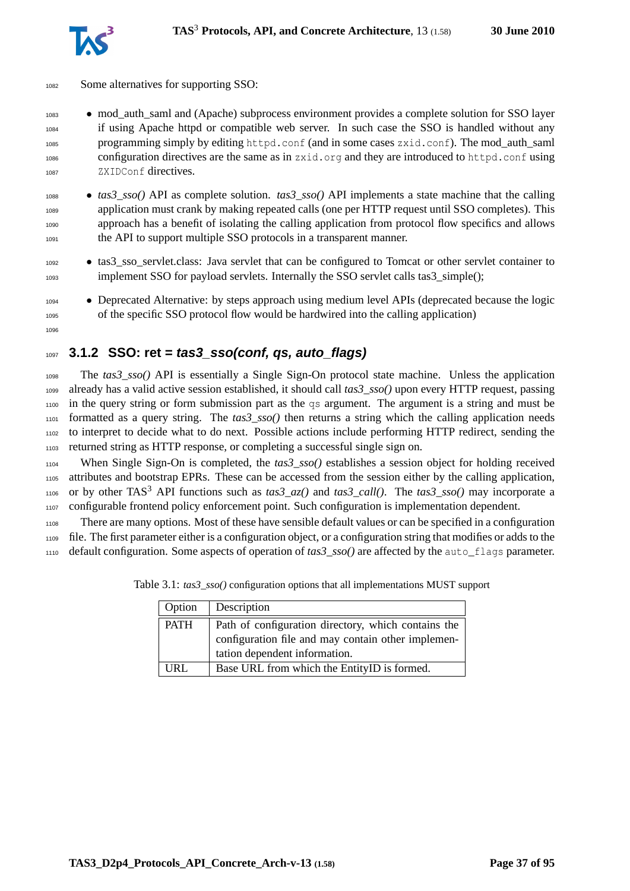Some alternatives for supporting SSO:

- mod_auth_saml and (Apache) subprocess environment provides a complete solution for SSO layer if using Apache httpd or compatible web server. In such case the SSO is handled without any programming simply by editing `httpd.conf` (and in some cases `zxid.conf`). The mod_auth_saml configuration directives are the same as in `zxid.org` and they are introduced to `httpd.conf` using `ZXIDConf` directives.

- *tas3_sso()* API as complete solution. *tas3_sso()* API implements a state machine that the calling application must crank by making repeated calls (one per HTTP request until SSO completes). This approach has a benefit of isolating the calling application from protocol flow specifics and allows the API to support multiple SSO protocols in a transparent manner.

- tas3_sso_servlet.class: Java servlet that can be configured to Tomcat or other servlet container to implement SSO for payload servlets. Internally the SSO servlet calls tas3_simple();

- Deprecated Alternative: by steps approach using medium level APIs (deprecated because the logic of the specific SSO protocol flow would be hardwired into the calling application)

### 3.1.2 SSO: ret = *tas3_sso(conf, qs, auto_flags)*

The *tas3_sso()* API is essentially a Single Sign-On protocol state machine. Unless the application already has a valid active session established, it should call *tas3_sso()* upon every HTTP request, passing in the query string or form submission part as the `qs` argument. The argument is a string and must be formatted as a query string. The *tas3_sso()* then returns a string which the calling application needs to interpret to decide what to do next. Possible actions include performing HTTP redirect, sending the returned string as HTTP response, or completing a successful single sign on.

When Single Sign-On is completed, the *tas3_sso()* establishes a session object for holding received attributes and bootstrap EPRs. These can be accessed from the session either by the calling application, or by other TAS[3] API functions such as *tas3_az()* and *tas3_call()*. The *tas3_sso()* may incorporate a configurable frontend policy enforcement point. Such configuration is implementation dependent.

There are many options. Most of these have sensible default values or can be specified in a configuration file. The first parameter either is a configuration object, or a configuration string that modifies or adds to the default configuration. Some aspects of operation of *tas3_sso()* are affected by the `auto_flags` parameter.

Table 3.1: *tas3_sso()* configuration options that all implementations MUST support

| Option | Description |
|---|---|
| PATH | Path of configuration directory, which contains the configuration file and may contain other implementation dependent information. |
| URL | Base URL from which the EntityID is formed. |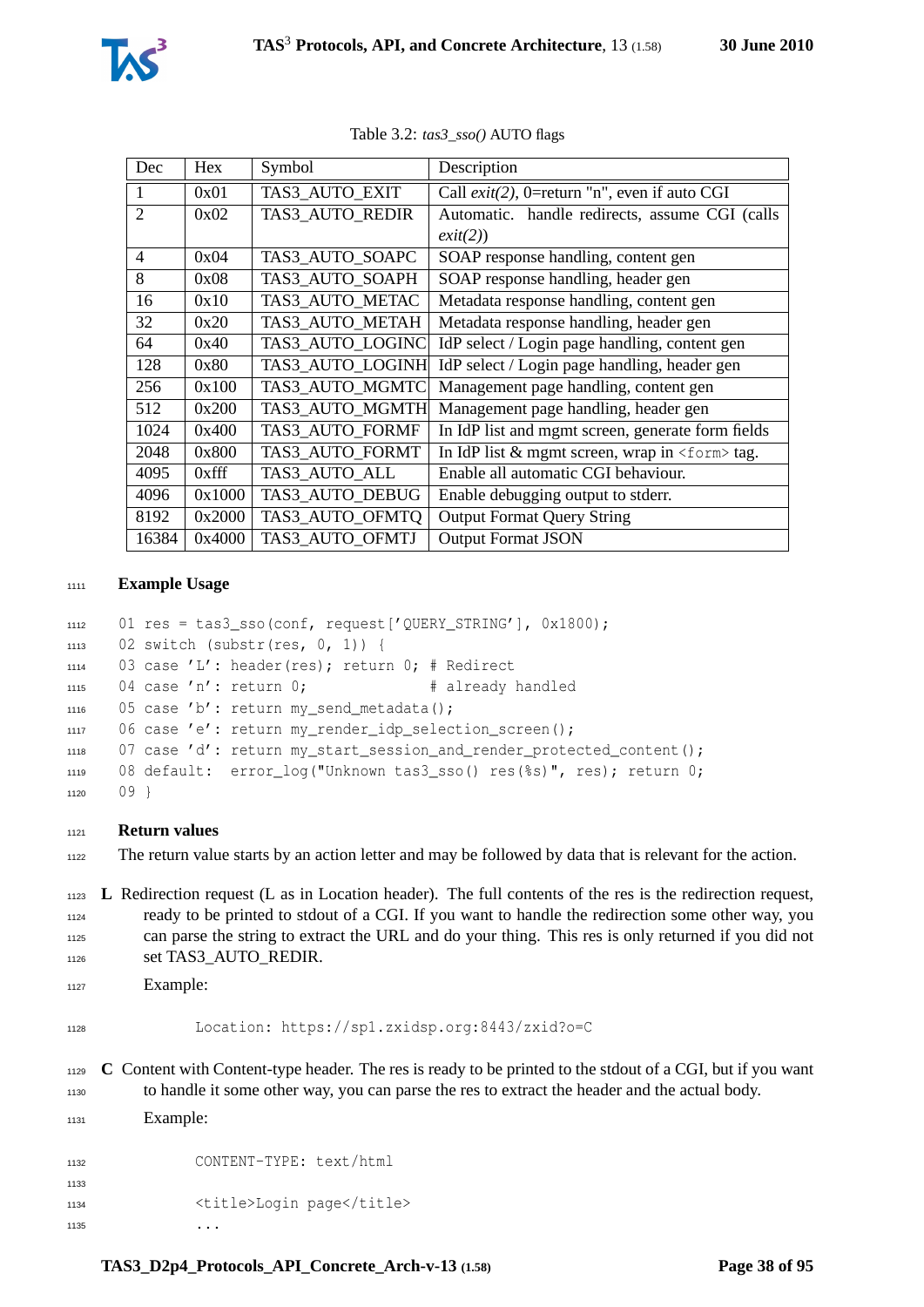Table 3.2: *tas3_sso()* AUTO flags

| Dec | Hex | Symbol | Description |
|---|---|---|---|
| 1 | 0x01 | TAS3_AUTO_EXIT | Call *exit(2)*, 0=return "n", even if auto CGI |
| 2 | 0x02 | TAS3_AUTO_REDIR | Automatic. handle redirects, assume CGI (calls *exit(2)*) |
| 4 | 0x04 | TAS3_AUTO_SOAPC | SOAP response handling, content gen |
| 8 | 0x08 | TAS3_AUTO_SOAPH | SOAP response handling, header gen |
| 16 | 0x10 | TAS3_AUTO_METAC | Metadata response handling, content gen |
| 32 | 0x20 | TAS3_AUTO_METAH | Metadata response handling, header gen |
| 64 | 0x40 | TAS3_AUTO_LOGINC | IdP select / Login page handling, content gen |
| 128 | 0x80 | TAS3_AUTO_LOGINH | IdP select / Login page handling, header gen |
| 256 | 0x100 | TAS3_AUTO_MGMTC | Management page handling, content gen |
| 512 | 0x200 | TAS3_AUTO_MGMTH | Management page handling, header gen |
| 1024 | 0x400 | TAS3_AUTO_FORMF | In IdP list and mgmt screen, generate form fields |
| 2048 | 0x800 | TAS3_AUTO_FORMT | In IdP list & mgmt screen, wrap in `<form>` tag. |
| 4095 | 0xfff | TAS3_AUTO_ALL | Enable all automatic CGI behaviour. |
| 4096 | 0x1000 | TAS3_AUTO_DEBUG | Enable debugging output to stderr. |
| 8192 | 0x2000 | TAS3_AUTO_OFMTQ | Output Format Query String |
| 16384 | 0x4000 | TAS3_AUTO_OFMTJ | Output Format JSON |

**Example Usage**

```
01 res = tas3_sso(conf, request['QUERY_STRING'], 0x1800);
02 switch (substr(res, 0, 1)) {
03 case 'L': header(res); return 0; # Redirect
04 case 'n': return 0;               # already handled
05 case 'b': return my_send_metadata();
06 case 'e': return my_render_idp_selection_screen();
07 case 'd': return my_start_session_and_render_protected_content();
08 default:  error_log("Unknown tas3_sso() res(%s)", res); return 0;
09 }
```

**Return values**

The return value starts by an action letter and may be followed by data that is relevant for the action.

**L** Redirection request (L as in Location header). The full contents of the res is the redirection request, ready to be printed to stdout of a CGI. If you want to handle the redirection some other way, you can parse the string to extract the URL and do your thing. This res is only returned if you did not set TAS3_AUTO_REDIR.

Example:

```
Location: https://sp1.zxidsp.org:8443/zxid?o=C
```

**C** Content with Content-type header. The res is ready to be printed to the stdout of a CGI, but if you want to handle it some other way, you can parse the res to extract the header and the actual body.

Example:

```
CONTENT-TYPE: text/html

<title>Login page</title>
...
```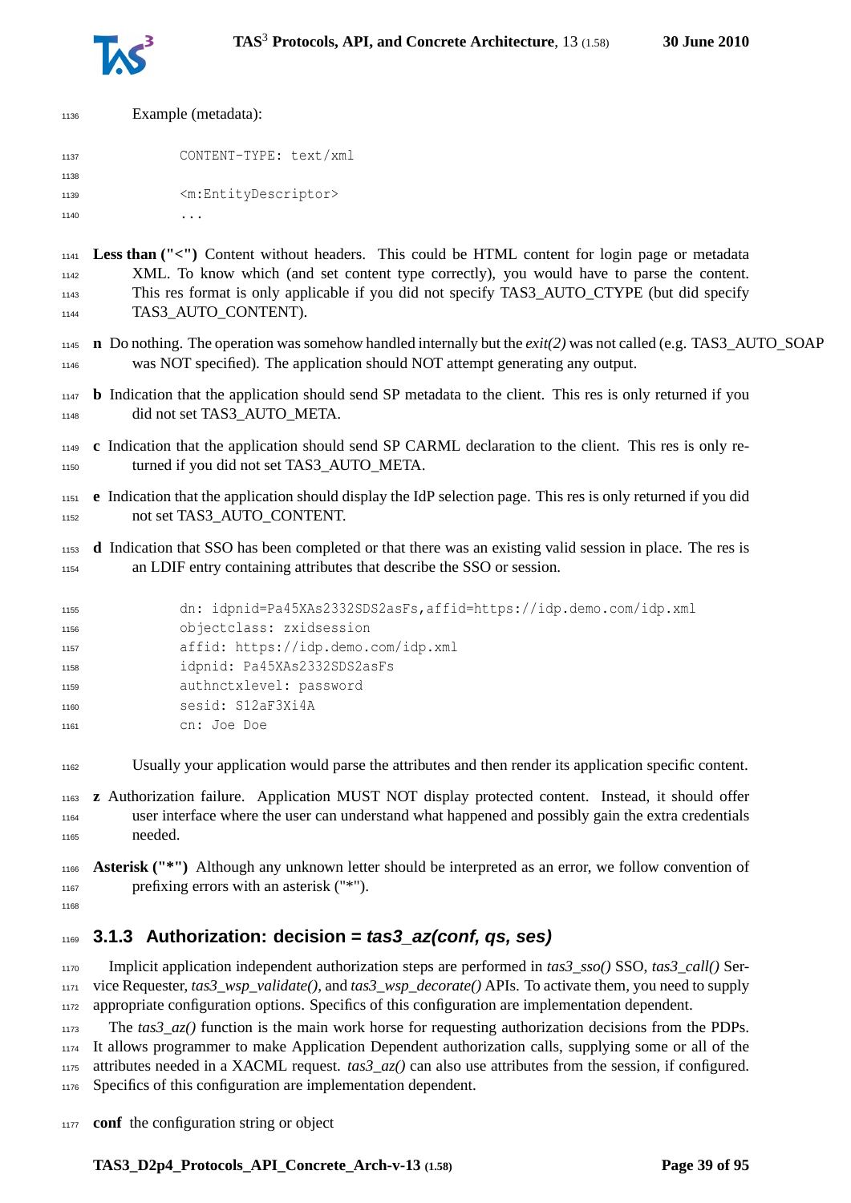Example (metadata):

```
CONTENT-TYPE: text/xml

<m:EntityDescriptor>
...
```

**Less than ("<")** Content without headers. This could be HTML content for login page or metadata XML. To know which (and set content type correctly), you would have to parse the content. This res format is only applicable if you did not specify TAS3_AUTO_CTYPE (but did specify TAS3_AUTO_CONTENT).

**n** Do nothing. The operation was somehow handled internally but the *exit(2)* was not called (e.g. TAS3_AUTO_SOAP was NOT specified). The application should NOT attempt generating any output.

**b** Indication that the application should send SP metadata to the client. This res is only returned if you did not set TAS3_AUTO_META.

**c** Indication that the application should send SP CARML declaration to the client. This res is only returned if you did not set TAS3_AUTO_META.

**e** Indication that the application should display the IdP selection page. This res is only returned if you did not set TAS3_AUTO_CONTENT.

**d** Indication that SSO has been completed or that there was an existing valid session in place. The res is an LDIF entry containing attributes that describe the SSO or session.

```
dn: idpnid=Pa45XAs2332SDS2asFs,affid=https://idp.demo.com/idp.xml
objectclass: zxidsession
affid: https://idp.demo.com/idp.xml
idpnid: Pa45XAs2332SDS2asFs
authnctxlevel: password
sesid: S12aF3Xi4A
cn: Joe Doe
```

Usually your application would parse the attributes and then render its application specific content.

**z** Authorization failure. Application MUST NOT display protected content. Instead, it should offer user interface where the user can understand what happened and possibly gain the extra credentials needed.

**Asterisk ("*")** Although any unknown letter should be interpreted as an error, we follow convention of prefixing errors with an asterisk ("*").

### 3.1.3 Authorization: decision = *tas3_az(conf, qs, ses)*

Implicit application independent authorization steps are performed in *tas3_sso()* SSO, *tas3_call()* Service Requester, *tas3_wsp_validate()*, and *tas3_wsp_decorate()* APIs. To activate them, you need to supply appropriate configuration options. Specifics of this configuration are implementation dependent.

The *tas3_az()* function is the main work horse for requesting authorization decisions from the PDPs. It allows programmer to make Application Dependent authorization calls, supplying some or all of the attributes needed in a XACML request. *tas3_az()* can also use attributes from the session, if configured. Specifics of this configuration are implementation dependent.

**conf** the configuration string or object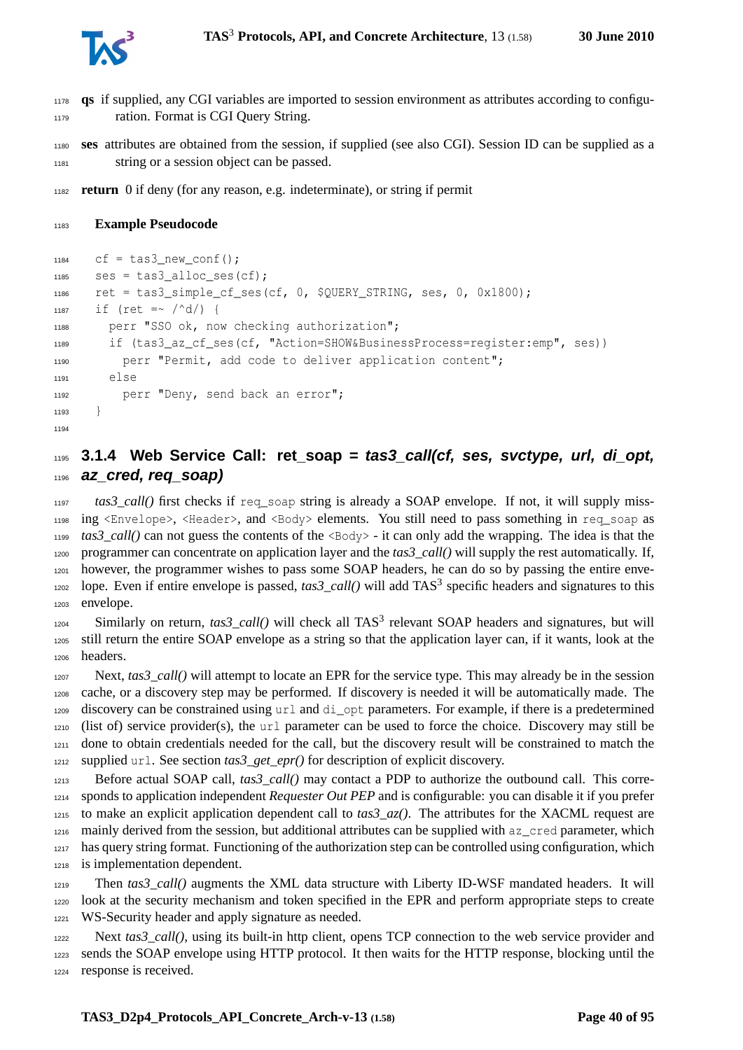**qs** if supplied, any CGI variables are imported to session environment as attributes according to configuration. Format is CGI Query String.

**ses** attributes are obtained from the session, if supplied (see also CGI). Session ID can be supplied as a string or a session object can be passed.

**return** 0 if deny (for any reason, e.g. indeterminate), or string if permit

**Example Pseudocode**

```
cf = tas3_new_conf();
ses = tas3_alloc_ses(cf);
ret = tas3_simple_cf_ses(cf, 0, $QUERY_STRING, ses, 0, 0x1800);
if (ret =~ /^d/) {
  perr "SSO ok, now checking authorization";
  if (tas3_az_cf_ses(cf, "Action=SHOW&BusinessProcess=register:emp", ses))
    perr "Permit, add code to deliver application content";
  else
    perr "Deny, send back an error";
}
```

### 3.1.4 Web Service Call: ret_soap = *tas3_call(cf, ses, svctype, url, di_opt, az_cred, req_soap)*

*tas3_call()* first checks if `req_soap` string is already a SOAP envelope. If not, it will supply missing `<Envelope>`, `<Header>`, and `<Body>` elements. You still need to pass something in `req_soap` as *tas3_call()* can not guess the contents of the `<Body>` - it can only add the wrapping. The idea is that the programmer can concentrate on application layer and the *tas3_call()* will supply the rest automatically. If, however, the programmer wishes to pass some SOAP headers, he can do so by passing the entire envelope. Even if entire envelope is passed, *tas3_call()* will add TAS$^3$ specific headers and signatures to this envelope.

Similarly on return, *tas3_call()* will check all TAS$^3$ relevant SOAP headers and signatures, but will still return the entire SOAP envelope as a string so that the application layer can, if it wants, look at the headers.

Next, *tas3_call()* will attempt to locate an EPR for the service type. This may already be in the session cache, or a discovery step may be performed. If discovery is needed it will be automatically made. The discovery can be constrained using `url` and `di_opt` parameters. For example, if there is a predetermined (list of) service provider(s), the `url` parameter can be used to force the choice. Discovery may still be done to obtain credentials needed for the call, but the discovery result will be constrained to match the supplied `url`. See section *tas3_get_epr()* for description of explicit discovery.

Before actual SOAP call, *tas3_call()* may contact a PDP to authorize the outbound call. This corresponds to application independent *Requester Out PEP* and is configurable: you can disable it if you prefer to make an explicit application dependent call to *tas3_az()*. The attributes for the XACML request are mainly derived from the session, but additional attributes can be supplied with `az_cred` parameter, which has query string format. Functioning of the authorization step can be controlled using configuration, which is implementation dependent.

Then *tas3_call()* augments the XML data structure with Liberty ID-WSF mandated headers. It will look at the security mechanism and token specified in the EPR and perform appropriate steps to create WS-Security header and apply signature as needed.

Next *tas3_call()*, using its built-in http client, opens TCP connection to the web service provider and sends the SOAP envelope using HTTP protocol. It then waits for the HTTP response, blocking until the response is received.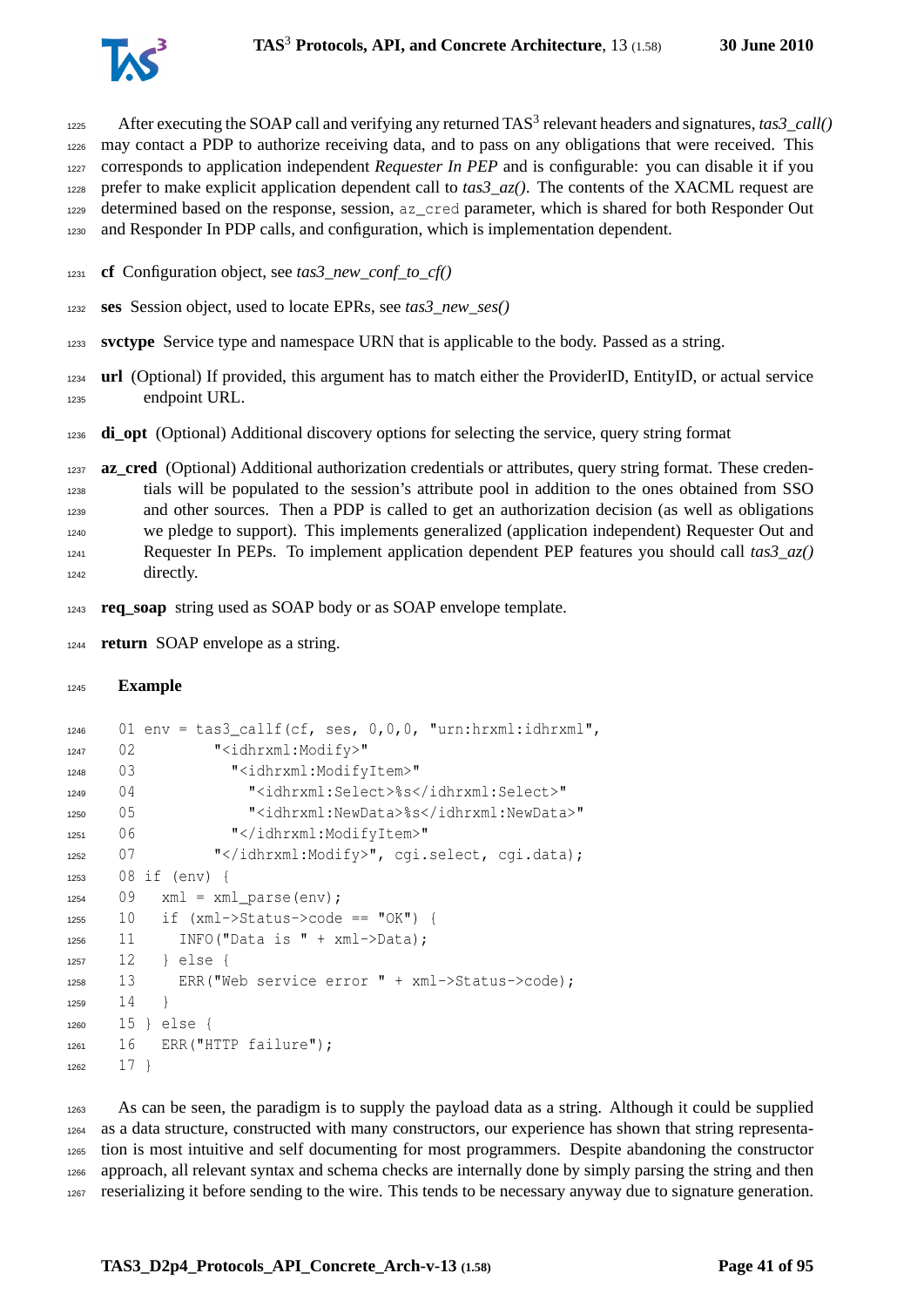After executing the SOAP call and verifying any returned TAS[3] relevant headers and signatures, *tas3_call()* may contact a PDP to authorize receiving data, and to pass on any obligations that were received. This corresponds to application independent *Requester In PEP* and is configurable: you can disable it if you prefer to make explicit application dependent call to *tas3_az()*. The contents of the XACML request are determined based on the response, session, `az_cred` parameter, which is shared for both Responder Out and Responder In PDP calls, and configuration, which is implementation dependent.

**cf** Configuration object, see *tas3_new_conf_to_cf()*

**ses** Session object, used to locate EPRs, see *tas3_new_ses()*

**svctype** Service type and namespace URN that is applicable to the body. Passed as a string.

**url** (Optional) If provided, this argument has to match either the ProviderID, EntityID, or actual service endpoint URL.

**di_opt** (Optional) Additional discovery options for selecting the service, query string format

**az_cred** (Optional) Additional authorization credentials or attributes, query string format. These credentials will be populated to the session's attribute pool in addition to the ones obtained from SSO and other sources. Then a PDP is called to get an authorization decision (as well as obligations we pledge to support). This implements generalized (application independent) Requester Out and Requester In PEPs. To implement application dependent PEP features you should call *tas3_az()* directly.

**req_soap** string used as SOAP body or as SOAP envelope template.

**return** SOAP envelope as a string.

**Example**

```
01 env = tas3_callf(cf, ses, 0,0,0, "urn:hrxml:idhrxml",
02         "<idhrxml:Modify>"
03           "<idhrxml:ModifyItem>"
04             "<idhrxml:Select>%s</idhrxml:Select>"
05             "<idhrxml:NewData>%s</idhrxml:NewData>"
06           "</idhrxml:ModifyItem>"
07         "</idhrxml:Modify>", cgi.select, cgi.data);
08 if (env) {
09   xml = xml_parse(env);
10   if (xml->Status->code == "OK") {
11     INFO("Data is " + xml->Data);
12   } else {
13     ERR("Web service error " + xml->Status->code);
14   }
15 } else {
16   ERR("HTTP failure");
17 }
```

As can be seen, the paradigm is to supply the payload data as a string. Although it could be supplied as a data structure, constructed with many constructors, our experience has shown that string representation is most intuitive and self documenting for most programmers. Despite abandoning the constructor approach, all relevant syntax and schema checks are internally done by simply parsing the string and then reserializing it before sending to the wire. This tends to be necessary anyway due to signature generation.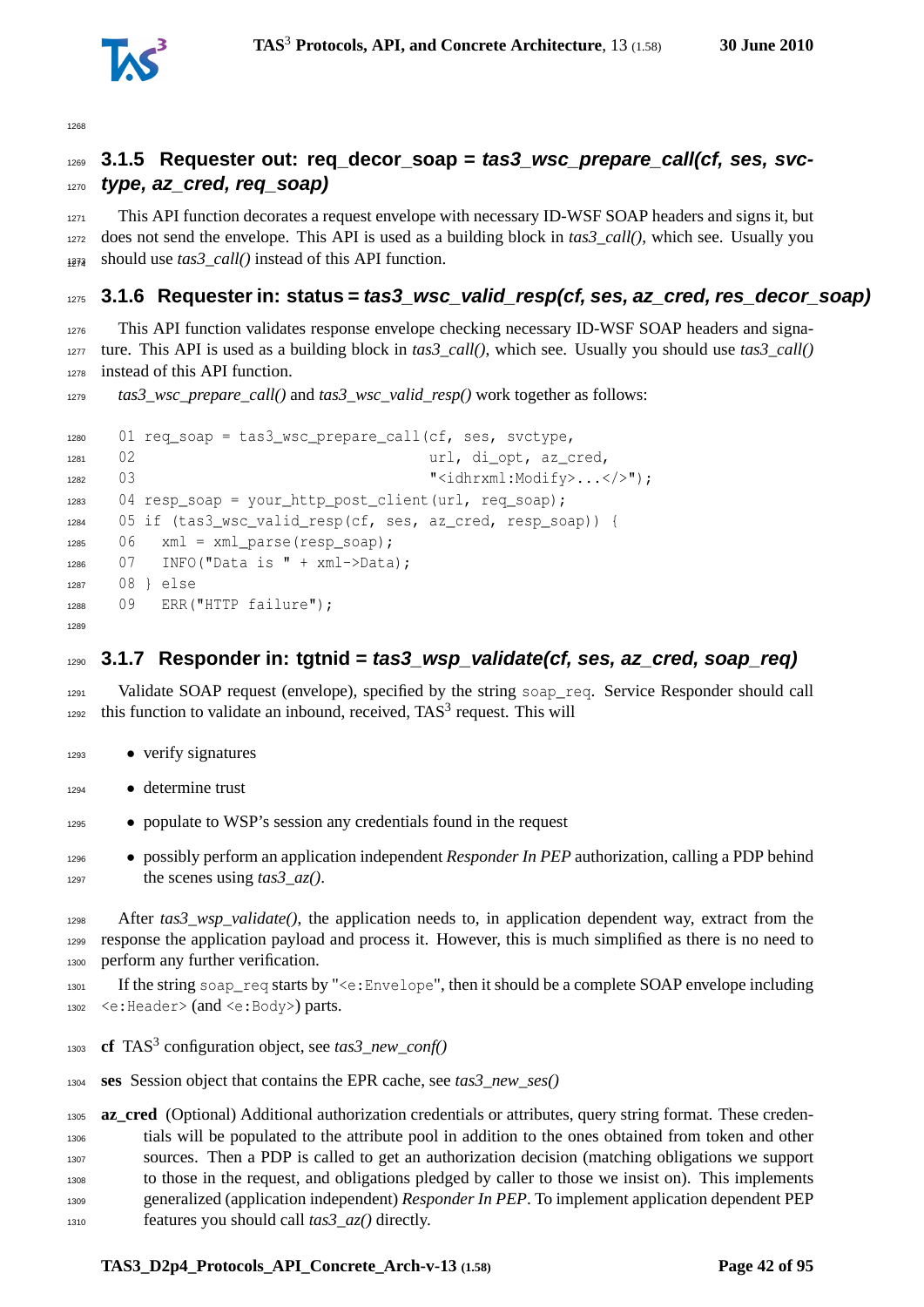### 3.1.5 Requester out: req_decor_soap = *tas3_wsc_prepare_call(cf, ses, svctype, az_cred, req_soap)*

This API function decorates a request envelope with necessary ID-WSF SOAP headers and signs it, but does not send the envelope. This API is used as a building block in *tas3_call()*, which see. Usually you should use *tas3_call()* instead of this API function.

### 3.1.6 Requester in: status = *tas3_wsc_valid_resp(cf, ses, az_cred, res_decor_soap)*

This API function validates response envelope checking necessary ID-WSF SOAP headers and signature. This API is used as a building block in *tas3_call()*, which see. Usually you should use *tas3_call()* instead of this API function.

*tas3_wsc_prepare_call()* and *tas3_wsc_valid_resp()* work together as follows:

```
01 req_soap = tas3_wsc_prepare_call(cf, ses, svctype,
02                                  url, di_opt, az_cred,
03                                  "<idhrxml:Modify>...</>");
04 resp_soap = your_http_post_client(url, req_soap);
05 if (tas3_wsc_valid_resp(cf, ses, az_cred, resp_soap)) {
06   xml = xml_parse(resp_soap);
07   INFO("Data is " + xml->Data);
08 } else
09   ERR("HTTP failure");
```

### 3.1.7 Responder in: tgtnid = *tas3_wsp_validate(cf, ses, az_cred, soap_req)*

Validate SOAP request (envelope), specified by the string `soap_req`. Service Responder should call this function to validate an inbound, received, TAS$^3$ request. This will

- verify signatures
- determine trust
- populate to WSP's session any credentials found in the request
- possibly perform an application independent *Responder In PEP* authorization, calling a PDP behind the scenes using *tas3_az()*.

After *tas3_wsp_validate()*, the application needs to, in application dependent way, extract from the response the application payload and process it. However, this is much simplified as there is no need to perform any further verification.

If the string `soap_req` starts by "`<e:Envelope`", then it should be a complete SOAP envelope including `<e:Header>` (and `<e:Body>`) parts.

**cf** TAS$^3$ configuration object, see *tas3_new_conf()*

**ses** Session object that contains the EPR cache, see *tas3_new_ses()*

**az_cred** (Optional) Additional authorization credentials or attributes, query string format. These credentials will be populated to the attribute pool in addition to the ones obtained from token and other sources. Then a PDP is called to get an authorization decision (matching obligations we support to those in the request, and obligations pledged by caller to those we insist on). This implements generalized (application independent) *Responder In PEP*. To implement application dependent PEP features you should call *tas3_az()* directly.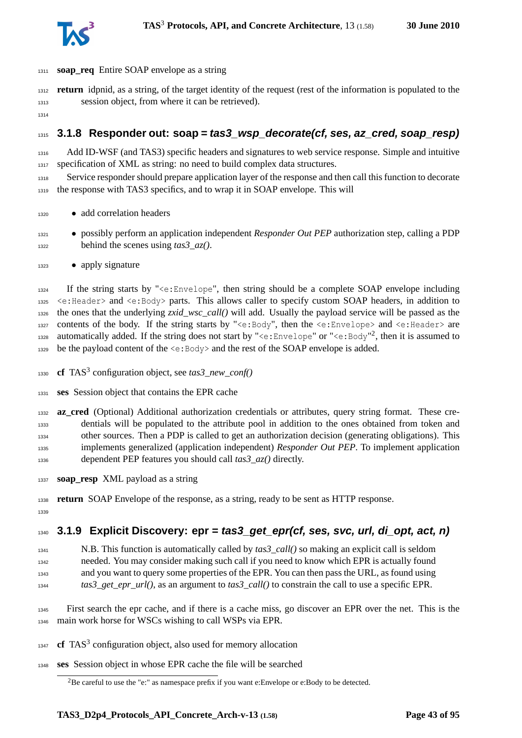**soap_req** Entire SOAP envelope as a string

**return** idpnid, as a string, of the target identity of the request (rest of the information is populated to the session object, from where it can be retrieved).

### 3.1.8 Responder out: soap = *tas3_wsp_decorate(cf, ses, az_cred, soap_resp)*

Add ID-WSF (and TAS3) specific headers and signatures to web service response. Simple and intuitive specification of XML as string: no need to build complex data structures.

Service responder should prepare application layer of the response and then call this function to decorate the response with TAS3 specifics, and to wrap it in SOAP envelope. This will

- add correlation headers
- possibly perform an application independent *Responder Out PEP* authorization step, calling a PDP behind the scenes using *tas3_az()*.
- apply signature

If the string starts by "`<e:Envelope`", then string should be a complete SOAP envelope including `<e:Header>` and `<e:Body>` parts. This allows caller to specify custom SOAP headers, in addition to the ones that the underlying *zxid_wsc_call()* will add. Usually the payload service will be passed as the contents of the body. If the string starts by "`<e:Body`", then the `<e:Envelope>` and `<e:Header>` are automatically added. If the string does not start by "`<e:Envelope`" or "`<e:Body`"[2], then it is assumed to be the payload content of the `<e:Body>` and the rest of the SOAP envelope is added.

**cf** TAS$^3$ configuration object, see *tas3_new_conf()*

**ses** Session object that contains the EPR cache

**az_cred** (Optional) Additional authorization credentials or attributes, query string format. These credentials will be populated to the attribute pool in addition to the ones obtained from token and other sources. Then a PDP is called to get an authorization decision (generating obligations). This implements generalized (application independent) *Responder Out PEP*. To implement application dependent PEP features you should call *tas3_az()* directly.

**soap_resp** XML payload as a string

**return** SOAP Envelope of the response, as a string, ready to be sent as HTTP response.

### 3.1.9 Explicit Discovery: epr = *tas3_get_epr(cf, ses, svc, url, di_opt, act, n)*

N.B. This function is automatically called by *tas3_call()* so making an explicit call is seldom needed. You may consider making such call if you need to know which EPR is actually found and you want to query some properties of the EPR. You can then pass the URL, as found using *tas3_get_epr_url()*, as an argument to *tas3_call()* to constrain the call to use a specific EPR.

First search the epr cache, and if there is a cache miss, go discover an EPR over the net. This is the main work horse for WSCs wishing to call WSPs via EPR.

**cf** TAS$^3$ configuration object, also used for memory allocation

**ses** Session object in whose EPR cache the file will be searched

[2] Be careful to use the "e:" as namespace prefix if you want e:Envelope or e:Body to be detected.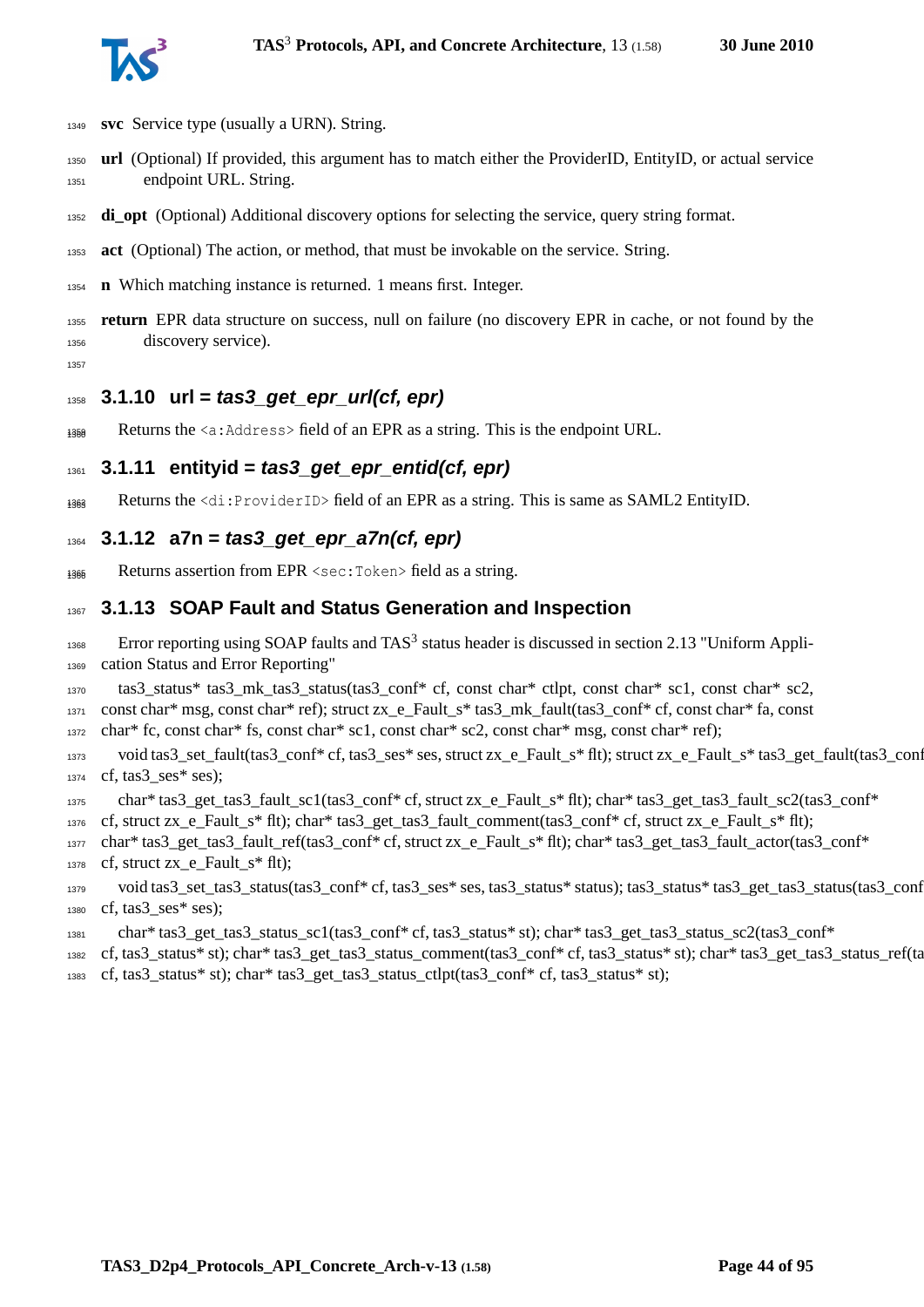**svc** Service type (usually a URN). String.

**url** (Optional) If provided, this argument has to match either the ProviderID, EntityID, or actual service endpoint URL. String.

**di_opt** (Optional) Additional discovery options for selecting the service, query string format.

**act** (Optional) The action, or method, that must be invokable on the service. String.

**n** Which matching instance is returned. 1 means first. Integer.

**return** EPR data structure on success, null on failure (no discovery EPR in cache, or not found by the discovery service).

### 3.1.10 url = *tas3_get_epr_url(cf, epr)*

Returns the `<a:Address>` field of an EPR as a string. This is the endpoint URL.

### 3.1.11 entityid = *tas3_get_epr_entid(cf, epr)*

Returns the `<di:ProviderID>` field of an EPR as a string. This is same as SAML2 EntityID.

### 3.1.12 a7n = *tas3_get_epr_a7n(cf, epr)*

Returns assertion from EPR `<sec:Token>` field as a string.

### 3.1.13 SOAP Fault and Status Generation and Inspection

Error reporting using SOAP faults and TAS[3] status header is discussed in section 2.13 "Uniform Application Status and Error Reporting"

tas3_status* tas3_mk_tas3_status(tas3_conf* cf, const char* ctlpt, const char* sc1, const char* sc2, const char* msg, const char* ref); struct zx_e_Fault_s* tas3_mk_fault(tas3_conf* cf, const char* fa, const char* fc, const char* fs, const char* sc1, const char* sc2, const char* msg, const char* ref);

void tas3_set_fault(tas3_conf* cf, tas3_ses* ses, struct zx_e_Fault_s* flt); struct zx_e_Fault_s* tas3_get_fault(tas3_conf* cf, tas3_ses* ses);

char* tas3_get_tas3_fault_sc1(tas3_conf* cf, struct zx_e_Fault_s* flt); char* tas3_get_tas3_fault_sc2(tas3_conf* cf, struct zx_e_Fault_s* flt); char* tas3_get_tas3_fault_comment(tas3_conf* cf, struct zx_e_Fault_s* flt); char* tas3_get_tas3_fault_ref(tas3_conf* cf, struct zx_e_Fault_s* flt); char* tas3_get_tas3_fault_actor(tas3_conf* cf, struct zx_e_Fault_s* flt);

void tas3_set_tas3_status(tas3_conf* cf, tas3_ses* ses, tas3_status* status); tas3_status* tas3_get_tas3_status(tas3_conf* cf, tas3_ses* ses);

char* tas3_get_tas3_status_sc1(tas3_conf* cf, tas3_status* st); char* tas3_get_tas3_status_sc2(tas3_conf* cf, tas3_status* st); char* tas3_get_tas3_status_comment(tas3_conf* cf, tas3_status* st); char* tas3_get_tas3_status_ref(tas3_conf* cf, tas3_status* st); char* tas3_get_tas3_status_ctlpt(tas3_conf* cf, tas3_status* st);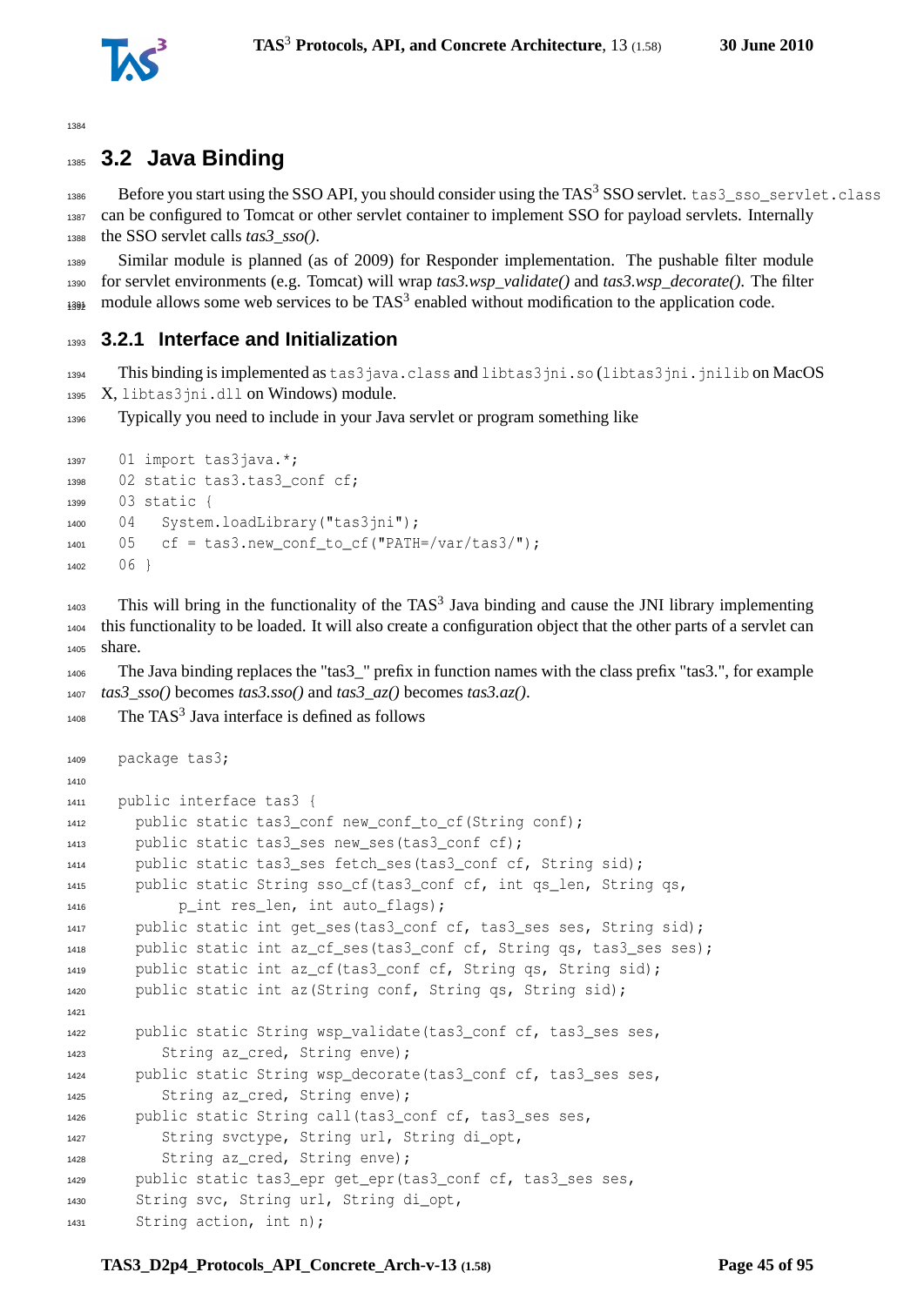## 3.2 Java Binding

Before you start using the SSO API, you should consider using the TAS[3] SSO servlet. tas3_sso_servlet.class can be configured to Tomcat or other servlet container to implement SSO for payload servlets. Internally the SSO servlet calls *tas3_sso()*.

Similar module is planned (as of 2009) for Responder implementation. The pushable filter module for servlet environments (e.g. Tomcat) will wrap *tas3.wsp_validate()* and *tas3.wsp_decorate()*. The filter module allows some web services to be TAS[3] enabled without modification to the application code.

### 3.2.1 Interface and Initialization

This binding is implemented as tas3java.class and libtas3jni.so (libtas3jni.jnilib on MacOS X, libtas3jni.dll on Windows) module.

Typically you need to include in your Java servlet or program something like

```
01 import tas3java.*;
02 static tas3.tas3_conf cf;
03 static {
04   System.loadLibrary("tas3jni");
05   cf = tas3.new_conf_to_cf("PATH=/var/tas3/");
06 }
```

This will bring in the functionality of the TAS[3] Java binding and cause the JNI library implementing this functionality to be loaded. It will also create a configuration object that the other parts of a servlet can share.

The Java binding replaces the "tas3_" prefix in function names with the class prefix "tas3.", for example *tas3_sso()* becomes *tas3.sso()* and *tas3_az()* becomes *tas3.az()*.

The TAS[3] Java interface is defined as follows

```
package tas3;

public interface tas3 {
  public static tas3_conf new_conf_to_cf(String conf);
  public static tas3_ses new_ses(tas3_conf cf);
  public static tas3_ses fetch_ses(tas3_conf cf, String sid);
  public static String sso_cf(tas3_conf cf, int qs_len, String qs,
        p_int res_len, int auto_flags);
  public static int get_ses(tas3_conf cf, tas3_ses ses, String sid);
  public static int az_cf_ses(tas3_conf cf, String qs, tas3_ses ses);
  public static int az_cf(tas3_conf cf, String qs, String sid);
  public static int az(String conf, String qs, String sid);

  public static String wsp_validate(tas3_conf cf, tas3_ses ses,
     String az_cred, String enve);
  public static String wsp_decorate(tas3_conf cf, tas3_ses ses,
     String az_cred, String enve);
  public static String call(tas3_conf cf, tas3_ses ses,
     String svctype, String url, String di_opt,
     String az_cred, String enve);
  public static tas3_epr get_epr(tas3_conf cf, tas3_ses ses,
  String svc, String url, String di_opt,
  String action, int n);
```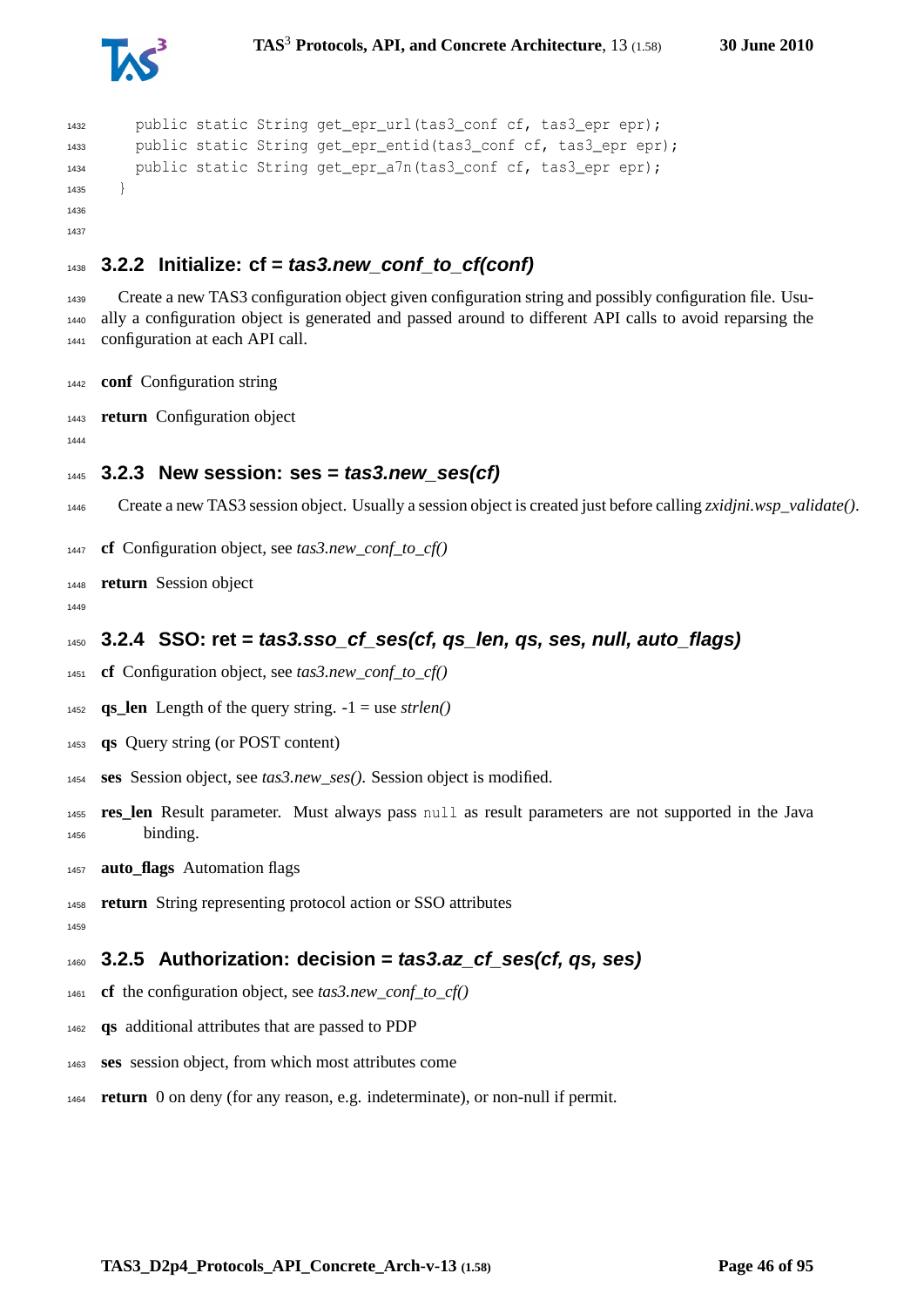```
    public static String get_epr_url(tas3_conf cf, tas3_epr epr);
    public static String get_epr_entid(tas3_conf cf, tas3_epr epr);
    public static String get_epr_a7n(tas3_conf cf, tas3_epr epr);
  }
```

### 3.2.2 Initialize: cf = *tas3.new_conf_to_cf(conf)*

Create a new TAS3 configuration object given configuration string and possibly configuration file. Usually a configuration object is generated and passed around to different API calls to avoid reparsing the configuration at each API call.

**conf** Configuration string

**return** Configuration object

### 3.2.3 New session: ses = *tas3.new_ses(cf)*

Create a new TAS3 session object. Usually a session object is created just before calling *zxidjni.wsp_validate()*.

**cf** Configuration object, see *tas3.new_conf_to_cf()*

**return** Session object

### 3.2.4 SSO: ret = *tas3.sso_cf_ses(cf, qs_len, qs, ses, null, auto_flags)*

**cf** Configuration object, see *tas3.new_conf_to_cf()*

**qs_len** Length of the query string. -1 = use *strlen()*

**qs** Query string (or POST content)

**ses** Session object, see *tas3.new_ses()*. Session object is modified.

**res_len** Result parameter. Must always pass `null` as result parameters are not supported in the Java binding.

**auto_flags** Automation flags

**return** String representing protocol action or SSO attributes

### 3.2.5 Authorization: decision = *tas3.az_cf_ses(cf, qs, ses)*

**cf** the configuration object, see *tas3.new_conf_to_cf()*

**qs** additional attributes that are passed to PDP

**ses** session object, from which most attributes come

**return** 0 on deny (for any reason, e.g. indeterminate), or non-null if permit.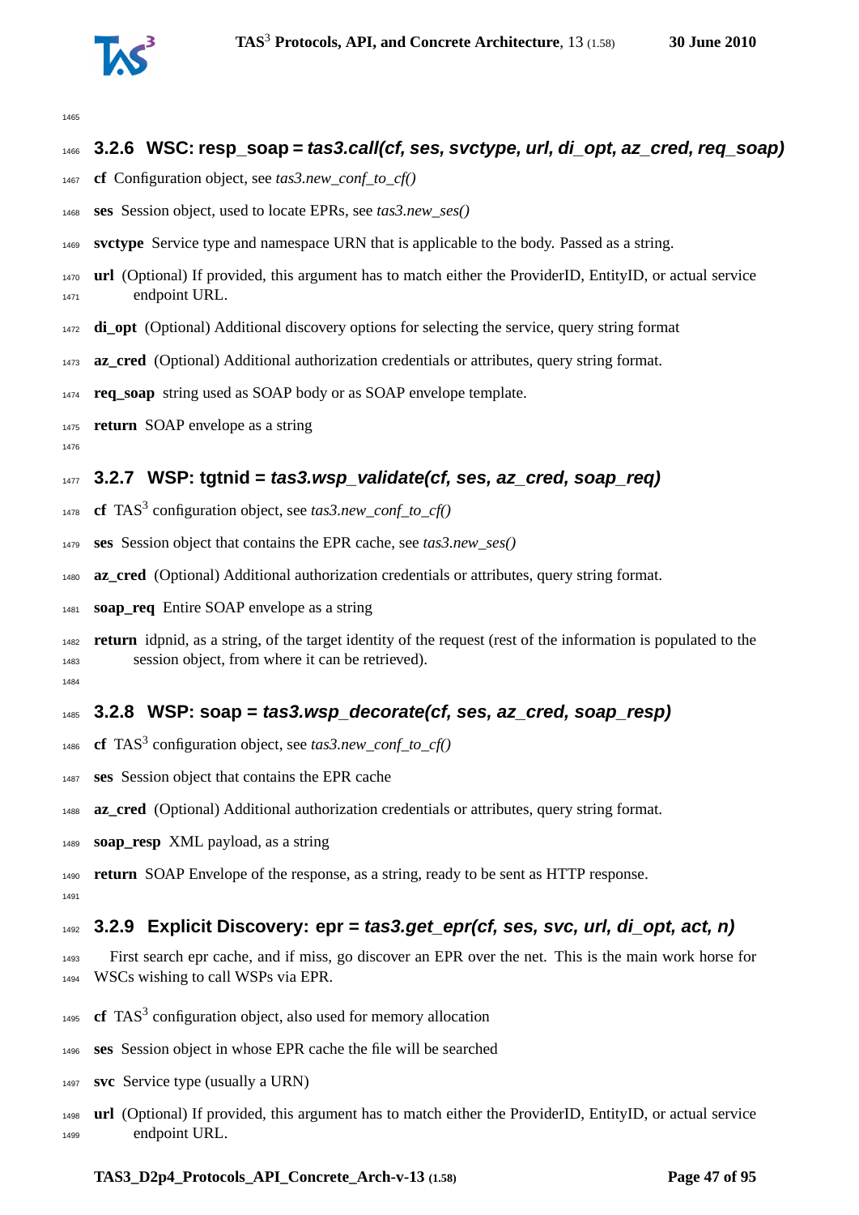### 3.2.6 WSC: resp_soap = *tas3.call(cf, ses, svctype, url, di_opt, az_cred, req_soap)*

**cf** Configuration object, see *tas3.new_conf_to_cf()*

**ses** Session object, used to locate EPRs, see *tas3.new_ses()*

**svctype** Service type and namespace URN that is applicable to the body. Passed as a string.

**url** (Optional) If provided, this argument has to match either the ProviderID, EntityID, or actual service endpoint URL.

**di_opt** (Optional) Additional discovery options for selecting the service, query string format

**az_cred** (Optional) Additional authorization credentials or attributes, query string format.

**req_soap** string used as SOAP body or as SOAP envelope template.

**return** SOAP envelope as a string

### 3.2.7 WSP: tgtnid = *tas3.wsp_validate(cf, ses, az_cred, soap_req)*

**cf** TAS$^3$ configuration object, see *tas3.new_conf_to_cf()*

**ses** Session object that contains the EPR cache, see *tas3.new_ses()*

**az_cred** (Optional) Additional authorization credentials or attributes, query string format.

**soap_req** Entire SOAP envelope as a string

**return** idpnid, as a string, of the target identity of the request (rest of the information is populated to the session object, from where it can be retrieved).

### 3.2.8 WSP: soap = *tas3.wsp_decorate(cf, ses, az_cred, soap_resp)*

**cf** TAS$^3$ configuration object, see *tas3.new_conf_to_cf()*

**ses** Session object that contains the EPR cache

**az_cred** (Optional) Additional authorization credentials or attributes, query string format.

**soap_resp** XML payload, as a string

**return** SOAP Envelope of the response, as a string, ready to be sent as HTTP response.

### 3.2.9 Explicit Discovery: epr = *tas3.get_epr(cf, ses, svc, url, di_opt, act, n)*

First search epr cache, and if miss, go discover an EPR over the net. This is the main work horse for WSCs wishing to call WSPs via EPR.

**cf** TAS$^3$ configuration object, also used for memory allocation

**ses** Session object in whose EPR cache the file will be searched

**svc** Service type (usually a URN)

**url** (Optional) If provided, this argument has to match either the ProviderID, EntityID, or actual service endpoint URL.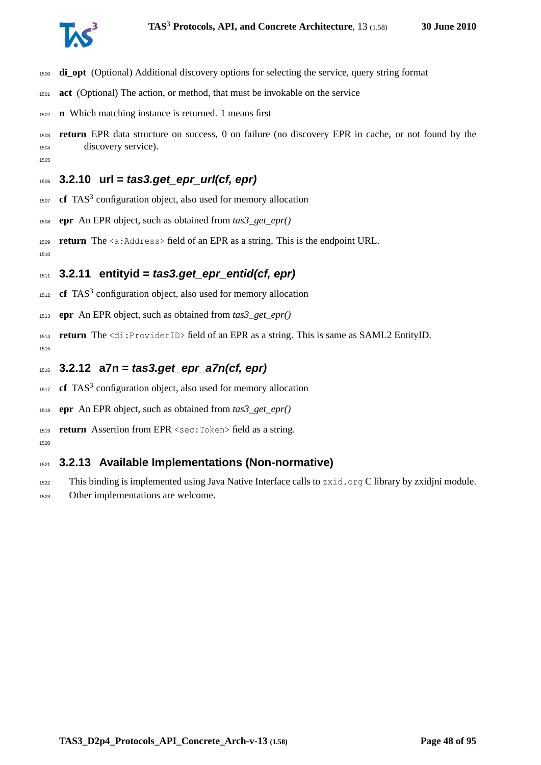**di_opt** (Optional) Additional discovery options for selecting the service, query string format

**act** (Optional) The action, or method, that must be invokable on the service

**n** Which matching instance is returned. 1 means first

**return** EPR data structure on success, 0 on failure (no discovery EPR in cache, or not found by the discovery service).

### 3.2.10 url = *tas3.get_epr_url(cf, epr)*

**cf** TAS[3] configuration object, also used for memory allocation

**epr** An EPR object, such as obtained from *tas3_get_epr()*

**return** The `<a:Address>` field of an EPR as a string. This is the endpoint URL.

### 3.2.11 entityid = *tas3.get_epr_entid(cf, epr)*

**cf** TAS[3] configuration object, also used for memory allocation

**epr** An EPR object, such as obtained from *tas3_get_epr()*

**return** The `<di:ProviderID>` field of an EPR as a string. This is same as SAML2 EntityID.

### 3.2.12 a7n = *tas3.get_epr_a7n(cf, epr)*

**cf** TAS[3] configuration object, also used for memory allocation

**epr** An EPR object, such as obtained from *tas3_get_epr()*

**return** Assertion from EPR `<sec:Token>` field as a string.

### 3.2.13 Available Implementations (Non-normative)

This binding is implemented using Java Native Interface calls to `zxid.org` C library by zxidjni module. Other implementations are welcome.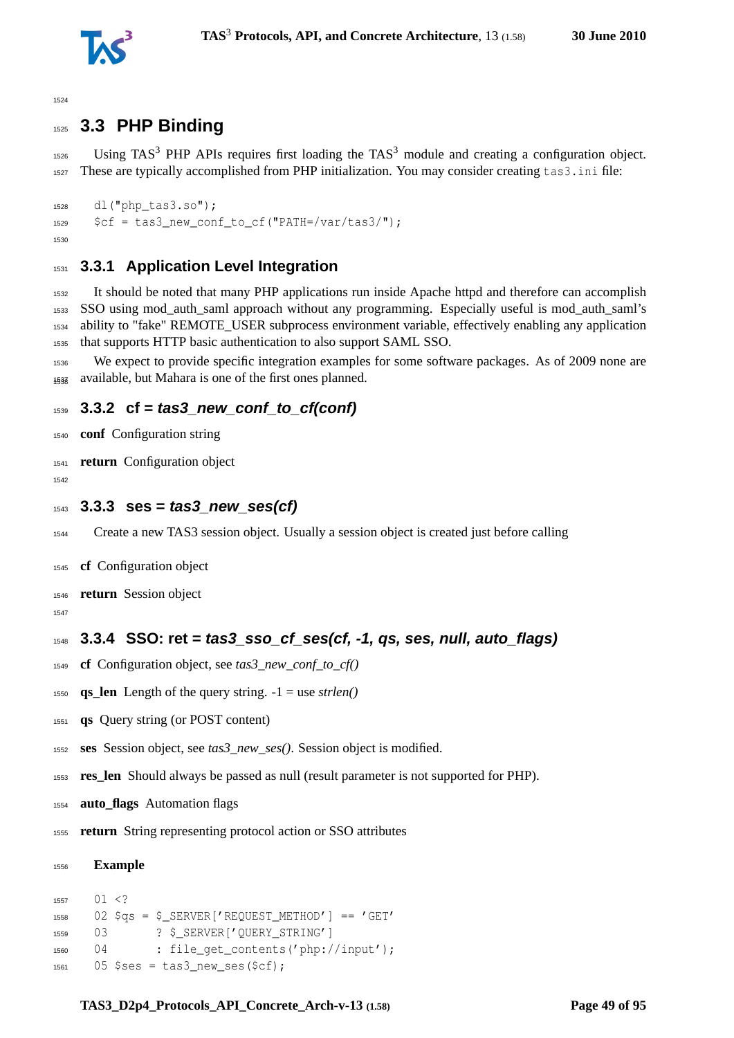## 3.3 PHP Binding

Using TAS$^3$ PHP APIs requires first loading the TAS$^3$ module and creating a configuration object. These are typically accomplished from PHP initialization. You may consider creating `tas3.ini` file:

```
dl("php_tas3.so");
$cf = tas3_new_conf_to_cf("PATH=/var/tas3/");
```

### 3.3.1 Application Level Integration

It should be noted that many PHP applications run inside Apache httpd and therefore can accomplish SSO using mod_auth_saml approach without any programming. Especially useful is mod_auth_saml's ability to "fake" REMOTE_USER subprocess environment variable, effectively enabling any application that supports HTTP basic authentication to also support SAML SSO.

We expect to provide specific integration examples for some software packages. As of 2009 none are available, but Mahara is one of the first ones planned.

### 3.3.2 cf = *tas3_new_conf_to_cf(conf)*

**conf** Configuration string

**return** Configuration object

### 3.3.3 ses = *tas3_new_ses(cf)*

Create a new TAS3 session object. Usually a session object is created just before calling

**cf** Configuration object

**return** Session object

### 3.3.4 SSO: ret = *tas3_sso_cf_ses(cf, -1, qs, ses, null, auto_flags)*

**cf** Configuration object, see *tas3_new_conf_to_cf()*

**qs_len** Length of the query string. -1 = use *strlen()*

**qs** Query string (or POST content)

**ses** Session object, see *tas3_new_ses()*. Session object is modified.

**res_len** Should always be passed as null (result parameter is not supported for PHP).

**auto_flags** Automation flags

**return** String representing protocol action or SSO attributes

**Example**

```
01 <?
02 $qs = $_SERVER['REQUEST_METHOD'] == 'GET'
03       ? $_SERVER['QUERY_STRING']
04       : file_get_contents('php://input');
05 $ses = tas3_new_ses($cf);
```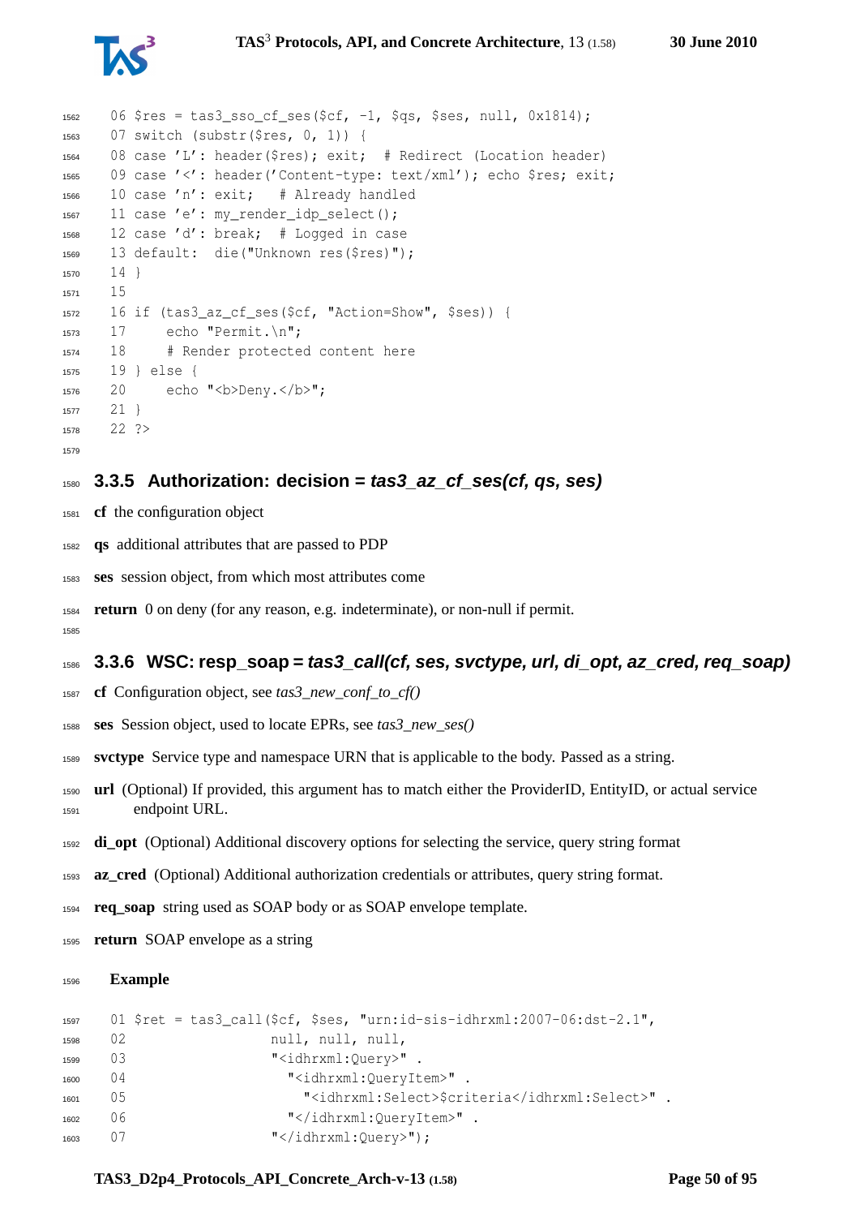```
06 $res = tas3_sso_cf_ses($cf, -1, $qs, $ses, null, 0x1814);
07 switch (substr($res, 0, 1)) {
08 case 'L': header($res); exit;  # Redirect (Location header)
09 case '<': header('Content-type: text/xml'); echo $res; exit;
10 case 'n': exit;   # Already handled
11 case 'e': my_render_idp_select();
12 case 'd': break;  # Logged in case
13 default:  die("Unknown res($res)");
14 }
15
16 if (tas3_az_cf_ses($cf, "Action=Show", $ses)) {
17     echo "Permit.\n";
18     # Render protected content here
19 } else {
20     echo "<b>Deny.</b>";
21 }
22 ?>
```

### 3.3.5 Authorization: decision = *tas3_az_cf_ses(cf, qs, ses)*

**cf** the configuration object

**qs** additional attributes that are passed to PDP

**ses** session object, from which most attributes come

**return** 0 on deny (for any reason, e.g. indeterminate), or non-null if permit.

### 3.3.6 WSC: resp_soap = *tas3_call(cf, ses, svctype, url, di_opt, az_cred, req_soap)*

**cf** Configuration object, see *tas3_new_conf_to_cf()*

**ses** Session object, used to locate EPRs, see *tas3_new_ses()*

**svctype** Service type and namespace URN that is applicable to the body. Passed as a string.

**url** (Optional) If provided, this argument has to match either the ProviderID, EntityID, or actual service endpoint URL.

**di_opt** (Optional) Additional discovery options for selecting the service, query string format

**az_cred** (Optional) Additional authorization credentials or attributes, query string format.

**req_soap** string used as SOAP body or as SOAP envelope template.

**return** SOAP envelope as a string

**Example**

```
01 $ret = tas3_call($cf, $ses, "urn:id-sis-idhrxml:2007-06:dst-2.1",
02                   null, null, null,
03                   "<idhrxml:Query>" .
04                     "<idhrxml:QueryItem>" .
05                       "<idhrxml:Select>$criteria</idhrxml:Select>" .
06                     "</idhrxml:QueryItem>" .
07                   "</idhrxml:Query>");
```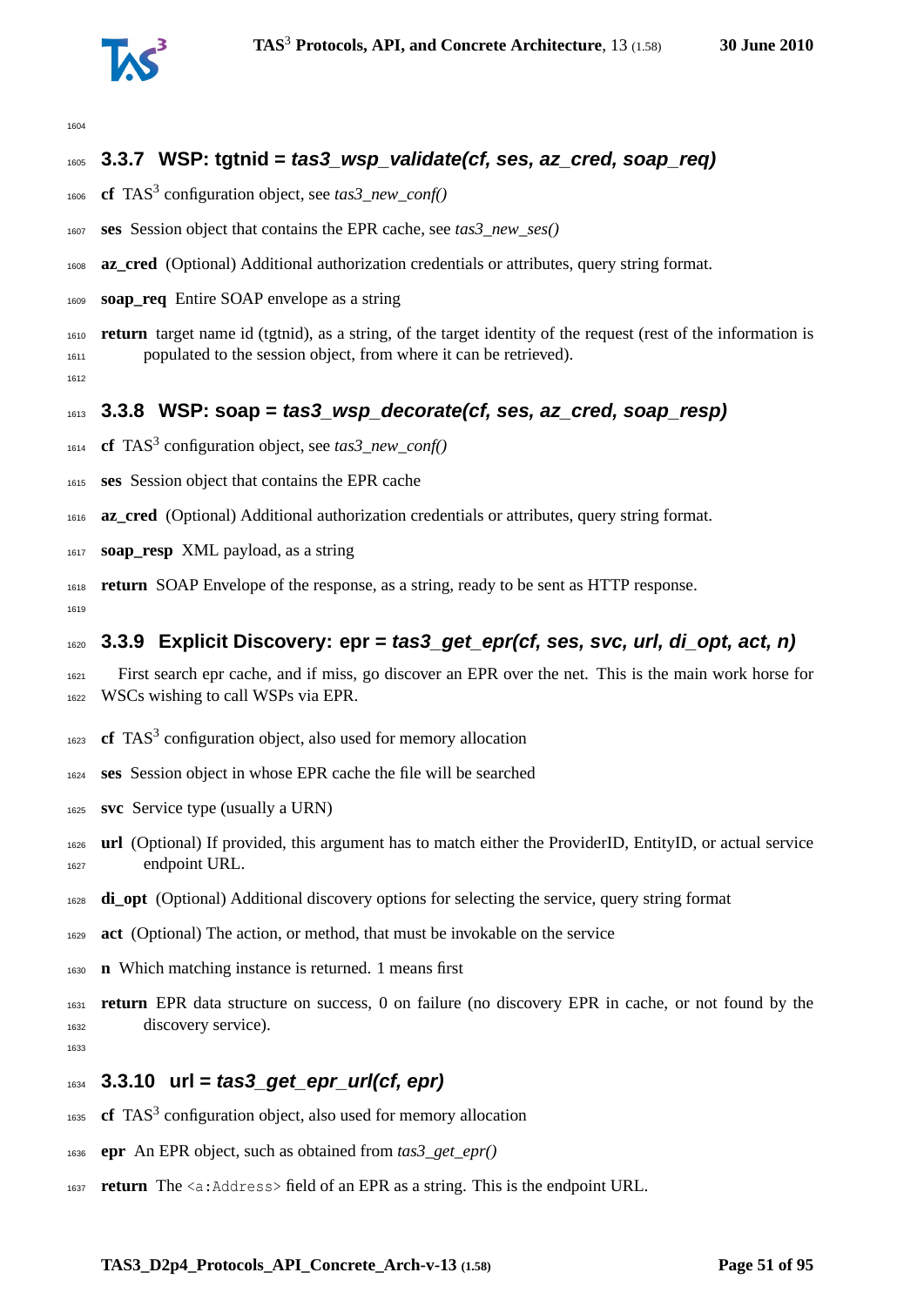### 3.3.7 WSP: tgtnid = *tas3_wsp_validate(cf, ses, az_cred, soap_req)*

**cf** TAS[3] configuration object, see *tas3_new_conf()*

**ses** Session object that contains the EPR cache, see *tas3_new_ses()*

**az_cred** (Optional) Additional authorization credentials or attributes, query string format.

**soap_req** Entire SOAP envelope as a string

**return** target name id (tgtnid), as a string, of the target identity of the request (rest of the information is populated to the session object, from where it can be retrieved).

### 3.3.8 WSP: soap = *tas3_wsp_decorate(cf, ses, az_cred, soap_resp)*

**cf** TAS[3] configuration object, see *tas3_new_conf()*

**ses** Session object that contains the EPR cache

**az_cred** (Optional) Additional authorization credentials or attributes, query string format.

**soap_resp** XML payload, as a string

**return** SOAP Envelope of the response, as a string, ready to be sent as HTTP response.

### 3.3.9 Explicit Discovery: epr = *tas3_get_epr(cf, ses, svc, url, di_opt, act, n)*

First search epr cache, and if miss, go discover an EPR over the net. This is the main work horse for WSCs wishing to call WSPs via EPR.

**cf** TAS[3] configuration object, also used for memory allocation

**ses** Session object in whose EPR cache the file will be searched

**svc** Service type (usually a URN)

**url** (Optional) If provided, this argument has to match either the ProviderID, EntityID, or actual service endpoint URL.

**di_opt** (Optional) Additional discovery options for selecting the service, query string format

**act** (Optional) The action, or method, that must be invokable on the service

**n** Which matching instance is returned. 1 means first

**return** EPR data structure on success, 0 on failure (no discovery EPR in cache, or not found by the discovery service).

### 3.3.10 url = *tas3_get_epr_url(cf, epr)*

**cf** TAS[3] configuration object, also used for memory allocation

**epr** An EPR object, such as obtained from *tas3_get_epr()*

**return** The `<a:Address>` field of an EPR as a string. This is the endpoint URL.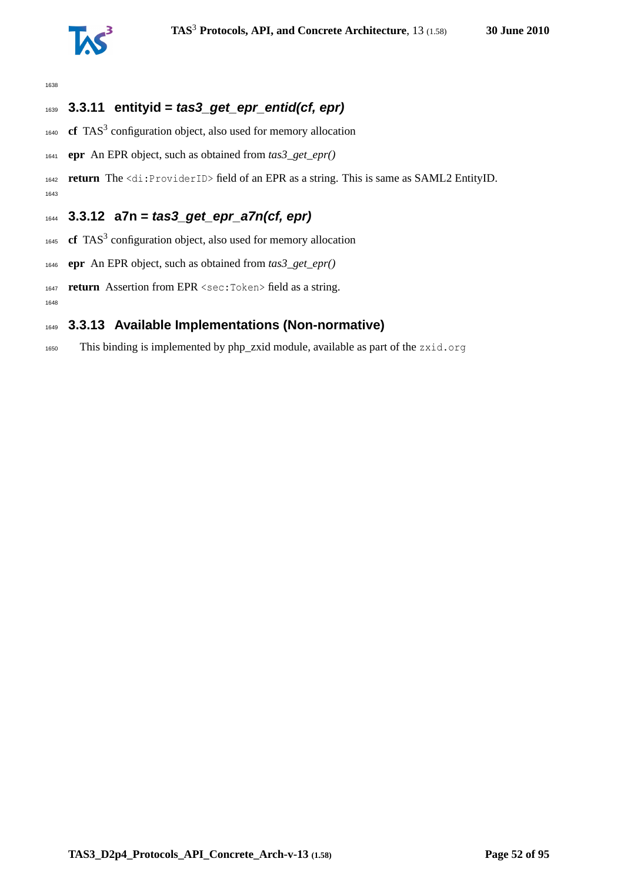### 3.3.11 entityid = *tas3_get_epr_entid(cf, epr)*

**cf** TAS[3] configuration object, also used for memory allocation

**epr** An EPR object, such as obtained from *tas3_get_epr()*

**return** The `<di:ProviderID>` field of an EPR as a string. This is same as SAML2 EntityID.

### 3.3.12 a7n = *tas3_get_epr_a7n(cf, epr)*

**cf** TAS[3] configuration object, also used for memory allocation

**epr** An EPR object, such as obtained from *tas3_get_epr()*

**return** Assertion from EPR `<sec:Token>` field as a string.

### 3.3.13 Available Implementations (Non-normative)

This binding is implemented by php_zxid module, available as part of the `zxid.org`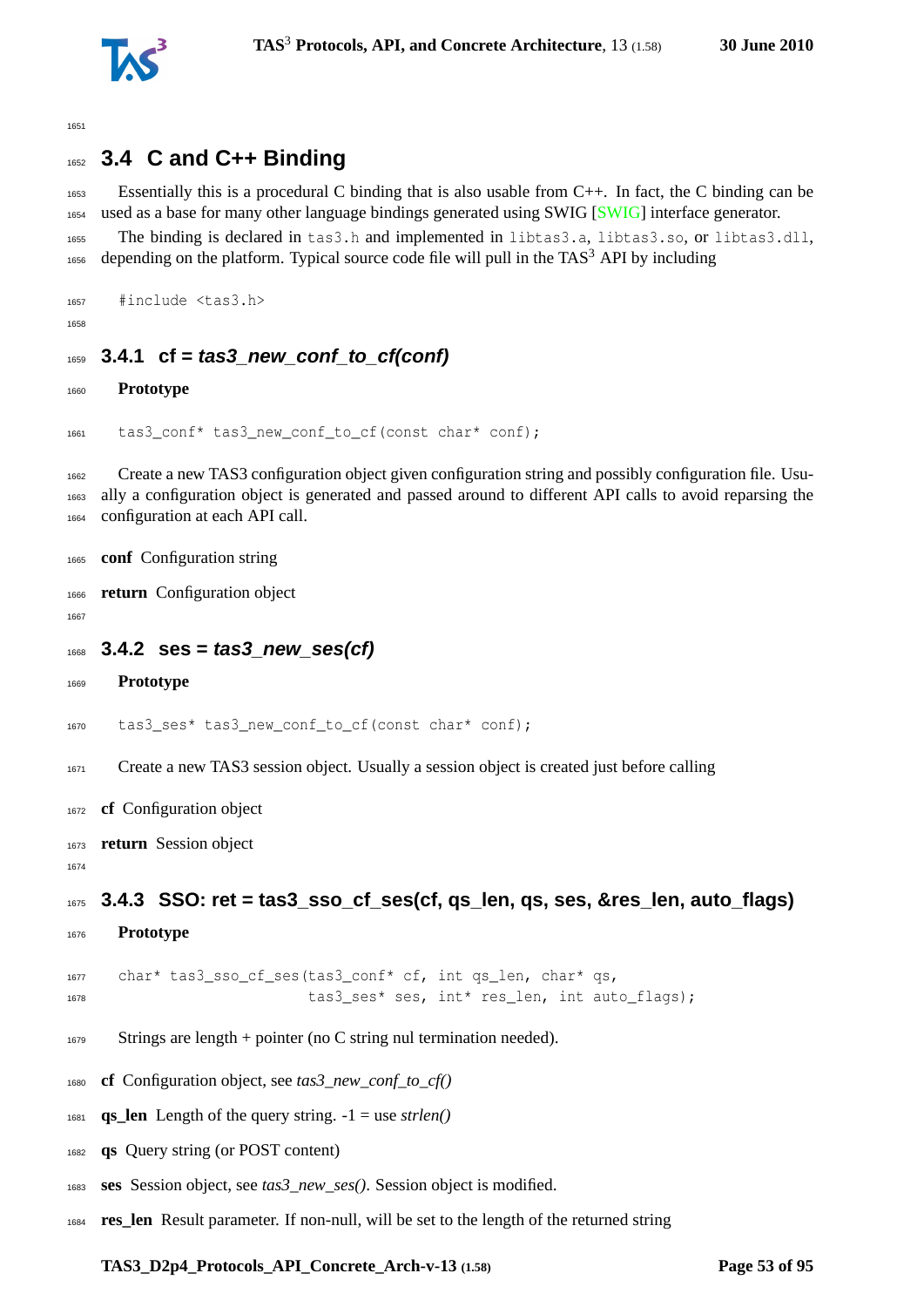## 3.4 C and C++ Binding

Essentially this is a procedural C binding that is also usable from C++. In fact, the C binding can be used as a base for many other language bindings generated using SWIG [SWIG] interface generator.

The binding is declared in `tas3.h` and implemented in `libtas3.a`, `libtas3.so`, or `libtas3.dll`, depending on the platform. Typical source code file will pull in the TAS[3] API by including

```
#include <tas3.h>
```

### 3.4.1 cf = *tas3_new_conf_to_cf(conf)*

**Prototype**

```
tas3_conf* tas3_new_conf_to_cf(const char* conf);
```

Create a new TAS3 configuration object given configuration string and possibly configuration file. Usually a configuration object is generated and passed around to different API calls to avoid reparsing the configuration at each API call.

**conf** Configuration string

**return** Configuration object

### 3.4.2 ses = *tas3_new_ses(cf)*

**Prototype**

```
tas3_ses* tas3_new_conf_to_cf(const char* conf);
```

Create a new TAS3 session object. Usually a session object is created just before calling

**cf** Configuration object

**return** Session object

### 3.4.3 SSO: ret = tas3_sso_cf_ses(cf, qs_len, qs, ses, &res_len, auto_flags)

**Prototype**

```
char* tas3_sso_cf_ses(tas3_conf* cf, int qs_len, char* qs,
                      tas3_ses* ses, int* res_len, int auto_flags);
```

Strings are length + pointer (no C string nul termination needed).

**cf** Configuration object, see *tas3_new_conf_to_cf()*

**qs_len** Length of the query string. -1 = use *strlen()*

**qs** Query string (or POST content)

**ses** Session object, see *tas3_new_ses()*. Session object is modified.

**res_len** Result parameter. If non-null, will be set to the length of the returned string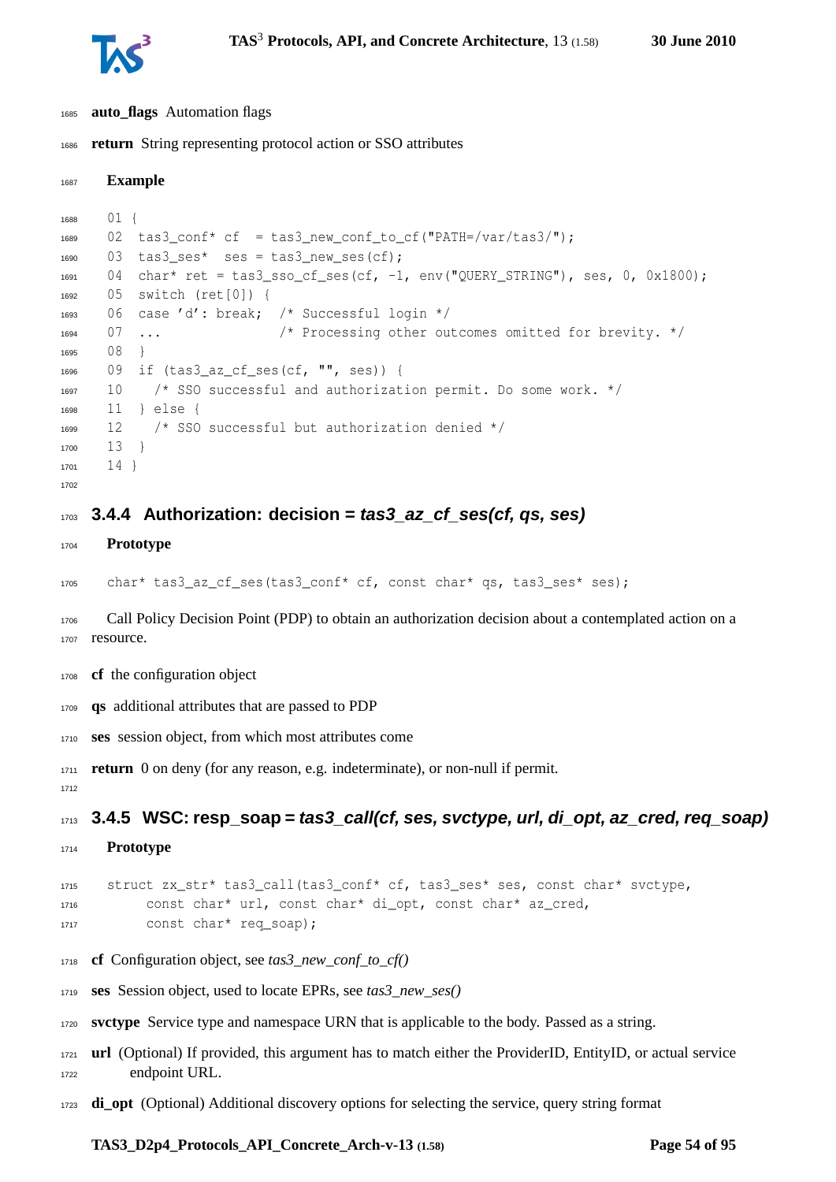**auto_flags** Automation flags

**return** String representing protocol action or SSO attributes

**Example**

```
01 {
02   tas3_conf* cf  = tas3_new_conf_to_cf("PATH=/var/tas3/");
03   tas3_ses*  ses = tas3_new_ses(cf);
04   char* ret = tas3_sso_cf_ses(cf, -1, env("QUERY_STRING"), ses, 0, 0x1800);
05   switch (ret[0]) {
06   case 'd': break;  /* Successful login */
07   ...               /* Processing other outcomes omitted for brevity. */
08   }
09   if (tas3_az_cf_ses(cf, "", ses)) {
10     /* SSO successful and authorization permit. Do some work. */
11   } else {
12     /* SSO successful but authorization denied */
13   }
14 }
```

### 3.4.4 Authorization: decision = *tas3_az_cf_ses(cf, qs, ses)*

**Prototype**

```
char* tas3_az_cf_ses(tas3_conf* cf, const char* qs, tas3_ses* ses);
```

Call Policy Decision Point (PDP) to obtain an authorization decision about a contemplated action on a resource.

**cf** the configuration object

**qs** additional attributes that are passed to PDP

**ses** session object, from which most attributes come

**return** 0 on deny (for any reason, e.g. indeterminate), or non-null if permit.

### 3.4.5 WSC: resp_soap = *tas3_call(cf, ses, svctype, url, di_opt, az_cred, req_soap)*

**Prototype**

```
struct zx_str* tas3_call(tas3_conf* cf, tas3_ses* ses, const char* svctype,
     const char* url, const char* di_opt, const char* az_cred,
     const char* req_soap);
```

**cf** Configuration object, see *tas3_new_conf_to_cf()*

**ses** Session object, used to locate EPRs, see *tas3_new_ses()*

**svctype** Service type and namespace URN that is applicable to the body. Passed as a string.

**url** (Optional) If provided, this argument has to match either the ProviderID, EntityID, or actual service endpoint URL.

**di_opt** (Optional) Additional discovery options for selecting the service, query string format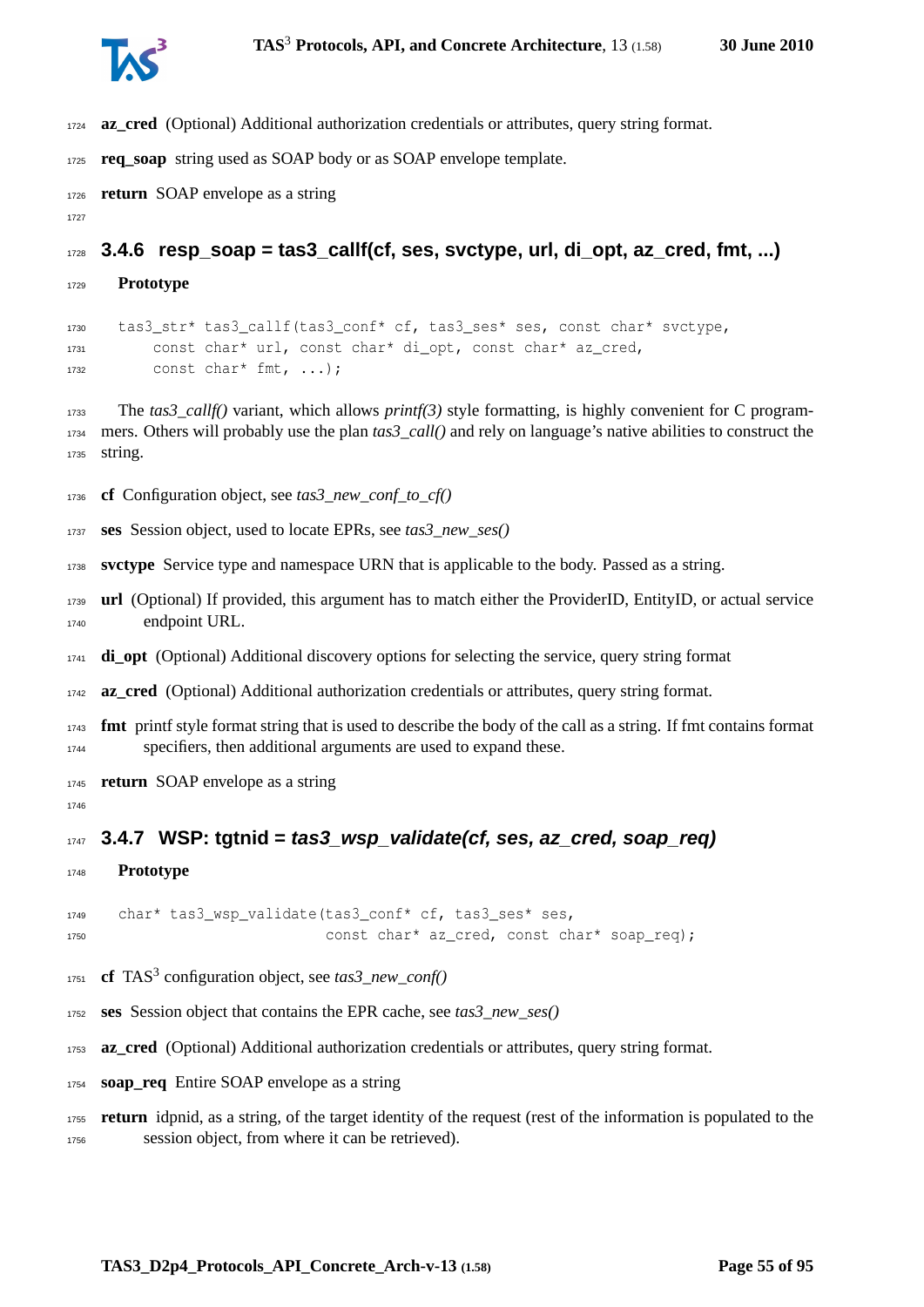**az_cred** (Optional) Additional authorization credentials or attributes, query string format.

**req_soap** string used as SOAP body or as SOAP envelope template.

**return** SOAP envelope as a string

### 3.4.6 resp_soap = tas3_callf(cf, ses, svctype, url, di_opt, az_cred, fmt, ...)

**Prototype**

```
tas3_str* tas3_callf(tas3_conf* cf, tas3_ses* ses, const char* svctype,
     const char* url, const char* di_opt, const char* az_cred,
     const char* fmt, ...);
```

The *tas3_callf()* variant, which allows *printf(3)* style formatting, is highly convenient for C programmers. Others will probably use the plan *tas3_call()* and rely on language's native abilities to construct the string.

**cf** Configuration object, see *tas3_new_conf_to_cf()*

**ses** Session object, used to locate EPRs, see *tas3_new_ses()*

**svctype** Service type and namespace URN that is applicable to the body. Passed as a string.

**url** (Optional) If provided, this argument has to match either the ProviderID, EntityID, or actual service endpoint URL.

**di_opt** (Optional) Additional discovery options for selecting the service, query string format

**az_cred** (Optional) Additional authorization credentials or attributes, query string format.

**fmt** printf style format string that is used to describe the body of the call as a string. If fmt contains format specifiers, then additional arguments are used to expand these.

**return** SOAP envelope as a string

### 3.4.7 WSP: tgtnid = *tas3_wsp_validate(cf, ses, az_cred, soap_req)*

**Prototype**

```
char* tas3_wsp_validate(tas3_conf* cf, tas3_ses* ses,
                        const char* az_cred, const char* soap_req);
```

**cf** TAS$^3$ configuration object, see *tas3_new_conf()*

**ses** Session object that contains the EPR cache, see *tas3_new_ses()*

**az_cred** (Optional) Additional authorization credentials or attributes, query string format.

**soap_req** Entire SOAP envelope as a string

**return** idpnid, as a string, of the target identity of the request (rest of the information is populated to the session object, from where it can be retrieved).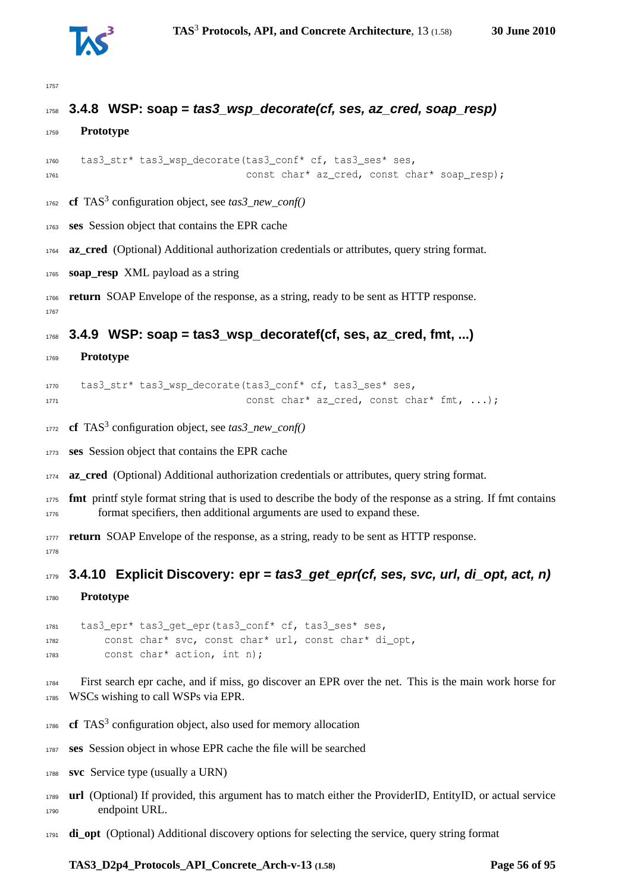### 3.4.8 WSP: soap = *tas3_wsp_decorate(cf, ses, az_cred, soap_resp)*

**Prototype**

```
tas3_str* tas3_wsp_decorate(tas3_conf* cf, tas3_ses* ses,
                            const char* az_cred, const char* soap_resp);
```

**cf** TAS[3] configuration object, see *tas3_new_conf()*

**ses** Session object that contains the EPR cache

**az_cred** (Optional) Additional authorization credentials or attributes, query string format.

**soap_resp** XML payload as a string

**return** SOAP Envelope of the response, as a string, ready to be sent as HTTP response.

### 3.4.9 WSP: soap = tas3_wsp_decoratef(cf, ses, az_cred, fmt, ...)

**Prototype**

```
tas3_str* tas3_wsp_decorate(tas3_conf* cf, tas3_ses* ses,
                            const char* az_cred, const char* fmt, ...);
```

**cf** TAS[3] configuration object, see *tas3_new_conf()*

**ses** Session object that contains the EPR cache

**az_cred** (Optional) Additional authorization credentials or attributes, query string format.

**fmt** printf style format string that is used to describe the body of the response as a string. If fmt contains format specifiers, then additional arguments are used to expand these.

**return** SOAP Envelope of the response, as a string, ready to be sent as HTTP response.

### 3.4.10 Explicit Discovery: epr = *tas3_get_epr(cf, ses, svc, url, di_opt, act, n)*

**Prototype**

```
tas3_epr* tas3_get_epr(tas3_conf* cf, tas3_ses* ses,
    const char* svc, const char* url, const char* di_opt,
    const char* action, int n);
```

First search epr cache, and if miss, go discover an EPR over the net. This is the main work horse for WSCs wishing to call WSPs via EPR.

**cf** TAS[3] configuration object, also used for memory allocation

**ses** Session object in whose EPR cache the file will be searched

**svc** Service type (usually a URN)

**url** (Optional) If provided, this argument has to match either the ProviderID, EntityID, or actual service endpoint URL.

**di_opt** (Optional) Additional discovery options for selecting the service, query string format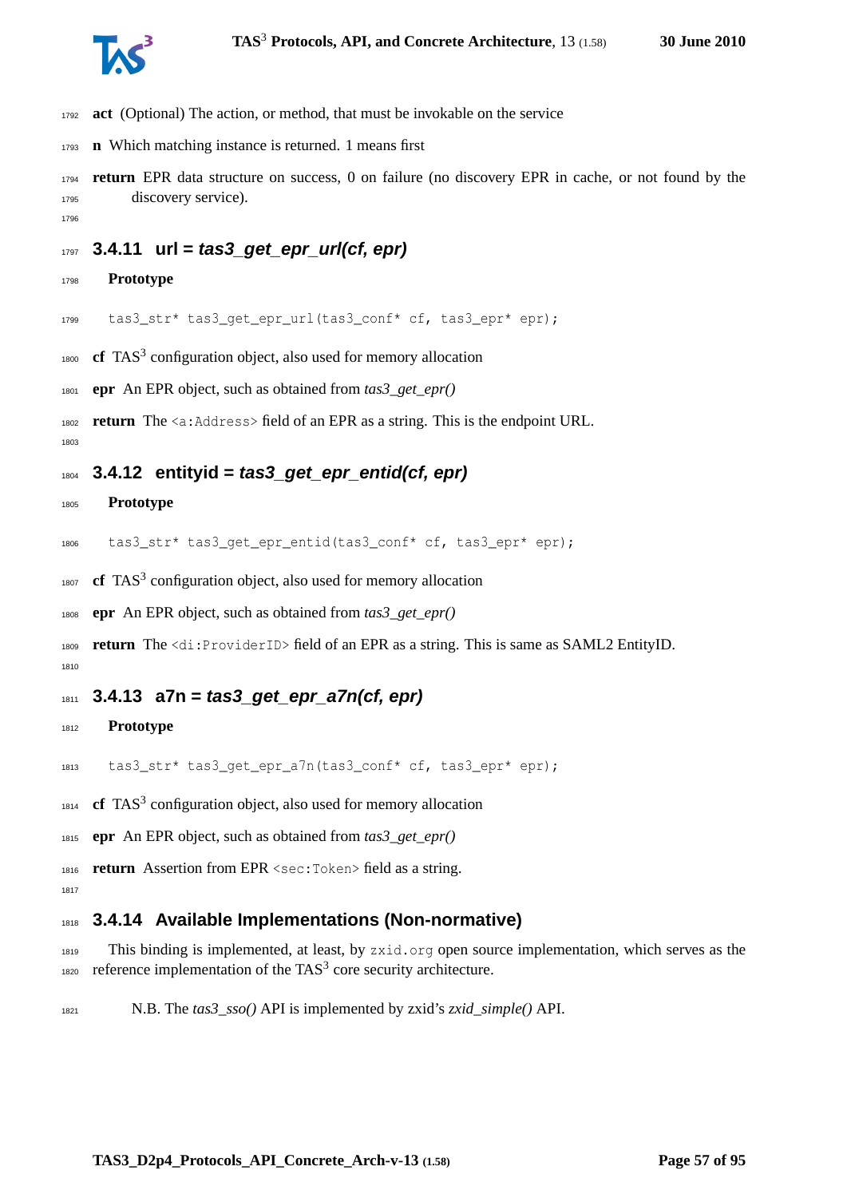**act** (Optional) The action, or method, that must be invokable on the service

**n** Which matching instance is returned. 1 means first

**return** EPR data structure on success, 0 on failure (no discovery EPR in cache, or not found by the discovery service).

### 3.4.11 url = *tas3_get_epr_url(cf, epr)*

**Prototype**

```
tas3_str* tas3_get_epr_url(tas3_conf* cf, tas3_epr* epr);
```

**cf** TAS[3] configuration object, also used for memory allocation

**epr** An EPR object, such as obtained from *tas3_get_epr()*

**return** The `<a:Address>` field of an EPR as a string. This is the endpoint URL.

### 3.4.12 entityid = *tas3_get_epr_entid(cf, epr)*

**Prototype**

```
tas3_str* tas3_get_epr_entid(tas3_conf* cf, tas3_epr* epr);
```

**cf** TAS[3] configuration object, also used for memory allocation

**epr** An EPR object, such as obtained from *tas3_get_epr()*

**return** The `<di:ProviderID>` field of an EPR as a string. This is same as SAML2 EntityID.

### 3.4.13 a7n = *tas3_get_epr_a7n(cf, epr)*

**Prototype**

```
tas3_str* tas3_get_epr_a7n(tas3_conf* cf, tas3_epr* epr);
```

**cf** TAS[3] configuration object, also used for memory allocation

**epr** An EPR object, such as obtained from *tas3_get_epr()*

**return** Assertion from EPR `<sec:Token>` field as a string.

### 3.4.14 Available Implementations (Non-normative)

This binding is implemented, at least, by `zxid.org` open source implementation, which serves as the reference implementation of the TAS[3] core security architecture.

N.B. The *tas3_sso()* API is implemented by zxid's *zxid_simple()* API.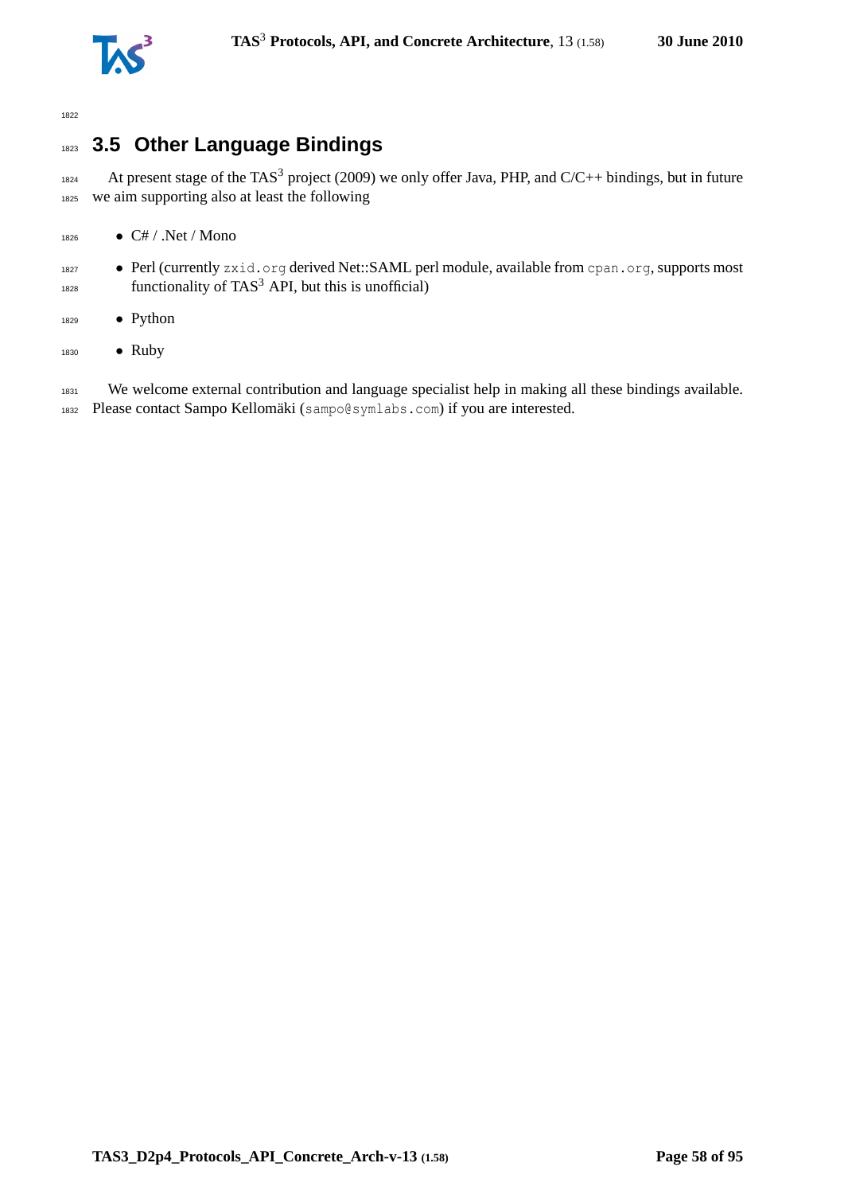## 3.5 Other Language Bindings

At present stage of the TAS$^3$ project (2009) we only offer Java, PHP, and C/C++ bindings, but in future we aim supporting also at least the following

- C# / .Net / Mono
- Perl (currently `zxid.org` derived Net::SAML perl module, available from `cpan.org`, supports most functionality of TAS$^3$ API, but this is unofficial)
- Python
- Ruby

We welcome external contribution and language specialist help in making all these bindings available. Please contact Sampo Kellomäki (`sampo@symlabs.com`) if you are interested.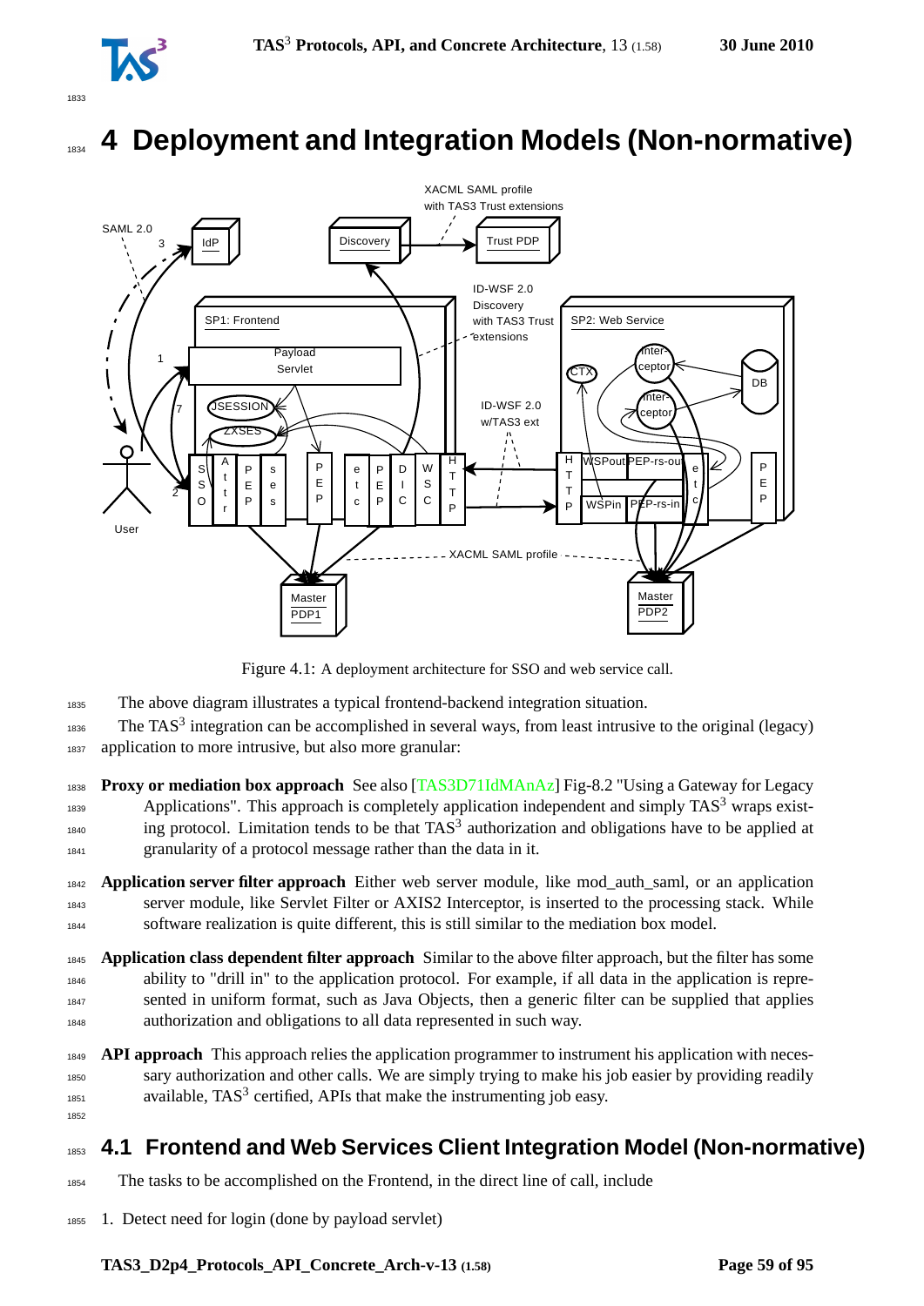# 4 Deployment and Integration Models (Non-normative)

Figure 4.1: A deployment architecture for SSO and web service call.

The above diagram illustrates a typical frontend-backend integration situation.

The TAS[3] integration can be accomplished in several ways, from least intrusive to the original (legacy) application to more intrusive, but also more granular:

**Proxy or mediation box approach** See also [TAS3D71IdMAnAz] Fig-8.2 "Using a Gateway for Legacy Applications". This approach is completely application independent and simply TAS[3] wraps existing protocol. Limitation tends to be that TAS[3] authorization and obligations have to be applied at granularity of a protocol message rather than the data in it.

**Application server filter approach** Either web server module, like mod_auth_saml, or an application server module, like Servlet Filter or AXIS2 Interceptor, is inserted to the processing stack. While software realization is quite different, this is still similar to the mediation box model.

**Application class dependent filter approach** Similar to the above filter approach, but the filter has some ability to "drill in" to the application protocol. For example, if all data in the application is represented in uniform format, such as Java Objects, then a generic filter can be supplied that applies authorization and obligations to all data represented in such way.

**API approach** This approach relies the application programmer to instrument his application with necessary authorization and other calls. We are simply trying to make his job easier by providing readily available, TAS[3] certified, APIs that make the instrumenting job easy.

## 4.1 Frontend and Web Services Client Integration Model (Non-normative)

The tasks to be accomplished on the Frontend, in the direct line of call, include

1. Detect need for login (done by payload servlet)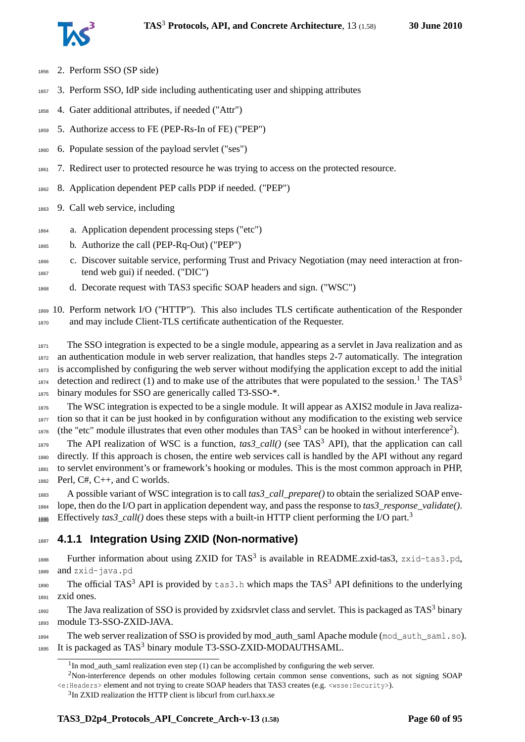2. Perform SSO (SP side)

3. Perform SSO, IdP side including authenticating user and shipping attributes

4. Gater additional attributes, if needed ("Attr")

5. Authorize access to FE (PEP-Rs-In of FE) ("PEP")

6. Populate session of the payload servlet ("ses")

7. Redirect user to protected resource he was trying to access on the protected resource.

8. Application dependent PEP calls PDP if needed. ("PEP")

9. Call web service, including

   a. Application dependent processing steps ("etc")

   b. Authorize the call (PEP-Rq-Out) ("PEP")

   c. Discover suitable service, performing Trust and Privacy Negotiation (may need interaction at frontend web gui) if needed. ("DIC")

   d. Decorate request with TAS3 specific SOAP headers and sign. ("WSC")

10. Perform network I/O ("HTTP"). This also includes TLS certificate authentication of the Responder and may include Client-TLS certificate authentication of the Requester.

The SSO integration is expected to be a single module, appearing as a servlet in Java realization and as an authentication module in web server realization, that handles steps 2-7 automatically. The integration is accomplished by configuring the web server without modifying the application except to add the initial detection and redirect (1) and to make use of the attributes that were populated to the session.[1] The TAS$^3$ binary modules for SSO are generically called T3-SSO-*.

The WSC integration is expected to be a single module. It will appear as AXIS2 module in Java realization so that it can be just hooked in by configuration without any modification to the existing web service (the "etc" module illustrates that even other modules than TAS$^3$ can be hooked in without interference[2]).

The API realization of WSC is a function, *tas3_call()* (see TAS$^3$ API), that the application can call directly. If this approach is chosen, the entire web services call is handled by the API without any regard to servlet environment's or framework's hooking or modules. This is the most common approach in PHP, Perl, C#, C++, and C worlds.

A possible variant of WSC integration is to call *tas3_call_prepare()* to obtain the serialized SOAP envelope, then do the I/O part in application dependent way, and pass the response to *tas3_response_validate()*. Effectively *tas3_call()* does these steps with a built-in HTTP client performing the I/O part.[3]

### 4.1.1 Integration Using ZXID (Non-normative)

Further information about using ZXID for TAS$^3$ is available in README.zxid-tas3, `zxid-tas3.pd`, and `zxid-java.pd`

The official TAS$^3$ API is provided by `tas3.h` which maps the TAS$^3$ API definitions to the underlying zxid ones.

The Java realization of SSO is provided by zxidsrvlet class and servlet. This is packaged as TAS$^3$ binary module T3-SSO-ZXID-JAVA.

The web server realization of SSO is provided by mod_auth_saml Apache module (`mod_auth_saml.so`). It is packaged as TAS$^3$ binary module T3-SSO-ZXID-MODAUTHSAML.

---

[1] In mod_auth_saml realization even step (1) can be accomplished by configuring the web server.

[2] Non-interference depends on other modules following certain common sense conventions, such as not signing SOAP `<e:Headers>` element and not trying to create SOAP headers that TAS3 creates (e.g. `<wsse:Security>`).

[3] In ZXID realization the HTTP client is libcurl from curl.haxx.se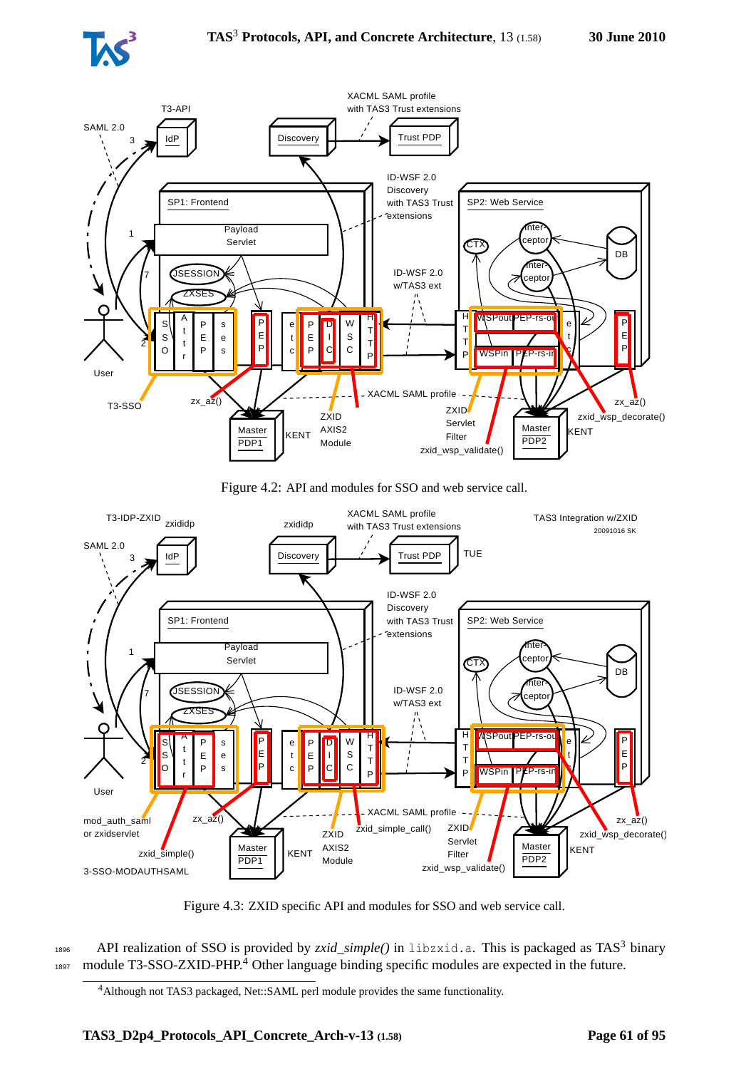Figure 4.2: API and modules for SSO and web service call.

Figure 4.3: ZXID specific API and modules for SSO and web service call.

API realization of SSO is provided by *zxid_simple()* in `libzxid.a`. This is packaged as TAS[3] binary module T3-SSO-ZXID-PHP.[4] Other language binding specific modules are expected in the future.

[4]Although not TAS3 packaged, Net::SAML perl module provides the same functionality.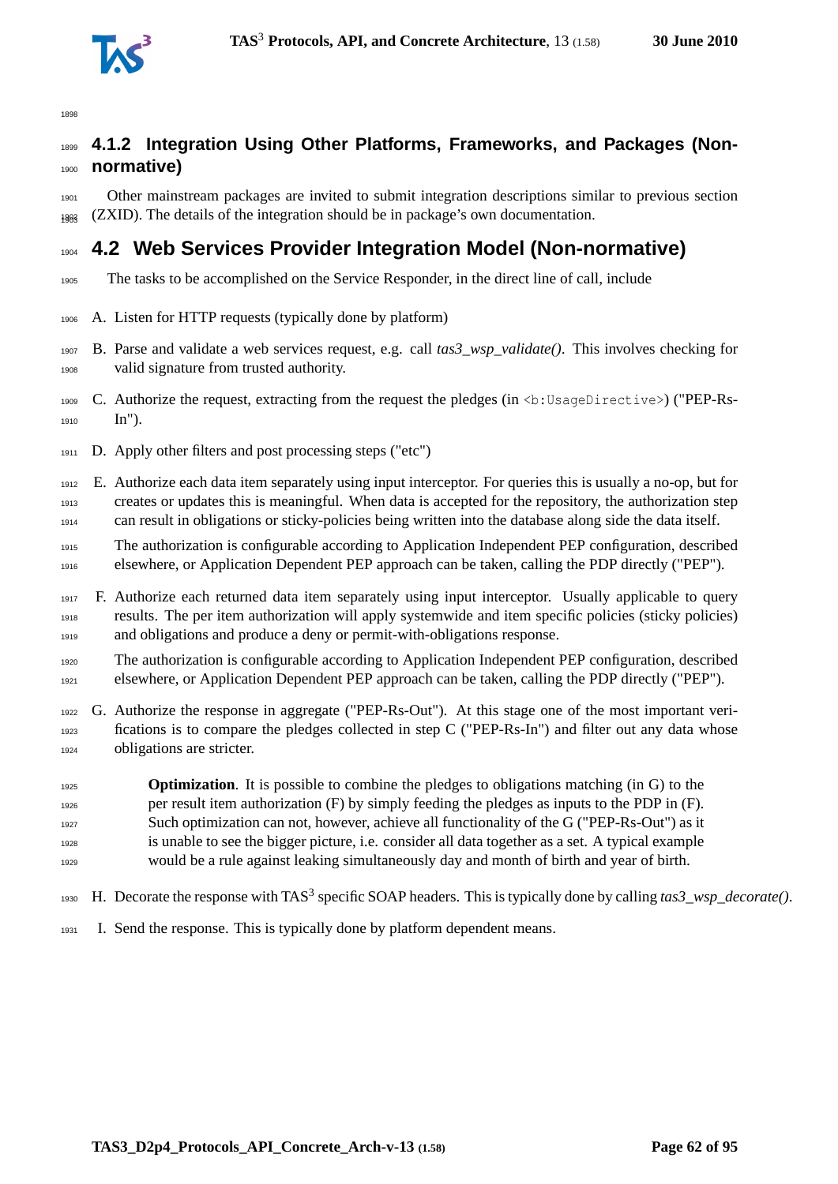### 4.1.2 Integration Using Other Platforms, Frameworks, and Packages (Non-normative)

Other mainstream packages are invited to submit integration descriptions similar to previous section (ZXID). The details of the integration should be in package's own documentation.

## 4.2 Web Services Provider Integration Model (Non-normative)

The tasks to be accomplished on the Service Responder, in the direct line of call, include

A. Listen for HTTP requests (typically done by platform)

B. Parse and validate a web services request, e.g. call *tas3_wsp_validate()*. This involves checking for valid signature from trusted authority.

C. Authorize the request, extracting from the request the pledges (in `<b:UsageDirective>`) ("PEP-Rs-In").

D. Apply other filters and post processing steps ("etc")

E. Authorize each data item separately using input interceptor. For queries this is usually a no-op, but for creates or updates this is meaningful. When data is accepted for the repository, the authorization step can result in obligations or sticky-policies being written into the database along side the data itself.

   The authorization is configurable according to Application Independent PEP configuration, described elsewhere, or Application Dependent PEP approach can be taken, calling the PDP directly ("PEP").

F. Authorize each returned data item separately using input interceptor. Usually applicable to query results. The per item authorization will apply systemwide and item specific policies (sticky policies) and obligations and produce a deny or permit-with-obligations response.

   The authorization is configurable according to Application Independent PEP configuration, described elsewhere, or Application Dependent PEP approach can be taken, calling the PDP directly ("PEP").

G. Authorize the response in aggregate ("PEP-Rs-Out"). At this stage one of the most important verifications is to compare the pledges collected in step C ("PEP-Rs-In") and filter out any data whose obligations are stricter.

   **Optimization**. It is possible to combine the pledges to obligations matching (in G) to the per result item authorization (F) by simply feeding the pledges as inputs to the PDP in (F). Such optimization can not, however, achieve all functionality of the G ("PEP-Rs-Out") as it is unable to see the bigger picture, i.e. consider all data together as a set. A typical example would be a rule against leaking simultaneously day and month of birth and year of birth.

H. Decorate the response with TAS$^3$ specific SOAP headers. This is typically done by calling *tas3_wsp_decorate()*.

I. Send the response. This is typically done by platform dependent means.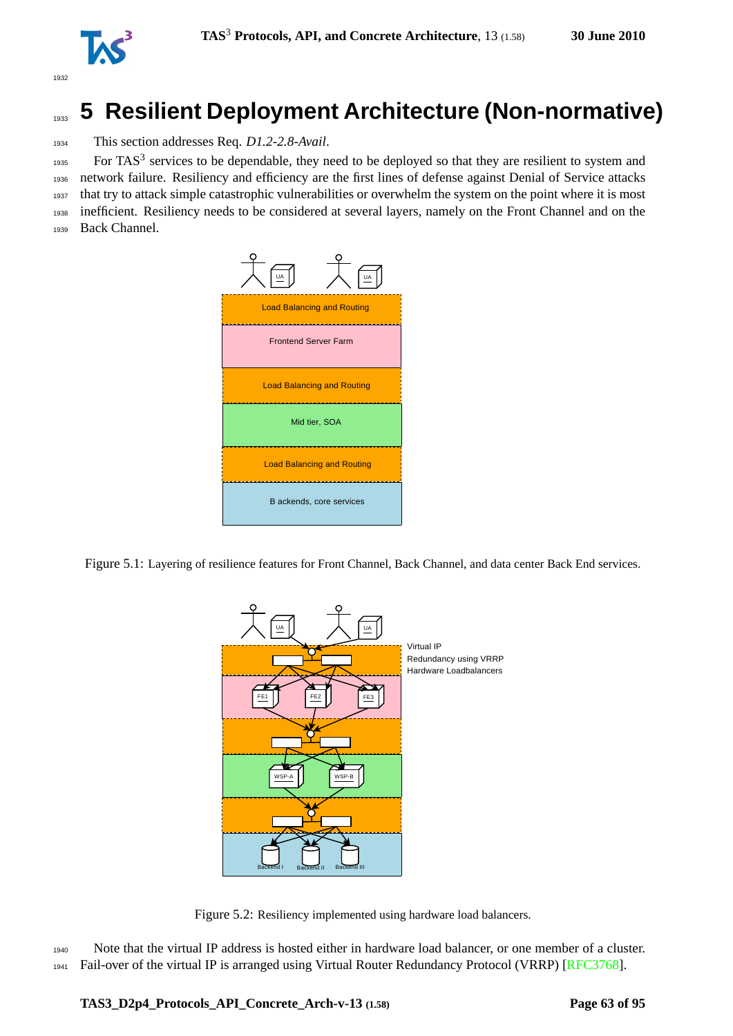# 5 Resilient Deployment Architecture (Non-normative)

This section addresses Req. *D1.2-2.8-Avail*.

For TAS[3] services to be dependable, they need to be deployed so that they are resilient to system and network failure. Resiliency and efficiency are the first lines of defense against Denial of Service attacks that try to attack simple catastrophic vulnerabilities or overwhelm the system on the point where it is most inefficient. Resiliency needs to be considered at several layers, namely on the Front Channel and on the Back Channel.

Figure 5.1: Layering of resilience features for Front Channel, Back Channel, and data center Back End services.

Figure 5.2: Resiliency implemented using hardware load balancers.

Note that the virtual IP address is hosted either in hardware load balancer, or one member of a cluster. Fail-over of the virtual IP is arranged using Virtual Router Redundancy Protocol (VRRP) [RFC3768].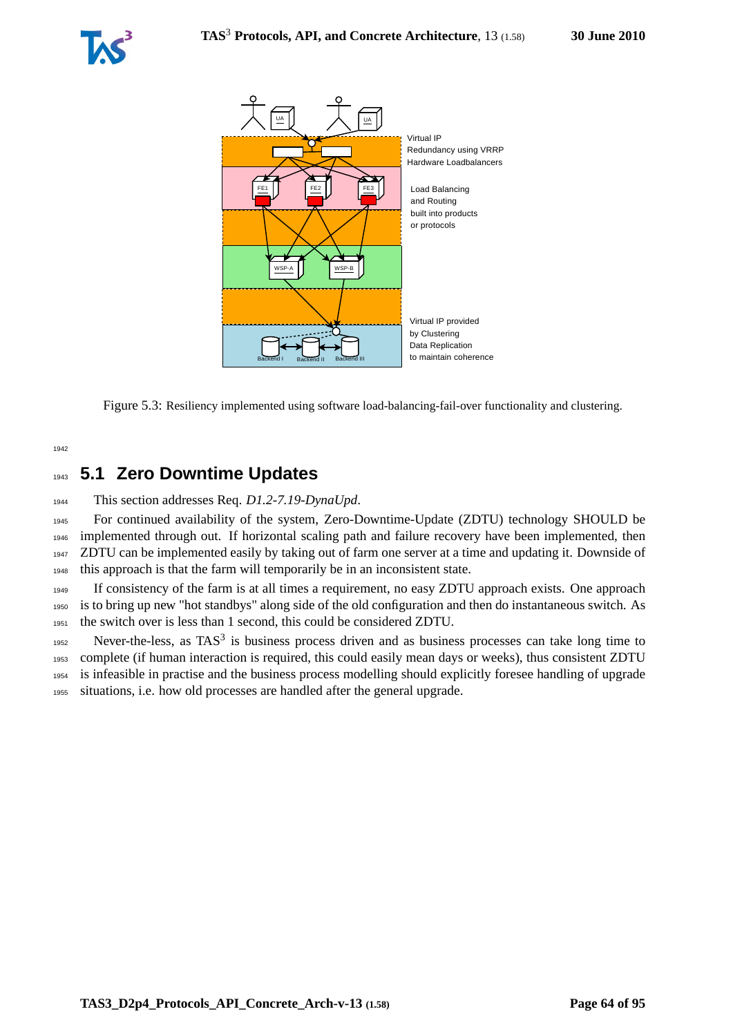Figure 5.3: Resiliency implemented using software load-balancing-fail-over functionality and clustering.

## 5.1 Zero Downtime Updates

This section addresses Req. *D1.2-7.19-DynaUpd*.

For continued availability of the system, Zero-Downtime-Update (ZDTU) technology SHOULD be implemented through out. If horizontal scaling path and failure recovery have been implemented, then ZDTU can be implemented easily by taking out of farm one server at a time and updating it. Downside of this approach is that the farm will temporarily be in an inconsistent state.

If consistency of the farm is at all times a requirement, no easy ZDTU approach exists. One approach is to bring up new "hot standbys" along side of the old configuration and then do instantaneous switch. As the switch over is less than 1 second, this could be considered ZDTU.

Never-the-less, as TAS$^3$ is business process driven and as business processes can take long time to complete (if human interaction is required, this could easily mean days or weeks), thus consistent ZDTU is infeasible in practise and the business process modelling should explicitly foresee handling of upgrade situations, i.e. how old processes are handled after the general upgrade.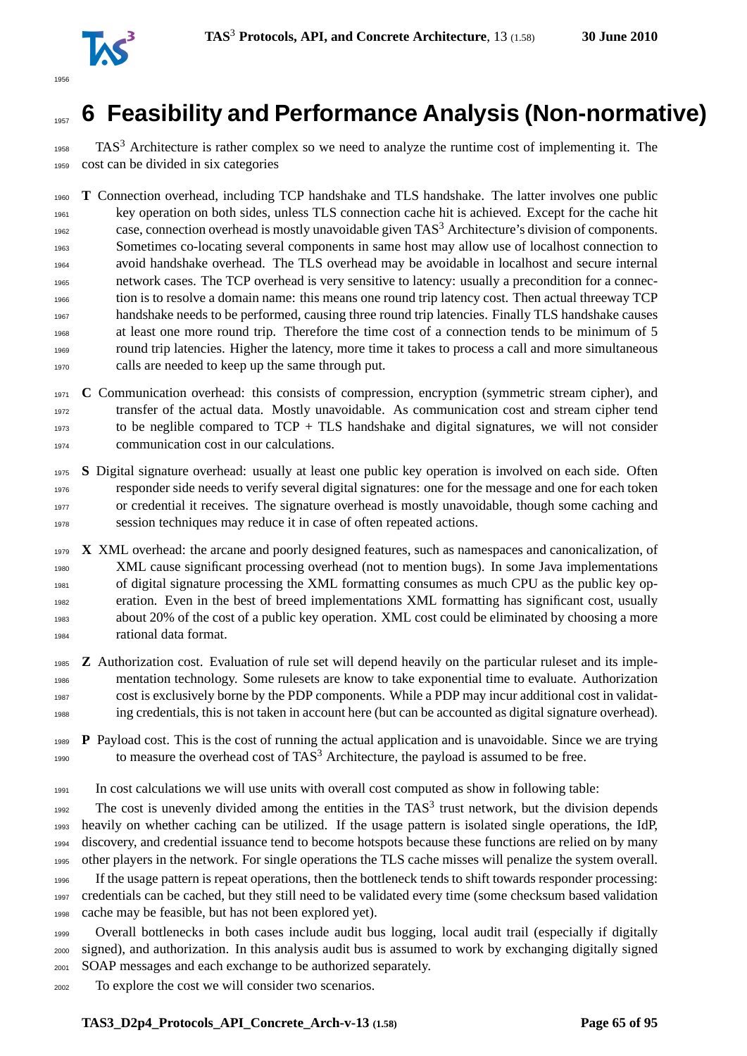# 6 Feasibility and Performance Analysis (Non-normative)

TAS[3] Architecture is rather complex so we need to analyze the runtime cost of implementing it. The cost can be divided in six categories

**T** Connection overhead, including TCP handshake and TLS handshake. The latter involves one public key operation on both sides, unless TLS connection cache hit is achieved. Except for the cache hit case, connection overhead is mostly unavoidable given TAS[3] Architecture's division of components. Sometimes co-locating several components in same host may allow use of localhost connection to avoid handshake overhead. The TLS overhead may be avoidable in localhost and secure internal network cases. The TCP overhead is very sensitive to latency: usually a precondition for a connection is to resolve a domain name: this means one round trip latency cost. Then actual threeway TCP handshake needs to be performed, causing three round trip latencies. Finally TLS handshake causes at least one more round trip. Therefore the time cost of a connection tends to be minimum of 5 round trip latencies. Higher the latency, more time it takes to process a call and more simultaneous calls are needed to keep up the same through put.

**C** Communication overhead: this consists of compression, encryption (symmetric stream cipher), and transfer of the actual data. Mostly unavoidable. As communication cost and stream cipher tend to be neglible compared to TCP + TLS handshake and digital signatures, we will not consider communication cost in our calculations.

**S** Digital signature overhead: usually at least one public key operation is involved on each side. Often responder side needs to verify several digital signatures: one for the message and one for each token or credential it receives. The signature overhead is mostly unavoidable, though some caching and session techniques may reduce it in case of often repeated actions.

**X** XML overhead: the arcane and poorly designed features, such as namespaces and canonicalization, of XML cause significant processing overhead (not to mention bugs). In some Java implementations of digital signature processing the XML formatting consumes as much CPU as the public key operation. Even in the best of breed implementations XML formatting has significant cost, usually about 20% of the cost of a public key operation. XML cost could be eliminated by choosing a more rational data format.

**Z** Authorization cost. Evaluation of rule set will depend heavily on the particular ruleset and its implementation technology. Some rulesets are know to take exponential time to evaluate. Authorization cost is exclusively borne by the PDP components. While a PDP may incur additional cost in validating credentials, this is not taken in account here (but can be accounted as digital signature overhead).

**P** Payload cost. This is the cost of running the actual application and is unavoidable. Since we are trying to measure the overhead cost of TAS[3] Architecture, the payload is assumed to be free.

In cost calculations we will use units with overall cost computed as show in following table:

The cost is unevenly divided among the entities in the TAS[3] trust network, but the division depends heavily on whether caching can be utilized. If the usage pattern is isolated single operations, the IdP, discovery, and credential issuance tend to become hotspots because these functions are relied on by many other players in the network. For single operations the TLS cache misses will penalize the system overall.

If the usage pattern is repeat operations, then the bottleneck tends to shift towards responder processing: credentials can be cached, but they still need to be validated every time (some checksum based validation cache may be feasible, but has not been explored yet).

Overall bottlenecks in both cases include audit bus logging, local audit trail (especially if digitally signed), and authorization. In this analysis audit bus is assumed to work by exchanging digitally signed SOAP messages and each exchange to be authorized separately.

To explore the cost we will consider two scenarios.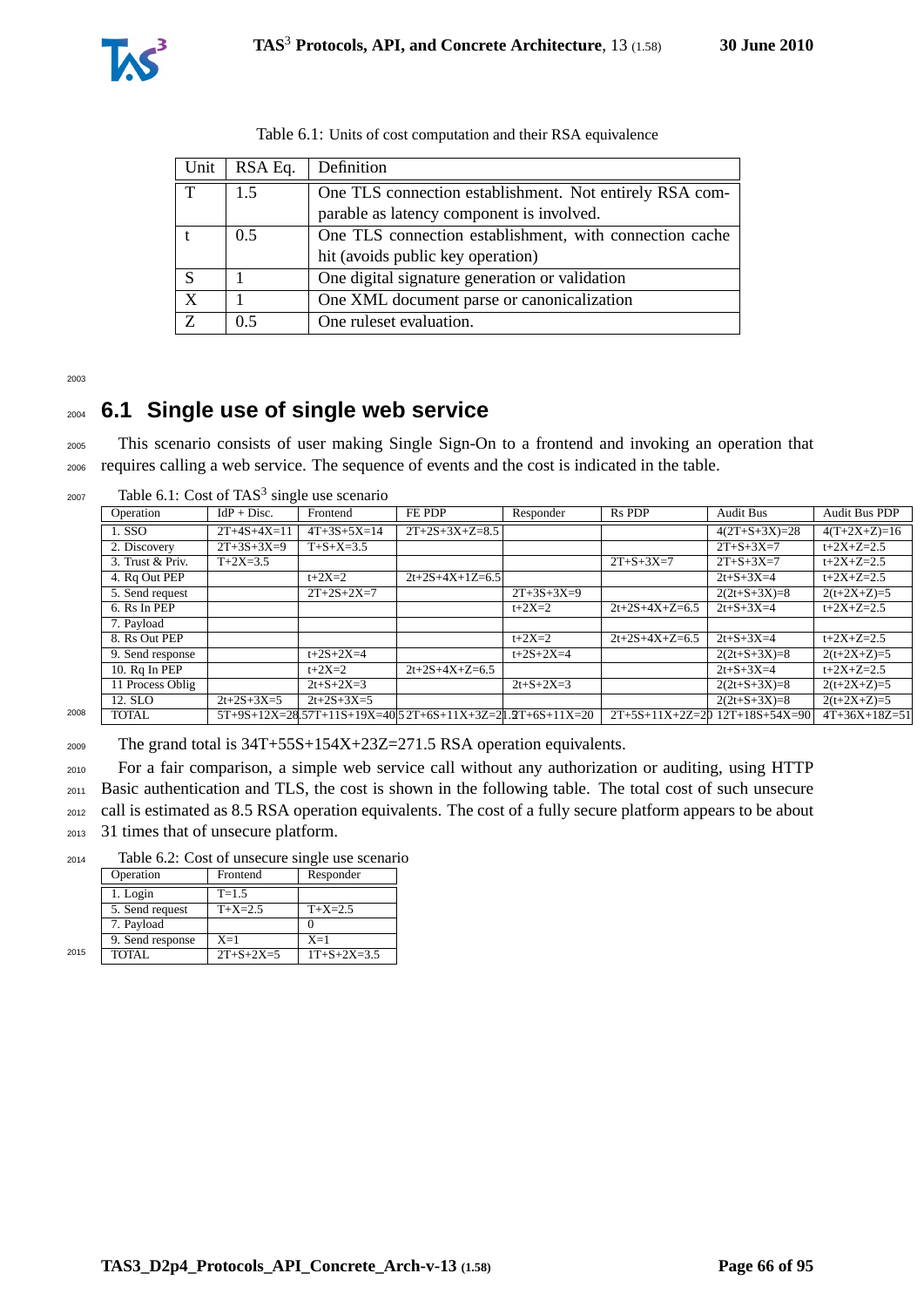Table 6.1: Units of cost computation and their RSA equivalence

| Unit | RSA Eq. | Definition |
|---|---|---|
| T | 1.5 | One TLS connection establishment. Not entirely RSA comparable as latency component is involved. |
| t | 0.5 | One TLS connection establishment, with connection cache hit (avoids public key operation) |
| S | 1 | One digital signature generation or validation |
| X | 1 | One XML document parse or canonicalization |
| Z | 0.5 | One ruleset evaluation. |

## 6.1 Single use of single web service

This scenario consists of user making Single Sign-On to a frontend and invoking an operation that requires calling a web service. The sequence of events and the cost is indicated in the table.

Table 6.1: Cost of TAS[3] single use scenario

| Operation | IdP + Disc. | Frontend | FE PDP | Responder | Rs PDP | Audit Bus | Audit Bus PDP |
|---|---|---|---|---|---|---|---|
| 1. SSO | 2T+4S+4X=11 | 4T+3S+5X=14 | 2T+2S+3X+Z=8.5 | | | 4(2T+S+3X)=28 | 4(T+2X+Z)=16 |
| 2. Discovery | 2T+3S+3X=9 | T+S+X=3.5 | | | | 2T+S+3X=7 | t+2X+Z=2.5 |
| 3. Trust & Priv. | T+2X=3.5 | | | | 2T+S+3X=7 | 2T+S+3X=7 | t+2X+Z=2.5 |
| 4. Rq Out PEP | | t+2X=2 | 2t+2S+4X+1Z=6.5 | | | 2t+S+3X=4 | t+2X+Z=2.5 |
| 5. Send request | | 2T+2S+2X=7 | | 2T+3S+3X=9 | | 2(2t+S+3X)=8 | 2(t+2X+Z)=5 |
| 6. Rs In PEP | | | | t+2X=2 | 2t+2S+4X+Z=6.5 | 2t+S+3X=4 | t+2X+Z=2.5 |
| 7. Payload | | | | | | | |
| 8. Rs Out PEP | | | | t+2X=2 | 2t+2S+4X+Z=6.5 | 2t+S+3X=4 | t+2X+Z=2.5 |
| 9. Send response | | t+2S+2X=4 | | t+2S+2X=4 | | 2(2t+S+3X)=8 | 2(t+2X+Z)=5 |
| 10. Rq In PEP | | t+2X=2 | 2t+2S+4X+Z=6.5 | | | 2t+S+3X=4 | t+2X+Z=2.5 |
| 11 Process Oblig | | 2t+S+2X=3 | | 2t+S+2X=3 | | 2(2t+S+3X)=8 | 2(t+2X+Z)=5 |
| 12. SLO | 2t+2S+3X=5 | 2t+2S+3X=5 | | | | 2(2t+S+3X)=8 | 2(t+2X+Z)=5 |
| TOTAL | 5T+9S+12X=28.5 | 7T+11S+19X=40.5 | 2T+6S+11X+3Z=21.5 | 2T+6S+11X=20 | 2T+5S+11X+2Z=20 | 12T+18S+54X=90 | 4T+36X+18Z=51 |

The grand total is 34T+55S+154X+23Z=271.5 RSA operation equivalents.

For a fair comparison, a simple web service call without any authorization or auditing, using HTTP Basic authentication and TLS, the cost is shown in the following table. The total cost of such unsecure call is estimated as 8.5 RSA operation equivalents. The cost of a fully secure platform appears to be about 31 times that of unsecure platform.

Table 6.2: Cost of unsecure single use scenario

| Operation | Frontend | Responder |
|---|---|---|
| 1. Login | T=1.5 | |
| 5. Send request | T+X=2.5 | T+X=2.5 |
| 7. Payload | | 0 |
| 9. Send response | X=1 | X=1 |
| TOTAL | 2T+S+2X=5 | 1T+2X=3.5 |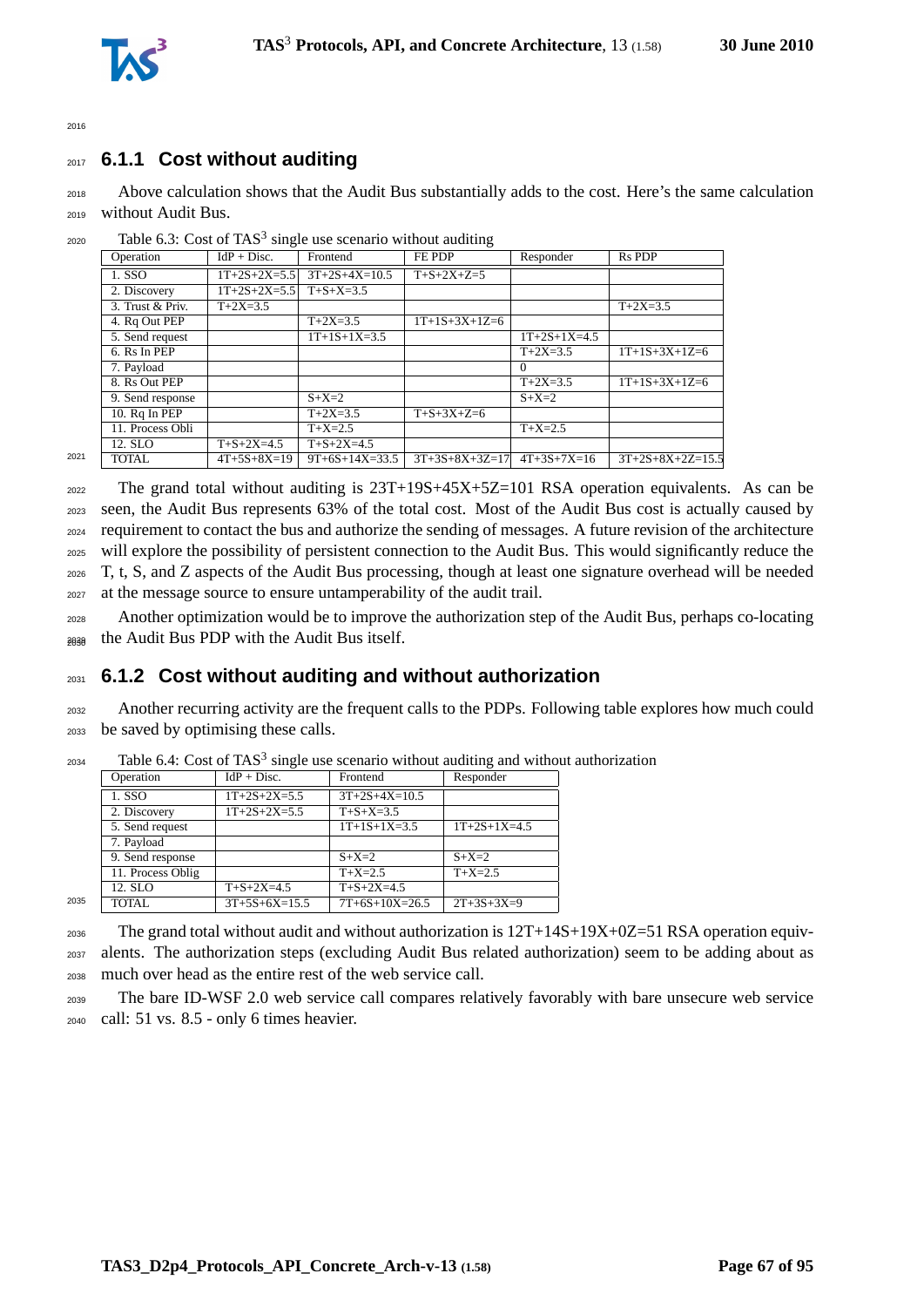### 6.1.1 Cost without auditing

Above calculation shows that the Audit Bus substantially adds to the cost. Here's the same calculation without Audit Bus.

Table 6.3: Cost of TAS$^3$ single use scenario without auditing

| Operation | IdP + Disc. | Frontend | FE PDP | Responder | Rs PDP |
|---|---|---|---|---|---|
| 1. SSO | 1T+2S+2X=5.5 | 3T+2S+4X=10.5 | T+S+2X+Z=5 | | |
| 2. Discovery | 1T+2S+2X=5.5 | T+S+X=3.5 | | | |
| 3. Trust & Priv. | T+2X=3.5 | | | | T+2X=3.5 |
| 4. Rq Out PEP | | T+2X=3.5 | 1T+1S+3X+1Z=6 | | |
| 5. Send request | | 1T+1S+1X=3.5 | | 1T+2S+1X=4.5 | |
| 6. Rs In PEP | | | | T+2X=3.5 | 1T+1S+3X+1Z=6 |
| 7. Payload | | | | 0 | |
| 8. Rs Out PEP | | | | T+2X=3.5 | 1T+1S+3X+1Z=6 |
| 9. Send response | | S+X=2 | | S+X=2 | |
| 10. Rq In PEP | | T+2X=3.5 | T+S+3X+Z=6 | | |
| 11. Process Obli | | T+X=2.5 | | T+X=2.5 | |
| 12. SLO | T+S+2X=4.5 | T+S+2X=4.5 | | | |
| TOTAL | 4T+5S+8X=19 | 9T+6S+14X=33.5 | 3T+3S+8X+3Z=17 | 4T+3S+7X=16 | 3T+2S+8X+2Z=15.5 |

The grand total without auditing is 23T+19S+45X+5Z=101 RSA operation equivalents. As can be seen, the Audit Bus represents 63% of the total cost. Most of the Audit Bus cost is actually caused by requirement to contact the bus and authorize the sending of messages. A future revision of the architecture will explore the possibility of persistent connection to the Audit Bus. This would significantly reduce the T, t, S, and Z aspects of the Audit Bus processing, though at least one signature overhead will be needed at the message source to ensure untamperability of the audit trail.

Another optimization would be to improve the authorization step of the Audit Bus, perhaps co-locating the Audit Bus PDP with the Audit Bus itself.

### 6.1.2 Cost without auditing and without authorization

Another recurring activity are the frequent calls to the PDPs. Following table explores how much could be saved by optimising these calls.

Table 6.4: Cost of TAS$^3$ single use scenario without auditing and without authorization

| Operation | IdP + Disc. | Frontend | Responder |
|---|---|---|---|
| 1. SSO | 1T+2S+2X=5.5 | 3T+2S+4X=10.5 | |
| 2. Discovery | 1T+2S+2X=5.5 | T+S+X=3.5 | |
| 5. Send request | | 1T+1S+1X=3.5 | 1T+2S+1X=4.5 |
| 7. Payload | | | |
| 9. Send response | | S+X=2 | S+X=2 |
| 11. Process Oblig | | T+X=2.5 | T+X=2.5 |
| 12. SLO | T+S+2X=4.5 | T+S+2X=4.5 | |
| TOTAL | 3T+5S+6X=15.5 | 7T+6S+10X=26.5 | 2T+3S+3X=9 |

The grand total without audit and without authorization is 12T+14S+19X+0Z=51 RSA operation equivalents. The authorization steps (excluding Audit Bus related authorization) seem to be adding about as much over head as the entire rest of the web service call.

The bare ID-WSF 2.0 web service call compares relatively favorably with bare unsecure web service call: 51 vs. 8.5 - only 6 times heavier.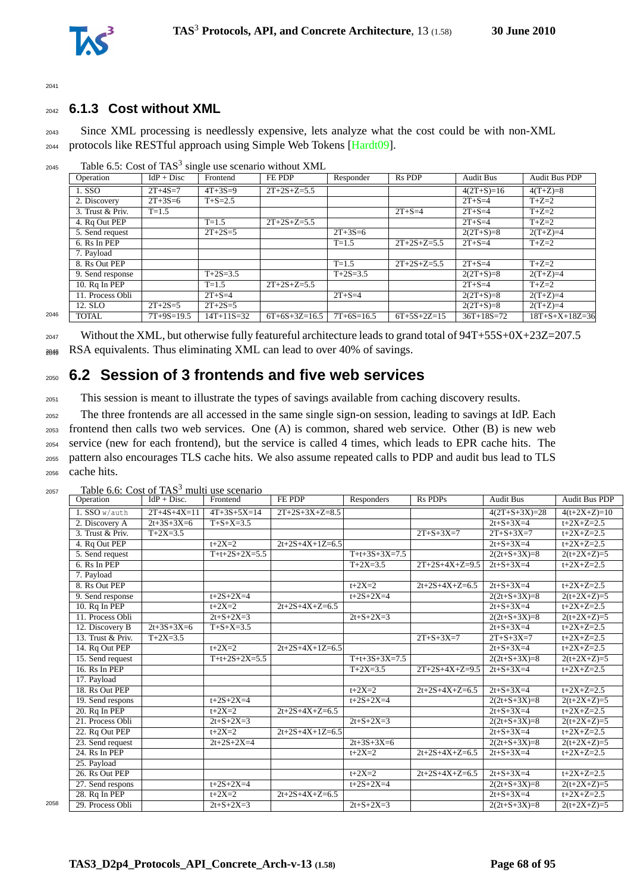### 6.1.3 Cost without XML

Since XML processing is needlessly expensive, lets analyze what the cost could be with non-XML protocols like RESTful approach using Simple Web Tokens [Hardt09].

Table 6.5: Cost of TAS[3] single use scenario without XML

| Operation | IdP + Disc | Frontend | FE PDP | Responder | Rs PDP | Audit Bus | Audit Bus PDP |
|---|---|---|---|---|---|---|---|
| 1. SSO | 2T+4S=7 | 4T+3S=9 | 2T+2S+Z=5.5 | | | 4(2T+S)=16 | 4(T+Z)=8 |
| 2. Discovery | 2T+3S=6 | T+S=2.5 | | | | 2T+S=4 | T+Z=2 |
| 3. Trust & Priv. | T=1.5 | | | | 2T+S=4 | 2T+S=4 | T+Z=2 |
| 4. Rq Out PEP | | T=1.5 | 2T+2S+Z=5.5 | | | 2T+S=4 | T+Z=2 |
| 5. Send request | | 2T+2S=5 | | 2T+3S=6 | | 2(2T+S)=8 | 2(T+Z)=4 |
| 6. Rs In PEP | | | | T=1.5 | 2T+2S+Z=5.5 | 2T+S=4 | T+Z=2 |
| 7. Payload | | | | | | | |
| 8. Rs Out PEP | | | | T=1.5 | 2T+2S+Z=5.5 | 2T+S=4 | T+Z=2 |
| 9. Send response | | T+2S=3.5 | | T+2S=3.5 | | 2(2T+S)=8 | 2(T+Z)=4 |
| 10. Rq In PEP | | T=1.5 | 2T+2S+Z=5.5 | | | 2T+S=4 | T+Z=2 |
| 11. Process Obli | | 2T+S=4 | | 2T+S=4 | | 2(2T+S)=8 | 2(T+Z)=4 |
| 12. SLO | 2T+2S=5 | 2T+2S=5 | | | | 2(2T+S)=8 | 2(T+Z)=4 |
| TOTAL | 7T+9S=19.5 | 14T+11S=32 | 6T+6S+3Z=16.5 | 7T+6S=16.5 | 6T+5S+2Z=15 | 36T+18S=72 | 18T+S+X+18Z=36 |

Without the XML, but otherwise fully featureful architecture leads to grand total of 94T+55S+0X+23Z=207.5 RSA equivalents. Thus eliminating XML can lead to over 40% of savings.

## 6.2 Session of 3 frontends and five web services

This session is meant to illustrate the types of savings available from caching discovery results.

The three frontends are all accessed in the same single sign-on session, leading to savings at IdP. Each frontend then calls two web services. One (A) is common, shared web service. Other (B) is new web service (new for each frontend), but the service is called 4 times, which leads to EPR cache hits. The pattern also encourages TLS cache hits. We also assume repeated calls to PDP and audit bus lead to TLS cache hits.

Table 6.6: Cost of TAS[3] multi use scenario

| Operation | IdP + Disc. | Frontend | FE PDP | Responders | Rs PDPs | Audit Bus | Audit Bus PDP |
|---|---|---|---|---|---|---|---|
| 1. SSO `w/auth` | 2T+4S+4X=11 | 4T+3S+5X=14 | 2T+2S+3X+Z=8.5 | | | 4(2T+S+3X)=28 | 4(t+2X+Z)=10 |
| 2. Discovery A | 2t+3S+3X=6 | T+S+X=3.5 | | | | 2t+S+3X=4 | t+2X+Z=2.5 |
| 3. Trust & Priv. | T+2X=3.5 | | | | 2T+S+3X=7 | 2T+S+3X=7 | t+2X+Z=2.5 |
| 4. Rq Out PEP | | t+2X=2 | 2t+2S+4X+1Z=6.5 | | | 2t+S+3X=4 | t+2X+Z=2.5 |
| 5. Send request | | T+t+2S+2X=5.5 | | T+t+3S+3X=7.5 | | 2(2t+S+3X)=8 | 2(t+2X+Z)=5 |
| 6. Rs In PEP | | | | T+2X=3.5 | 2T+2S+4X+Z=9.5 | 2t+S+3X=4 | t+2X+Z=2.5 |
| 7. Payload | | | | | | | |
| 8. Rs Out PEP | | | | t+2X=2 | 2t+2S+4X+Z=6.5 | 2t+S+3X=4 | t+2X+Z=2.5 |
| 9. Send response | | t+2S+2X=4 | | t+2S+2X=4 | | 2(2t+S+3X)=8 | 2(t+2X+Z)=5 |
| 10. Rq In PEP | | t+2X=2 | 2t+2S+4X+Z=6.5 | | | 2t+S+3X=4 | t+2X+Z=2.5 |
| 11. Process Obli | | 2t+S+2X=3 | | 2t+S+2X=3 | | 2(2t+S+3X)=8 | 2(t+2X+Z)=5 |
| 12. Discovery B | 2t+3S+3X=6 | T+S+X=3.5 | | | | 2t+S+3X=4 | t+2X+Z=2.5 |
| 13. Trust & Priv. | T+2X=3.5 | | | | 2T+S+3X=7 | 2T+S+3X=7 | t+2X+Z=2.5 |
| 14. Rq Out PEP | | t+2X=2 | 2t+2S+4X+1Z=6.5 | | | 2t+S+3X=4 | t+2X+Z=2.5 |
| 15. Send request | | T+t+2S+2X=5.5 | | T+t+3S+3X=7.5 | | 2(2t+S+3X)=8 | 2(t+2X+Z)=5 |
| 16. Rs In PEP | | | | T+2X=3.5 | 2T+2S+4X+Z=9.5 | 2t+S+3X=4 | t+2X+Z=2.5 |
| 17. Payload | | | | | | | |
| 18. Rs Out PEP | | | | t+2X=2 | 2t+2S+4X+Z=6.5 | 2t+S+3X=4 | t+2X+Z=2.5 |
| 19. Send respons | | t+2S+2X=4 | | t+2S+2X=4 | | 2(2t+S+3X)=8 | 2(t+2X+Z)=5 |
| 20. Rq In PEP | | t+2X=2 | 2t+2S+4X+Z=6.5 | | | 2t+S+3X=4 | t+2X+Z=2.5 |
| 21. Process Obli | | 2t+S+2X=3 | | 2t+S+2X=3 | | 2(2t+S+3X)=8 | 2(t+2X+Z)=5 |
| 22. Rq Out PEP | | t+2X=2 | 2t+2S+4X+1Z=6.5 | | | 2t+S+3X=4 | t+2X+Z=2.5 |
| 23. Send request | | 2t+2S+2X=4 | | 2t+3S+3X=6 | | 2(2t+S+3X)=8 | 2(t+2X+Z)=5 |
| 24. Rs In PEP | | | | t+2X=2 | 2t+2S+4X+Z=6.5 | 2t+S+3X=4 | t+2X+Z=2.5 |
| 25. Payload | | | | | | | |
| 26. Rs Out PEP | | | | t+2X=2 | 2t+2S+4X+Z=6.5 | 2t+S+3X=4 | t+2X+Z=2.5 |
| 27. Send respons | | t+2S+2X=4 | | t+2S+2X=4 | | 2(2t+S+3X)=8 | 2(t+2X+Z)=5 |
| 28. Rq In PEP | | t+2X=2 | 2t+2S+4X+Z=6.5 | | | 2t+S+3X=4 | t+2X+Z=2.5 |
| 29. Process Obli | | 2t+S+2X=3 | | 2t+S+2X=3 | | 2(2t+S+3X)=8 | 2(t+2X+Z)=5 |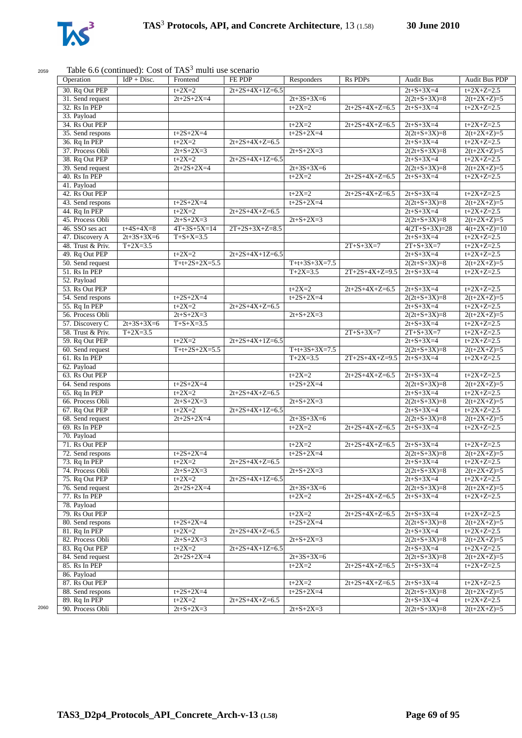Table 6.6 (continued): Cost of TAS[3] multi use scenario

| Operation | IdP + Disc. | Frontend | FE PDP | Responders | Rs PDPs | Audit Bus | Audit Bus PDP |
|---|---|---|---|---|---|---|---|
| 30. Rq Out PEP | | t+2X=2 | 2t+2S+4X+1Z=6.5 | | | 2t+S+3X=4 | t+2X+Z=2.5 |
| 31. Send request | | 2t+2S+2X=4 | | 2t+3S+3X=6 | | 2(2t+S+3X)=8 | 2(t+2X+Z)=5 |
| 32. Rs In PEP | | | | t+2X=2 | 2t+2S+4X+Z=6.5 | 2t+S+3X=4 | t+2X+Z=2.5 |
| 33. Payload | | | | | | | |
| 34. Rs Out PEP | | | | t+2X=2 | 2t+2S+4X+Z=6.5 | 2t+S+3X=4 | t+2X+Z=2.5 |
| 35. Send respons | | t+2S+2X=4 | | t+2S+2X=4 | | 2(2t+S+3X)=8 | 2(t+2X+Z)=5 |
| 36. Rq In PEP | | t+2X=2 | 2t+2S+4X+Z=6.5 | | | 2t+S+3X=4 | t+2X+Z=2.5 |
| 37. Process Obli | | 2t+S+2X=3 | | 2t+S+2X=3 | | 2(2t+S+3X)=8 | 2(t+2X+Z)=5 |
| 38. Rq Out PEP | | t+2X=2 | 2t+2S+4X+1Z=6.5 | | | 2t+S+3X=4 | t+2X+Z=2.5 |
| 39. Send request | | 2t+2S+2X=4 | | 2t+3S+3X=6 | | 2(2t+S+3X)=8 | 2(t+2X+Z)=5 |
| 40. Rs In PEP | | | | t+2X=2 | 2t+2S+4X+Z=6.5 | 2t+S+3X=4 | t+2X+Z=2.5 |
| 41. Payload | | | | | | | |
| 42. Rs Out PEP | | | | t+2X=2 | 2t+2S+4X+Z=6.5 | 2t+S+3X=4 | t+2X+Z=2.5 |
| 43. Send respons | | t+2S+2X=4 | | t+2S+2X=4 | | 2(2t+S+3X)=8 | 2(t+2X+Z)=5 |
| 44. Rq In PEP | | t+2X=2 | 2t+2S+4X+Z=6.5 | | | 2t+S+3X=4 | t+2X+Z=2.5 |
| 45. Process Obli | | 2t+S+2X=3 | | 2t+S+2X=3 | | 2(2t+S+3X)=8 | 2(t+2X+Z)=5 |
| 46. SSO ses act | t+4S+4X=8 | 4T+3S+5X=14 | 2T+2S+3X+Z=8.5 | | | 4(2T+S+3X)=28 | 4(t+2X+Z)=10 |
| 47. Discovery A | 2t+3S+3X=6 | T+S+X=3.5 | | | | 2t+S+3X=4 | t+2X+Z=2.5 |
| 48. Trust & Priv. | T+2X=3.5 | | | | 2T+S+3X=7 | 2T+S+3X=7 | t+2X+Z=2.5 |
| 49. Rq Out PEP | | t+2X=2 | 2t+2S+4X+1Z=6.5 | | | 2t+S+3X=4 | t+2X+Z=2.5 |
| 50. Send request | | T+t+2S+2X=5.5 | | T+t+3S+3X=7.5 | | 2(2t+S+3X)=8 | 2(t+2X+Z)=5 |
| 51. Rs In PEP | | | | T+2X=3.5 | 2T+2S+4X+Z=9.5 | 2t+S+3X=4 | t+2X+Z=2.5 |
| 52. Payload | | | | | | | |
| 53. Rs Out PEP | | | | t+2X=2 | 2t+2S+4X+Z=6.5 | 2t+S+3X=4 | t+2X+Z=2.5 |
| 54. Send respons | | t+2S+2X=4 | | t+2S+2X=4 | | 2(2t+S+3X)=8 | 2(t+2X+Z)=5 |
| 55. Rq In PEP | | t+2X=2 | 2t+2S+4X+Z=6.5 | | | 2t+S+3X=4 | t+2X+Z=2.5 |
| 56. Process Obli | | 2t+S+2X=3 | | 2t+S+2X=3 | | 2(2t+S+3X)=8 | 2(t+2X+Z)=5 |
| 57. Discovery C | 2t+3S+3X=6 | T+S+X=3.5 | | | | 2t+S+3X=4 | t+2X+Z=2.5 |
| 58. Trust & Priv. | T+2X=3.5 | | | | 2T+S+3X=7 | 2T+S+3X=7 | t+2X+Z=2.5 |
| 59. Rq Out PEP | | t+2X=2 | 2t+2S+4X+1Z=6.5 | | | 2t+S+3X=4 | t+2X+Z=2.5 |
| 60. Send request | | T+t+2S+2X=5.5 | | T+t+3S+3X=7.5 | | 2(2t+S+3X)=8 | 2(t+2X+Z)=5 |
| 61. Rs In PEP | | | | T+2X=3.5 | 2T+2S+4X+Z=9.5 | 2t+S+3X=4 | t+2X+Z=2.5 |
| 62. Payload | | | | | | | |
| 63. Rs Out PEP | | | | t+2X=2 | 2t+2S+4X+Z=6.5 | 2t+S+3X=4 | t+2X+Z=2.5 |
| 64. Send respons | | t+2S+2X=4 | | t+2S+2X=4 | | 2(2t+S+3X)=8 | 2(t+2X+Z)=5 |
| 65. Rq In PEP | | t+2X=2 | 2t+2S+4X+Z=6.5 | | | 2t+S+3X=4 | t+2X+Z=2.5 |
| 66. Process Obli | | 2t+S+2X=3 | | 2t+S+2X=3 | | 2(2t+S+3X)=8 | 2(t+2X+Z)=5 |
| 67. Rq Out PEP | | t+2X=2 | 2t+2S+4X+1Z=6.5 | | | 2t+S+3X=4 | t+2X+Z=2.5 |
| 68. Send request | | 2t+2S+2X=4 | | 2t+3S+3X=6 | | 2(2t+S+3X)=8 | 2(t+2X+Z)=5 |
| 69. Rs In PEP | | | | t+2X=2 | 2t+2S+4X+Z=6.5 | 2t+S+3X=4 | t+2X+Z=2.5 |
| 70. Payload | | | | | | | |
| 71. Rs Out PEP | | | | t+2X=2 | 2t+2S+4X+Z=6.5 | 2t+S+3X=4 | t+2X+Z=2.5 |
| 72. Send respons | | t+2S+2X=4 | | t+2S+2X=4 | | 2(2t+S+3X)=8 | 2(t+2X+Z)=5 |
| 73. Rq In PEP | | t+2X=2 | 2t+2S+4X+Z=6.5 | | | 2t+S+3X=4 | t+2X+Z=2.5 |
| 74. Process Obli | | 2t+S+2X=3 | | 2t+S+2X=3 | | 2(2t+S+3X)=8 | 2(t+2X+Z)=5 |
| 75. Rq Out PEP | | t+2X=2 | 2t+2S+4X+1Z=6.5 | | | 2t+S+3X=4 | t+2X+Z=2.5 |
| 76. Send request | | 2t+2S+2X=4 | | 2t+3S+3X=6 | | 2(2t+S+3X)=8 | 2(t+2X+Z)=5 |
| 77. Rs In PEP | | | | t+2X=2 | 2t+2S+4X+Z=6.5 | 2t+S+3X=4 | t+2X+Z=2.5 |
| 78. Payload | | | | | | | |
| 79. Rs Out PEP | | | | t+2X=2 | 2t+2S+4X+Z=6.5 | 2t+S+3X=4 | t+2X+Z=2.5 |
| 80. Send respons | | t+2S+2X=4 | | t+2S+2X=4 | | 2(2t+S+3X)=8 | 2(t+2X+Z)=5 |
| 81. Rq In PEP | | t+2X=2 | 2t+2S+4X+Z=6.5 | | | 2t+S+3X=4 | t+2X+Z=2.5 |
| 82. Process Obli | | 2t+S+2X=3 | | 2t+S+2X=3 | | 2(2t+S+3X)=8 | 2(t+2X+Z)=5 |
| 83. Rq Out PEP | | t+2X=2 | 2t+2S+4X+1Z=6.5 | | | 2t+S+3X=4 | t+2X+Z=2.5 |
| 84. Send request | | 2t+2S+2X=4 | | 2t+3S+3X=6 | | 2(2t+S+3X)=8 | 2(t+2X+Z)=5 |
| 85. Rs In PEP | | | | t+2X=2 | 2t+2S+4X+Z=6.5 | 2t+S+3X=4 | t+2X+Z=2.5 |
| 86. Payload | | | | | | | |
| 87. Rs Out PEP | | | | t+2X=2 | 2t+2S+4X+Z=6.5 | 2t+S+3X=4 | t+2X+Z=2.5 |
| 88. Send respons | | t+2S+2X=4 | | t+2S+2X=4 | | 2(2t+S+3X)=8 | 2(t+2X+Z)=5 |
| 89. Rq In PEP | | t+2X=2 | 2t+2S+4X+Z=6.5 | | | 2t+S+3X=4 | t+2X+Z=2.5 |
| 90. Process Obli | | 2t+S+2X=3 | | 2t+S+2X=3 | | 2(2t+S+3X)=8 | 2(t+2X+Z)=5 |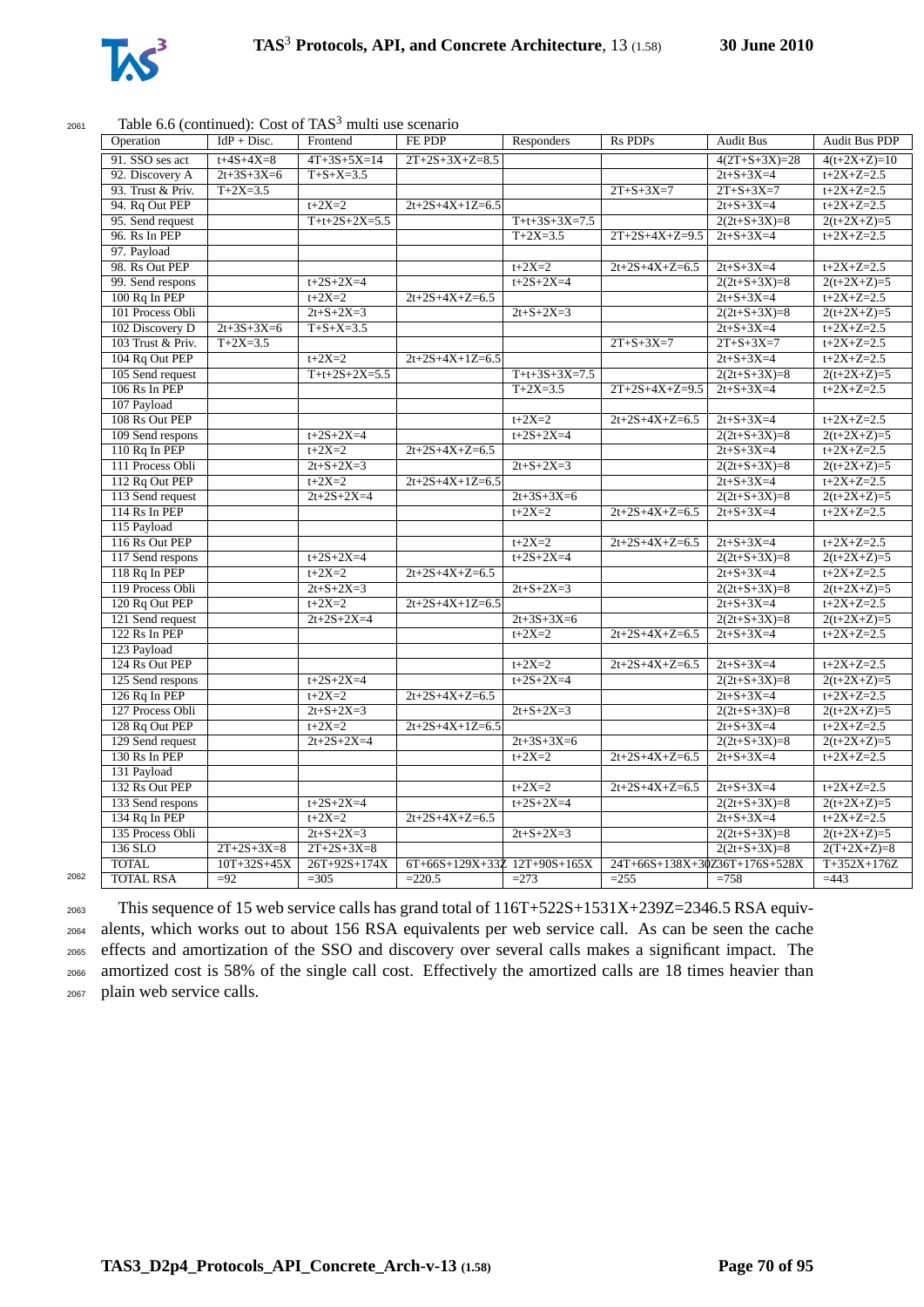Table 6.6 (continued): Cost of TAS[3] multi use scenario

| Operation | IdP + Disc. | Frontend | FE PDP | Responders | Rs PDPs | Audit Bus | Audit Bus PDP |
|---|---|---|---|---|---|---|---|
| 91. SSO ses act | t+4S+4X=8 | 4T+3S+5X=14 | 2T+2S+3X+Z=8.5 | | | 4(2T+S+3X)=28 | 4(t+2X+Z)=10 |
| 92. Discovery A | 2t+3S+3X=6 | T+S+X=3.5 | | | | 2t+S+3X=4 | t+2X+Z=2.5 |
| 93. Trust & Priv. | T+2X=3.5 | | | | 2T+S+3X=7 | 2T+S+3X=7 | t+2X+Z=2.5 |
| 94. Rq Out PEP | | t+2X=2 | 2t+2S+4X+1Z=6.5 | | | 2t+S+3X=4 | t+2X+Z=2.5 |
| 95. Send request | | T+t+2S+2X=5.5 | | T+t+3S+3X=7.5 | | 2(2t+S+3X)=8 | 2(t+2X+Z)=5 |
| 96. Rs In PEP | | | | T+2X=3.5 | 2T+2S+4X+Z=9.5 | 2t+S+3X=4 | t+2X+Z=2.5 |
| 97. Payload | | | | | | | |
| 98. Rs Out PEP | | | | t+2X=2 | 2t+2S+4X+Z=6.5 | 2t+S+3X=4 | t+2X+Z=2.5 |
| 99. Send respons | | t+2S+2X=4 | | t+2S+2X=4 | | 2(2t+S+3X)=8 | 2(t+2X+Z)=5 |
| 100 Rq In PEP | | t+2X=2 | 2t+2S+4X+Z=6.5 | | | 2t+S+3X=4 | t+2X+Z=2.5 |
| 101 Process Obli | | 2t+S+2X=3 | | 2t+S+2X=3 | | 2(2t+S+3X)=8 | 2(t+2X+Z)=5 |
| 102 Discovery D | 2t+3S+3X=6 | T+S+X=3.5 | | | | 2t+S+3X=4 | t+2X+Z=2.5 |
| 103 Trust & Priv. | T+2X=3.5 | | | | 2T+S+3X=7 | 2T+S+3X=7 | t+2X+Z=2.5 |
| 104 Rq Out PEP | | t+2X=2 | 2t+2S+4X+1Z=6.5 | | | 2t+S+3X=4 | t+2X+Z=2.5 |
| 105 Send request | | T+t+2S+2X=5.5 | | T+t+3S+3X=7.5 | | 2(2t+S+3X)=8 | 2(t+2X+Z)=5 |
| 106 Rs In PEP | | | | T+2X=3.5 | 2T+2S+4X+Z=9.5 | 2t+S+3X=4 | t+2X+Z=2.5 |
| 107 Payload | | | | | | | |
| 108 Rs Out PEP | | | | t+2X=2 | 2t+2S+4X+Z=6.5 | 2t+S+3X=4 | t+2X+Z=2.5 |
| 109 Send respons | | t+2S+2X=4 | | t+2S+2X=4 | | 2(2t+S+3X)=8 | 2(t+2X+Z)=5 |
| 110 Rq In PEP | | t+2X=2 | 2t+2S+4X+Z=6.5 | | | 2t+S+3X=4 | t+2X+Z=2.5 |
| 111 Process Obli | | 2t+S+2X=3 | | 2t+S+2X=3 | | 2(2t+S+3X)=8 | 2(t+2X+Z)=5 |
| 112 Rq Out PEP | | t+2X=2 | 2t+2S+4X+1Z=6.5 | | | 2t+S+3X=4 | t+2X+Z=2.5 |
| 113 Send request | | 2t+2S+2X=4 | | 2t+3S+3X=6 | | 2(2t+S+3X)=8 | 2(t+2X+Z)=5 |
| 114 Rs In PEP | | | | t+2X=2 | 2t+2S+4X+Z=6.5 | 2t+S+3X=4 | t+2X+Z=2.5 |
| 115 Payload | | | | | | | |
| 116 Rs Out PEP | | | | t+2X=2 | 2t+2S+4X+Z=6.5 | 2t+S+3X=4 | t+2X+Z=2.5 |
| 117 Send respons | | t+2S+2X=4 | | t+2S+2X=4 | | 2(2t+S+3X)=8 | 2(t+2X+Z)=5 |
| 118 Rq In PEP | | t+2X=2 | 2t+2S+4X+Z=6.5 | | | 2t+S+3X=4 | t+2X+Z=2.5 |
| 119 Process Obli | | 2t+S+2X=3 | | 2t+S+2X=3 | | 2(2t+S+3X)=8 | 2(t+2X+Z)=5 |
| 120 Rq Out PEP | | t+2X=2 | 2t+2S+4X+1Z=6.5 | | | 2t+S+3X=4 | t+2X+Z=2.5 |
| 121 Send request | | 2t+2S+2X=4 | | 2t+3S+3X=6 | | 2(2t+S+3X)=8 | 2(t+2X+Z)=5 |
| 122 Rs In PEP | | | | t+2X=2 | 2t+2S+4X+Z=6.5 | 2t+S+3X=4 | t+2X+Z=2.5 |
| 123 Payload | | | | | | | |
| 124 Rs Out PEP | | | | t+2X=2 | 2t+2S+4X+Z=6.5 | 2t+S+3X=4 | t+2X+Z=2.5 |
| 125 Send respons | | t+2S+2X=4 | | t+2S+2X=4 | | 2(2t+S+3X)=8 | 2(t+2X+Z)=5 |
| 126 Rq In PEP | | t+2X=2 | 2t+2S+4X+Z=6.5 | | | 2t+S+3X=4 | t+2X+Z=2.5 |
| 127 Process Obli | | 2t+S+2X=3 | | 2t+S+2X=3 | | 2(2t+S+3X)=8 | 2(t+2X+Z)=5 |
| 128 Rq Out PEP | | t+2X=2 | 2t+2S+4X+1Z=6.5 | | | 2t+S+3X=4 | t+2X+Z=2.5 |
| 129 Send request | | 2t+2S+2X=4 | | 2t+3S+3X=6 | | 2(2t+S+3X)=8 | 2(t+2X+Z)=5 |
| 130 Rs In PEP | | | | t+2X=2 | 2t+2S+4X+Z=6.5 | 2t+S+3X=4 | t+2X+Z=2.5 |
| 131 Payload | | | | | | | |
| 132 Rs Out PEP | | | | t+2X=2 | 2t+2S+4X+Z=6.5 | 2t+S+3X=4 | t+2X+Z=2.5 |
| 133 Send respons | | t+2S+2X=4 | | t+2S+2X=4 | | 2(2t+S+3X)=8 | 2(t+2X+Z)=5 |
| 134 Rq In PEP | | t+2X=2 | 2t+2S+4X+Z=6.5 | | | 2t+S+3X=4 | t+2X+Z=2.5 |
| 135 Process Obli | | 2t+S+2X=3 | | 2t+S+2X=3 | | 2(2t+S+3X)=8 | 2(t+2X+Z)=5 |
| 136 SLO | 2T+2S+3X=8 | 2T+2S+3X=8 | | | | 2(2t+S+3X)=8 | 2(T+2X+Z)=8 |
| TOTAL | 10T+32S+45X | 26T+92S+174X | 6T+66S+129X+33Z | 12T+90S+165X | 24T+66S+138X+30Z | 36T+176S+528X | T+352X+176Z |
| TOTAL RSA | =92 | =305 | =220.5 | =273 | =255 | =758 | =443 |

This sequence of 15 web service calls has grand total of 116T+522S+1531X+239Z=2346.5 RSA equivalents, which works out to about 156 RSA equivalents per web service call. As can be seen the cache effects and amortization of the SSO and discovery over several calls makes a significant impact. The amortized cost is 58% of the single call cost. Effectively the amortized calls are 18 times heavier than plain web service calls.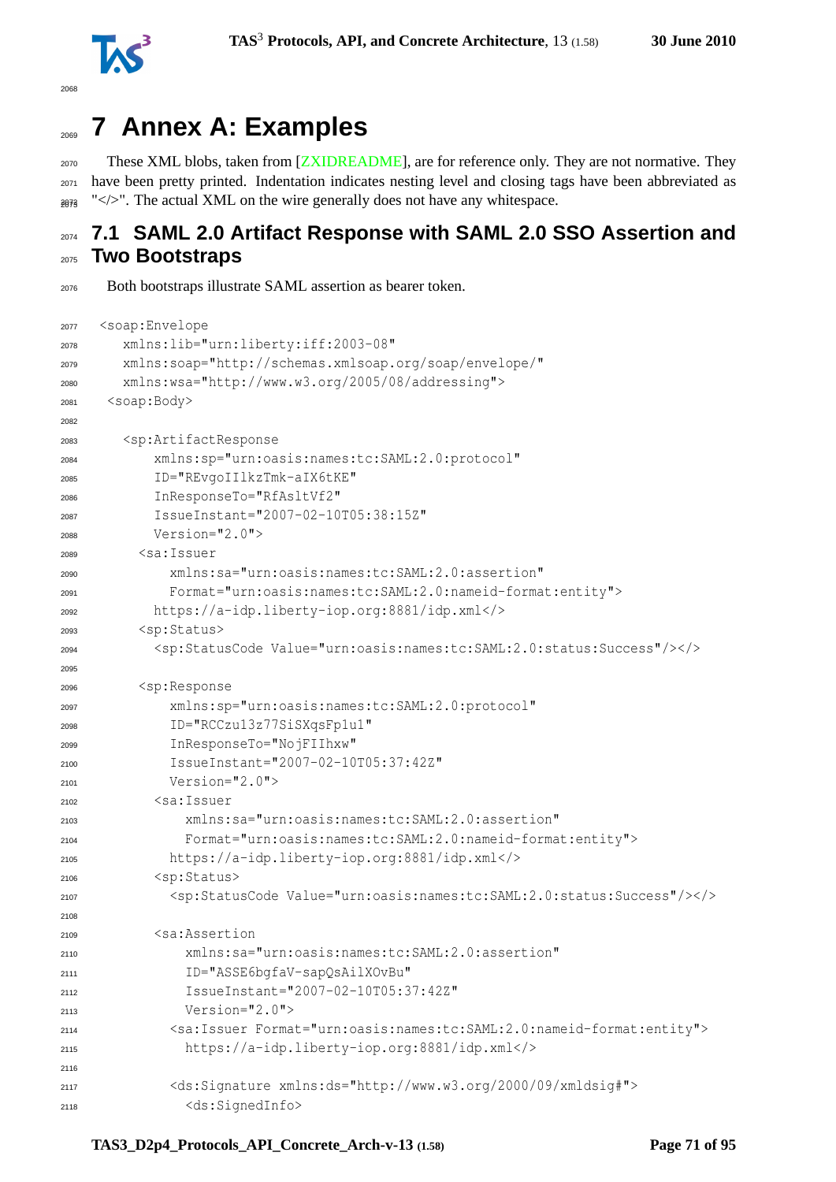# 7 Annex A: Examples

These XML blobs, taken from [ZXIDREADME], are for reference only. They are not normative. They have been pretty printed. Indentation indicates nesting level and closing tags have been abbreviated as "</>". The actual XML on the wire generally does not have any whitespace.

## 7.1 SAML 2.0 Artifact Response with SAML 2.0 SSO Assertion and Two Bootstraps

Both bootstraps illustrate SAML assertion as bearer token.

```
<soap:Envelope
   xmlns:lib="urn:liberty:iff:2003-08"
   xmlns:soap="http://schemas.xmlsoap.org/soap/envelope/"
   xmlns:wsa="http://www.w3.org/2005/08/addressing">
 <soap:Body>

   <sp:ArtifactResponse
       xmlns:sp="urn:oasis:names:tc:SAML:2.0:protocol"
       ID="REvgoIIlkzTmk-aIX6tKE"
       InResponseTo="RfAsltVf2"
       IssueInstant="2007-02-10T05:38:15Z"
       Version="2.0">
     <sa:Issuer
         xmlns:sa="urn:oasis:names:tc:SAML:2.0:assertion"
         Format="urn:oasis:names:tc:SAML:2.0:nameid-format:entity">
       https://a-idp.liberty-iop.org:8881/idp.xml</>
     <sp:Status>
       <sp:StatusCode Value="urn:oasis:names:tc:SAML:2.0:status:Success"/></>

     <sp:Response
         xmlns:sp="urn:oasis:names:tc:SAML:2.0:protocol"
         ID="RCCzu13z77SiSXqsFp1u1"
         InResponseTo="NojFIIhxw"
         IssueInstant="2007-02-10T05:37:42Z"
         Version="2.0">
       <sa:Issuer
           xmlns:sa="urn:oasis:names:tc:SAML:2.0:assertion"
           Format="urn:oasis:names:tc:SAML:2.0:nameid-format:entity">
         https://a-idp.liberty-iop.org:8881/idp.xml</>
       <sp:Status>
         <sp:StatusCode Value="urn:oasis:names:tc:SAML:2.0:status:Success"/></>

       <sa:Assertion
           xmlns:sa="urn:oasis:names:tc:SAML:2.0:assertion"
           ID="ASSE6bgfaV-sapQsAilXOvBu"
           IssueInstant="2007-02-10T05:37:42Z"
           Version="2.0">
         <sa:Issuer Format="urn:oasis:names:tc:SAML:2.0:nameid-format:entity">
           https://a-idp.liberty-iop.org:8881/idp.xml</>

         <ds:Signature xmlns:ds="http://www.w3.org/2000/09/xmldsig#">
           <ds:SignedInfo>
```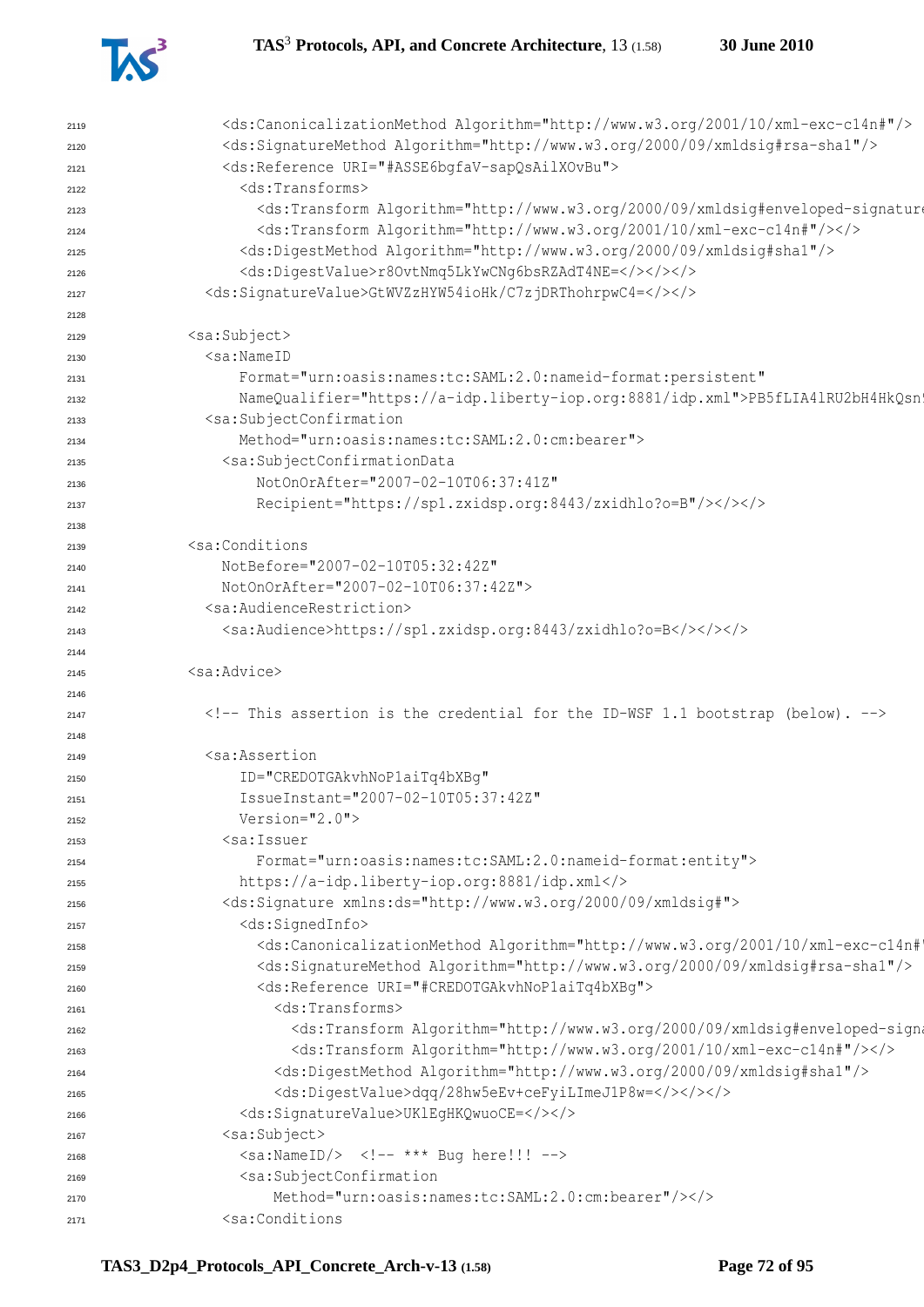```
        <ds:CanonicalizationMethod Algorithm="http://www.w3.org/2001/10/xml-exc-c14n#"/>
        <ds:SignatureMethod Algorithm="http://www.w3.org/2000/09/xmldsig#rsa-sha1"/>
        <ds:Reference URI="#ASSE6bgfaV-sapQsAilXOvBu">
          <ds:Transforms>
            <ds:Transform Algorithm="http://www.w3.org/2000/09/xmldsig#enveloped-signature
            <ds:Transform Algorithm="http://www.w3.org/2001/10/xml-exc-c14n#"/></>
          <ds:DigestMethod Algorithm="http://www.w3.org/2000/09/xmldsig#sha1"/>
          <ds:DigestValue>r8OvtNmq5LkYwCNg6bsRZAdT4NE=</></></>
      <ds:SignatureValue>GtWVZzHYW54ioHk/C7zjDRThohrpwC4=</></>

    <sa:Subject>
      <sa:NameID
          Format="urn:oasis:names:tc:SAML:2.0:nameid-format:persistent"
          NameQualifier="https://a-idp.liberty-iop.org:8881/idp.xml">PB5fLIA4lRU2bH4HkQsn
      <sa:SubjectConfirmation
          Method="urn:oasis:names:tc:SAML:2.0:cm:bearer">
        <sa:SubjectConfirmationData
            NotOnOrAfter="2007-02-10T06:37:41Z"
            Recipient="https://sp1.zxidsp.org:8443/zxidhlo?o=B"/></></>

    <sa:Conditions
        NotBefore="2007-02-10T05:32:42Z"
        NotOnOrAfter="2007-02-10T06:37:42Z">
      <sa:AudienceRestriction>
        <sa:Audience>https://sp1.zxidsp.org:8443/zxidhlo?o=B</></></>

    <sa:Advice>

      <!-- This assertion is the credential for the ID-WSF 1.1 bootstrap (below). -->

      <sa:Assertion
          ID="CREDOTGAkvhNoPlaiTq4bXBg"
          IssueInstant="2007-02-10T05:37:42Z"
          Version="2.0">
        <sa:Issuer
            Format="urn:oasis:names:tc:SAML:2.0:nameid-format:entity">
          https://a-idp.liberty-iop.org:8881/idp.xml</>
        <ds:Signature xmlns:ds="http://www.w3.org/2000/09/xmldsig#">
          <ds:SignedInfo>
            <ds:CanonicalizationMethod Algorithm="http://www.w3.org/2001/10/xml-exc-c14n#
            <ds:SignatureMethod Algorithm="http://www.w3.org/2000/09/xmldsig#rsa-sha1"/>
            <ds:Reference URI="#CREDOTGAkvhNoPlaiTq4bXBg">
              <ds:Transforms>
                <ds:Transform Algorithm="http://www.w3.org/2000/09/xmldsig#enveloped-signa
                <ds:Transform Algorithm="http://www.w3.org/2001/10/xml-exc-c14n#"/></>
              <ds:DigestMethod Algorithm="http://www.w3.org/2000/09/xmldsig#sha1"/>
              <ds:DigestValue>dqq/28hw5eEv+ceFyiLImeJ1P8w=</></></>
          <ds:SignatureValue>UKlEgHKQwuoCE=</></>
        <sa:Subject>
          <sa:NameID/>  <!-- *** Bug here!!! -->
          <sa:SubjectConfirmation
              Method="urn:oasis:names:tc:SAML:2.0:cm:bearer"/></>
        <sa:Conditions
```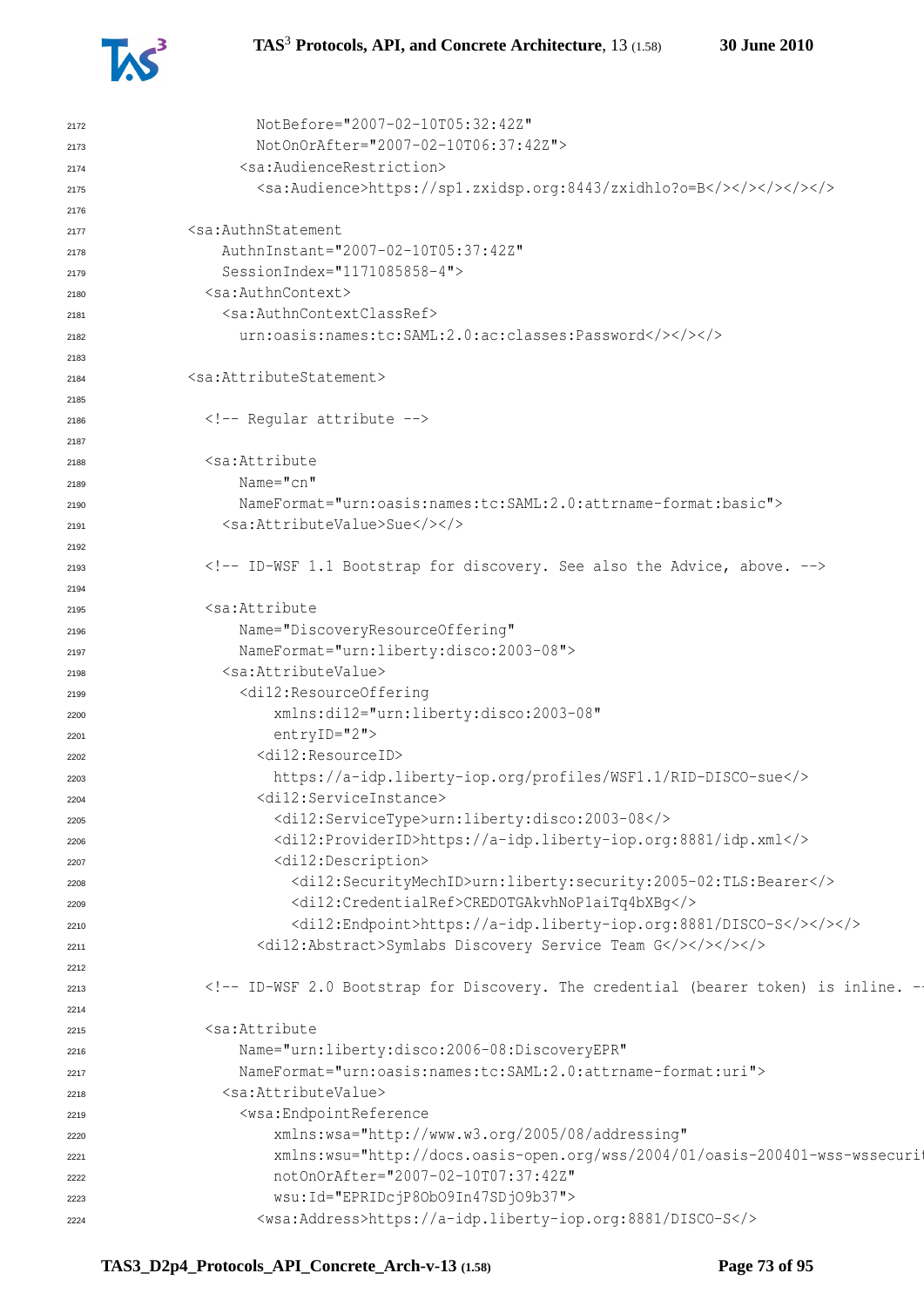```
              NotBefore="2007-02-10T05:32:42Z"
              NotOnOrAfter="2007-02-10T06:37:42Z">
            <sa:AudienceRestriction>
              <sa:Audience>https://sp1.zxidsp.org:8443/zxidhlo?o=B</></></></></>

        <sa:AuthnStatement
            AuthnInstant="2007-02-10T05:37:42Z"
            SessionIndex="1171085858-4">
          <sa:AuthnContext>
            <sa:AuthnContextClassRef>
              urn:oasis:names:tc:SAML:2.0:ac:classes:Password</></></>

        <sa:AttributeStatement>

          <!-- Regular attribute -->

          <sa:Attribute
              Name="cn"
              NameFormat="urn:oasis:names:tc:SAML:2.0:attrname-format:basic">
            <sa:AttributeValue>Sue</></>

          <!-- ID-WSF 1.1 Bootstrap for discovery. See also the Advice, above. -->

          <sa:Attribute
              Name="DiscoveryResourceOffering"
              NameFormat="urn:liberty:disco:2003-08">
            <sa:AttributeValue>
              <di12:ResourceOffering
                  xmlns:di12="urn:liberty:disco:2003-08"
                  entryID="2">
                <di12:ResourceID>
                  https://a-idp.liberty-iop.org/profiles/WSF1.1/RID-DISCO-sue</>
                <di12:ServiceInstance>
                  <di12:ServiceType>urn:liberty:disco:2003-08</>
                  <di12:ProviderID>https://a-idp.liberty-iop.org:8881/idp.xml</>
                  <di12:Description>
                    <di12:SecurityMechID>urn:liberty:security:2005-02:TLS:Bearer</>
                    <di12:CredentialRef>CREDOTGAkvhNoP1aiTq4bXBg</>
                    <di12:Endpoint>https://a-idp.liberty-iop.org:8881/DISCO-S</></></>
                <di12:Abstract>Symlabs Discovery Service Team G</></></></>

          <!-- ID-WSF 2.0 Bootstrap for Discovery. The credential (bearer token) is inline. -

          <sa:Attribute
              Name="urn:liberty:disco:2006-08:DiscoveryEPR"
              NameFormat="urn:oasis:names:tc:SAML:2.0:attrname-format:uri">
            <sa:AttributeValue>
              <wsa:EndpointReference
                  xmlns:wsa="http://www.w3.org/2005/08/addressing"
                  xmlns:wsu="http://docs.oasis-open.org/wss/2004/01/oasis-200401-wss-wssecurit
                  notOnOrAfter="2007-02-10T07:37:42Z"
                  wsu:Id="EPRIDcjP8ObO9In47SDjO9b37">
                <wsa:Address>https://a-idp.liberty-iop.org:8881/DISCO-S</>
```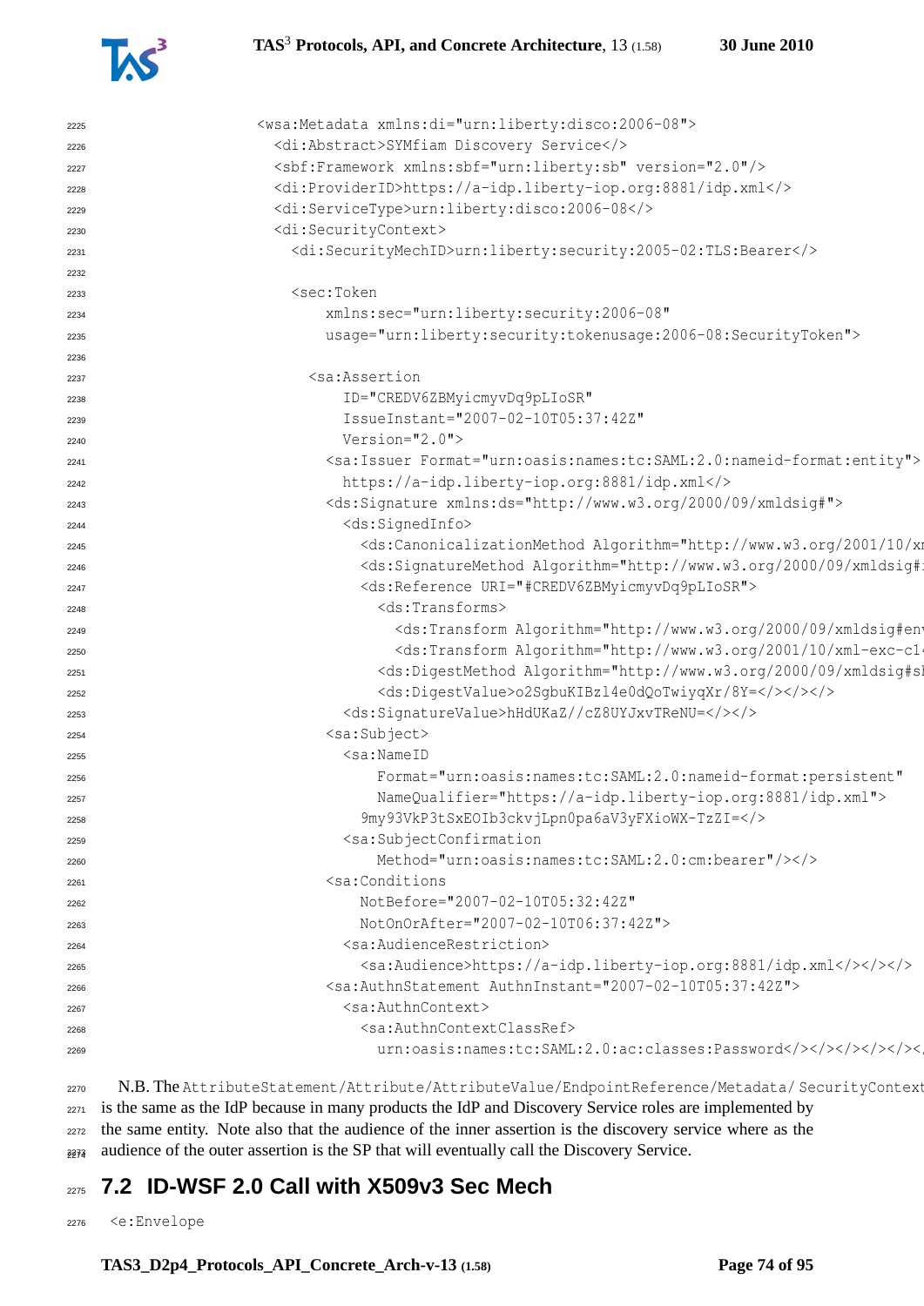```
            <wsa:Metadata xmlns:di="urn:liberty:disco:2006-08">
              <di:Abstract>SYMfiam Discovery Service</>
              <sbf:Framework xmlns:sbf="urn:liberty:sb" version="2.0"/>
              <di:ProviderID>https://a-idp.liberty-iop.org:8881/idp.xml</>
              <di:ServiceType>urn:liberty:disco:2006-08</>
              <di:SecurityContext>
                <di:SecurityMechID>urn:liberty:security:2005-02:TLS:Bearer</>

                <sec:Token
                    xmlns:sec="urn:liberty:security:2006-08"
                    usage="urn:liberty:security:tokenusage:2006-08:SecurityToken">

                  <sa:Assertion
                      ID="CREDV6ZBMyicmyvDq9pLIoSR"
                      IssueInstant="2007-02-10T05:37:42Z"
                      Version="2.0">
                    <sa:Issuer Format="urn:oasis:names:tc:SAML:2.0:nameid-format:entity">
                      https://a-idp.liberty-iop.org:8881/idp.xml</>
                    <ds:Signature xmlns:ds="http://www.w3.org/2000/09/xmldsig#">
                      <ds:SignedInfo>
                        <ds:CanonicalizationMethod Algorithm="http://www.w3.org/2001/10/xm
                        <ds:SignatureMethod Algorithm="http://www.w3.org/2000/09/xmldsig#
                        <ds:Reference URI="#CREDV6ZBMyicmyvDq9pLIoSR">
                          <ds:Transforms>
                            <ds:Transform Algorithm="http://www.w3.org/2000/09/xmldsig#env
                            <ds:Transform Algorithm="http://www.w3.org/2001/10/xml-exc-c14
                          <ds:DigestMethod Algorithm="http://www.w3.org/2000/09/xmldsig#sh
                          <ds:DigestValue>o2SgbuKIBzl4e0dQoTwiyqXr/8Y=</></></>
                      <ds:SignatureValue>hHdUKaZ//cZ8UYJxvTReNU=</></>
                    <sa:Subject>
                      <sa:NameID
                          Format="urn:oasis:names:tc:SAML:2.0:nameid-format:persistent"
                          NameQualifier="https://a-idp.liberty-iop.org:8881/idp.xml">
                        9my93VkP3tSxEOIb3ckvjLpn0pa6aV3yFXioWX-TzZI=</>
                      <sa:SubjectConfirmation
                          Method="urn:oasis:names:tc:SAML:2.0:cm:bearer"/></>
                    <sa:Conditions
                        NotBefore="2007-02-10T05:32:42Z"
                        NotOnOrAfter="2007-02-10T06:37:42Z">
                      <sa:AudienceRestriction>
                        <sa:Audience>https://a-idp.liberty-iop.org:8881/idp.xml</></></>
                    <sa:AuthnStatement AuthnInstant="2007-02-10T05:37:42Z">
                      <sa:AuthnContext>
                        <sa:AuthnContextClassRef>
                          urn:oasis:names:tc:SAML:2.0:ac:classes:Password</></></></></></
```

N.B. The `AttributeStatement/Attribute/AttributeValue/EndpointReference/Metadata/ SecurityContext` is the same as the IdP because in many products the IdP and Discovery Service roles are implemented by the same entity. Note also that the audience of the inner assertion is the discovery service where as the audience of the outer assertion is the SP that will eventually call the Discovery Service.

## 7.2 ID-WSF 2.0 Call with X509v3 Sec Mech

```
<e:Envelope
```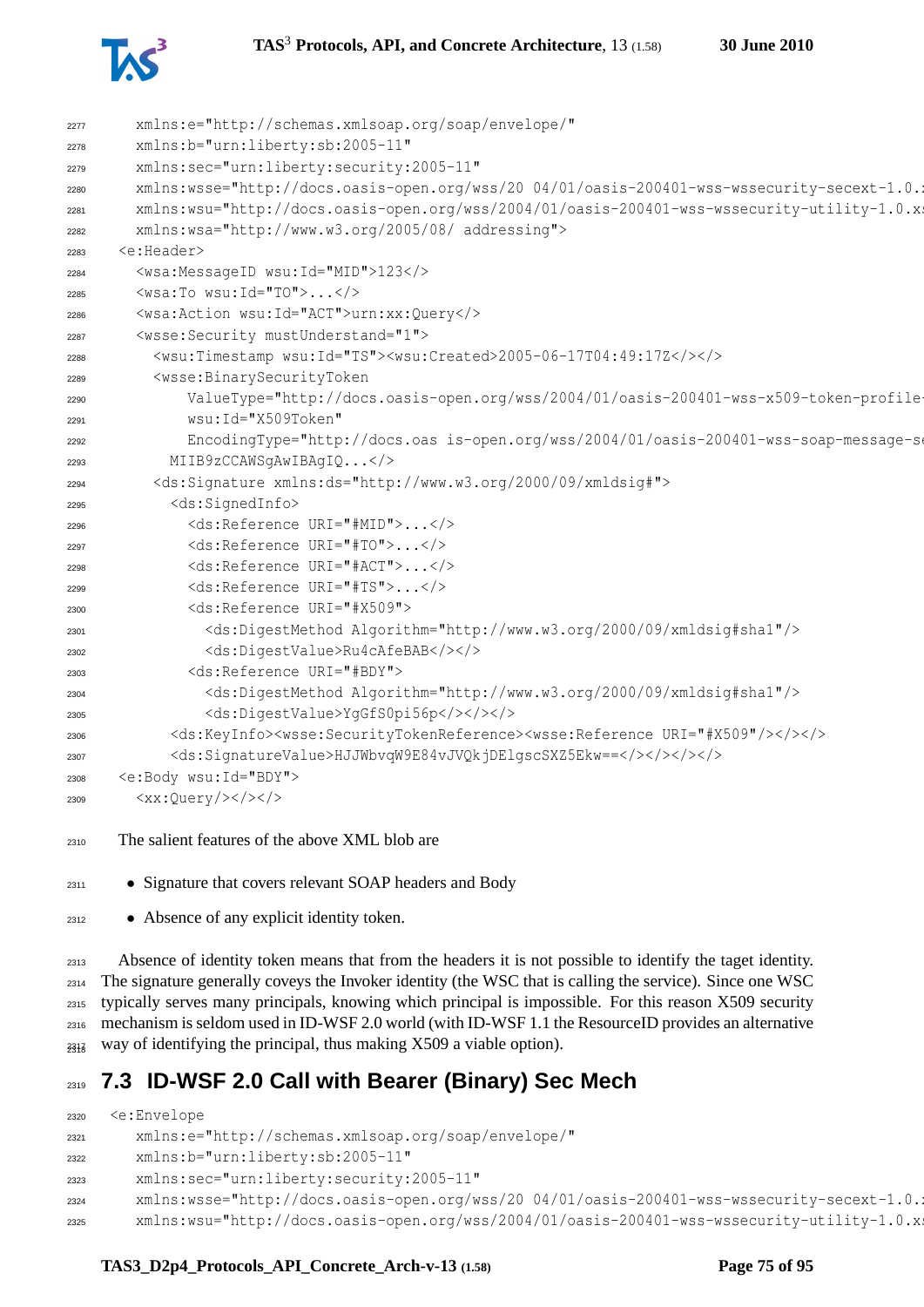```
    xmlns:e="http://schemas.xmlsoap.org/soap/envelope/"
    xmlns:b="urn:liberty:sb:2005-11"
    xmlns:sec="urn:liberty:security:2005-11"
    xmlns:wsse="http://docs.oasis-open.org/wss/20 04/01/oasis-200401-wss-wssecurity-secext-1.0.
    xmlns:wsu="http://docs.oasis-open.org/wss/2004/01/oasis-200401-wss-wssecurity-utility-1.0.x
    xmlns:wsa="http://www.w3.org/2005/08/ addressing">
  <e:Header>
    <wsa:MessageID wsu:Id="MID">123</>
    <wsa:To wsu:Id="TO">...</>
    <wsa:Action wsu:Id="ACT">urn:xx:Query</>
    <wsse:Security mustUnderstand="1">
      <wsu:Timestamp wsu:Id="TS"><wsu:Created>2005-06-17T04:49:17Z</></>
      <wsse:BinarySecurityToken
          ValueType="http://docs.oasis-open.org/wss/2004/01/oasis-200401-wss-x509-token-profile-
          wsu:Id="X509Token"
          EncodingType="http://docs.oas is-open.org/wss/2004/01/oasis-200401-wss-soap-message-s
        MIIB9zCCAWSgAwIBAgIQ...</>
      <ds:Signature xmlns:ds="http://www.w3.org/2000/09/xmldsig#">
        <ds:SignedInfo>
          <ds:Reference URI="#MID">...</>
          <ds:Reference URI="#TO">...</>
          <ds:Reference URI="#ACT">...</>
          <ds:Reference URI="#TS">...</>
          <ds:Reference URI="#X509">
            <ds:DigestMethod Algorithm="http://www.w3.org/2000/09/xmldsig#sha1"/>
            <ds:DigestValue>Ru4cAfeBAB</></>
          <ds:Reference URI="#BDY">
            <ds:DigestMethod Algorithm="http://www.w3.org/2000/09/xmldsig#sha1"/>
            <ds:DigestValue>YgGfS0pi56p</></></>
        <ds:KeyInfo><wsse:SecurityTokenReference><wsse:Reference URI="#X509"/></></></>
        <ds:SignatureValue>HJJWbvqW9E84vJVQkjDElgscSXZ5Ekw==</></></></>
  <e:Body wsu:Id="BDY">
    <xx:Query/></></>
```

The salient features of the above XML blob are

- Signature that covers relevant SOAP headers and Body
- Absence of any explicit identity token.

Absence of identity token means that from the headers it is not possible to identify the taget identity. The signature generally coveys the Invoker identity (the WSC that is calling the service). Since one WSC typically serves many principals, knowing which principal is impossible. For this reason X509 security mechanism is seldom used in ID-WSF 2.0 world (with ID-WSF 1.1 the ResourceID provides an alternative way of identifying the principal, thus making X509 a viable option).

## 7.3 ID-WSF 2.0 Call with Bearer (Binary) Sec Mech

```
<e:Envelope
    xmlns:e="http://schemas.xmlsoap.org/soap/envelope/"
    xmlns:b="urn:liberty:sb:2005-11"
    xmlns:sec="urn:liberty:security:2005-11"
    xmlns:wsse="http://docs.oasis-open.org/wss/20 04/01/oasis-200401-wss-wssecurity-secext-1.0.
    xmlns:wsu="http://docs.oasis-open.org/wss/2004/01/oasis-200401-wss-wssecurity-utility-1.0.x
```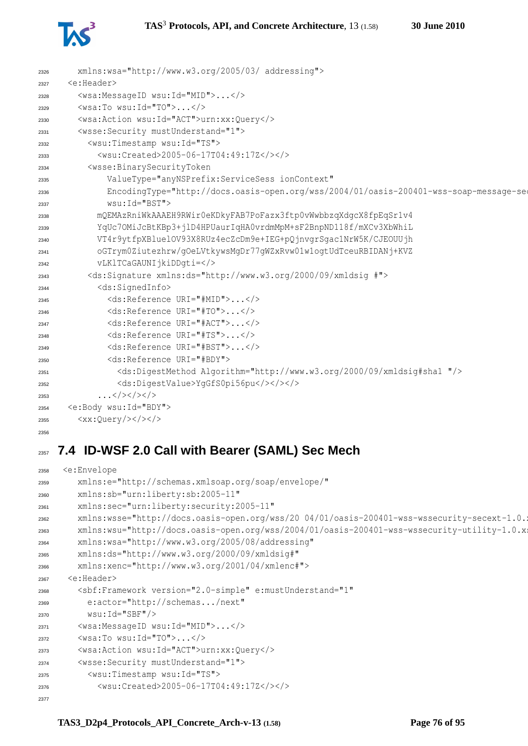```
2326      xmlns:wsa="http://www.w3.org/2005/03/ addressing">
2327    <e:Header>
2328      <wsa:MessageID wsu:Id="MID">...</>
2329      <wsa:To wsu:Id="TO">...</>
2330      <wsa:Action wsu:Id="ACT">urn:xx:Query</>
2331      <wsse:Security mustUnderstand="1">
2332        <wsu:Timestamp wsu:Id="TS">
2333          <wsu:Created>2005-06-17T04:49:17Z</></>
2334        <wsse:BinarySecurityToken
2335            ValueType="anyNSPrefix:ServiceSess ionContext"
2336            EncodingType="http://docs.oasis-open.org/wss/2004/01/oasis-200401-wss-soap-message-sec
2337            wsu:Id="BST">
2338          mQEMAzRniWkAAAEH9RWir0eKDkyFAB7PoFazx3ftp0vWwbbzqXdgcX8fpEqSr1v4
2339          YqUc7OMiJcBtKBp3+jlD4HPUaurIqHA0vrdmMpM+sF2BnpND118f/mXCv3XbWhiL
2340          VT4r9ytfpXBluelOV93X8RUz4ecZcDm9e+IEG+pQjnvgrSgac1NrW5K/CJEOUUjh
2341          oGTrym0Ziutezhrw/gOeLVtkywsMgDr77gWZxRvw01w1ogtUdTceuRBIDANj+KVZ
2342          vLKlTCaGAUNIjkiDDgti=</>
2343        <ds:Signature xmlns:ds="http://www.w3.org/2000/09/xmldsig #">
2344          <ds:SignedInfo>
2345            <ds:Reference URI="#MID">...</>
2346            <ds:Reference URI="#TO">...</>
2347            <ds:Reference URI="#ACT">...</>
2348            <ds:Reference URI="#TS">...</>
2349            <ds:Reference URI="#BST">...</>
2350            <ds:Reference URI="#BDY">
2351              <ds:DigestMethod Algorithm="http://www.w3.org/2000/09/xmldsig#sha1 "/>
2352              <ds:DigestValue>YgGfS0pi56pu</></></>
2353          ...</></></>
2354    <e:Body wsu:Id="BDY">
2355      <xx:Query/></></>
2356
```

## 7.4 ID-WSF 2.0 Call with Bearer (SAML) Sec Mech

```
2358   <e:Envelope
2359      xmlns:e="http://schemas.xmlsoap.org/soap/envelope/"
2360      xmlns:sb="urn:liberty:sb:2005-11"
2361      xmlns:sec="urn:liberty:security:2005-11"
2362      xmlns:wsse="http://docs.oasis-open.org/wss/20 04/01/oasis-200401-wss-wssecurity-secext-1.0.x
2363      xmlns:wsu="http://docs.oasis-open.org/wss/2004/01/oasis-200401-wss-wssecurity-utility-1.0.xs
2364      xmlns:wsa="http://www.w3.org/2005/08/addressing"
2365      xmlns:ds="http://www.w3.org/2000/09/xmldsig#"
2366      xmlns:xenc="http://www.w3.org/2001/04/xmlenc#">
2367    <e:Header>
2368      <sbf:Framework version="2.0-simple" e:mustUnderstand="1"
2369        e:actor="http://schemas.../next"
2370        wsu:Id="SBF"/>
2371      <wsa:MessageID wsu:Id="MID">...</>
2372      <wsa:To wsu:Id="TO">...</>
2373      <wsa:Action wsu:Id="ACT">urn:xx:Query</>
2374      <wsse:Security mustUnderstand="1">
2375        <wsu:Timestamp wsu:Id="TS">
2376          <wsu:Created>2005-06-17T04:49:17Z</></>
2377
```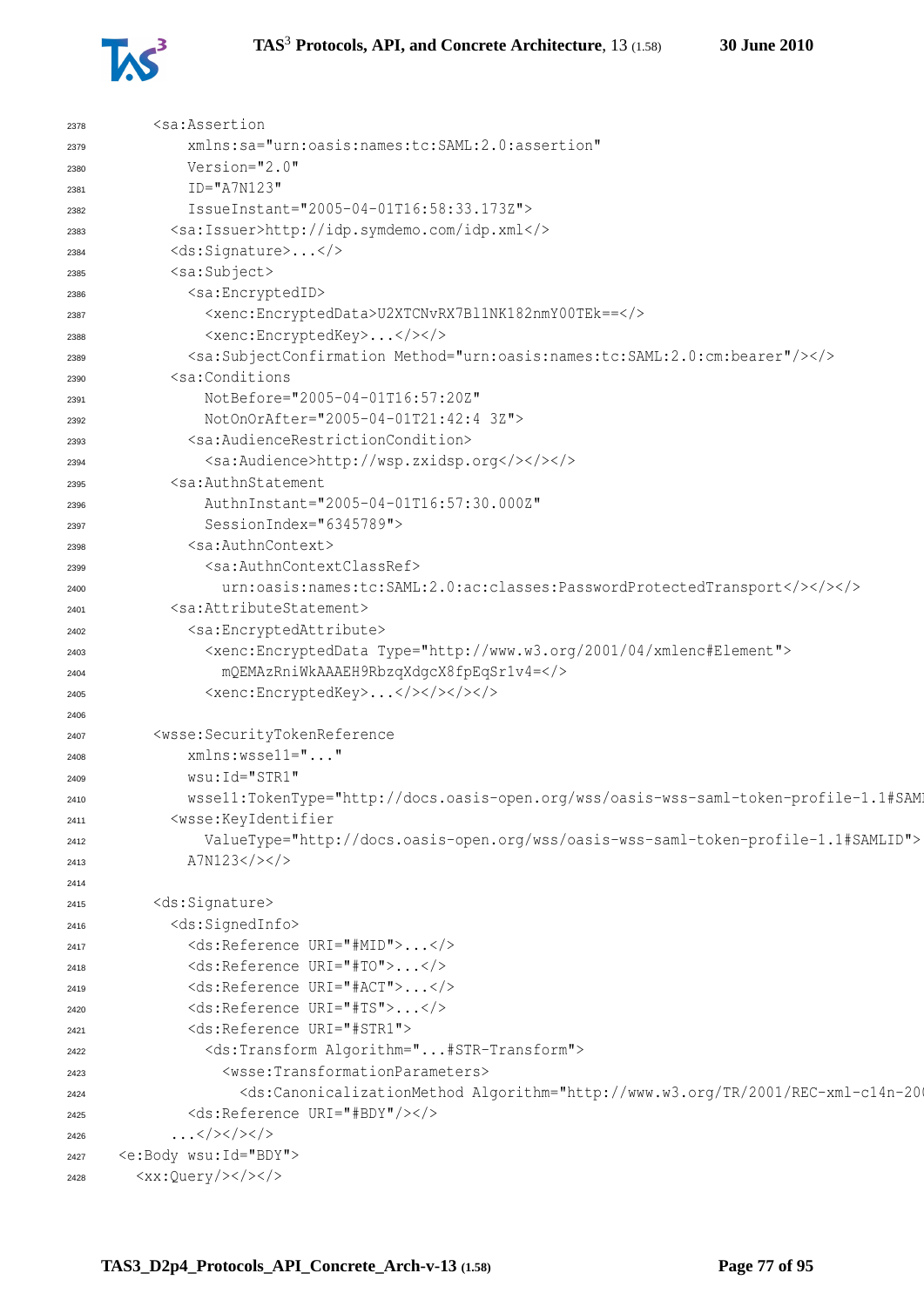```
      <sa:Assertion
          xmlns:sa="urn:oasis:names:tc:SAML:2.0:assertion"
          Version="2.0"
          ID="A7N123"
          IssueInstant="2005-04-01T16:58:33.173Z">
        <sa:Issuer>http://idp.symdemo.com/idp.xml</>
        <ds:Signature>...</>
        <sa:Subject>
          <sa:EncryptedID>
            <xenc:EncryptedData>U2XTCNvRX7Bl1NK182nmY00TEk==</>
            <xenc:EncryptedKey>...</></>
          <sa:SubjectConfirmation Method="urn:oasis:names:tc:SAML:2.0:cm:bearer"/></>
        <sa:Conditions
            NotBefore="2005-04-01T16:57:20Z"
            NotOnOrAfter="2005-04-01T21:42:4 3Z">
          <sa:AudienceRestrictionCondition>
            <sa:Audience>http://wsp.zxidsp.org</></></>
        <sa:AuthnStatement
            AuthnInstant="2005-04-01T16:57:30.000Z"
            SessionIndex="6345789">
          <sa:AuthnContext>
            <sa:AuthnContextClassRef>
              urn:oasis:names:tc:SAML:2.0:ac:classes:PasswordProtectedTransport</></></>
        <sa:AttributeStatement>
          <sa:EncryptedAttribute>
            <xenc:EncryptedData Type="http://www.w3.org/2001/04/xmlenc#Element">
              mQEMAzRniWkAAAEH9RbzqXdgcX8fpEqSr1v4=</>
            <xenc:EncryptedKey>...</></></></>

      <wsse:SecurityTokenReference
          xmlns:wsse11="..."
          wsu:Id="STR1"
          wsse11:TokenType="http://docs.oasis-open.org/wss/oasis-wss-saml-token-profile-1.1#SAMI
        <wsse:KeyIdentifier
            ValueType="http://docs.oasis-open.org/wss/oasis-wss-saml-token-profile-1.1#SAMLID">
          A7N123</></>

      <ds:Signature>
        <ds:SignedInfo>
          <ds:Reference URI="#MID">...</>
          <ds:Reference URI="#TO">...</>
          <ds:Reference URI="#ACT">...</>
          <ds:Reference URI="#TS">...</>
          <ds:Reference URI="#STR1">
            <ds:Transform Algorithm="...#STR-Transform">
              <wsse:TransformationParameters>
                <ds:CanonicalizationMethod Algorithm="http://www.w3.org/TR/2001/REC-xml-c14n-20
          <ds:Reference URI="#BDY"/></>
        ...</></></>
  <e:Body wsu:Id="BDY">
    <xx:Query/></></>
```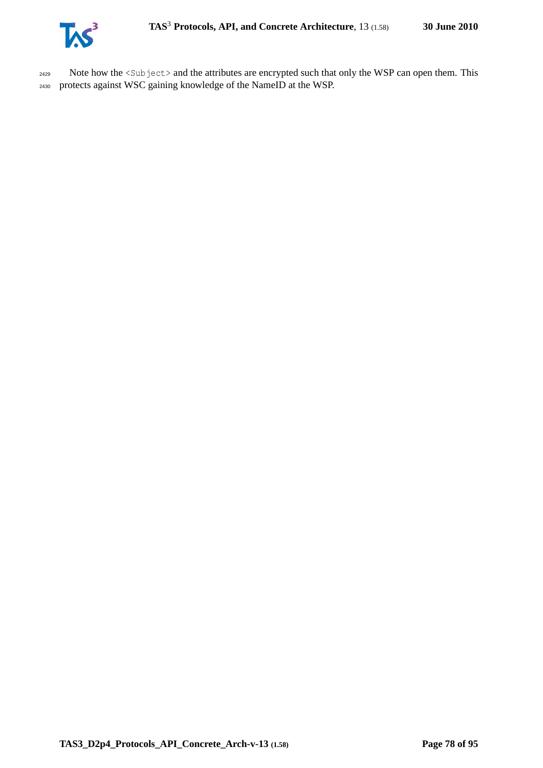Note how the `<Subject>` and the attributes are encrypted such that only the WSP can open them. This protects against WSC gaining knowledge of the NameID at the WSP.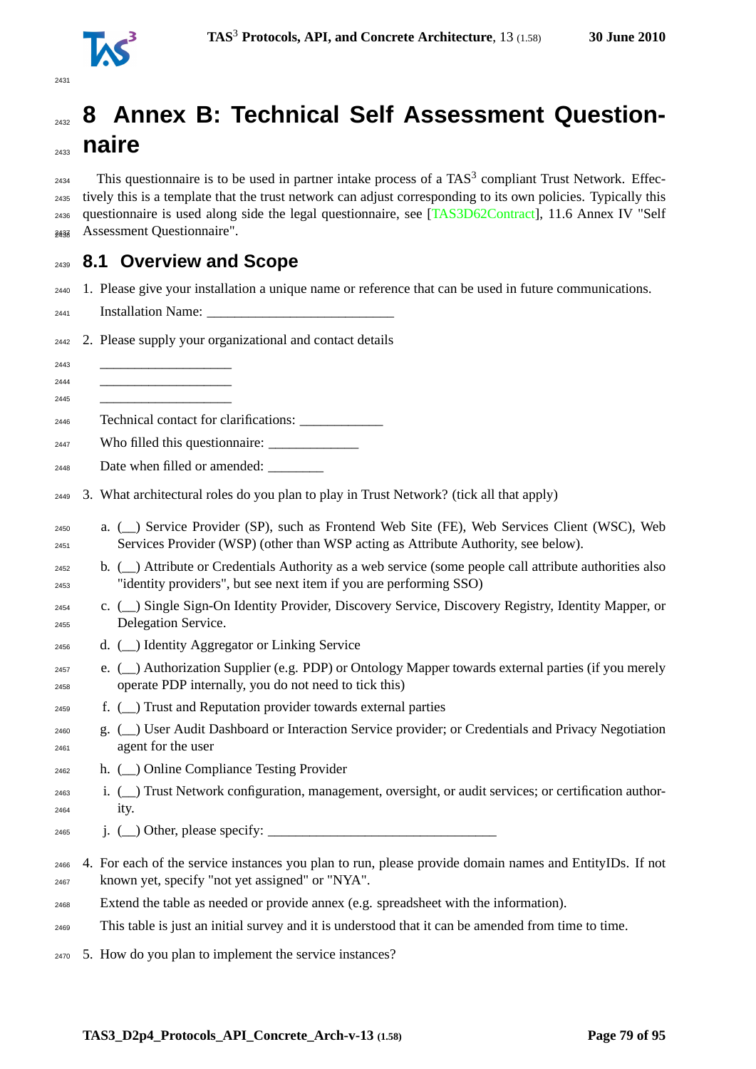# 8 Annex B: Technical Self Assessment Questionnaire

This questionnaire is to be used in partner intake process of a TAS[3] compliant Trust Network. Effectively this is a template that the trust network can adjust corresponding to its own policies. Typically this questionnaire is used along side the legal questionnaire, see [TAS3D62Contract], 11.6 Annex IV "Self Assessment Questionnaire".

## 8.1 Overview and Scope

1. Please give your installation a unique name or reference that can be used in future communications.

   Installation Name: __________________________

2. Please supply your organizational and contact details

   ___________________
   ___________________
   ___________________

   Technical contact for clarifications: ____________

   Who filled this questionnaire: _____________

   Date when filled or amended: ________

3. What architectural roles do you plan to play in Trust Network? (tick all that apply)

   a. (__) Service Provider (SP), such as Frontend Web Site (FE), Web Services Client (WSC), Web Services Provider (WSP) (other than WSP acting as Attribute Authority, see below).

   b. (__) Attribute or Credentials Authority as a web service (some people call attribute authorities also "identity providers", but see next item if you are performing SSO)

   c. (__) Single Sign-On Identity Provider, Discovery Service, Discovery Registry, Identity Mapper, or Delegation Service.

   d. (__) Identity Aggregator or Linking Service

   e. (__) Authorization Supplier (e.g. PDP) or Ontology Mapper towards external parties (if you merely operate PDP internally, you do not need to tick this)

   f. (__) Trust and Reputation provider towards external parties

   g. (__) User Audit Dashboard or Interaction Service provider; or Credentials and Privacy Negotiation agent for the user

   h. (__) Online Compliance Testing Provider

   i. (__) Trust Network configuration, management, oversight, or audit services; or certification authority.

   j. (__) Other, please specify: _________________________________

4. For each of the service instances you plan to run, please provide domain names and EntityIDs. If not known yet, specify "not yet assigned" or "NYA".

   Extend the table as needed or provide annex (e.g. spreadsheet with the information).

   This table is just an initial survey and it is understood that it can be amended from time to time.

5. How do you plan to implement the service instances?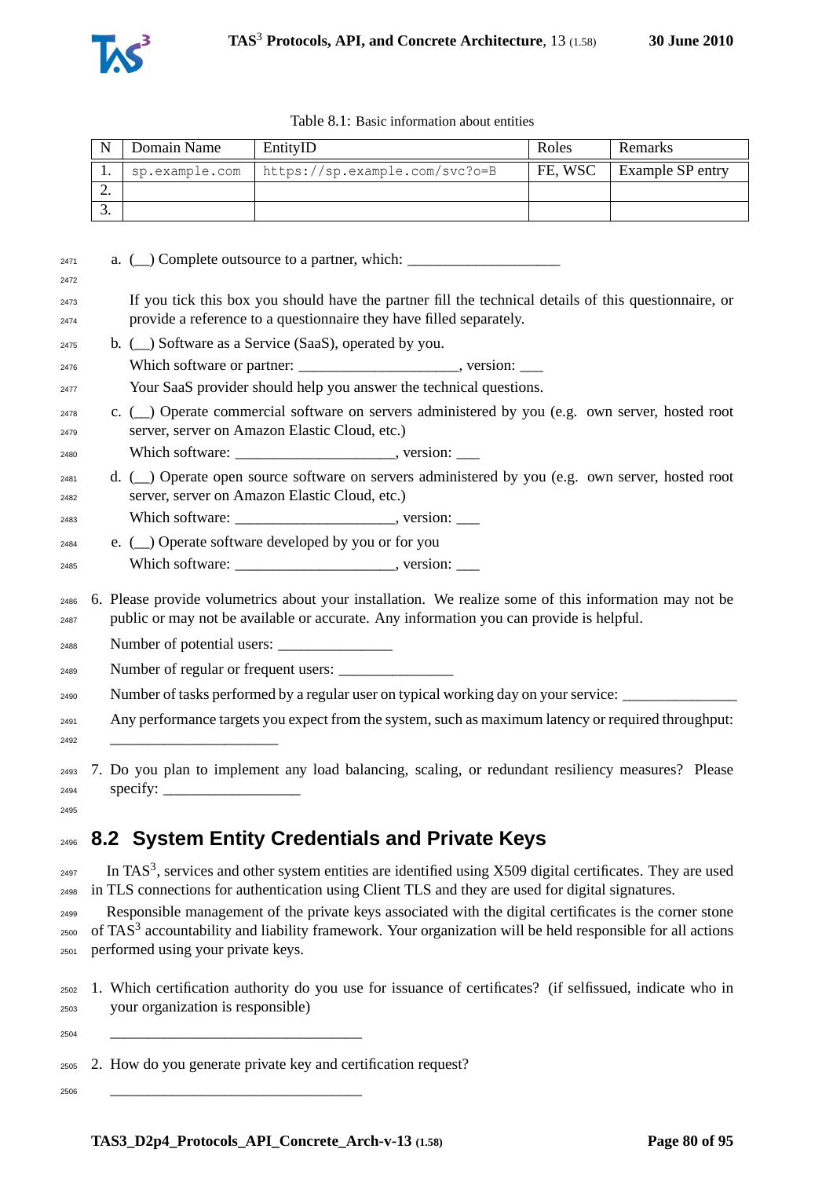Table 8.1: Basic information about entities

| N | Domain Name | EntityID | Roles | Remarks |
|---|---|---|---|---|
| 1. | sp.example.com | https://sp.example.com/svc?o=B | FE, WSC | Example SP entry |
| 2. | | | | |
| 3. | | | | |

a. (__) Complete outsource to a partner, which: ____________________

   If you tick this box you should have the partner fill the technical details of this questionnaire, or provide a reference to a questionnaire they have filled separately.

b. (__) Software as a Service (SaaS), operated by you.

   Which software or partner: ____________________, version: ___

   Your SaaS provider should help you answer the technical questions.

c. (__) Operate commercial software on servers administered by you (e.g. own server, hosted root server, server on Amazon Elastic Cloud, etc.)

   Which software: ____________________, version: ___

d. (__) Operate open source software on servers administered by you (e.g. own server, hosted root server, server on Amazon Elastic Cloud, etc.)

   Which software: ____________________, version: ___

e. (__) Operate software developed by you or for you

   Which software: ____________________, version: ___

6. Please provide volumetrics about your installation. We realize some of this information may not be public or may not be available or accurate. Any information you can provide is helpful.

   Number of potential users: _______________

   Number of regular or frequent users: _______________

   Number of tasks performed by a regular user on typical working day on your service: _______________

   Any performance targets you expect from the system, such as maximum latency or required throughput: ______________________

7. Do you plan to implement any load balancing, scaling, or redundant resiliency measures? Please specify: __________________

## 8.2 System Entity Credentials and Private Keys

In TAS[3], services and other system entities are identified using X509 digital certificates. They are used in TLS connections for authentication using Client TLS and they are used for digital signatures.

Responsible management of the private keys associated with the digital certificates is the corner stone of TAS[3] accountability and liability framework. Your organization will be held responsible for all actions performed using your private keys.

1. Which certification authority do you use for issuance of certificates? (if selfissued, indicate who in your organization is responsible)

   _________________________________

2. How do you generate private key and certification request?

   _________________________________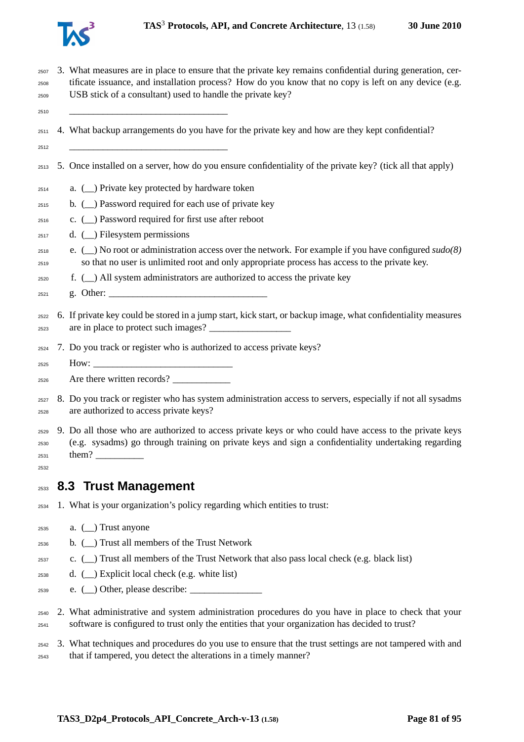3. What measures are in place to ensure that the private key remains confidential during generation, certificate issuance, and installation process? How do you know that no copy is left on any device (e.g. USB stick of a consultant) used to handle the private key?

   ________________________________

4. What backup arrangements do you have for the private key and how are they kept confidential?

   ________________________________

5. Once installed on a server, how do you ensure confidentiality of the private key? (tick all that apply)

   a. (__) Private key protected by hardware token
   b. (__) Password required for each use of private key
   c. (__) Password required for first use after reboot
   d. (__) Filesystem permissions
   e. (__) No root or administration access over the network. For example if you have configured *sudo(8)* so that no user is unlimited root and only appropriate process has access to the private key.
   f. (__) All system administrators are authorized to access the private key
   g. Other: ________________________________

6. If private key could be stored in a jump start, kick start, or backup image, what confidentiality measures are in place to protect such images? ________________

7. Do you track or register who is authorized to access private keys?

   How: ____________________________

   Are there written records? ___________

8. Do you track or register who has system administration access to servers, especially if not all sysadms are authorized to access private keys?

9. Do all those who are authorized to access private keys or who could have access to the private keys (e.g. sysadms) go through training on private keys and sign a confidentiality undertaking regarding them? _________

## 8.3 Trust Management

1. What is your organization's policy regarding which entities to trust:

   a. (__) Trust anyone
   b. (__) Trust all members of the Trust Network
   c. (__) Trust all members of the Trust Network that also pass local check (e.g. black list)
   d. (__) Explicit local check (e.g. white list)
   e. (__) Other, please describe: ______________

2. What administrative and system administration procedures do you have in place to check that your software is configured to trust only the entities that your organization has decided to trust?

3. What techniques and procedures do you use to ensure that the trust settings are not tampered with and that if tampered, you detect the alterations in a timely manner?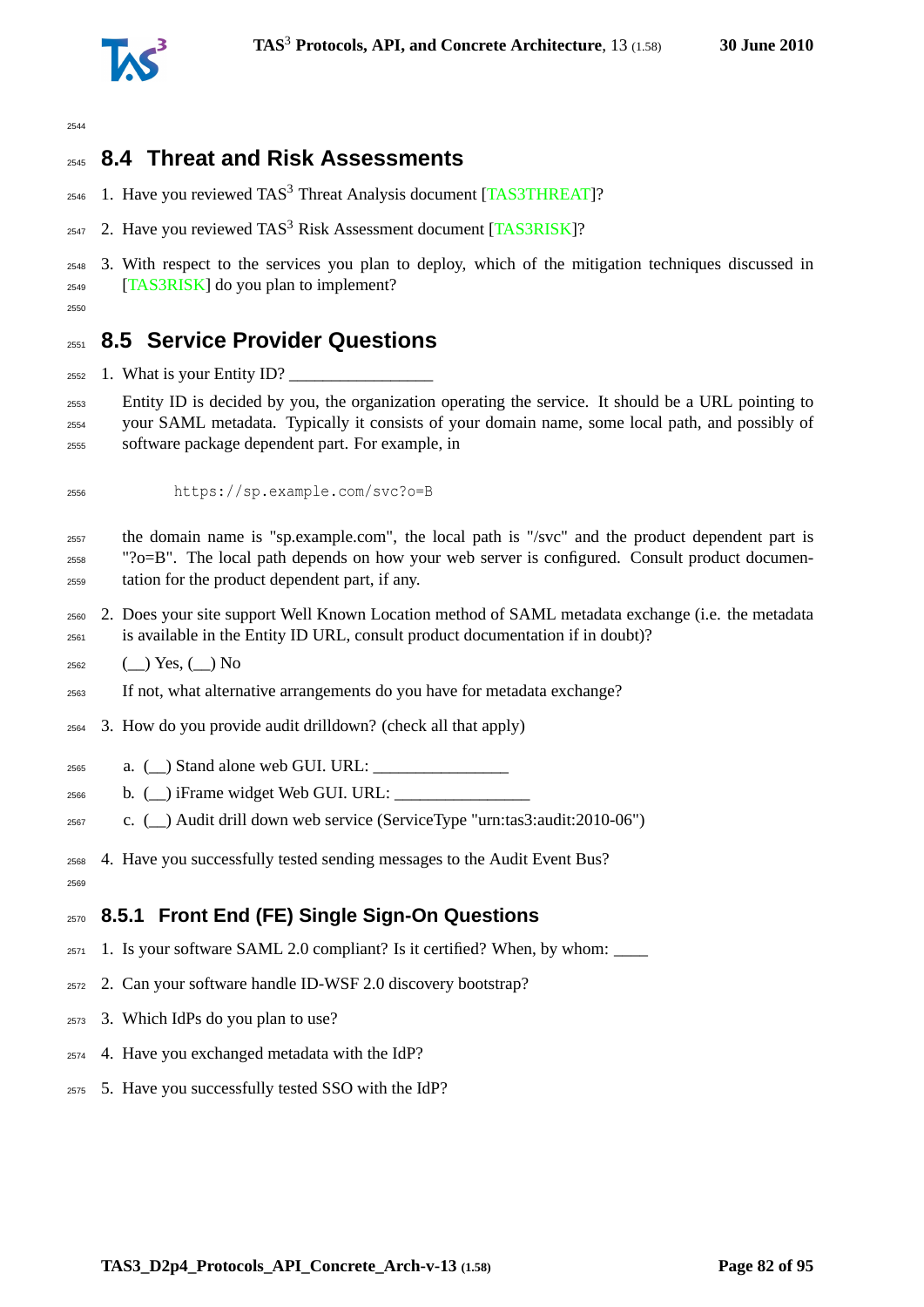## 8.4 Threat and Risk Assessments

1. Have you reviewed TAS[3] Threat Analysis document [TAS3THREAT]?
2. Have you reviewed TAS[3] Risk Assessment document [TAS3RISK]?
3. With respect to the services you plan to deploy, which of the mitigation techniques discussed in [TAS3RISK] do you plan to implement?

## 8.5 Service Provider Questions

1. What is your Entity ID? ________________

   Entity ID is decided by you, the organization operating the service. It should be a URL pointing to your SAML metadata. Typically it consists of your domain name, some local path, and possibly of software package dependent part. For example, in

   ```
   https://sp.example.com/svc?o=B
   ```

   the domain name is "sp.example.com", the local path is "/svc" and the product dependent part is "?o=B". The local path depends on how your web server is configured. Consult product documentation for the product dependent part, if any.

2. Does your site support Well Known Location method of SAML metadata exchange (i.e. the metadata is available in the Entity ID URL, consult product documentation if in doubt)?

   (__) Yes, (__) No

   If not, what alternative arrangements do you have for metadata exchange?

3. How do you provide audit drilldown? (check all that apply)

   a. (__) Stand alone web GUI. URL: ________________
   b. (__) iFrame widget Web GUI. URL: ________________
   c. (__) Audit drill down web service (ServiceType "urn:tas3:audit:2010-06")

4. Have you successfully tested sending messages to the Audit Event Bus?

### 8.5.1 Front End (FE) Single Sign-On Questions

1. Is your software SAML 2.0 compliant? Is it certified? When, by whom: ____
2. Can your software handle ID-WSF 2.0 discovery bootstrap?
3. Which IdPs do you plan to use?
4. Have you exchanged metadata with the IdP?
5. Have you successfully tested SSO with the IdP?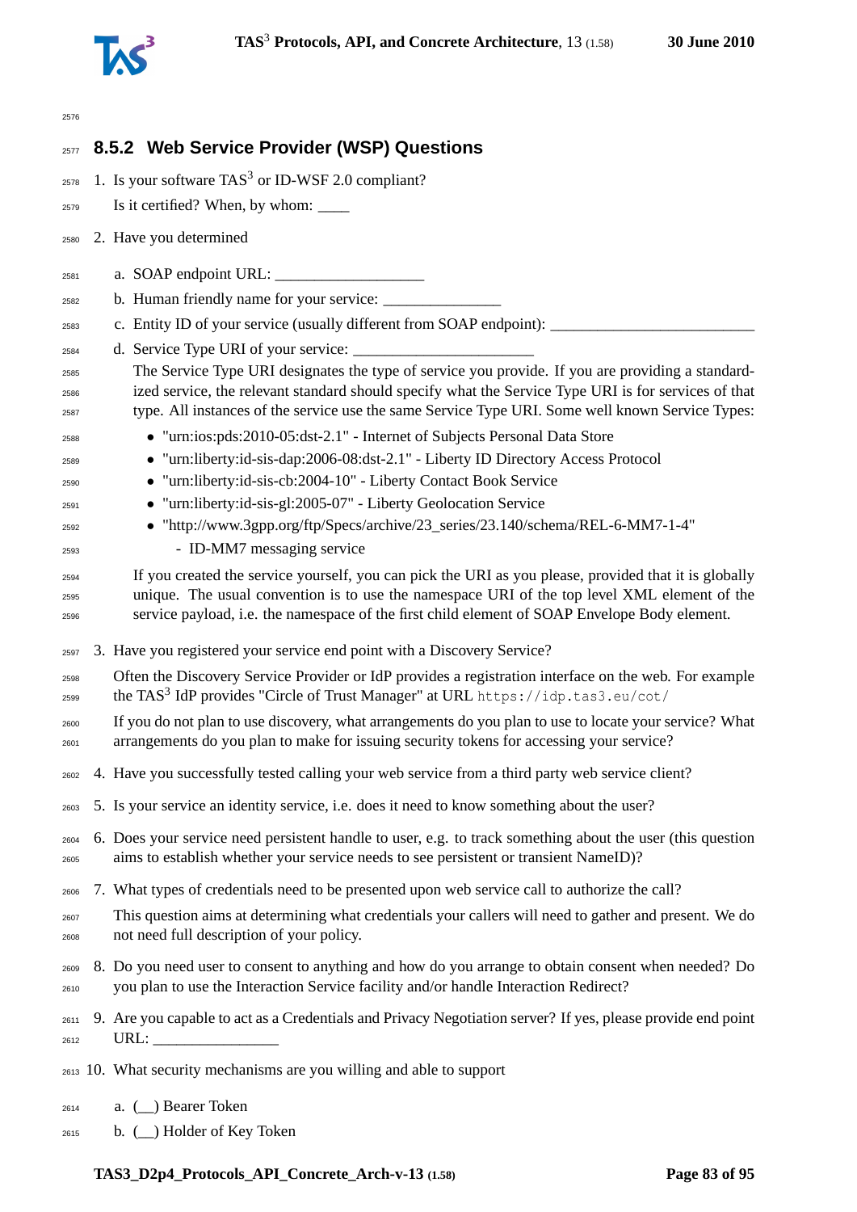### 8.5.2 Web Service Provider (WSP) Questions

1. Is your software TAS[3] or ID-WSF 2.0 compliant?

   Is it certified? When, by whom: ____

2. Have you determined

   a. SOAP endpoint URL: ___________________

   b. Human friendly name for your service: _______________

   c. Entity ID of your service (usually different from SOAP endpoint): __________________________

   d. Service Type URI of your service: ______________________

      The Service Type URI designates the type of service you provide. If you are providing a standardized service, the relevant standard should specify what the Service Type URI is for services of that type. All instances of the service use the same Service Type URI. Some well known Service Types:

      - "urn:ios:pds:2010-05:dst-2.1" - Internet of Subjects Personal Data Store
      - "urn:liberty:id-sis-dap:2006-08:dst-2.1" - Liberty ID Directory Access Protocol
      - "urn:liberty:id-sis-cb:2004-10" - Liberty Contact Book Service
      - "urn:liberty:id-sis-gl:2005-07" - Liberty Geolocation Service
      - "http://www.3gpp.org/ftp/Specs/archive/23_series/23.140/schema/REL-6-MM7-1-4"
        - ID-MM7 messaging service

      If you created the service yourself, you can pick the URI as you please, provided that it is globally unique. The usual convention is to use the namespace URI of the top level XML element of the service payload, i.e. the namespace of the first child element of SOAP Envelope Body element.

3. Have you registered your service end point with a Discovery Service?

   Often the Discovery Service Provider or IdP provides a registration interface on the web. For example the TAS[3] IdP provides "Circle of Trust Manager" at URL `https://idp.tas3.eu/cot/`

   If you do not plan to use discovery, what arrangements do you plan to use to locate your service? What arrangements do you plan to make for issuing security tokens for accessing your service?

4. Have you successfully tested calling your web service from a third party web service client?

5. Is your service an identity service, i.e. does it need to know something about the user?

6. Does your service need persistent handle to user, e.g. to track something about the user (this question aims to establish whether your service needs to see persistent or transient NameID)?

7. What types of credentials need to be presented upon web service call to authorize the call?

   This question aims at determining what credentials your callers will need to gather and present. We do not need full description of your policy.

8. Do you need user to consent to anything and how do you arrange to obtain consent when needed? Do you plan to use the Interaction Service facility and/or handle Interaction Redirect?

9. Are you capable to act as a Credentials and Privacy Negotiation server? If yes, please provide end point URL: ________________

10. What security mechanisms are you willing and able to support

    a. (__) Bearer Token

    b. (__) Holder of Key Token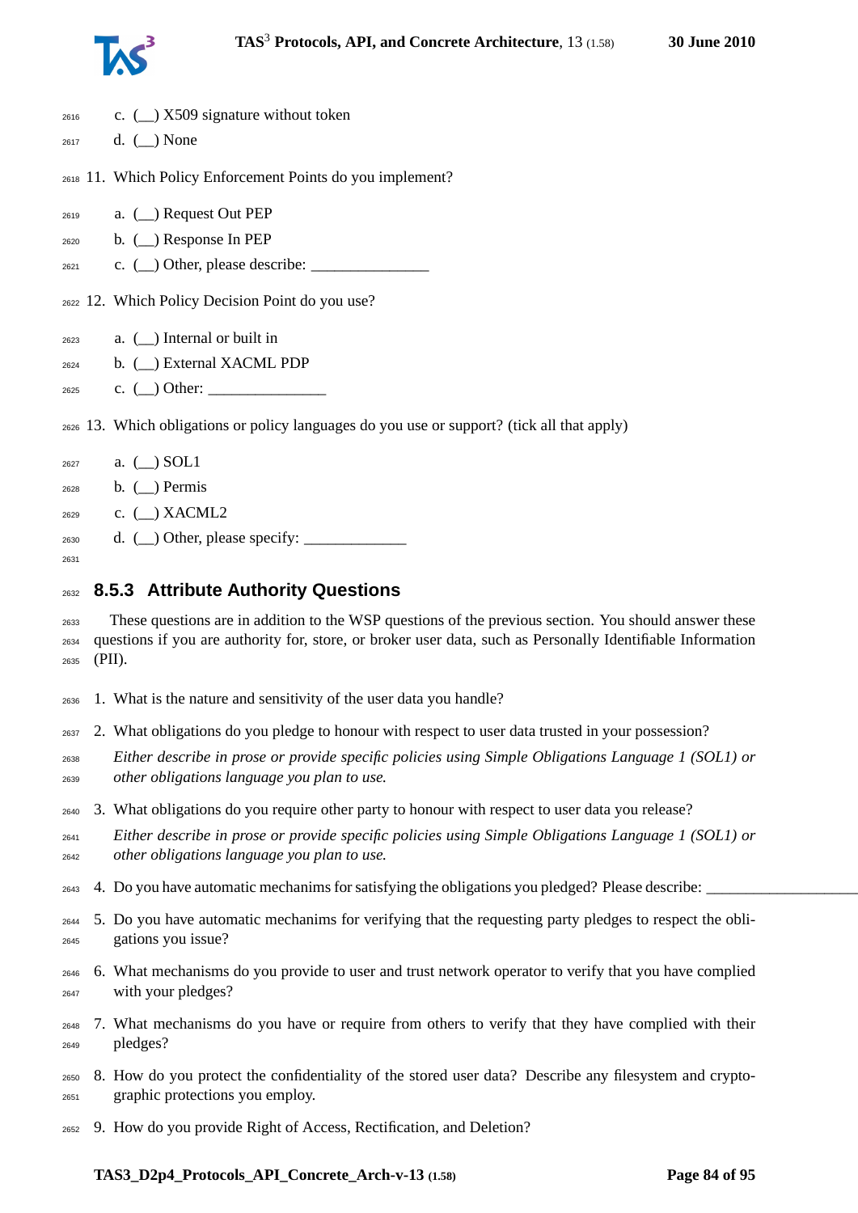c. (__) X509 signature without token
   d. (__) None

11. Which Policy Enforcement Points do you implement?
    a. (__) Request Out PEP
    b. (__) Response In PEP
    c. (__) Other, please describe: _______________

12. Which Policy Decision Point do you use?
    a. (__) Internal or built in
    b. (__) External XACML PDP
    c. (__) Other: _______________

13. Which obligations or policy languages do you use or support? (tick all that apply)
    a. (__) SOL1
    b. (__) Permis
    c. (__) XACML2
    d. (__) Other, please specify: _____________

### 8.5.3 Attribute Authority Questions

These questions are in addition to the WSP questions of the previous section. You should answer these questions if you are authority for, store, or broker user data, such as Personally Identifiable Information (PII).

1. What is the nature and sensitivity of the user data you handle?
2. What obligations do you pledge to honour with respect to user data trusted in your possession?

   *Either describe in prose or provide specific policies using Simple Obligations Language 1 (SOL1) or other obligations language you plan to use.*
3. What obligations do you require other party to honour with respect to user data you release?

   *Either describe in prose or provide specific policies using Simple Obligations Language 1 (SOL1) or other obligations language you plan to use.*
4. Do you have automatic mechanims for satisfying the obligations you pledged? Please describe: ___________________
5. Do you have automatic mechanims for verifying that the requesting party pledges to respect the obligations you issue?
6. What mechanisms do you provide to user and trust network operator to verify that you have complied with your pledges?
7. What mechanisms do you have or require from others to verify that they have complied with their pledges?
8. How do you protect the confidentiality of the stored user data? Describe any filesystem and cryptographic protections you employ.
9. How do you provide Right of Access, Rectification, and Deletion?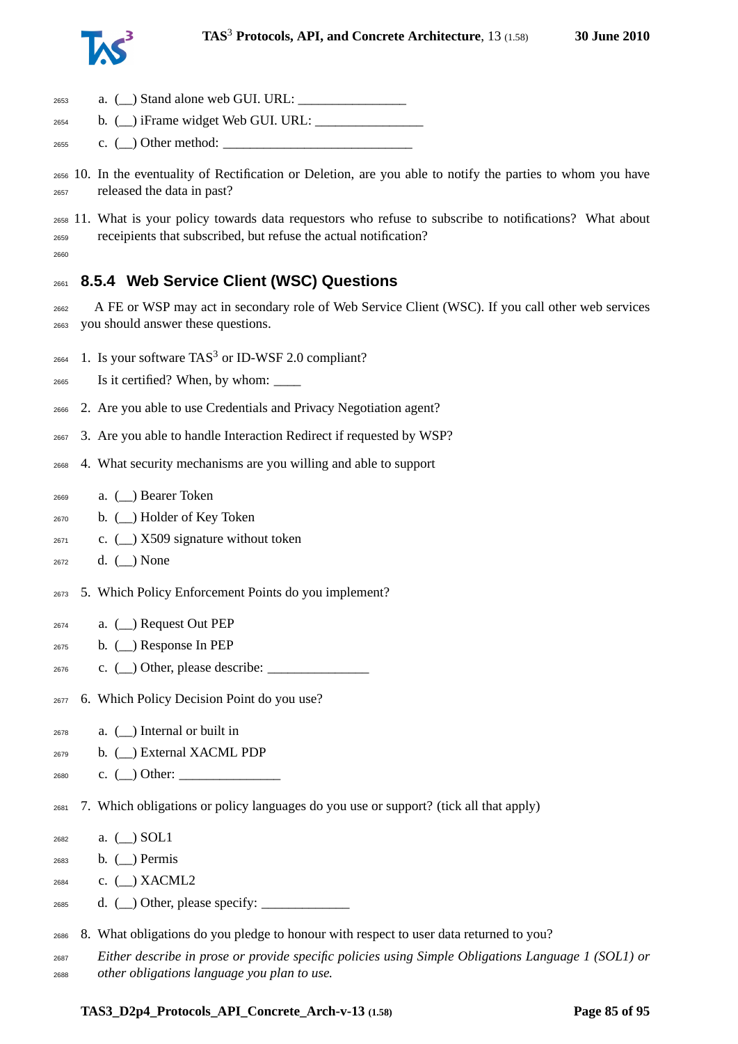a. (__) Stand alone web GUI. URL: ________________
   b. (__) iFrame widget Web GUI. URL: ________________
   c. (__) Other method: ____________________________

10. In the eventuality of Rectification or Deletion, are you able to notify the parties to whom you have released the data in past?

11. What is your policy towards data requestors who refuse to subscribe to notifications? What about receipients that subscribed, but refuse the actual notification?

### 8.5.4 Web Service Client (WSC) Questions

A FE or WSP may act in secondary role of Web Service Client (WSC). If you call other web services you should answer these questions.

1. Is your software TAS$^3$ or ID-WSF 2.0 compliant?

   Is it certified? When, by whom: ____

2. Are you able to use Credentials and Privacy Negotiation agent?

3. Are you able to handle Interaction Redirect if requested by WSP?

4. What security mechanisms are you willing and able to support

   a. (__) Bearer Token
   b. (__) Holder of Key Token
   c. (__) X509 signature without token
   d. (__) None

5. Which Policy Enforcement Points do you implement?

   a. (__) Request Out PEP
   b. (__) Response In PEP
   c. (__) Other, please describe: _______________

6. Which Policy Decision Point do you use?

   a. (__) Internal or built in
   b. (__) External XACML PDP
   c. (__) Other: _______________

7. Which obligations or policy languages do you use or support? (tick all that apply)

   a. (__) SOL1
   b. (__) Permis
   c. (__) XACML2
   d. (__) Other, please specify: _____________

8. What obligations do you pledge to honour with respect to user data returned to you?

   *Either describe in prose or provide specific policies using Simple Obligations Language 1 (SOL1) or other obligations language you plan to use.*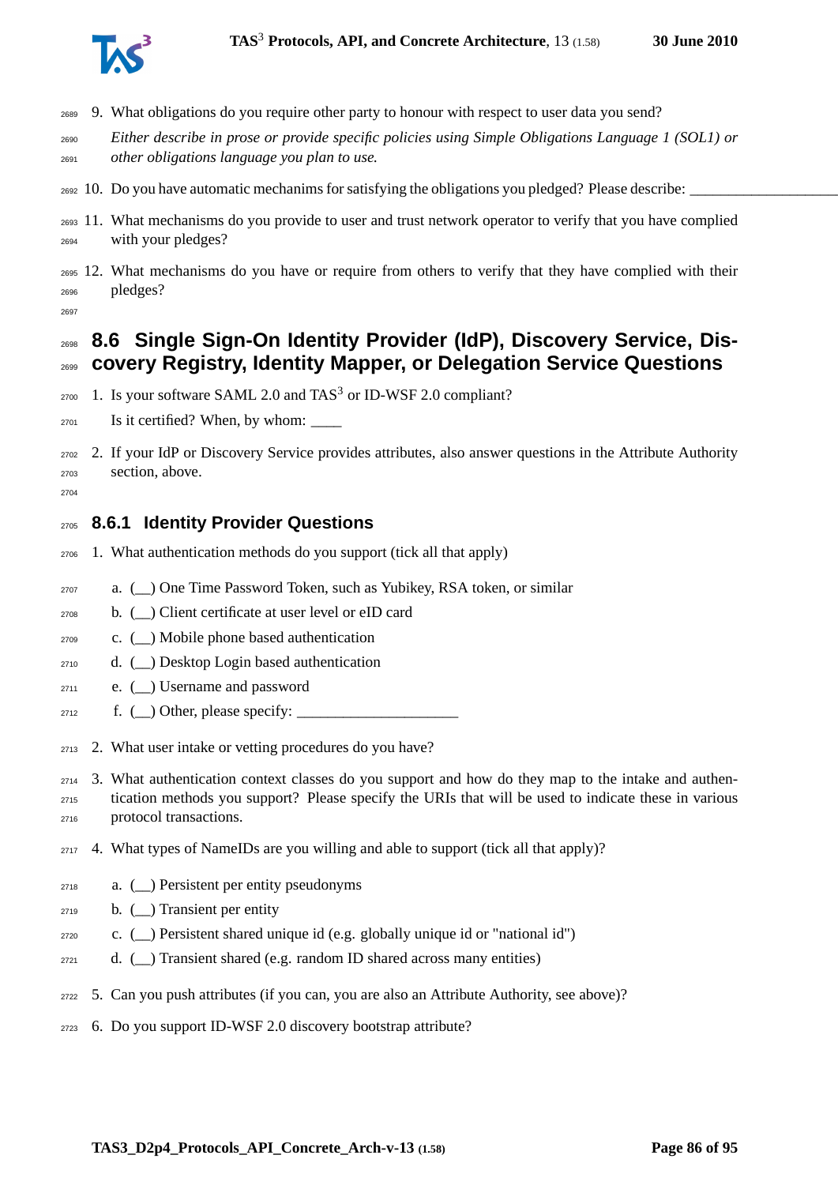9. What obligations do you require other party to honour with respect to user data you send?

   *Either describe in prose or provide specific policies using Simple Obligations Language 1 (SOL1) or other obligations language you plan to use.*

10. Do you have automatic mechanims for satisfying the obligations you pledged? Please describe: ___________________

11. What mechanisms do you provide to user and trust network operator to verify that you have complied with your pledges?

12. What mechanisms do you have or require from others to verify that they have complied with their pledges?

## 8.6 Single Sign-On Identity Provider (IdP), Discovery Service, Discovery Registry, Identity Mapper, or Delegation Service Questions

1. Is your software SAML 2.0 and TAS3 or ID-WSF 2.0 compliant?

   Is it certified? When, by whom: ____

2. If your IdP or Discovery Service provides attributes, also answer questions in the Attribute Authority section, above.

### 8.6.1 Identity Provider Questions

1. What authentication methods do you support (tick all that apply)

   a. (__) One Time Password Token, such as Yubikey, RSA token, or similar
   b. (__) Client certificate at user level or eID card
   c. (__) Mobile phone based authentication
   d. (__) Desktop Login based authentication
   e. (__) Username and password
   f. (__) Other, please specify: _____________________

2. What user intake or vetting procedures do you have?

3. What authentication context classes do you support and how do they map to the intake and authentication methods you support? Please specify the URIs that will be used to indicate these in various protocol transactions.

4. What types of NameIDs are you willing and able to support (tick all that apply)?

   a. (__) Persistent per entity pseudonyms
   b. (__) Transient per entity
   c. (__) Persistent shared unique id (e.g. globally unique id or "national id")
   d. (__) Transient shared (e.g. random ID shared across many entities)

5. Can you push attributes (if you can, you are also an Attribute Authority, see above)?

6. Do you support ID-WSF 2.0 discovery bootstrap attribute?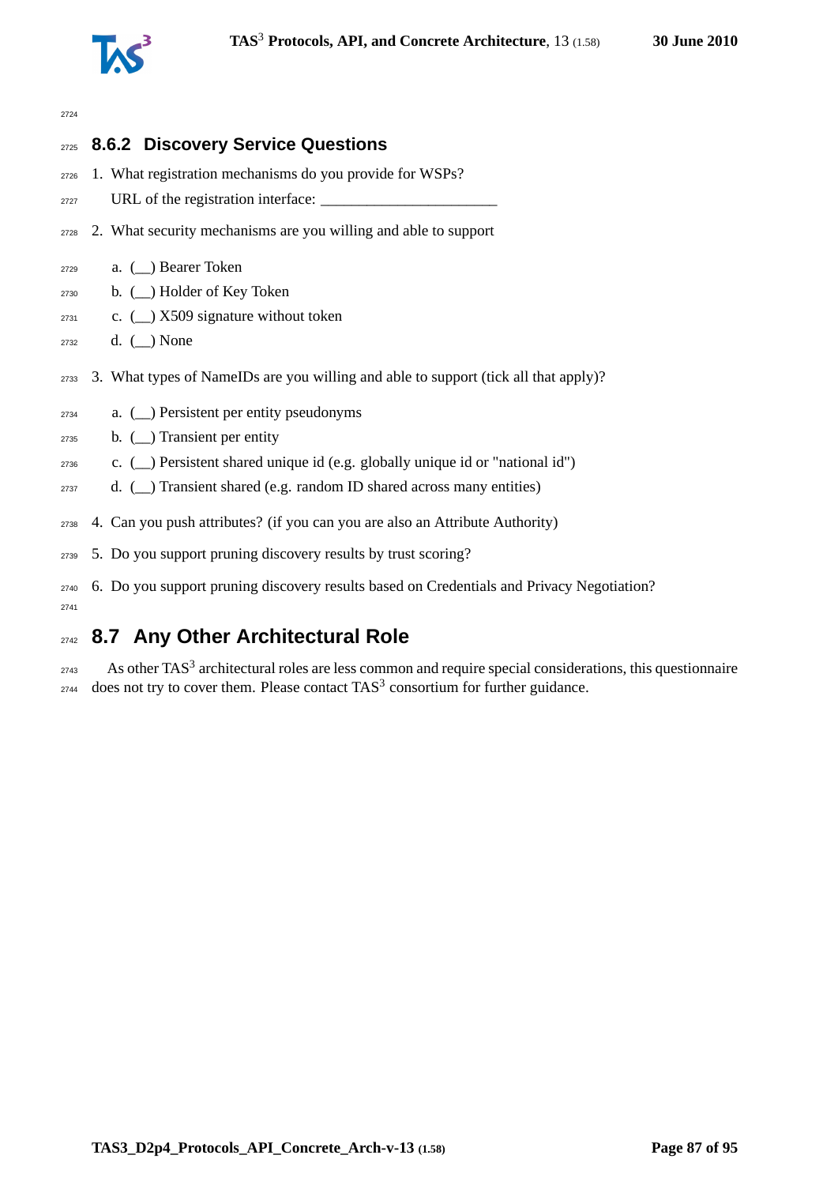### 8.6.2 Discovery Service Questions

1. What registration mechanisms do you provide for WSPs?

   URL of the registration interface: ______________________

2. What security mechanisms are you willing and able to support

   a. (__) Bearer Token
   b. (__) Holder of Key Token
   c. (__) X509 signature without token
   d. (__) None

3. What types of NameIDs are you willing and able to support (tick all that apply)?

   a. (__) Persistent per entity pseudonyms
   b. (__) Transient per entity
   c. (__) Persistent shared unique id (e.g. globally unique id or "national id")
   d. (__) Transient shared (e.g. random ID shared across many entities)

4. Can you push attributes? (if you can you are also an Attribute Authority)
5. Do you support pruning discovery results by trust scoring?
6. Do you support pruning discovery results based on Credentials and Privacy Negotiation?

## 8.7 Any Other Architectural Role

As other TAS$^3$ architectural roles are less common and require special considerations, this questionnaire does not try to cover them. Please contact TAS$^3$ consortium for further guidance.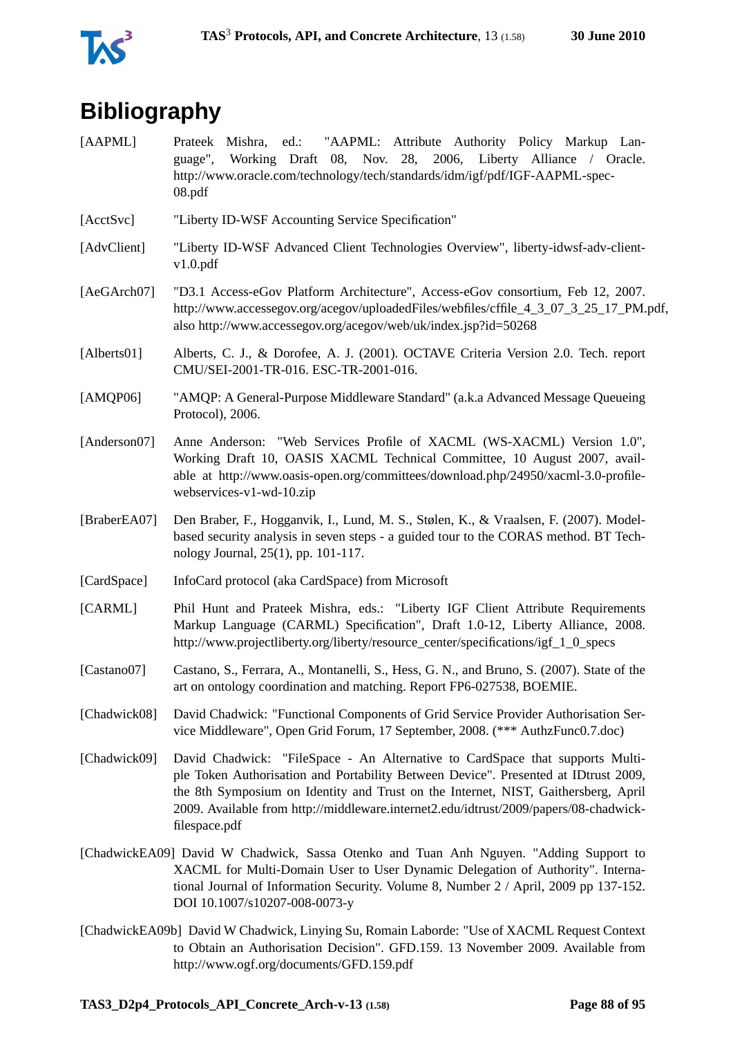# Bibliography

[AAPML] Prateek Mishra, ed.: "AAPML: Attribute Authority Policy Markup Language", Working Draft 08, Nov. 28, 2006, Liberty Alliance / Oracle. http://www.oracle.com/technology/tech/standards/idm/igf/pdf/IGF-AAPML-spec-08.pdf

[AcctSvc] "Liberty ID-WSF Accounting Service Specification"

[AdvClient] "Liberty ID-WSF Advanced Client Technologies Overview", liberty-idwsf-adv-client-v1.0.pdf

[AeGArch07] "D3.1 Access-eGov Platform Architecture", Access-eGov consortium, Feb 12, 2007. http://www.accessegov.org/acegov/uploadedFiles/webfiles/cffile_4_3_07_3_25_17_PM.pdf, also http://www.accessegov.org/acegov/web/uk/index.jsp?id=50268

[Alberts01] Alberts, C. J., & Dorofee, A. J. (2001). OCTAVE Criteria Version 2.0. Tech. report CMU/SEI-2001-TR-016. ESC-TR-2001-016.

[AMQP06] "AMQP: A General-Purpose Middleware Standard" (a.k.a Advanced Message Queueing Protocol), 2006.

[Anderson07] Anne Anderson: "Web Services Profile of XACML (WS-XACML) Version 1.0", Working Draft 10, OASIS XACML Technical Committee, 10 August 2007, available at http://www.oasis-open.org/committees/download.php/24950/xacml-3.0-profile-webservices-v1-wd-10.zip

[BraberEA07] Den Braber, F., Hogganvik, I., Lund, M. S., Stølen, K., & Vraalsen, F. (2007). Model-based security analysis in seven steps - a guided tour to the CORAS method. BT Technology Journal, 25(1), pp. 101-117.

[CardSpace] InfoCard protocol (aka CardSpace) from Microsoft

[CARML] Phil Hunt and Prateek Mishra, eds.: "Liberty IGF Client Attribute Requirements Markup Language (CARML) Specification", Draft 1.0-12, Liberty Alliance, 2008. http://www.projectliberty.org/liberty/resource_center/specifications/igf_1_0_specs

[Castano07] Castano, S., Ferrara, A., Montanelli, S., Hess, G. N., and Bruno, S. (2007). State of the art on ontology coordination and matching. Report FP6-027538, BOEMIE.

[Chadwick08] David Chadwick: "Functional Components of Grid Service Provider Authorisation Service Middleware", Open Grid Forum, 17 September, 2008. (*** AuthzFunc0.7.doc)

[Chadwick09] David Chadwick: "FileSpace - An Alternative to CardSpace that supports Multiple Token Authorisation and Portability Between Device". Presented at IDtrust 2009, the 8th Symposium on Identity and Trust on the Internet, NIST, Gaithersberg, April 2009. Available from http://middleware.internet2.edu/idtrust/2009/papers/08-chadwick-filespace.pdf

[ChadwickEA09] David W Chadwick, Sassa Otenko and Tuan Anh Nguyen. "Adding Support to XACML for Multi-Domain User to User Dynamic Delegation of Authority". International Journal of Information Security. Volume 8, Number 2 / April, 2009 pp 137-152. DOI 10.1007/s10207-008-0073-y

[ChadwickEA09b] David W Chadwick, Linying Su, Romain Laborde: "Use of XACML Request Context to Obtain an Authorisation Decision". GFD.159. 13 November 2009. Available from http://www.ogf.org/documents/GFD.159.pdf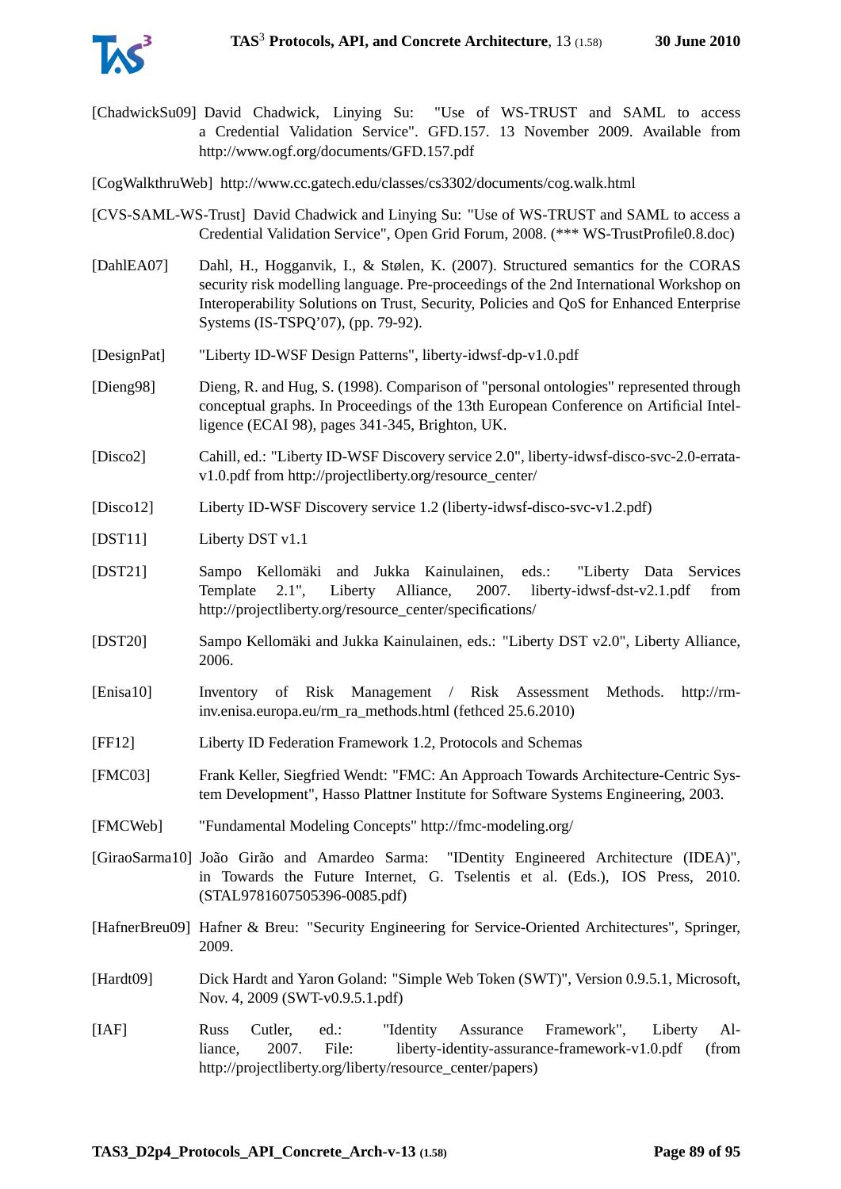[ChadwickSu09] David Chadwick, Linying Su: "Use of WS-TRUST and SAML to access a Credential Validation Service". GFD.157. 13 November 2009. Available from http://www.ogf.org/documents/GFD.157.pdf

[CogWalkthruWeb] http://www.cc.gatech.edu/classes/cs3302/documents/cog.walk.html

[CVS-SAML-WS-Trust] David Chadwick and Linying Su: "Use of WS-TRUST and SAML to access a Credential Validation Service", Open Grid Forum, 2008. (*** WS-TrustProfile0.8.doc)

[DahlEA07] Dahl, H., Hogganvik, I., & Stølen, K. (2007). Structured semantics for the CORAS security risk modelling language. Pre-proceedings of the 2nd International Workshop on Interoperability Solutions on Trust, Security, Policies and QoS for Enhanced Enterprise Systems (IS-TSPQ'07), (pp. 79-92).

[DesignPat] "Liberty ID-WSF Design Patterns", liberty-idwsf-dp-v1.0.pdf

[Dieng98] Dieng, R. and Hug, S. (1998). Comparison of "personal ontologies" represented through conceptual graphs. In Proceedings of the 13th European Conference on Artificial Intelligence (ECAI 98), pages 341-345, Brighton, UK.

[Disco2] Cahill, ed.: "Liberty ID-WSF Discovery service 2.0", liberty-idwsf-disco-svc-2.0-errata-v1.0.pdf from http://projectliberty.org/resource_center/

[Disco12] Liberty ID-WSF Discovery service 1.2 (liberty-idwsf-disco-svc-v1.2.pdf)

[DST11] Liberty DST v1.1

[DST21] Sampo Kellomäki and Jukka Kainulainen, eds.: "Liberty Data Services Template 2.1", Liberty Alliance, 2007. liberty-idwsf-dst-v2.1.pdf from http://projectliberty.org/resource_center/specifications/

[DST20] Sampo Kellomäki and Jukka Kainulainen, eds.: "Liberty DST v2.0", Liberty Alliance, 2006.

[Enisa10] Inventory of Risk Management / Risk Assessment Methods. http://rm-inv.enisa.europa.eu/rm_ra_methods.html (fethced 25.6.2010)

[FF12] Liberty ID Federation Framework 1.2, Protocols and Schemas

[FMC03] Frank Keller, Siegfried Wendt: "FMC: An Approach Towards Architecture-Centric System Development", Hasso Plattner Institute for Software Systems Engineering, 2003.

[FMCWeb] "Fundamental Modeling Concepts" http://fmc-modeling.org/

[GiraoSarma10] João Girão and Amardeo Sarma: "IDentity Engineered Architecture (IDEA)", in Towards the Future Internet, G. Tselentis et al. (Eds.), IOS Press, 2010. (STAL9781607505396-0085.pdf)

[HafnerBreu09] Hafner & Breu: "Security Engineering for Service-Oriented Architectures", Springer, 2009.

[Hardt09] Dick Hardt and Yaron Goland: "Simple Web Token (SWT)", Version 0.9.5.1, Microsoft, Nov. 4, 2009 (SWT-v0.9.5.1.pdf)

[IAF] Russ Cutler, ed.: "Identity Assurance Framework", Liberty Alliance, 2007. File: liberty-identity-assurance-framework-v1.0.pdf (from http://projectliberty.org/liberty/resource_center/papers)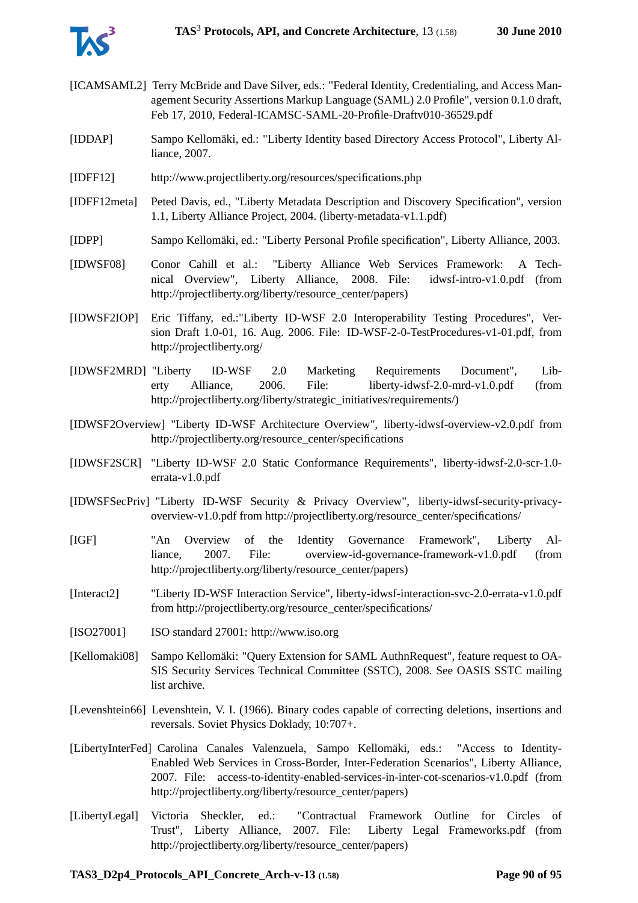[ICAMSAML2] Terry McBride and Dave Silver, eds.: "Federal Identity, Credentialing, and Access Management Security Assertions Markup Language (SAML) 2.0 Profile", version 0.1.0 draft, Feb 17, 2010, Federal-ICAMSC-SAML-20-Profile-Draftv010-36529.pdf

[IDDAP] Sampo Kellomäki, ed.: "Liberty Identity based Directory Access Protocol", Liberty Alliance, 2007.

[IDFF12] http://www.projectliberty.org/resources/specifications.php

[IDFF12meta] Peted Davis, ed., "Liberty Metadata Description and Discovery Specification", version 1.1, Liberty Alliance Project, 2004. (liberty-metadata-v1.1.pdf)

[IDPP] Sampo Kellomäki, ed.: "Liberty Personal Profile specification", Liberty Alliance, 2003.

[IDWSF08] Conor Cahill et al.: "Liberty Alliance Web Services Framework: A Technical Overview", Liberty Alliance, 2008. File: idwsf-intro-v1.0.pdf (from http://projectliberty.org/liberty/resource_center/papers)

[IDWSF2IOP] Eric Tiffany, ed.:"Liberty ID-WSF 2.0 Interoperability Testing Procedures", Version Draft 1.0-01, 16. Aug. 2006. File: ID-WSF-2-0-TestProcedures-v1-01.pdf, from http://projectliberty.org/

[IDWSF2MRD] "Liberty ID-WSF 2.0 Marketing Requirements Document", Liberty Alliance, 2006. File: liberty-idwsf-2.0-mrd-v1.0.pdf (from http://projectliberty.org/liberty/strategic_initiatives/requirements/)

[IDWSF2Overview] "Liberty ID-WSF Architecture Overview", liberty-idwsf-overview-v2.0.pdf from http://projectliberty.org/resource_center/specifications

[IDWSF2SCR] "Liberty ID-WSF 2.0 Static Conformance Requirements", liberty-idwsf-2.0-scr-1.0-errata-v1.0.pdf

[IDWSFSecPriv] "Liberty ID-WSF Security & Privacy Overview", liberty-idwsf-security-privacy-overview-v1.0.pdf from http://projectliberty.org/resource_center/specifications/

[IGF] "An Overview of the Identity Governance Framework", Liberty Alliance, 2007. File: overview-id-governance-framework-v1.0.pdf (from http://projectliberty.org/liberty/resource_center/papers)

[Interact2] "Liberty ID-WSF Interaction Service", liberty-idwsf-interaction-svc-2.0-errata-v1.0.pdf from http://projectliberty.org/resource_center/specifications/

[ISO27001] ISO standard 27001: http://www.iso.org

[Kellomaki08] Sampo Kellomäki: "Query Extension for SAML AuthnRequest", feature request to OASIS Security Services Technical Committee (SSTC), 2008. See OASIS SSTC mailing list archive.

[Levenshtein66] Levenshtein, V. I. (1966). Binary codes capable of correcting deletions, insertions and reversals. Soviet Physics Doklady, 10:707+.

[LibertyInterFed] Carolina Canales Valenzuela, Sampo Kellomäki, eds.: "Access to Identity-Enabled Web Services in Cross-Border, Inter-Federation Scenarios", Liberty Alliance, 2007. File: access-to-identity-enabled-services-in-inter-cot-scenarios-v1.0.pdf (from http://projectliberty.org/liberty/resource_center/papers)

[LibertyLegal] Victoria Sheckler, ed.: "Contractual Framework Outline for Circles of Trust", Liberty Alliance, 2007. File: Liberty Legal Frameworks.pdf (from http://projectliberty.org/liberty/resource_center/papers)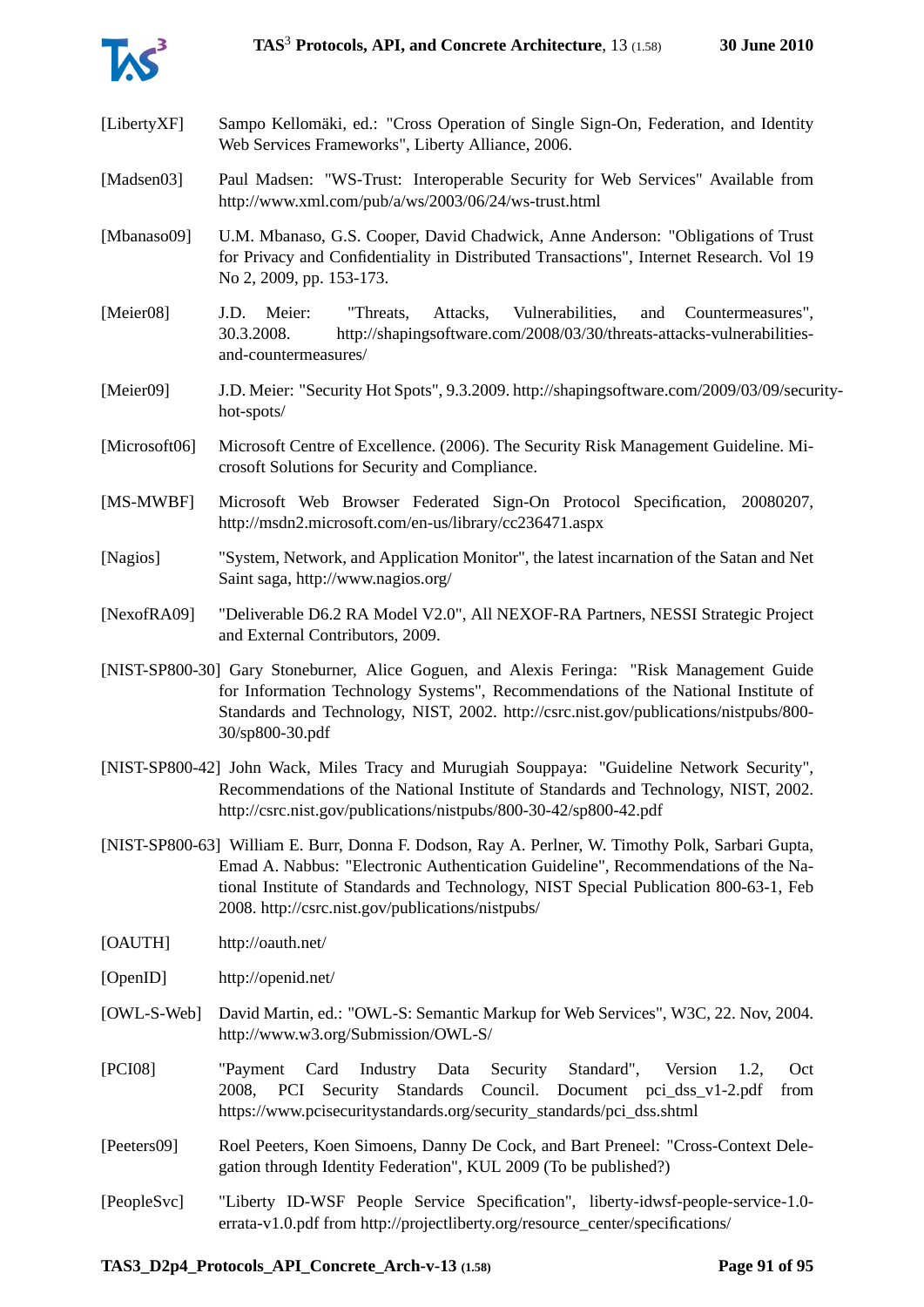[LibertyXF] Sampo Kellomäki, ed.: "Cross Operation of Single Sign-On, Federation, and Identity Web Services Frameworks", Liberty Alliance, 2006.

[Madsen03] Paul Madsen: "WS-Trust: Interoperable Security for Web Services" Available from http://www.xml.com/pub/a/ws/2003/06/24/ws-trust.html

[Mbanaso09] U.M. Mbanaso, G.S. Cooper, David Chadwick, Anne Anderson: "Obligations of Trust for Privacy and Confidentiality in Distributed Transactions", Internet Research. Vol 19 No 2, 2009, pp. 153-173.

[Meier08] J.D. Meier: "Threats, Attacks, Vulnerabilities, and Countermeasures", 30.3.2008. http://shapingsoftware.com/2008/03/30/threats-attacks-vulnerabilities-and-countermeasures/

[Meier09] J.D. Meier: "Security Hot Spots", 9.3.2009. http://shapingsoftware.com/2009/03/09/security-hot-spots/

[Microsoft06] Microsoft Centre of Excellence. (2006). The Security Risk Management Guideline. Microsoft Solutions for Security and Compliance.

[MS-MWBF] Microsoft Web Browser Federated Sign-On Protocol Specification, 20080207, http://msdn2.microsoft.com/en-us/library/cc236471.aspx

[Nagios] "System, Network, and Application Monitor", the latest incarnation of the Satan and Net Saint saga, http://www.nagios.org/

[NexofRA09] "Deliverable D6.2 RA Model V2.0", All NEXOF-RA Partners, NESSI Strategic Project and External Contributors, 2009.

[NIST-SP800-30] Gary Stoneburner, Alice Goguen, and Alexis Feringa: "Risk Management Guide for Information Technology Systems", Recommendations of the National Institute of Standards and Technology, NIST, 2002. http://csrc.nist.gov/publications/nistpubs/800-30/sp800-30.pdf

[NIST-SP800-42] John Wack, Miles Tracy and Murugiah Souppaya: "Guideline Network Security", Recommendations of the National Institute of Standards and Technology, NIST, 2002. http://csrc.nist.gov/publications/nistpubs/800-30-42/sp800-42.pdf

[NIST-SP800-63] William E. Burr, Donna F. Dodson, Ray A. Perlner, W. Timothy Polk, Sarbari Gupta, Emad A. Nabbus: "Electronic Authentication Guideline", Recommendations of the National Institute of Standards and Technology, NIST Special Publication 800-63-1, Feb 2008. http://csrc.nist.gov/publications/nistpubs/

[OAUTH] http://oauth.net/

[OpenID] http://openid.net/

[OWL-S-Web] David Martin, ed.: "OWL-S: Semantic Markup for Web Services", W3C, 22. Nov, 2004. http://www.w3.org/Submission/OWL-S/

[PCI08] "Payment Card Industry Data Security Standard", Version 1.2, Oct 2008, PCI Security Standards Council. Document pci_dss_v1-2.pdf from https://www.pcisecuritystandards.org/security_standards/pci_dss.shtml

[Peeters09] Roel Peeters, Koen Simoens, Danny De Cock, and Bart Preneel: "Cross-Context Delegation through Identity Federation", KUL 2009 (To be published?)

[PeopleSvc] "Liberty ID-WSF People Service Specification", liberty-idwsf-people-service-1.0-errata-v1.0.pdf from http://projectliberty.org/resource_center/specifications/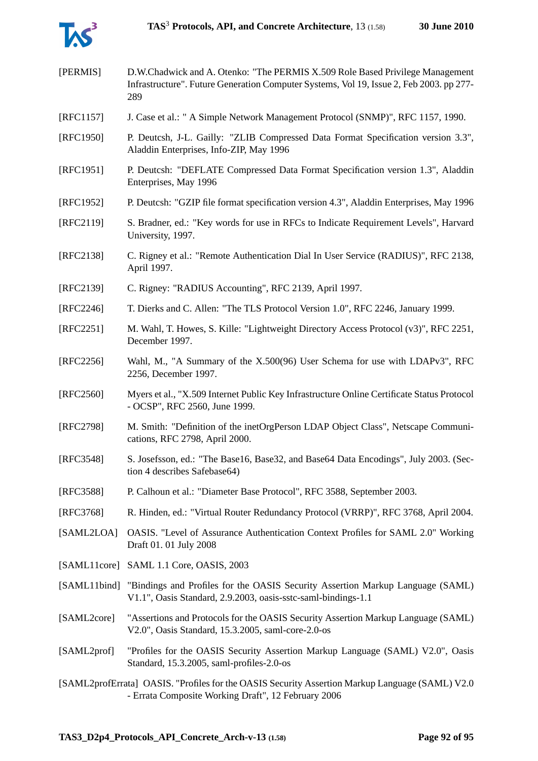[PERMIS] D.W.Chadwick and A. Otenko: "The PERMIS X.509 Role Based Privilege Management Infrastructure". Future Generation Computer Systems, Vol 19, Issue 2, Feb 2003. pp 277-289

[RFC1157] J. Case et al.: " A Simple Network Management Protocol (SNMP)", RFC 1157, 1990.

[RFC1950] P. Deutcsh, J-L. Gailly: "ZLIB Compressed Data Format Specification version 3.3", Aladdin Enterprises, Info-ZIP, May 1996

[RFC1951] P. Deutcsh: "DEFLATE Compressed Data Format Specification version 1.3", Aladdin Enterprises, May 1996

[RFC1952] P. Deutcsh: "GZIP file format specification version 4.3", Aladdin Enterprises, May 1996

[RFC2119] S. Bradner, ed.: "Key words for use in RFCs to Indicate Requirement Levels", Harvard University, 1997.

[RFC2138] C. Rigney et al.: "Remote Authentication Dial In User Service (RADIUS)", RFC 2138, April 1997.

[RFC2139] C. Rigney: "RADIUS Accounting", RFC 2139, April 1997.

[RFC2246] T. Dierks and C. Allen: "The TLS Protocol Version 1.0", RFC 2246, January 1999.

[RFC2251] M. Wahl, T. Howes, S. Kille: "Lightweight Directory Access Protocol (v3)", RFC 2251, December 1997.

[RFC2256] Wahl, M., "A Summary of the X.500(96) User Schema for use with LDAPv3", RFC 2256, December 1997.

[RFC2560] Myers et al., "X.509 Internet Public Key Infrastructure Online Certificate Status Protocol - OCSP", RFC 2560, June 1999.

[RFC2798] M. Smith: "Definition of the inetOrgPerson LDAP Object Class", Netscape Communications, RFC 2798, April 2000.

[RFC3548] S. Josefsson, ed.: "The Base16, Base32, and Base64 Data Encodings", July 2003. (Section 4 describes Safebase64)

[RFC3588] P. Calhoun et al.: "Diameter Base Protocol", RFC 3588, September 2003.

[RFC3768] R. Hinden, ed.: "Virtual Router Redundancy Protocol (VRRP)", RFC 3768, April 2004.

[SAML2LOA] OASIS. "Level of Assurance Authentication Context Profiles for SAML 2.0" Working Draft 01. 01 July 2008

[SAML11core] SAML 1.1 Core, OASIS, 2003

[SAML11bind] "Bindings and Profiles for the OASIS Security Assertion Markup Language (SAML) V1.1", Oasis Standard, 2.9.2003, oasis-sstc-saml-bindings-1.1

[SAML2core] "Assertions and Protocols for the OASIS Security Assertion Markup Language (SAML) V2.0", Oasis Standard, 15.3.2005, saml-core-2.0-os

[SAML2prof] "Profiles for the OASIS Security Assertion Markup Language (SAML) V2.0", Oasis Standard, 15.3.2005, saml-profiles-2.0-os

[SAML2profErrata] OASIS. "Profiles for the OASIS Security Assertion Markup Language (SAML) V2.0 - Errata Composite Working Draft", 12 February 2006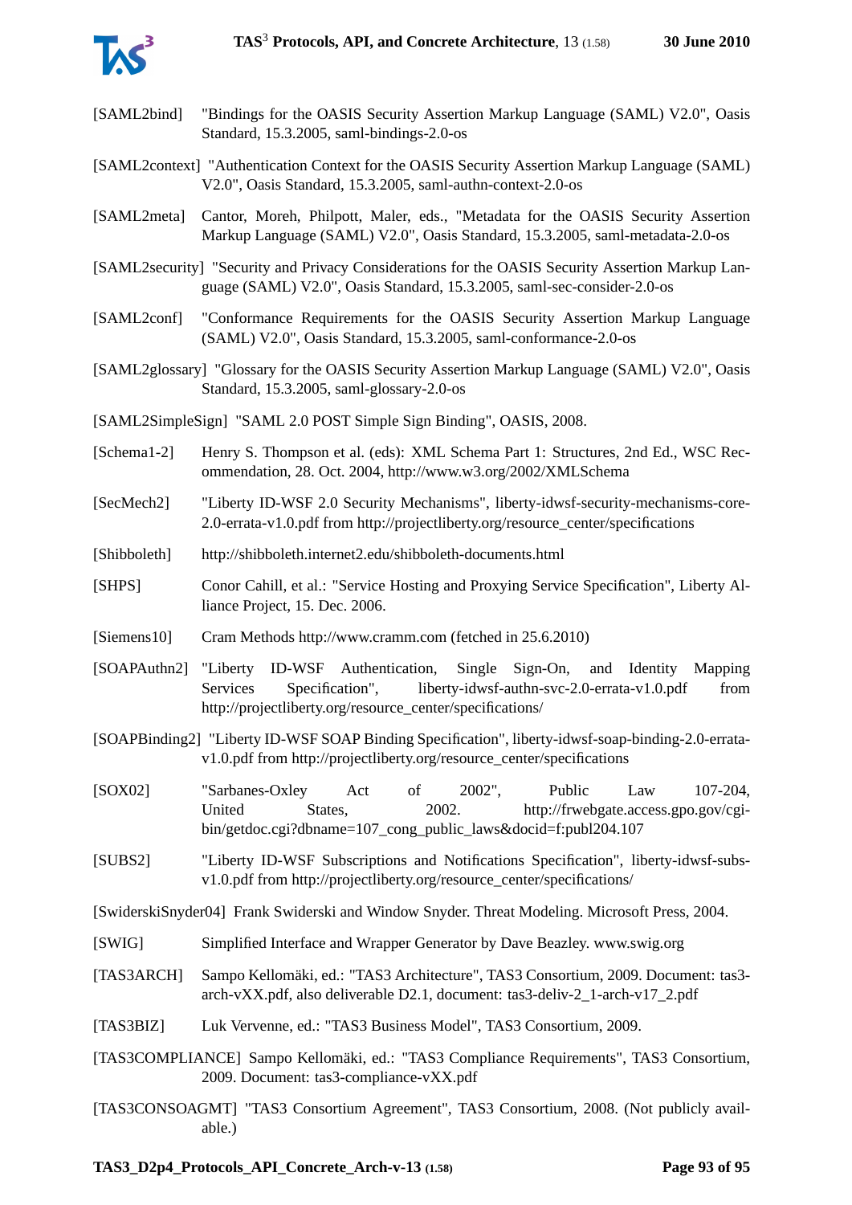[SAML2bind] "Bindings for the OASIS Security Assertion Markup Language (SAML) V2.0", Oasis Standard, 15.3.2005, saml-bindings-2.0-os

[SAML2context] "Authentication Context for the OASIS Security Assertion Markup Language (SAML) V2.0", Oasis Standard, 15.3.2005, saml-authn-context-2.0-os

[SAML2meta] Cantor, Moreh, Philpott, Maler, eds., "Metadata for the OASIS Security Assertion Markup Language (SAML) V2.0", Oasis Standard, 15.3.2005, saml-metadata-2.0-os

[SAML2security] "Security and Privacy Considerations for the OASIS Security Assertion Markup Language (SAML) V2.0", Oasis Standard, 15.3.2005, saml-sec-consider-2.0-os

[SAML2conf] "Conformance Requirements for the OASIS Security Assertion Markup Language (SAML) V2.0", Oasis Standard, 15.3.2005, saml-conformance-2.0-os

[SAML2glossary] "Glossary for the OASIS Security Assertion Markup Language (SAML) V2.0", Oasis Standard, 15.3.2005, saml-glossary-2.0-os

[SAML2SimpleSign] "SAML 2.0 POST Simple Sign Binding", OASIS, 2008.

[Schema1-2] Henry S. Thompson et al. (eds): XML Schema Part 1: Structures, 2nd Ed., WSC Recommendation, 28. Oct. 2004, http://www.w3.org/2002/XMLSchema

[SecMech2] "Liberty ID-WSF 2.0 Security Mechanisms", liberty-idwsf-security-mechanisms-core-2.0-errata-v1.0.pdf from http://projectliberty.org/resource_center/specifications

[Shibboleth] http://shibboleth.internet2.edu/shibboleth-documents.html

[SHPS] Conor Cahill, et al.: "Service Hosting and Proxying Service Specification", Liberty Alliance Project, 15. Dec. 2006.

[Siemens10] Cram Methods http://www.cramm.com (fetched in 25.6.2010)

[SOAPAuthn2] "Liberty ID-WSF Authentication, Single Sign-On, and Identity Mapping Services Specification", liberty-idwsf-authn-svc-2.0-errata-v1.0.pdf from http://projectliberty.org/resource_center/specifications/

[SOAPBinding2] "Liberty ID-WSF SOAP Binding Specification", liberty-idwsf-soap-binding-2.0-errata-v1.0.pdf from http://projectliberty.org/resource_center/specifications

[SOX02] "Sarbanes-Oxley Act of 2002", Public Law 107-204, United States, 2002. http://frwebgate.access.gpo.gov/cgi-bin/getdoc.cgi?dbname=107_cong_public_laws&docid=f:publ204.107

[SUBS2] "Liberty ID-WSF Subscriptions and Notifications Specification", liberty-idwsf-subs-v1.0.pdf from http://projectliberty.org/resource_center/specifications/

[SwiderskiSnyder04] Frank Swiderski and Window Snyder. Threat Modeling. Microsoft Press, 2004.

[SWIG] Simplified Interface and Wrapper Generator by Dave Beazley. www.swig.org

[TAS3ARCH] Sampo Kellomäki, ed.: "TAS3 Architecture", TAS3 Consortium, 2009. Document: tas3-arch-vXX.pdf, also deliverable D2.1, document: tas3-deliv-2_1-arch-v17_2.pdf

[TAS3BIZ] Luk Vervenne, ed.: "TAS3 Business Model", TAS3 Consortium, 2009.

[TAS3COMPLIANCE] Sampo Kellomäki, ed.: "TAS3 Compliance Requirements", TAS3 Consortium, 2009. Document: tas3-compliance-vXX.pdf

[TAS3CONSOAGMT] "TAS3 Consortium Agreement", TAS3 Consortium, 2008. (Not publicly available.)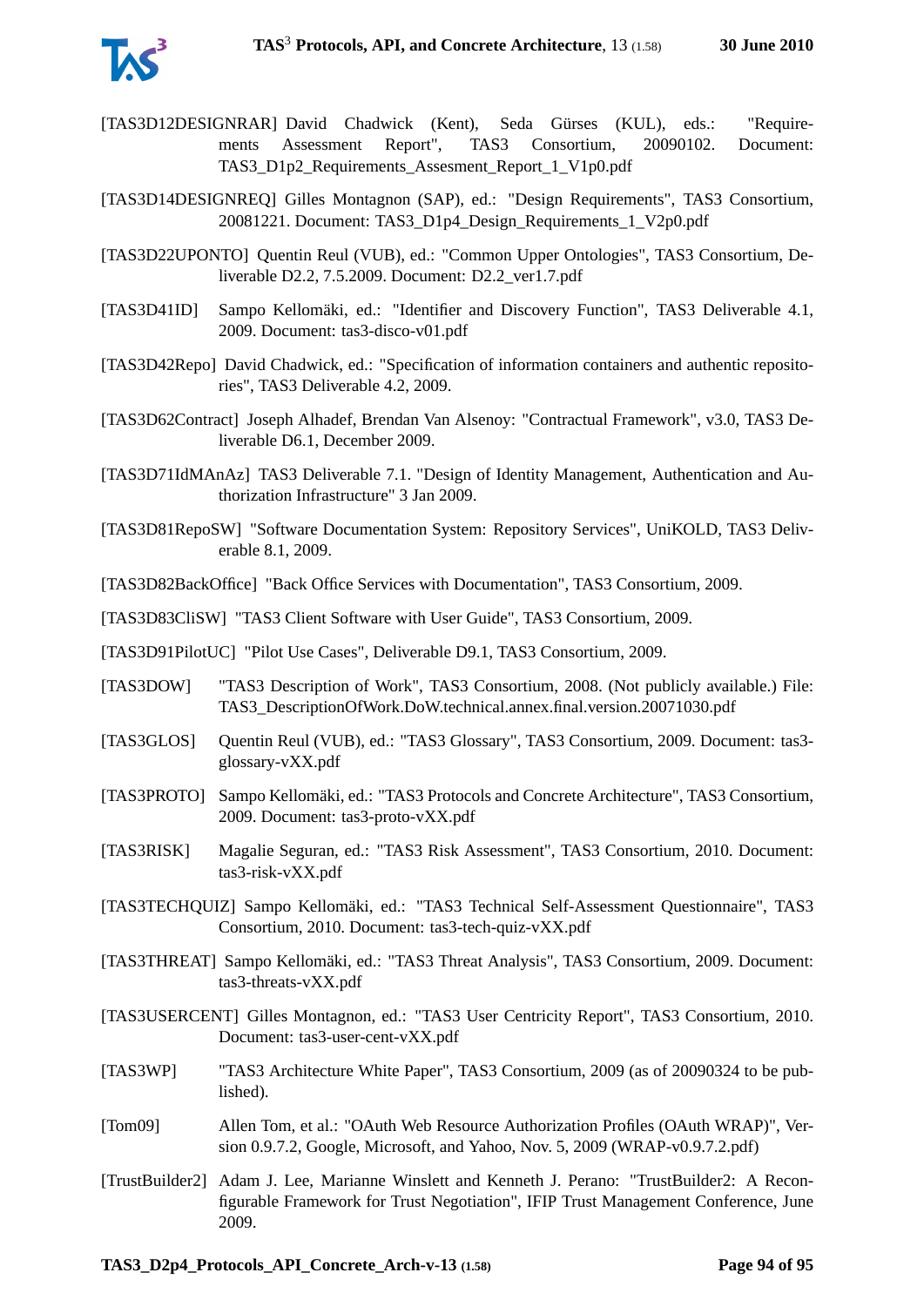[TAS3D12DESIGNRAR] David Chadwick (Kent), Seda Gürses (KUL), eds.: "Requirements Assessment Report", TAS3 Consortium, 20090102. Document: TAS3_D1p2_Requirements_Assesment_Report_1_V1p0.pdf

[TAS3D14DESIGNREQ] Gilles Montagnon (SAP), ed.: "Design Requirements", TAS3 Consortium, 20081221. Document: TAS3_D1p4_Design_Requirements_1_V2p0.pdf

[TAS3D22UPONTO] Quentin Reul (VUB), ed.: "Common Upper Ontologies", TAS3 Consortium, Deliverable D2.2, 7.5.2009. Document: D2.2_ver1.7.pdf

[TAS3D41ID] Sampo Kellomäki, ed.: "Identifier and Discovery Function", TAS3 Deliverable 4.1, 2009. Document: tas3-disco-v01.pdf

[TAS3D42Repo] David Chadwick, ed.: "Specification of information containers and authentic repositories", TAS3 Deliverable 4.2, 2009.

[TAS3D62Contract] Joseph Alhadef, Brendan Van Alsenoy: "Contractual Framework", v3.0, TAS3 Deliverable D6.1, December 2009.

[TAS3D71IdMAnAz] TAS3 Deliverable 7.1. "Design of Identity Management, Authentication and Authorization Infrastructure" 3 Jan 2009.

[TAS3D81RepoSW] "Software Documentation System: Repository Services", UniKOLD, TAS3 Deliverable 8.1, 2009.

[TAS3D82BackOffice] "Back Office Services with Documentation", TAS3 Consortium, 2009.

[TAS3D83CliSW] "TAS3 Client Software with User Guide", TAS3 Consortium, 2009.

[TAS3D91PilotUC] "Pilot Use Cases", Deliverable D9.1, TAS3 Consortium, 2009.

[TAS3DOW] "TAS3 Description of Work", TAS3 Consortium, 2008. (Not publicly available.) File: TAS3_DescriptionOfWork.DoW.technical.annex.final.version.20071030.pdf

[TAS3GLOS] Quentin Reul (VUB), ed.: "TAS3 Glossary", TAS3 Consortium, 2009. Document: tas3-glossary-vXX.pdf

[TAS3PROTO] Sampo Kellomäki, ed.: "TAS3 Protocols and Concrete Architecture", TAS3 Consortium, 2009. Document: tas3-proto-vXX.pdf

[TAS3RISK] Magalie Seguran, ed.: "TAS3 Risk Assessment", TAS3 Consortium, 2010. Document: tas3-risk-vXX.pdf

[TAS3TECHQUIZ] Sampo Kellomäki, ed.: "TAS3 Technical Self-Assessment Questionnaire", TAS3 Consortium, 2010. Document: tas3-tech-quiz-vXX.pdf

[TAS3THREAT] Sampo Kellomäki, ed.: "TAS3 Threat Analysis", TAS3 Consortium, 2009. Document: tas3-threats-vXX.pdf

[TAS3USERCENT] Gilles Montagnon, ed.: "TAS3 User Centricity Report", TAS3 Consortium, 2010. Document: tas3-user-cent-vXX.pdf

[TAS3WP] "TAS3 Architecture White Paper", TAS3 Consortium, 2009 (as of 20090324 to be published).

[Tom09] Allen Tom, et al.: "OAuth Web Resource Authorization Profiles (OAuth WRAP)", Version 0.9.7.2, Google, Microsoft, and Yahoo, Nov. 5, 2009 (WRAP-v0.9.7.2.pdf)

[TrustBuilder2] Adam J. Lee, Marianne Winslett and Kenneth J. Perano: "TrustBuilder2: A Reconfigurable Framework for Trust Negotiation", IFIP Trust Management Conference, June 2009.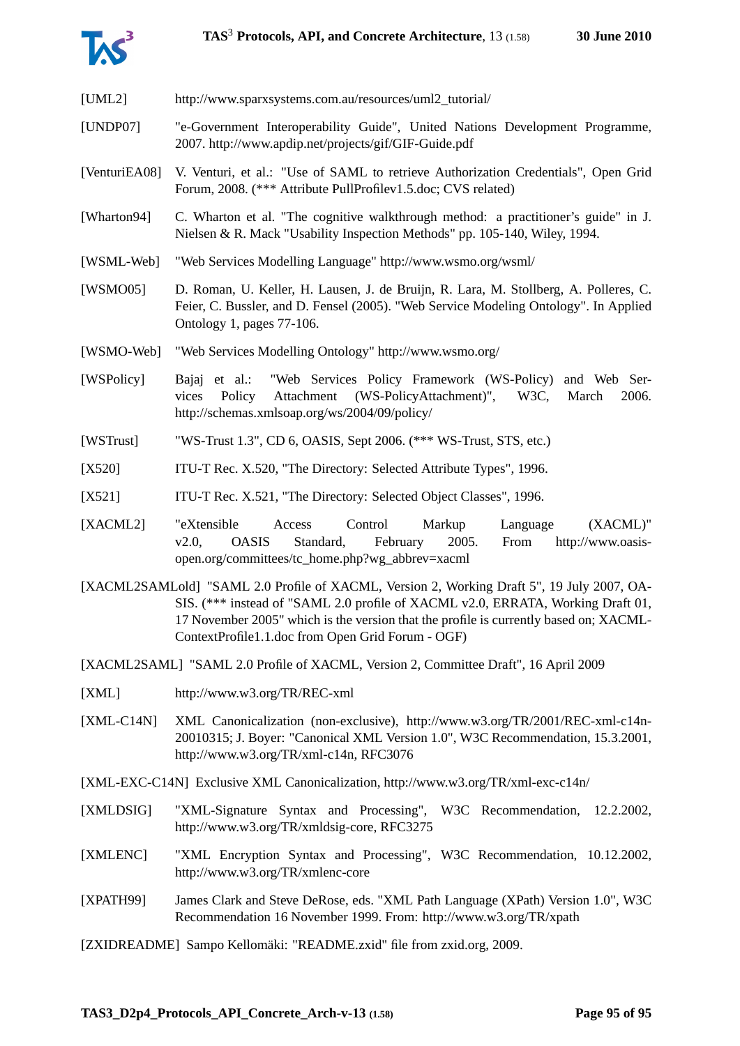[UML2] http://www.sparxsystems.com.au/resources/uml2_tutorial/

[UNDP07] "e-Government Interoperability Guide", United Nations Development Programme, 2007. http://www.apdip.net/projects/gif/GIF-Guide.pdf

[VenturiEA08] V. Venturi, et al.: "Use of SAML to retrieve Authorization Credentials", Open Grid Forum, 2008. (*** Attribute PullProfilev1.5.doc; CVS related)

[Wharton94] C. Wharton et al. "The cognitive walkthrough method: a practitioner's guide" in J. Nielsen & R. Mack "Usability Inspection Methods" pp. 105-140, Wiley, 1994.

[WSML-Web] "Web Services Modelling Language" http://www.wsmo.org/wsml/

[WSMO05] D. Roman, U. Keller, H. Lausen, J. de Bruijn, R. Lara, M. Stollberg, A. Polleres, C. Feier, C. Bussler, and D. Fensel (2005). "Web Service Modeling Ontology". In Applied Ontology 1, pages 77-106.

[WSMO-Web] "Web Services Modelling Ontology" http://www.wsmo.org/

[WSPolicy] Bajaj et al.: "Web Services Policy Framework (WS-Policy) and Web Services Policy Attachment (WS-PolicyAttachment)", W3C, March 2006. http://schemas.xmlsoap.org/ws/2004/09/policy/

[WSTrust] "WS-Trust 1.3", CD 6, OASIS, Sept 2006. (*** WS-Trust, STS, etc.)

[X520] ITU-T Rec. X.520, "The Directory: Selected Attribute Types", 1996.

[X521] ITU-T Rec. X.521, "The Directory: Selected Object Classes", 1996.

[XACML2] "eXtensible Access Control Markup Language (XACML)" v2.0, OASIS Standard, February 2005. From http://www.oasis-open.org/committees/tc_home.php?wg_abbrev=xacml

[XACML2SAMLold] "SAML 2.0 Profile of XACML, Version 2, Working Draft 5", 19 July 2007, OASIS. (*** instead of "SAML 2.0 profile of XACML v2.0, ERRATA, Working Draft 01, 17 November 2005" which is the version that the profile is currently based on; XACML-ContextProfile1.1.doc from Open Grid Forum - OGF)

[XACML2SAML] "SAML 2.0 Profile of XACML, Version 2, Committee Draft", 16 April 2009

[XML] http://www.w3.org/TR/REC-xml

[XML-C14N] XML Canonicalization (non-exclusive), http://www.w3.org/TR/2001/REC-xml-c14n-20010315; J. Boyer: "Canonical XML Version 1.0", W3C Recommendation, 15.3.2001, http://www.w3.org/TR/xml-c14n, RFC3076

[XML-EXC-C14N] Exclusive XML Canonicalization, http://www.w3.org/TR/xml-exc-c14n/

[XMLDSIG] "XML-Signature Syntax and Processing", W3C Recommendation, 12.2.2002, http://www.w3.org/TR/xmldsig-core, RFC3275

[XMLENC] "XML Encryption Syntax and Processing", W3C Recommendation, 10.12.2002, http://www.w3.org/TR/xmlenc-core

[XPATH99] James Clark and Steve DeRose, eds. "XML Path Language (XPath) Version 1.0", W3C Recommendation 16 November 1999. From: http://www.w3.org/TR/xpath

[ZXIDREADME] Sampo Kellomäki: "README.zxid" file from zxid.org, 2009.